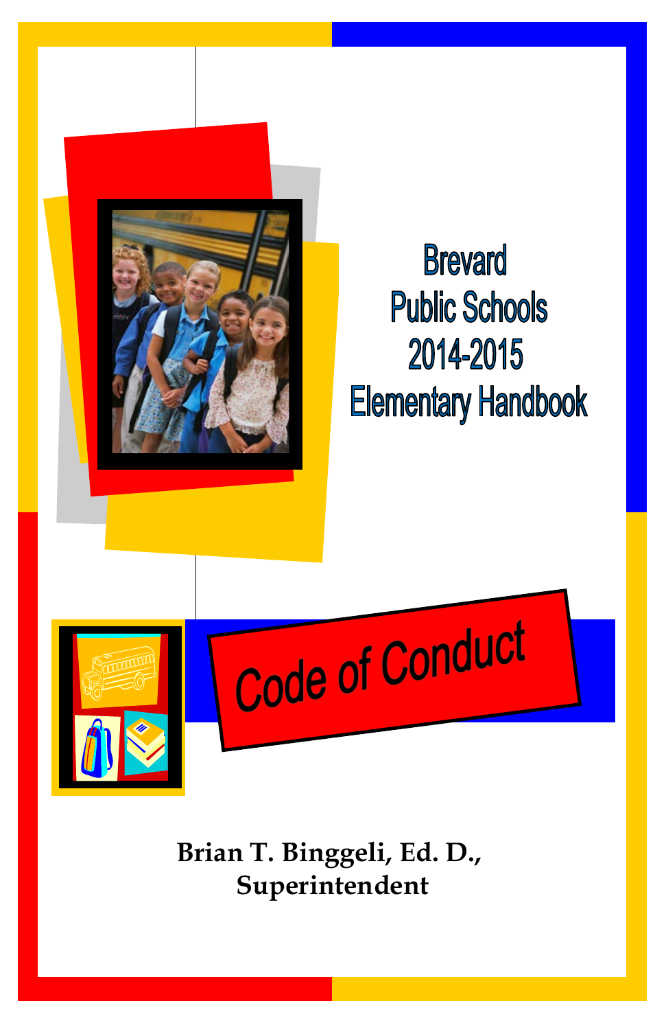# Brevard Public Schools 2014-2015 Elementary Handbook

# Code of Conduct

**Brian T. Binggeli, Ed. D., Superintendent**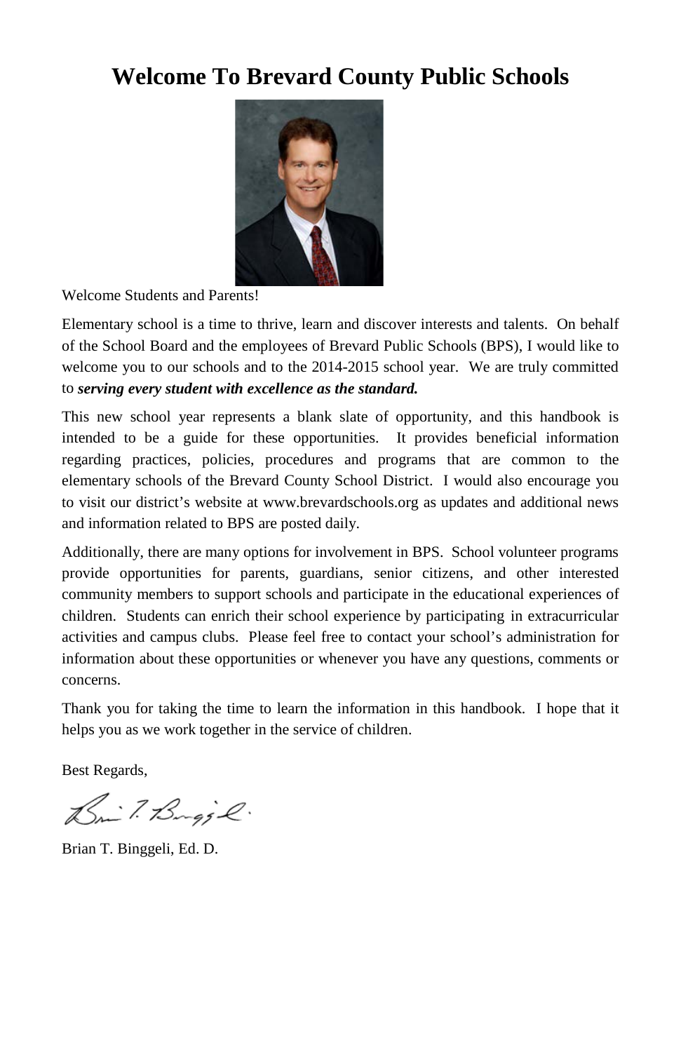# Welcome To Brevard County Public Schools

Welcome Students and Parents!

Elementary school is a time to thrive, learn and discover interests and talents. On behalf of the School Board and the employees of Brevard Public Schools (BPS), I would like to welcome you to our schools and to the 2014-2015 school year. We are truly committed to ***serving every student with excellence as the standard.***

This new school year represents a blank slate of opportunity, and this handbook is intended to be a guide for these opportunities. It provides beneficial information regarding practices, policies, procedures and programs that are common to the elementary schools of the Brevard County School District. I would also encourage you to visit our district's website at www.brevardschools.org as updates and additional news and information related to BPS are posted daily.

Additionally, there are many options for involvement in BPS. School volunteer programs provide opportunities for parents, guardians, senior citizens, and other interested community members to support schools and participate in the educational experiences of children. Students can enrich their school experience by participating in extracurricular activities and campus clubs. Please feel free to contact your school's administration for information about these opportunities or whenever you have any questions, comments or concerns.

Thank you for taking the time to learn the information in this handbook. I hope that it helps you as we work together in the service of children.

Best Regards,

Brian T. Binggeli, Ed. D.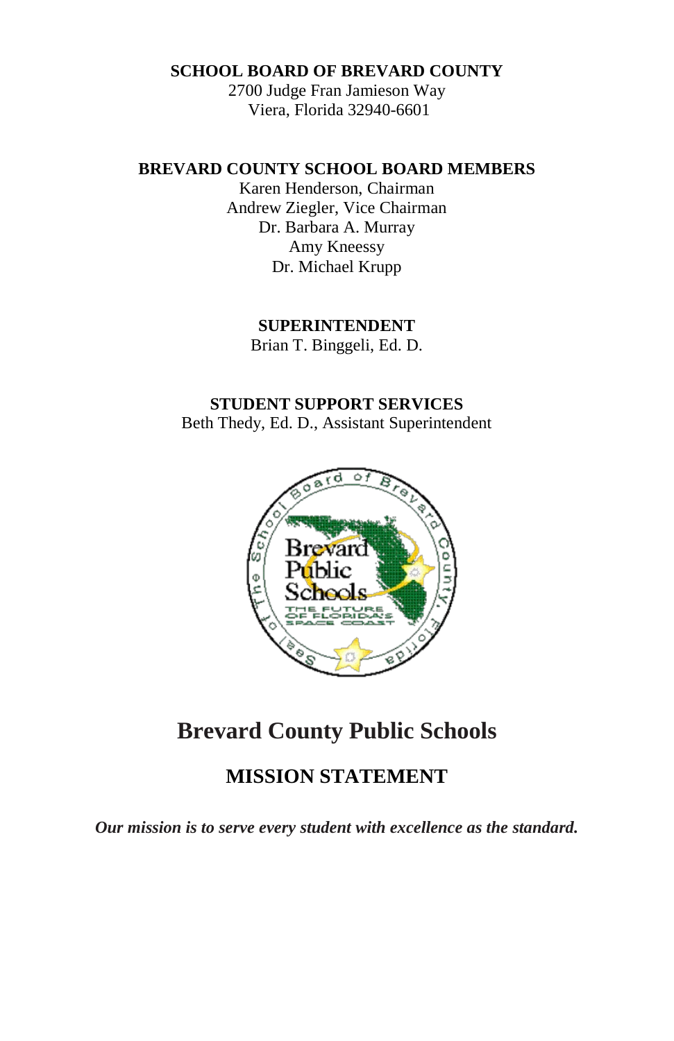**SCHOOL BOARD OF BREVARD COUNTY**
2700 Judge Fran Jamieson Way
Viera, Florida 32940-6601

**BREVARD COUNTY SCHOOL BOARD MEMBERS**
Karen Henderson, Chairman
Andrew Ziegler, Vice Chairman
Dr. Barbara A. Murray
Amy Kneessy
Dr. Michael Krupp

**SUPERINTENDENT**
Brian T. Binggeli, Ed. D.

**STUDENT SUPPORT SERVICES**
Beth Thedy, Ed. D., Assistant Superintendent

# Brevard County Public Schools

## MISSION STATEMENT

***Our mission is to serve every student with excellence as the standard.***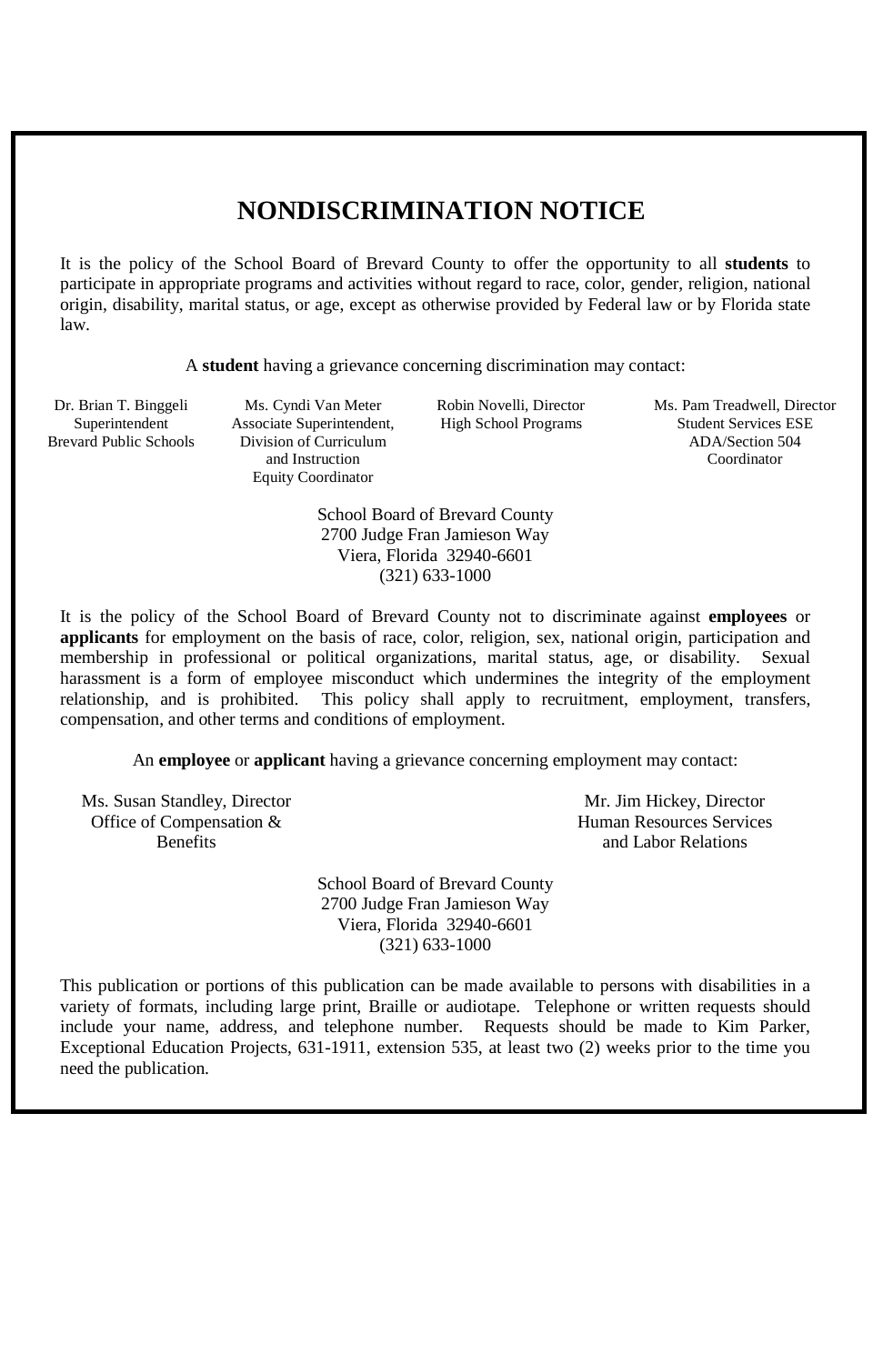# NONDISCRIMINATION NOTICE

It is the policy of the School Board of Brevard County to offer the opportunity to all **students** to participate in appropriate programs and activities without regard to race, color, gender, religion, national origin, disability, marital status, or age, except as otherwise provided by Federal law or by Florida state law.

A **student** having a grievance concerning discrimination may contact:

Dr. Brian T. Binggeli
Superintendent
Brevard Public Schools

Ms. Cyndi Van Meter
Associate Superintendent,
Division of Curriculum
and Instruction
Equity Coordinator

Robin Novelli, Director
High School Programs

Ms. Pam Treadwell, Director
Student Services ESE
ADA/Section 504
Coordinator

School Board of Brevard County
2700 Judge Fran Jamieson Way
Viera, Florida 32940-6601
(321) 633-1000

It is the policy of the School Board of Brevard County not to discriminate against **employees** or **applicants** for employment on the basis of race, color, religion, sex, national origin, participation and membership in professional or political organizations, marital status, age, or disability. Sexual harassment is a form of employee misconduct which undermines the integrity of the employment relationship, and is prohibited. This policy shall apply to recruitment, employment, transfers, compensation, and other terms and conditions of employment.

An **employee** or **applicant** having a grievance concerning employment may contact:

Ms. Susan Standley, Director
Office of Compensation &
Benefits

Mr. Jim Hickey, Director
Human Resources Services
and Labor Relations

School Board of Brevard County
2700 Judge Fran Jamieson Way
Viera, Florida 32940-6601
(321) 633-1000

This publication or portions of this publication can be made available to persons with disabilities in a variety of formats, including large print, Braille or audiotape. Telephone or written requests should include your name, address, and telephone number. Requests should be made to Kim Parker, Exceptional Education Projects, 631-1911, extension 535, at least two (2) weeks prior to the time you need the publication.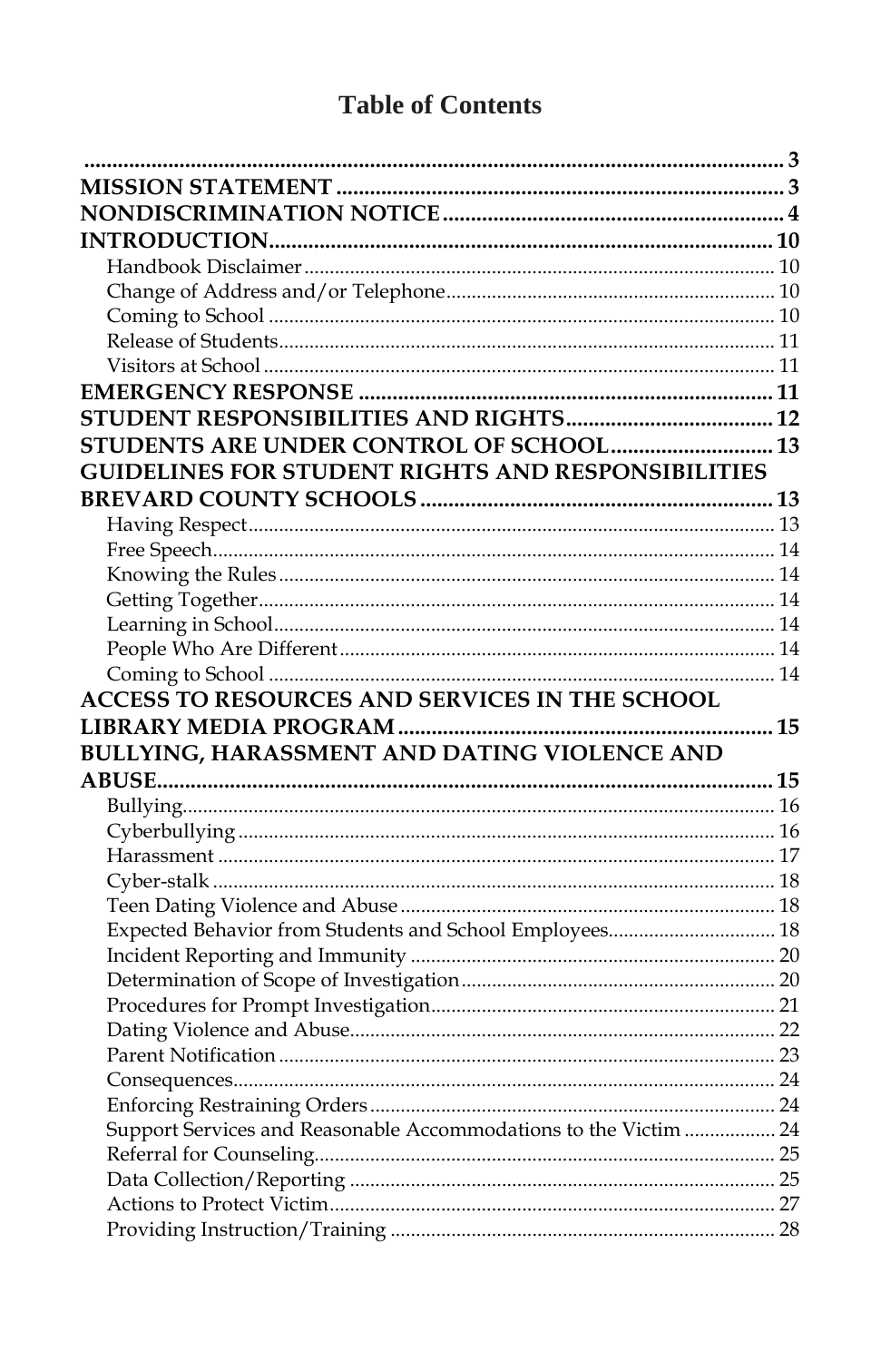# Table of Contents

.............................................................................................................. 3
**MISSION STATEMENT** ........................................................................ 3
**NONDISCRIMINATION NOTICE** .......................................................... 4
**INTRODUCTION** ................................................................................. 10
- Handbook Disclaimer ........................................................................ 10
- Change of Address and/or Telephone ................................................ 10
- Coming to School .............................................................................. 10
- Release of Students ........................................................................... 11
- Visitors at School .............................................................................. 11

**EMERGENCY RESPONSE** .................................................................. 11
**STUDENT RESPONSIBILITIES AND RIGHTS** ..................................... 12
**STUDENTS ARE UNDER CONTROL OF SCHOOL** ............................. 13
**GUIDELINES FOR STUDENT RIGHTS AND RESPONSIBILITIES BREVARD COUNTY SCHOOLS** ................................................................ 13
- Having Respect ................................................................................. 13
- Free Speech ...................................................................................... 14
- Knowing the Rules ........................................................................... 14
- Getting Together .............................................................................. 14
- Learning in School ............................................................................ 14
- People Who Are Different ................................................................ 14
- Coming to School ............................................................................. 14

**ACCESS TO RESOURCES AND SERVICES IN THE SCHOOL LIBRARY MEDIA PROGRAM** ................................................................... 15
**BULLYING, HARASSMENT AND DATING VIOLENCE AND ABUSE** ............................................................................................... 15
- Bullying ............................................................................................ 16
- Cyberbullying ................................................................................... 16
- Harassment ....................................................................................... 17
- Cyber-stalk ....................................................................................... 18
- Teen Dating Violence and Abuse ...................................................... 18
- Expected Behavior from Students and School Employees ................. 18
- Incident Reporting and Immunity ..................................................... 20
- Determination of Scope of Investigation ........................................... 20
- Procedures for Prompt Investigation ................................................. 21
- Dating Violence and Abuse ............................................................... 22
- Parent Notification ........................................................................... 23
- Consequences ................................................................................... 24
- Enforcing Restraining Orders ........................................................... 24
- Support Services and Reasonable Accommodations to the Victim ..... 24
- Referral for Counseling ..................................................................... 25
- Data Collection/Reporting ................................................................ 25
- Actions to Protect Victim .................................................................. 27
- Providing Instruction/Training .......................................................... 28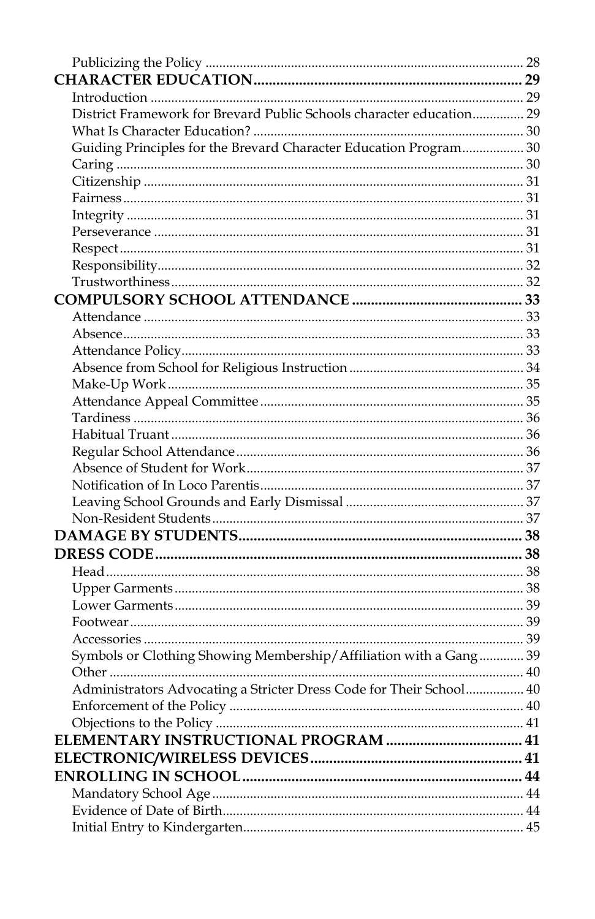Publicizing the Policy ........................................................................................ 28

**CHARACTER EDUCATION........................................................................ 29**

Introduction ........................................................................................ 29

District Framework for Brevard Public Schools character education............... 29

What Is Character Education? ........................................................................ 30

Guiding Principles for the Brevard Character Education Program.................. 30

Caring ........................................................................................ 30

Citizenship ........................................................................................ 31

Fairness ........................................................................................ 31

Integrity ........................................................................................ 31

Perseverance ........................................................................................ 31

Respect ........................................................................................ 31

Responsibility........................................................................................ 32

Trustworthiness ........................................................................................ 32

**COMPULSORY SCHOOL ATTENDANCE ............................................ 33**

Attendance ........................................................................................ 33

Absence ........................................................................................ 33

Attendance Policy ........................................................................................ 33

Absence from School for Religious Instruction ................................................ 34

Make-Up Work ........................................................................................ 35

Attendance Appeal Committee ........................................................................ 35

Tardiness ........................................................................................ 36

Habitual Truant ........................................................................................ 36

Regular School Attendance ........................................................................ 36

Absence of Student for Work ........................................................................ 37

Notification of In Loco Parentis ........................................................................ 37

Leaving School Grounds and Early Dismissal .................................................. 37

Non-Resident Students ........................................................................ 37

**DAMAGE BY STUDENTS........................................................................ 38**

**DRESS CODE ........................................................................................ 38**

Head ........................................................................................ 38

Upper Garments ........................................................................................ 38

Lower Garments ........................................................................................ 39

Footwear ........................................................................................ 39

Accessories ........................................................................................ 39

Symbols or Clothing Showing Membership/Affiliation with a Gang............. 39

Other ........................................................................................ 40

Administrators Advocating a Stricter Dress Code for Their School................. 40

Enforcement of the Policy ........................................................................ 40

Objections to the Policy ........................................................................ 41

**ELEMENTARY INSTRUCTIONAL PROGRAM .................................... 41**

**ELECTRONIC/WIRELESS DEVICES ........................................................ 41**

**ENROLLING IN SCHOOL........................................................................ 44**

Mandatory School Age ........................................................................ 44

Evidence of Date of Birth........................................................................ 44

Initial Entry to Kindergarten........................................................................ 45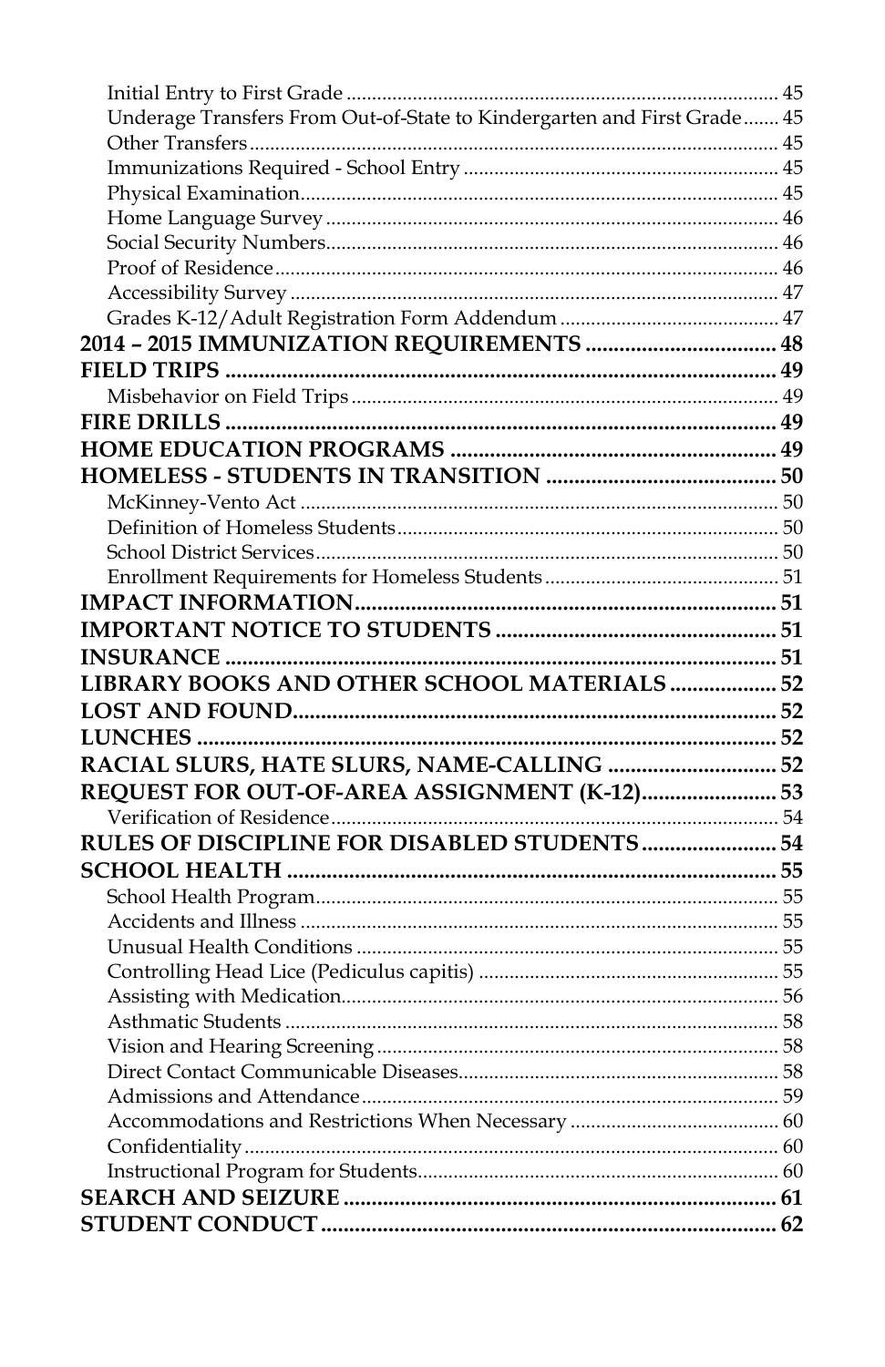- Initial Entry to First Grade .......... 45
- Underage Transfers From Out-of-State to Kindergarten and First Grade .......... 45
- Other Transfers .......... 45
- Immunizations Required - School Entry .......... 45
- Physical Examination .......... 45
- Home Language Survey .......... 46
- Social Security Numbers .......... 46
- Proof of Residence .......... 46
- Accessibility Survey .......... 47
- Grades K-12/Adult Registration Form Addendum .......... 47

**2014 – 2015 IMMUNIZATION REQUIREMENTS .......... 48**

**FIELD TRIPS .......... 49**

- Misbehavior on Field Trips .......... 49

**FIRE DRILLS .......... 49**

**HOME EDUCATION PROGRAMS .......... 49**

**HOMELESS - STUDENTS IN TRANSITION .......... 50**

- McKinney-Vento Act .......... 50
- Definition of Homeless Students .......... 50
- School District Services .......... 50
- Enrollment Requirements for Homeless Students .......... 51

**IMPACT INFORMATION .......... 51**

**IMPORTANT NOTICE TO STUDENTS .......... 51**

**INSURANCE .......... 51**

**LIBRARY BOOKS AND OTHER SCHOOL MATERIALS .......... 52**

**LOST AND FOUND .......... 52**

**LUNCHES .......... 52**

**RACIAL SLURS, HATE SLURS, NAME-CALLING .......... 52**

**REQUEST FOR OUT-OF-AREA ASSIGNMENT (K-12) .......... 53**

- Verification of Residence .......... 54

**RULES OF DISCIPLINE FOR DISABLED STUDENTS .......... 54**

**SCHOOL HEALTH .......... 55**

- School Health Program .......... 55
- Accidents and Illness .......... 55
- Unusual Health Conditions .......... 55
- Controlling Head Lice (Pediculus capitis) .......... 55
- Assisting with Medication .......... 56
- Asthmatic Students .......... 58
- Vision and Hearing Screening .......... 58
- Direct Contact Communicable Diseases .......... 58
- Admissions and Attendance .......... 59
- Accommodations and Restrictions When Necessary .......... 60
- Confidentiality .......... 60
- Instructional Program for Students .......... 60

**SEARCH AND SEIZURE .......... 61**

**STUDENT CONDUCT .......... 62**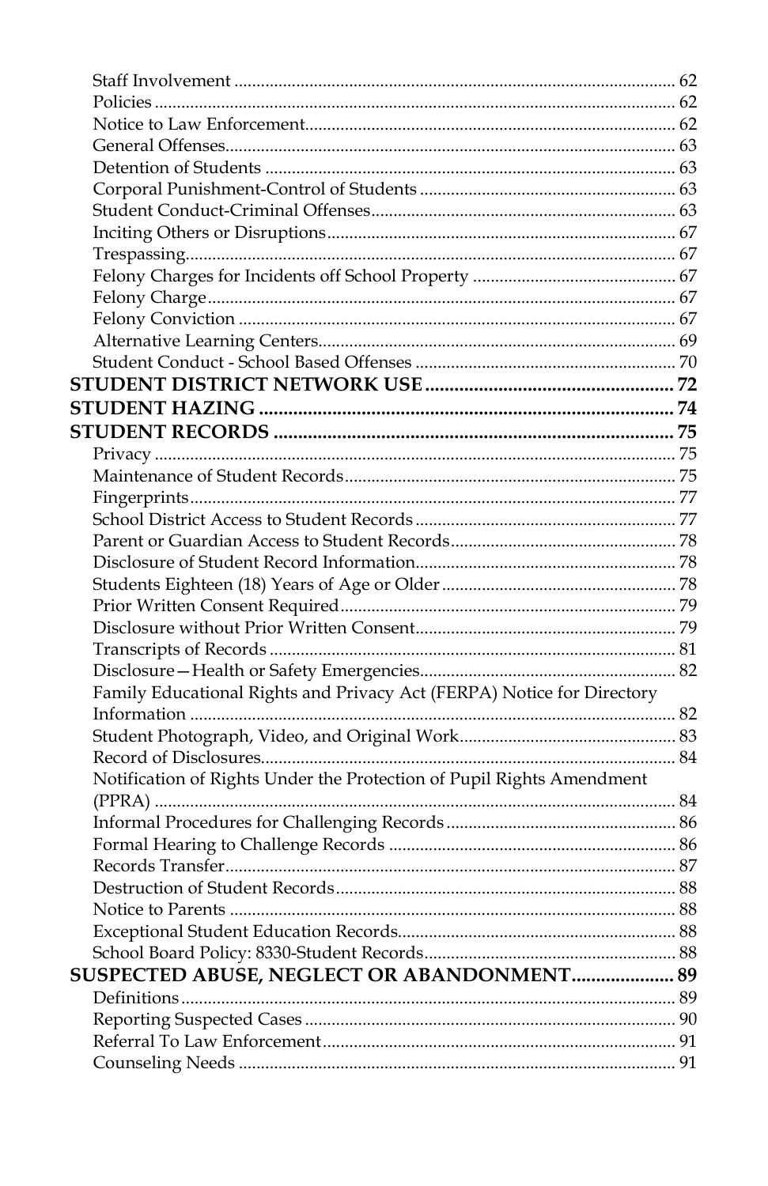Staff Involvement ... 62
Policies ... 62
Notice to Law Enforcement ... 62
General Offenses ... 63
Detention of Students ... 63
Corporal Punishment-Control of Students ... 63
Student Conduct-Criminal Offenses ... 63
Inciting Others or Disruptions ... 67
Trespassing ... 67
Felony Charges for Incidents off School Property ... 67
Felony Charge ... 67
Felony Conviction ... 67
Alternative Learning Centers ... 69
Student Conduct - School Based Offenses ... 70

**STUDENT DISTRICT NETWORK USE ... 72**

**STUDENT HAZING ... 74**

**STUDENT RECORDS ... 75**

Privacy ... 75
Maintenance of Student Records ... 75
Fingerprints ... 77
School District Access to Student Records ... 77
Parent or Guardian Access to Student Records ... 78
Disclosure of Student Record Information ... 78
Students Eighteen (18) Years of Age or Older ... 78
Prior Written Consent Required ... 79
Disclosure without Prior Written Consent ... 79
Transcripts of Records ... 81
Disclosure—Health or Safety Emergencies ... 82
Family Educational Rights and Privacy Act (FERPA) Notice for Directory Information ... 82
Student Photograph, Video, and Original Work ... 83
Record of Disclosures ... 84
Notification of Rights Under the Protection of Pupil Rights Amendment (PPRA) ... 84
Informal Procedures for Challenging Records ... 86
Formal Hearing to Challenge Records ... 86
Records Transfer ... 87
Destruction of Student Records ... 88
Notice to Parents ... 88
Exceptional Student Education Records ... 88
School Board Policy: 8330-Student Records ... 88

**SUSPECTED ABUSE, NEGLECT OR ABANDONMENT ... 89**

Definitions ... 89
Reporting Suspected Cases ... 90
Referral To Law Enforcement ... 91
Counseling Needs ... 91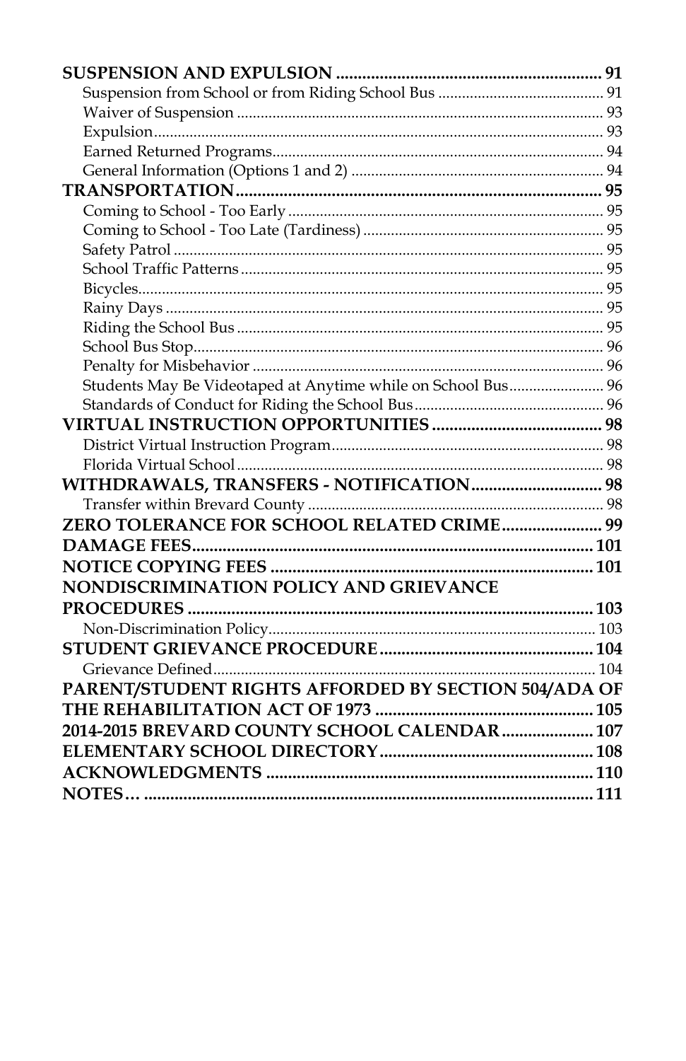**SUSPENSION AND EXPULSION** ............................................................ 91

Suspension from School or from Riding School Bus ......................................... 91

Waiver of Suspension ............................................................................................ 93

Expulsion................................................................................................................ 93

Earned Returned Programs.................................................................................. 94

General Information (Options 1 and 2) .............................................................. 94

**TRANSPORTATION**.................................................................................. 95

Coming to School - Too Early ............................................................................... 95

Coming to School - Too Late (Tardiness) ............................................................ 95

Safety Patrol ............................................................................................................ 95

School Traffic Patterns ........................................................................................... 95

Bicycles..................................................................................................................... 95

Rainy Days .............................................................................................................. 95

Riding the School Bus ............................................................................................ 95

School Bus Stop....................................................................................................... 96

Penalty for Misbehavior ........................................................................................ 96

Students May Be Videotaped at Anytime while on School Bus....................... 96

Standards of Conduct for Riding the School Bus............................................... 96

**VIRTUAL INSTRUCTION OPPORTUNITIES** ...................................... 98

District Virtual Instruction Program.................................................................... 98

Florida Virtual School ............................................................................................ 98

**WITHDRAWALS, TRANSFERS - NOTIFICATION**............................. 98

Transfer within Brevard County .......................................................................... 98

**ZERO TOLERANCE FOR SCHOOL RELATED CRIME**...................... 99

**DAMAGE FEES**........................................................................................ 101

**NOTICE COPYING FEES** ....................................................................... 101

**NONDISCRIMINATION POLICY AND GRIEVANCE PROCEDURES** ........................................................................................... 103

Non-Discrimination Policy.................................................................................. 103

**STUDENT GRIEVANCE PROCEDURE**............................................... 104

Grievance Defined................................................................................................ 104

**PARENT/STUDENT RIGHTS AFFORDED BY SECTION 504/ADA OF THE REHABILITATION ACT OF 1973** ................................................. 105

**2014-2015 BREVARD COUNTY SCHOOL CALENDAR**.................... 107

**ELEMENTARY SCHOOL DIRECTORY**............................................... 108

**ACKNOWLEDGMENTS** ........................................................................ 110

**NOTES…** .................................................................................................... 111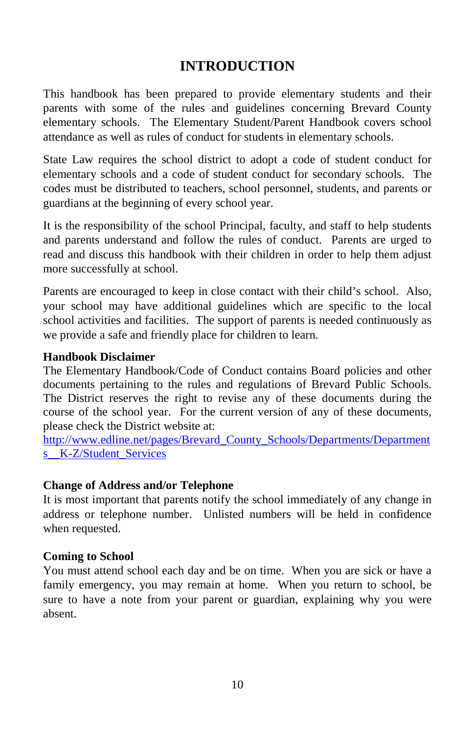# INTRODUCTION

This handbook has been prepared to provide elementary students and their parents with some of the rules and guidelines concerning Brevard County elementary schools. The Elementary Student/Parent Handbook covers school attendance as well as rules of conduct for students in elementary schools.

State Law requires the school district to adopt a code of student conduct for elementary schools and a code of student conduct for secondary schools. The codes must be distributed to teachers, school personnel, students, and parents or guardians at the beginning of every school year.

It is the responsibility of the school Principal, faculty, and staff to help students and parents understand and follow the rules of conduct. Parents are urged to read and discuss this handbook with their children in order to help them adjust more successfully at school.

Parents are encouraged to keep in close contact with their child's school. Also, your school may have additional guidelines which are specific to the local school activities and facilities. The support of parents is needed continuously as we provide a safe and friendly place for children to learn.

**Handbook Disclaimer**

The Elementary Handbook/Code of Conduct contains Board policies and other documents pertaining to the rules and regulations of Brevard Public Schools. The District reserves the right to revise any of these documents during the course of the school year. For the current version of any of these documents, please check the District website at:
http://www.edline.net/pages/Brevard_County_Schools/Departments/Departments__K-Z/Student_Services

**Change of Address and/or Telephone**

It is most important that parents notify the school immediately of any change in address or telephone number. Unlisted numbers will be held in confidence when requested.

**Coming to School**

You must attend school each day and be on time. When you are sick or have a family emergency, you may remain at home. When you return to school, be sure to have a note from your parent or guardian, explaining why you were absent.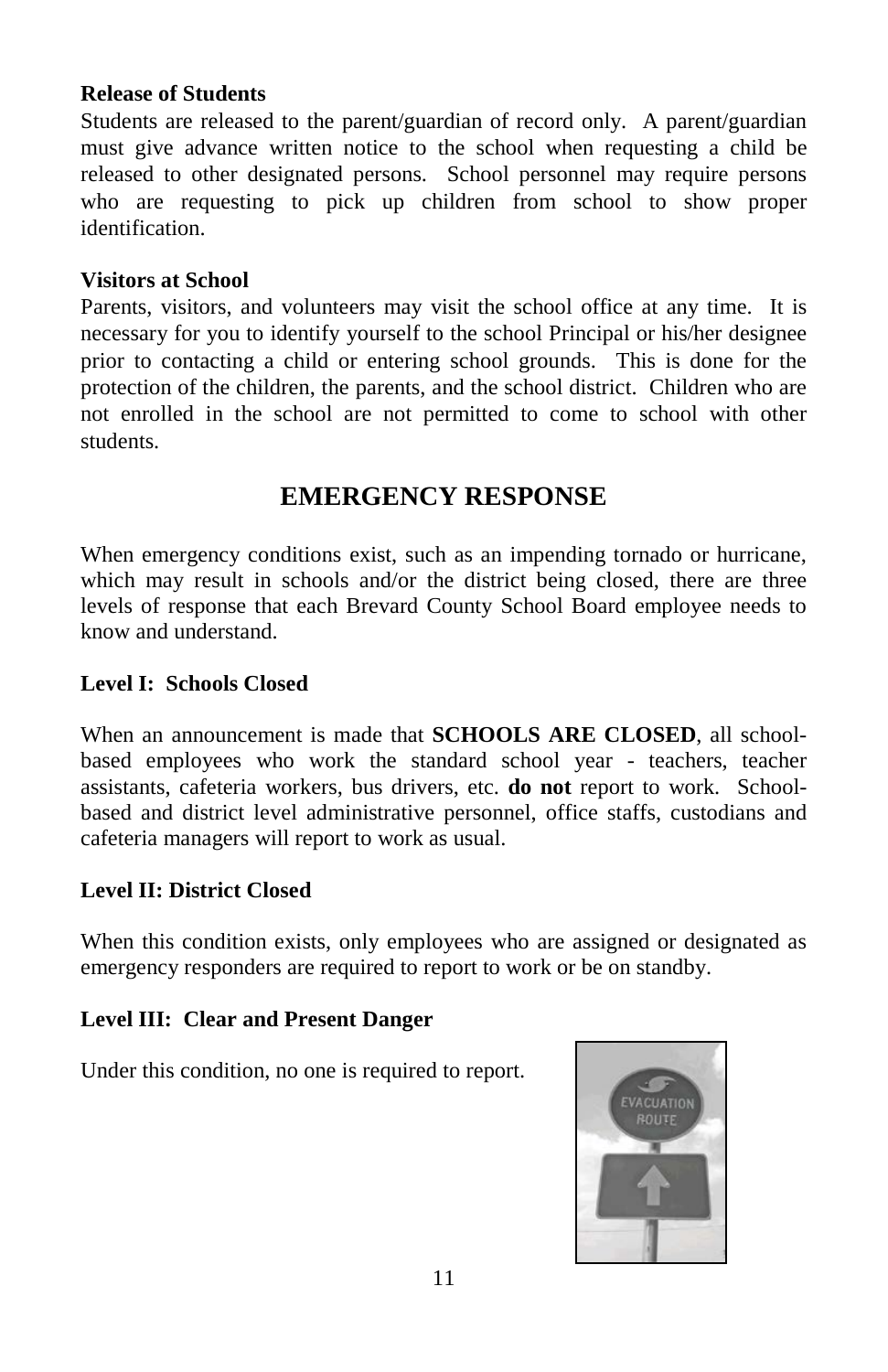**Release of Students**

Students are released to the parent/guardian of record only. A parent/guardian must give advance written notice to the school when requesting a child be released to other designated persons. School personnel may require persons who are requesting to pick up children from school to show proper identification.

**Visitors at School**

Parents, visitors, and volunteers may visit the school office at any time. It is necessary for you to identify yourself to the school Principal or his/her designee prior to contacting a child or entering school grounds. This is done for the protection of the children, the parents, and the school district. Children who are not enrolled in the school are not permitted to come to school with other students.

## EMERGENCY RESPONSE

When emergency conditions exist, such as an impending tornado or hurricane, which may result in schools and/or the district being closed, there are three levels of response that each Brevard County School Board employee needs to know and understand.

**Level I: Schools Closed**

When an announcement is made that **SCHOOLS ARE CLOSED**, all school-based employees who work the standard school year - teachers, teacher assistants, cafeteria workers, bus drivers, etc. **do not** report to work. School-based and district level administrative personnel, office staffs, custodians and cafeteria managers will report to work as usual.

**Level II: District Closed**

When this condition exists, only employees who are assigned or designated as emergency responders are required to report to work or be on standby.

**Level III: Clear and Present Danger**

Under this condition, no one is required to report.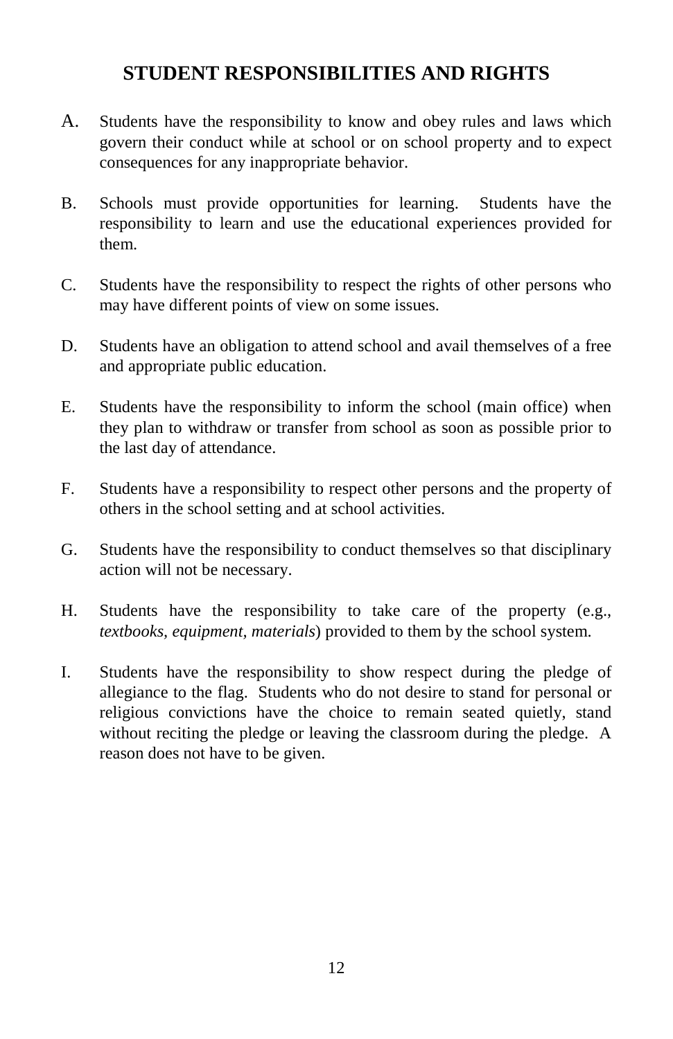# STUDENT RESPONSIBILITIES AND RIGHTS

A. Students have the responsibility to know and obey rules and laws which govern their conduct while at school or on school property and to expect consequences for any inappropriate behavior.

B. Schools must provide opportunities for learning. Students have the responsibility to learn and use the educational experiences provided for them.

C. Students have the responsibility to respect the rights of other persons who may have different points of view on some issues.

D. Students have an obligation to attend school and avail themselves of a free and appropriate public education.

E. Students have the responsibility to inform the school (main office) when they plan to withdraw or transfer from school as soon as possible prior to the last day of attendance.

F. Students have a responsibility to respect other persons and the property of others in the school setting and at school activities.

G. Students have the responsibility to conduct themselves so that disciplinary action will not be necessary.

H. Students have the responsibility to take care of the property (e.g., *textbooks, equipment, materials*) provided to them by the school system.

I. Students have the responsibility to show respect during the pledge of allegiance to the flag. Students who do not desire to stand for personal or religious convictions have the choice to remain seated quietly, stand without reciting the pledge or leaving the classroom during the pledge. A reason does not have to be given.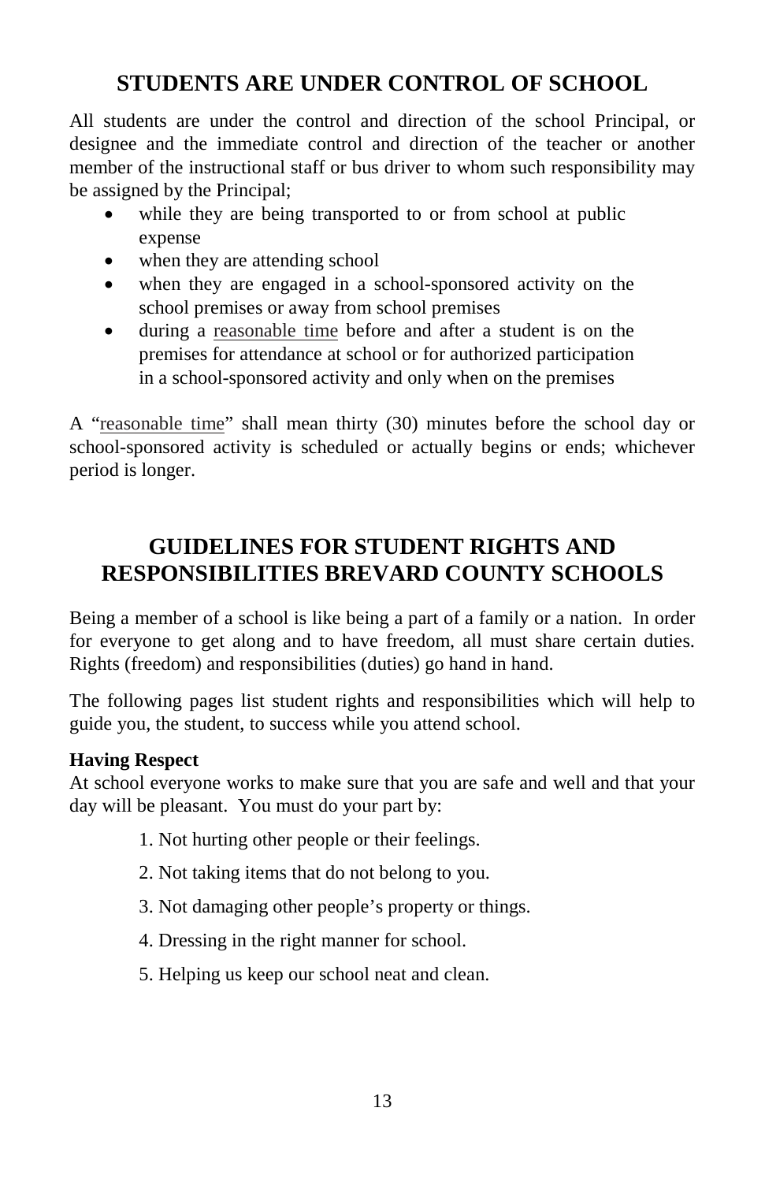## STUDENTS ARE UNDER CONTROL OF SCHOOL

All students are under the control and direction of the school Principal, or designee and the immediate control and direction of the teacher or another member of the instructional staff or bus driver to whom such responsibility may be assigned by the Principal;

- while they are being transported to or from school at public expense
- when they are attending school
- when they are engaged in a school-sponsored activity on the school premises or away from school premises
- during a reasonable time before and after a student is on the premises for attendance at school or for authorized participation in a school-sponsored activity and only when on the premises

A "reasonable time" shall mean thirty (30) minutes before the school day or school-sponsored activity is scheduled or actually begins or ends; whichever period is longer.

## GUIDELINES FOR STUDENT RIGHTS AND RESPONSIBILITIES BREVARD COUNTY SCHOOLS

Being a member of a school is like being a part of a family or a nation. In order for everyone to get along and to have freedom, all must share certain duties. Rights (freedom) and responsibilities (duties) go hand in hand.

The following pages list student rights and responsibilities which will help to guide you, the student, to success while you attend school.

**Having Respect**

At school everyone works to make sure that you are safe and well and that your day will be pleasant. You must do your part by:

1. Not hurting other people or their feelings.
2. Not taking items that do not belong to you.
3. Not damaging other people's property or things.
4. Dressing in the right manner for school.
5. Helping us keep our school neat and clean.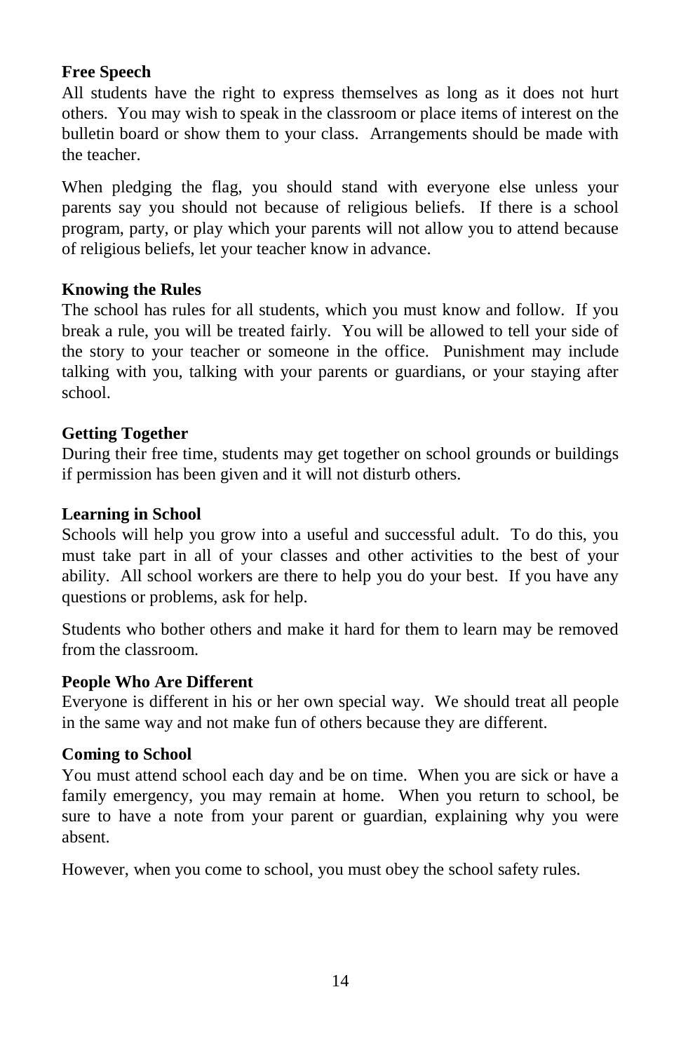**Free Speech**

All students have the right to express themselves as long as it does not hurt others. You may wish to speak in the classroom or place items of interest on the bulletin board or show them to your class. Arrangements should be made with the teacher.

When pledging the flag, you should stand with everyone else unless your parents say you should not because of religious beliefs. If there is a school program, party, or play which your parents will not allow you to attend because of religious beliefs, let your teacher know in advance.

**Knowing the Rules**

The school has rules for all students, which you must know and follow. If you break a rule, you will be treated fairly. You will be allowed to tell your side of the story to your teacher or someone in the office. Punishment may include talking with you, talking with your parents or guardians, or your staying after school.

**Getting Together**

During their free time, students may get together on school grounds or buildings if permission has been given and it will not disturb others.

**Learning in School**

Schools will help you grow into a useful and successful adult. To do this, you must take part in all of your classes and other activities to the best of your ability. All school workers are there to help you do your best. If you have any questions or problems, ask for help.

Students who bother others and make it hard for them to learn may be removed from the classroom.

**People Who Are Different**

Everyone is different in his or her own special way. We should treat all people in the same way and not make fun of others because they are different.

**Coming to School**

You must attend school each day and be on time. When you are sick or have a family emergency, you may remain at home. When you return to school, be sure to have a note from your parent or guardian, explaining why you were absent.

However, when you come to school, you must obey the school safety rules.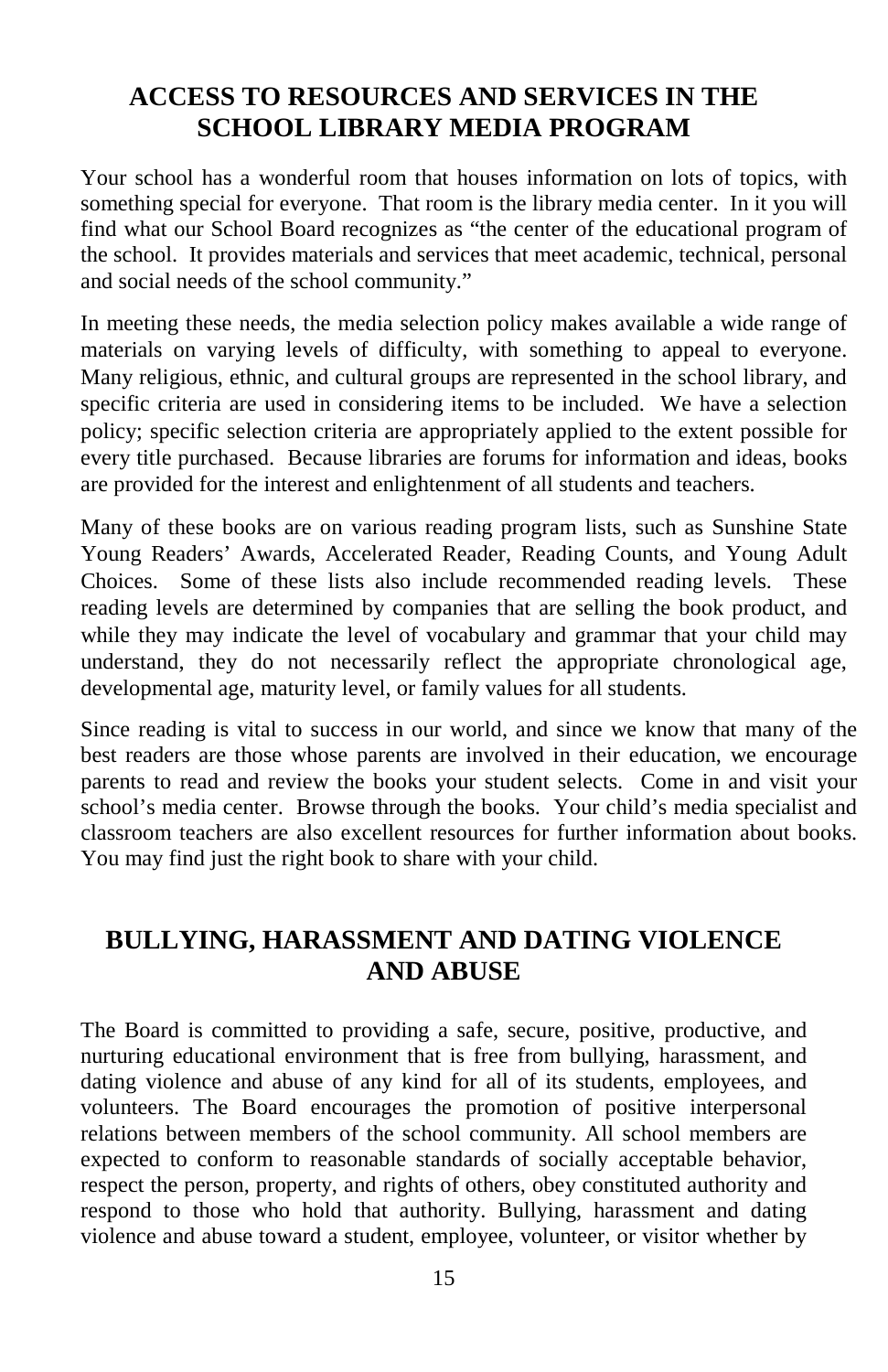## ACCESS TO RESOURCES AND SERVICES IN THE SCHOOL LIBRARY MEDIA PROGRAM

Your school has a wonderful room that houses information on lots of topics, with something special for everyone. That room is the library media center. In it you will find what our School Board recognizes as "the center of the educational program of the school. It provides materials and services that meet academic, technical, personal and social needs of the school community."

In meeting these needs, the media selection policy makes available a wide range of materials on varying levels of difficulty, with something to appeal to everyone. Many religious, ethnic, and cultural groups are represented in the school library, and specific criteria are used in considering items to be included. We have a selection policy; specific selection criteria are appropriately applied to the extent possible for every title purchased. Because libraries are forums for information and ideas, books are provided for the interest and enlightenment of all students and teachers.

Many of these books are on various reading program lists, such as Sunshine State Young Readers' Awards, Accelerated Reader, Reading Counts, and Young Adult Choices. Some of these lists also include recommended reading levels. These reading levels are determined by companies that are selling the book product, and while they may indicate the level of vocabulary and grammar that your child may understand, they do not necessarily reflect the appropriate chronological age, developmental age, maturity level, or family values for all students.

Since reading is vital to success in our world, and since we know that many of the best readers are those whose parents are involved in their education, we encourage parents to read and review the books your student selects. Come in and visit your school's media center. Browse through the books. Your child's media specialist and classroom teachers are also excellent resources for further information about books. You may find just the right book to share with your child.

## BULLYING, HARASSMENT AND DATING VIOLENCE AND ABUSE

The Board is committed to providing a safe, secure, positive, productive, and nurturing educational environment that is free from bullying, harassment, and dating violence and abuse of any kind for all of its students, employees, and volunteers. The Board encourages the promotion of positive interpersonal relations between members of the school community. All school members are expected to conform to reasonable standards of socially acceptable behavior, respect the person, property, and rights of others, obey constituted authority and respond to those who hold that authority. Bullying, harassment and dating violence and abuse toward a student, employee, volunteer, or visitor whether by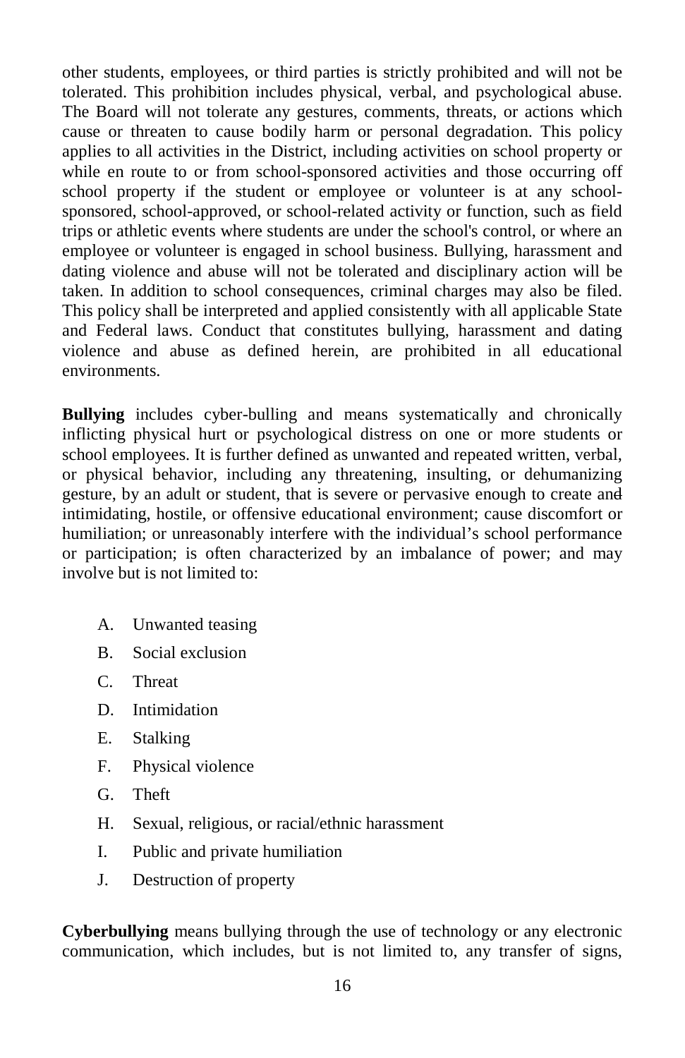other students, employees, or third parties is strictly prohibited and will not be tolerated. This prohibition includes physical, verbal, and psychological abuse. The Board will not tolerate any gestures, comments, threats, or actions which cause or threaten to cause bodily harm or personal degradation. This policy applies to all activities in the District, including activities on school property or while en route to or from school-sponsored activities and those occurring off school property if the student or employee or volunteer is at any school-sponsored, school-approved, or school-related activity or function, such as field trips or athletic events where students are under the school's control, or where an employee or volunteer is engaged in school business. Bullying, harassment and dating violence and abuse will not be tolerated and disciplinary action will be taken. In addition to school consequences, criminal charges may also be filed. This policy shall be interpreted and applied consistently with all applicable State and Federal laws. Conduct that constitutes bullying, harassment and dating violence and abuse as defined herein, are prohibited in all educational environments.

**Bullying** includes cyber-bulling and means systematically and chronically inflicting physical hurt or psychological distress on one or more students or school employees. It is further defined as unwanted and repeated written, verbal, or physical behavior, including any threatening, insulting, or dehumanizing gesture, by an adult or student, that is severe or pervasive enough to create and intimidating, hostile, or offensive educational environment; cause discomfort or humiliation; or unreasonably interfere with the individual's school performance or participation; is often characterized by an imbalance of power; and may involve but is not limited to:

A. Unwanted teasing
B. Social exclusion
C. Threat
D. Intimidation
E. Stalking
F. Physical violence
G. Theft
H. Sexual, religious, or racial/ethnic harassment
I. Public and private humiliation
J. Destruction of property

**Cyberbullying** means bullying through the use of technology or any electronic communication, which includes, but is not limited to, any transfer of signs,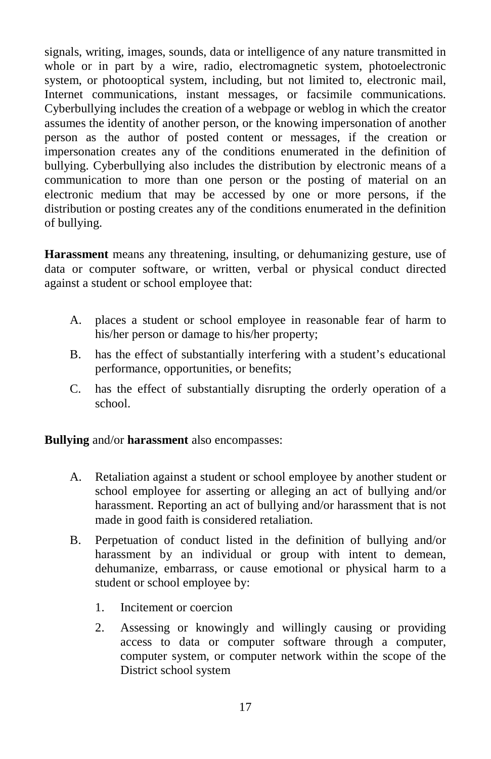signals, writing, images, sounds, data or intelligence of any nature transmitted in whole or in part by a wire, radio, electromagnetic system, photoelectronic system, or photooptical system, including, but not limited to, electronic mail, Internet communications, instant messages, or facsimile communications. Cyberbullying includes the creation of a webpage or weblog in which the creator assumes the identity of another person, or the knowing impersonation of another person as the author of posted content or messages, if the creation or impersonation creates any of the conditions enumerated in the definition of bullying. Cyberbullying also includes the distribution by electronic means of a communication to more than one person or the posting of material on an electronic medium that may be accessed by one or more persons, if the distribution or posting creates any of the conditions enumerated in the definition of bullying.

**Harassment** means any threatening, insulting, or dehumanizing gesture, use of data or computer software, or written, verbal or physical conduct directed against a student or school employee that:

A. places a student or school employee in reasonable fear of harm to his/her person or damage to his/her property;

B. has the effect of substantially interfering with a student's educational performance, opportunities, or benefits;

C. has the effect of substantially disrupting the orderly operation of a school.

**Bullying** and/or **harassment** also encompasses:

A. Retaliation against a student or school employee by another student or school employee for asserting or alleging an act of bullying and/or harassment. Reporting an act of bullying and/or harassment that is not made in good faith is considered retaliation.

B. Perpetuation of conduct listed in the definition of bullying and/or harassment by an individual or group with intent to demean, dehumanize, embarrass, or cause emotional or physical harm to a student or school employee by:

   1. Incitement or coercion

   2. Assessing or knowingly and willingly causing or providing access to data or computer software through a computer, computer system, or computer network within the scope of the District school system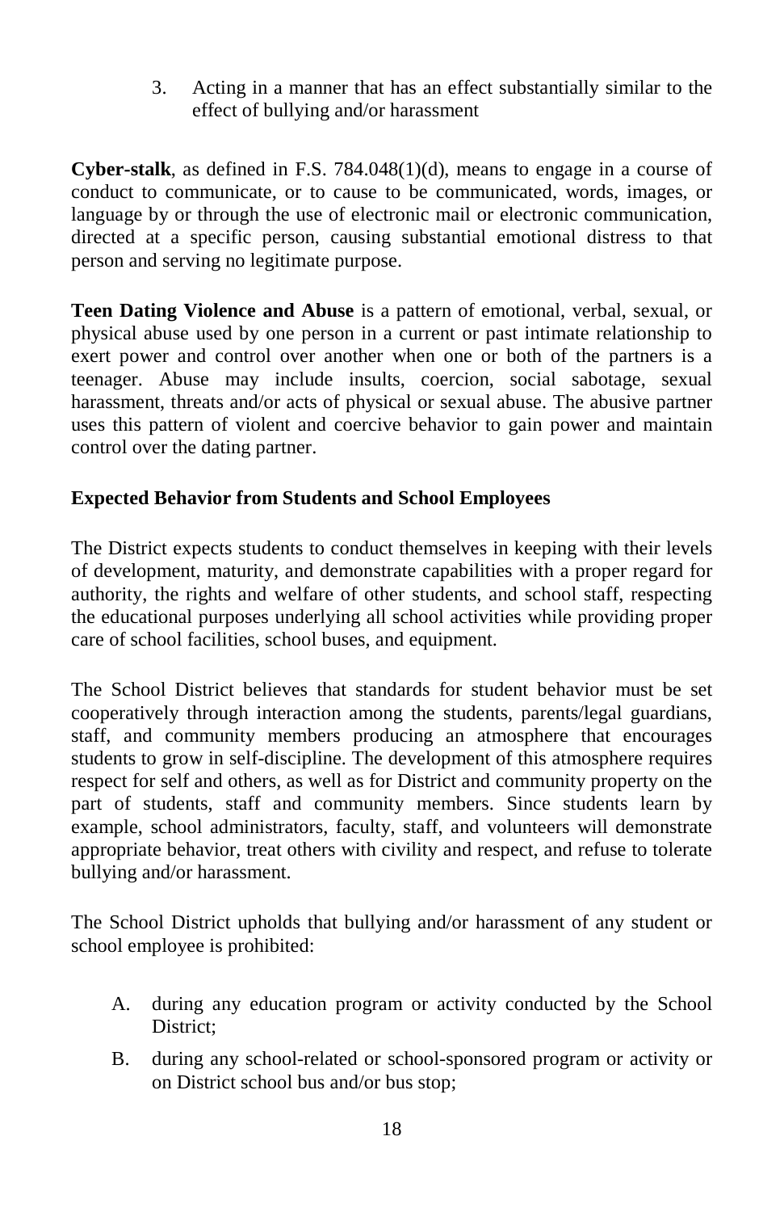3. Acting in a manner that has an effect substantially similar to the effect of bullying and/or harassment

**Cyber-stalk**, as defined in F.S. 784.048(1)(d), means to engage in a course of conduct to communicate, or to cause to be communicated, words, images, or language by or through the use of electronic mail or electronic communication, directed at a specific person, causing substantial emotional distress to that person and serving no legitimate purpose.

**Teen Dating Violence and Abuse** is a pattern of emotional, verbal, sexual, or physical abuse used by one person in a current or past intimate relationship to exert power and control over another when one or both of the partners is a teenager. Abuse may include insults, coercion, social sabotage, sexual harassment, threats and/or acts of physical or sexual abuse. The abusive partner uses this pattern of violent and coercive behavior to gain power and maintain control over the dating partner.

**Expected Behavior from Students and School Employees**

The District expects students to conduct themselves in keeping with their levels of development, maturity, and demonstrate capabilities with a proper regard for authority, the rights and welfare of other students, and school staff, respecting the educational purposes underlying all school activities while providing proper care of school facilities, school buses, and equipment.

The School District believes that standards for student behavior must be set cooperatively through interaction among the students, parents/legal guardians, staff, and community members producing an atmosphere that encourages students to grow in self-discipline. The development of this atmosphere requires respect for self and others, as well as for District and community property on the part of students, staff and community members. Since students learn by example, school administrators, faculty, staff, and volunteers will demonstrate appropriate behavior, treat others with civility and respect, and refuse to tolerate bullying and/or harassment.

The School District upholds that bullying and/or harassment of any student or school employee is prohibited:

A. during any education program or activity conducted by the School District;

B. during any school-related or school-sponsored program or activity or on District school bus and/or bus stop;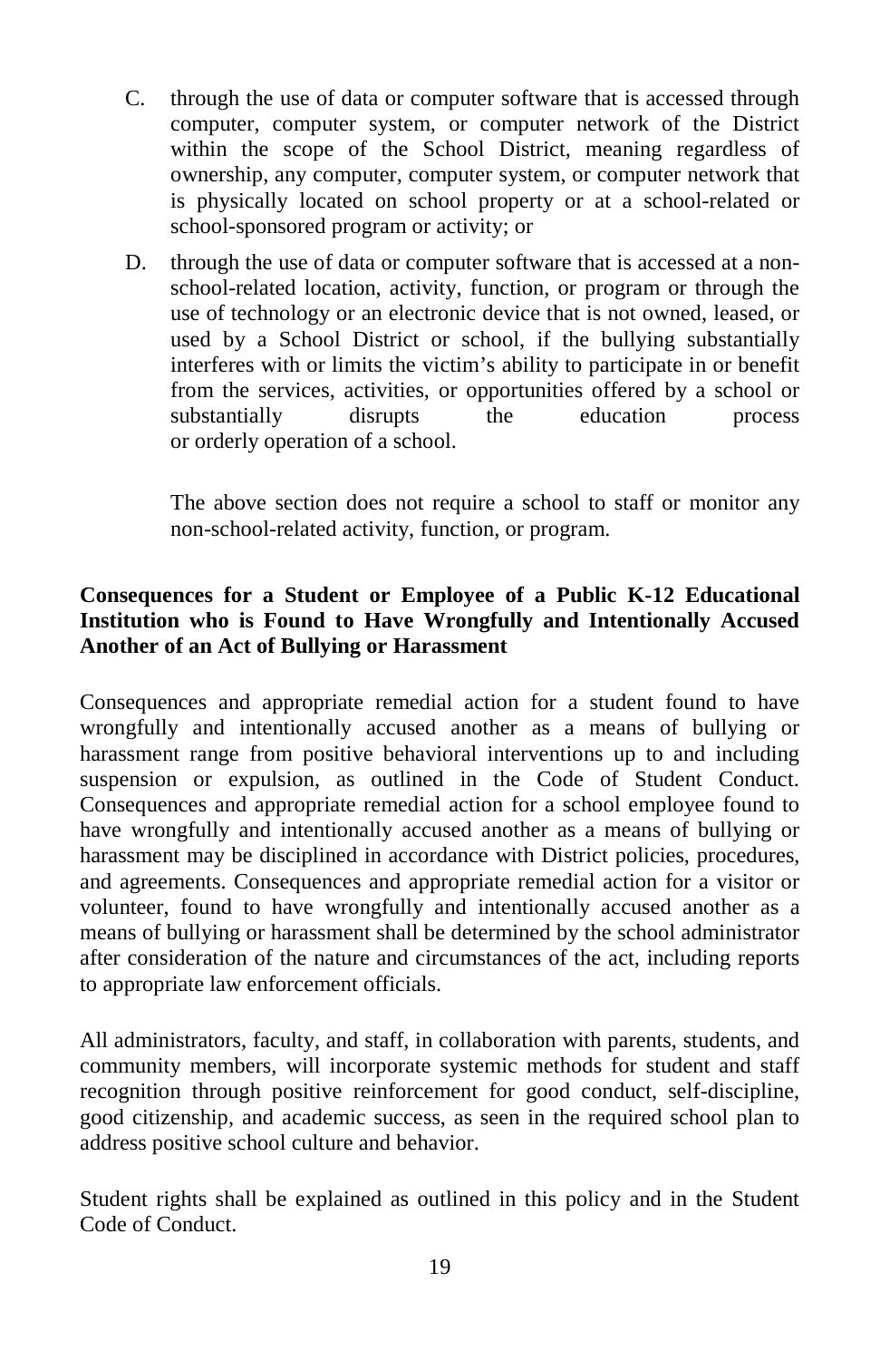C. through the use of data or computer software that is accessed through computer, computer system, or computer network of the District within the scope of the School District, meaning regardless of ownership, any computer, computer system, or computer network that is physically located on school property or at a school-related or school-sponsored program or activity; or

D. through the use of data or computer software that is accessed at a non-school-related location, activity, function, or program or through the use of technology or an electronic device that is not owned, leased, or used by a School District or school, if the bullying substantially interferes with or limits the victim's ability to participate in or benefit from the services, activities, or opportunities offered by a school or substantially disrupts the education process or orderly operation of a school.

   The above section does not require a school to staff or monitor any non-school-related activity, function, or program.

**Consequences for a Student or Employee of a Public K-12 Educational Institution who is Found to Have Wrongfully and Intentionally Accused Another of an Act of Bullying or Harassment**

Consequences and appropriate remedial action for a student found to have wrongfully and intentionally accused another as a means of bullying or harassment range from positive behavioral interventions up to and including suspension or expulsion, as outlined in the Code of Student Conduct. Consequences and appropriate remedial action for a school employee found to have wrongfully and intentionally accused another as a means of bullying or harassment may be disciplined in accordance with District policies, procedures, and agreements. Consequences and appropriate remedial action for a visitor or volunteer, found to have wrongfully and intentionally accused another as a means of bullying or harassment shall be determined by the school administrator after consideration of the nature and circumstances of the act, including reports to appropriate law enforcement officials.

All administrators, faculty, and staff, in collaboration with parents, students, and community members, will incorporate systemic methods for student and staff recognition through positive reinforcement for good conduct, self-discipline, good citizenship, and academic success, as seen in the required school plan to address positive school culture and behavior.

Student rights shall be explained as outlined in this policy and in the Student Code of Conduct.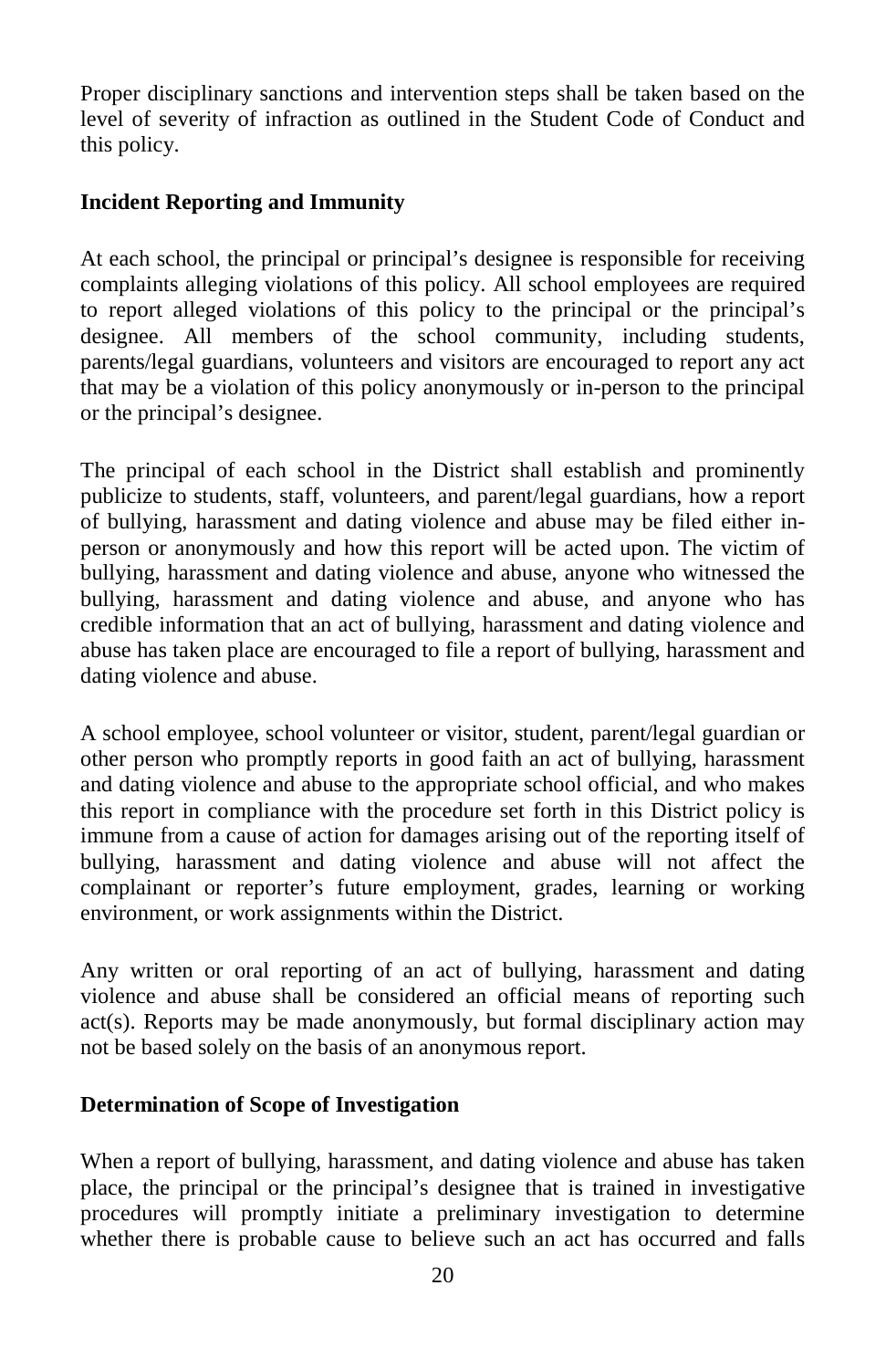Proper disciplinary sanctions and intervention steps shall be taken based on the level of severity of infraction as outlined in the Student Code of Conduct and this policy.

**Incident Reporting and Immunity**

At each school, the principal or principal's designee is responsible for receiving complaints alleging violations of this policy. All school employees are required to report alleged violations of this policy to the principal or the principal's designee. All members of the school community, including students, parents/legal guardians, volunteers and visitors are encouraged to report any act that may be a violation of this policy anonymously or in-person to the principal or the principal's designee.

The principal of each school in the District shall establish and prominently publicize to students, staff, volunteers, and parent/legal guardians, how a report of bullying, harassment and dating violence and abuse may be filed either in-person or anonymously and how this report will be acted upon. The victim of bullying, harassment and dating violence and abuse, anyone who witnessed the bullying, harassment and dating violence and abuse, and anyone who has credible information that an act of bullying, harassment and dating violence and abuse has taken place are encouraged to file a report of bullying, harassment and dating violence and abuse.

A school employee, school volunteer or visitor, student, parent/legal guardian or other person who promptly reports in good faith an act of bullying, harassment and dating violence and abuse to the appropriate school official, and who makes this report in compliance with the procedure set forth in this District policy is immune from a cause of action for damages arising out of the reporting itself of bullying, harassment and dating violence and abuse will not affect the complainant or reporter's future employment, grades, learning or working environment, or work assignments within the District.

Any written or oral reporting of an act of bullying, harassment and dating violence and abuse shall be considered an official means of reporting such act(s). Reports may be made anonymously, but formal disciplinary action may not be based solely on the basis of an anonymous report.

**Determination of Scope of Investigation**

When a report of bullying, harassment, and dating violence and abuse has taken place, the principal or the principal's designee that is trained in investigative procedures will promptly initiate a preliminary investigation to determine whether there is probable cause to believe such an act has occurred and falls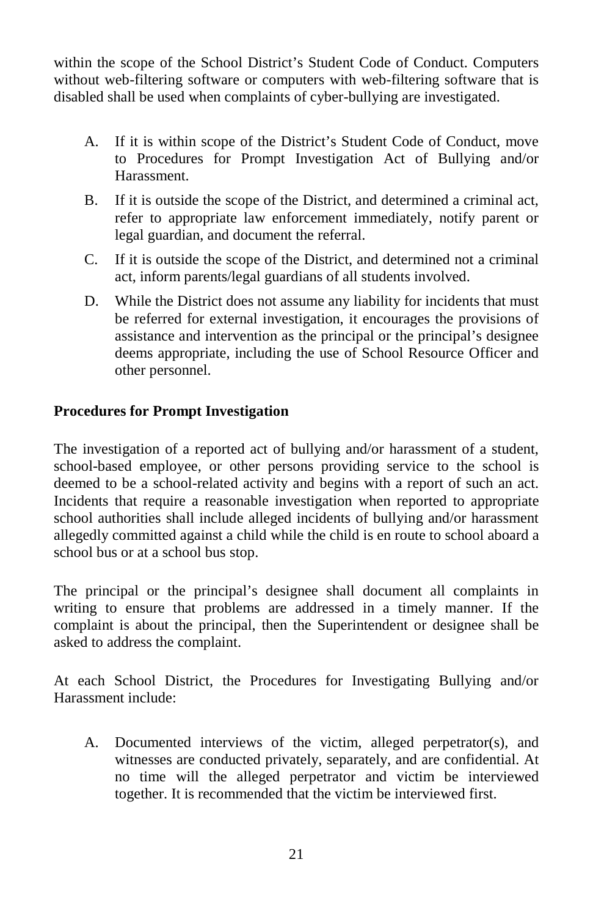within the scope of the School District's Student Code of Conduct. Computers without web-filtering software or computers with web-filtering software that is disabled shall be used when complaints of cyber-bullying are investigated.

A. If it is within scope of the District's Student Code of Conduct, move to Procedures for Prompt Investigation Act of Bullying and/or Harassment.

B. If it is outside the scope of the District, and determined a criminal act, refer to appropriate law enforcement immediately, notify parent or legal guardian, and document the referral.

C. If it is outside the scope of the District, and determined not a criminal act, inform parents/legal guardians of all students involved.

D. While the District does not assume any liability for incidents that must be referred for external investigation, it encourages the provisions of assistance and intervention as the principal or the principal's designee deems appropriate, including the use of School Resource Officer and other personnel.

**Procedures for Prompt Investigation**

The investigation of a reported act of bullying and/or harassment of a student, school-based employee, or other persons providing service to the school is deemed to be a school-related activity and begins with a report of such an act. Incidents that require a reasonable investigation when reported to appropriate school authorities shall include alleged incidents of bullying and/or harassment allegedly committed against a child while the child is en route to school aboard a school bus or at a school bus stop.

The principal or the principal's designee shall document all complaints in writing to ensure that problems are addressed in a timely manner. If the complaint is about the principal, then the Superintendent or designee shall be asked to address the complaint.

At each School District, the Procedures for Investigating Bullying and/or Harassment include:

A. Documented interviews of the victim, alleged perpetrator(s), and witnesses are conducted privately, separately, and are confidential. At no time will the alleged perpetrator and victim be interviewed together. It is recommended that the victim be interviewed first.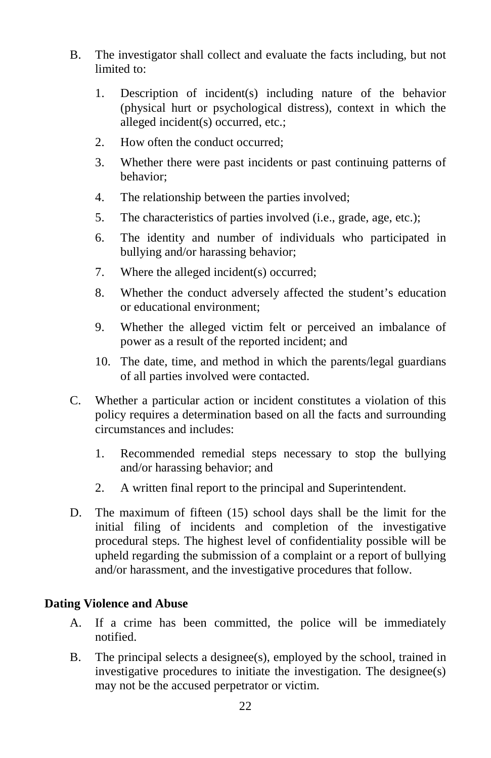B. The investigator shall collect and evaluate the facts including, but not limited to:

   1. Description of incident(s) including nature of the behavior (physical hurt or psychological distress), context in which the alleged incident(s) occurred, etc.;
   2. How often the conduct occurred;
   3. Whether there were past incidents or past continuing patterns of behavior;
   4. The relationship between the parties involved;
   5. The characteristics of parties involved (i.e., grade, age, etc.);
   6. The identity and number of individuals who participated in bullying and/or harassing behavior;
   7. Where the alleged incident(s) occurred;
   8. Whether the conduct adversely affected the student's education or educational environment;
   9. Whether the alleged victim felt or perceived an imbalance of power as a result of the reported incident; and
   10. The date, time, and method in which the parents/legal guardians of all parties involved were contacted.

C. Whether a particular action or incident constitutes a violation of this policy requires a determination based on all the facts and surrounding circumstances and includes:

   1. Recommended remedial steps necessary to stop the bullying and/or harassing behavior; and
   2. A written final report to the principal and Superintendent.

D. The maximum of fifteen (15) school days shall be the limit for the initial filing of incidents and completion of the investigative procedural steps. The highest level of confidentiality possible will be upheld regarding the submission of a complaint or a report of bullying and/or harassment, and the investigative procedures that follow.

**Dating Violence and Abuse**

A. If a crime has been committed, the police will be immediately notified.

B. The principal selects a designee(s), employed by the school, trained in investigative procedures to initiate the investigation. The designee(s) may not be the accused perpetrator or victim.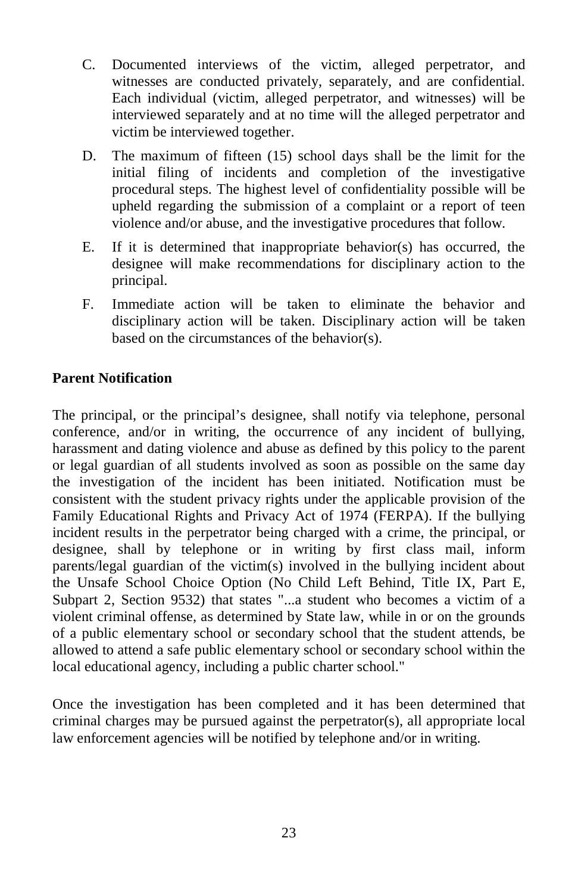C. Documented interviews of the victim, alleged perpetrator, and witnesses are conducted privately, separately, and are confidential. Each individual (victim, alleged perpetrator, and witnesses) will be interviewed separately and at no time will the alleged perpetrator and victim be interviewed together.

D. The maximum of fifteen (15) school days shall be the limit for the initial filing of incidents and completion of the investigative procedural steps. The highest level of confidentiality possible will be upheld regarding the submission of a complaint or a report of teen violence and/or abuse, and the investigative procedures that follow.

E. If it is determined that inappropriate behavior(s) has occurred, the designee will make recommendations for disciplinary action to the principal.

F. Immediate action will be taken to eliminate the behavior and disciplinary action will be taken. Disciplinary action will be taken based on the circumstances of the behavior(s).

**Parent Notification**

The principal, or the principal's designee, shall notify via telephone, personal conference, and/or in writing, the occurrence of any incident of bullying, harassment and dating violence and abuse as defined by this policy to the parent or legal guardian of all students involved as soon as possible on the same day the investigation of the incident has been initiated. Notification must be consistent with the student privacy rights under the applicable provision of the Family Educational Rights and Privacy Act of 1974 (FERPA). If the bullying incident results in the perpetrator being charged with a crime, the principal, or designee, shall by telephone or in writing by first class mail, inform parents/legal guardian of the victim(s) involved in the bullying incident about the Unsafe School Choice Option (No Child Left Behind, Title IX, Part E, Subpart 2, Section 9532) that states "...a student who becomes a victim of a violent criminal offense, as determined by State law, while in or on the grounds of a public elementary school or secondary school that the student attends, be allowed to attend a safe public elementary school or secondary school within the local educational agency, including a public charter school."

Once the investigation has been completed and it has been determined that criminal charges may be pursued against the perpetrator(s), all appropriate local law enforcement agencies will be notified by telephone and/or in writing.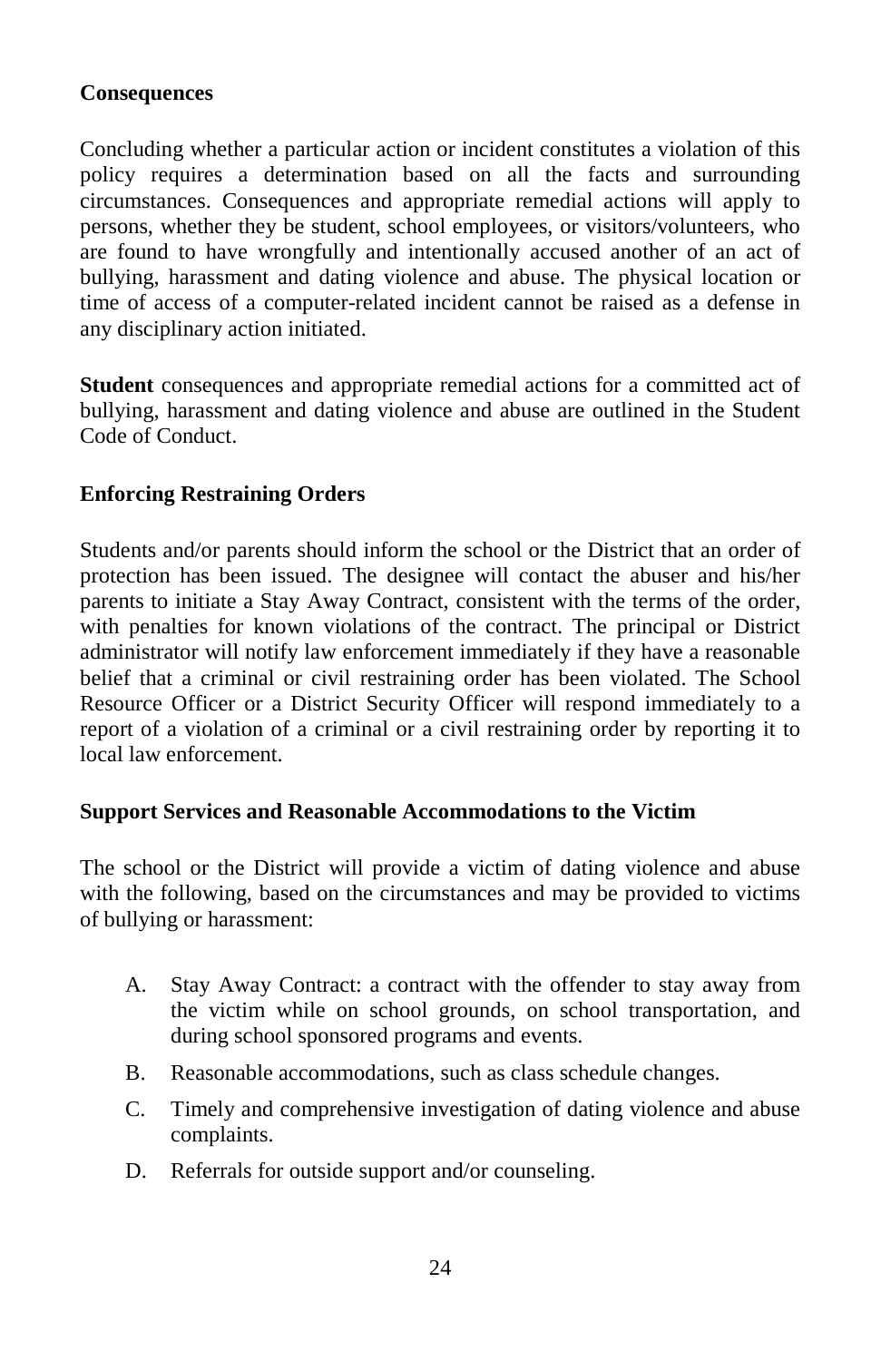**Consequences**

Concluding whether a particular action or incident constitutes a violation of this policy requires a determination based on all the facts and surrounding circumstances. Consequences and appropriate remedial actions will apply to persons, whether they be student, school employees, or visitors/volunteers, who are found to have wrongfully and intentionally accused another of an act of bullying, harassment and dating violence and abuse. The physical location or time of access of a computer-related incident cannot be raised as a defense in any disciplinary action initiated.

**Student** consequences and appropriate remedial actions for a committed act of bullying, harassment and dating violence and abuse are outlined in the Student Code of Conduct.

**Enforcing Restraining Orders**

Students and/or parents should inform the school or the District that an order of protection has been issued. The designee will contact the abuser and his/her parents to initiate a Stay Away Contract, consistent with the terms of the order, with penalties for known violations of the contract. The principal or District administrator will notify law enforcement immediately if they have a reasonable belief that a criminal or civil restraining order has been violated. The School Resource Officer or a District Security Officer will respond immediately to a report of a violation of a criminal or a civil restraining order by reporting it to local law enforcement.

**Support Services and Reasonable Accommodations to the Victim**

The school or the District will provide a victim of dating violence and abuse with the following, based on the circumstances and may be provided to victims of bullying or harassment:

A. Stay Away Contract: a contract with the offender to stay away from the victim while on school grounds, on school transportation, and during school sponsored programs and events.

B. Reasonable accommodations, such as class schedule changes.

C. Timely and comprehensive investigation of dating violence and abuse complaints.

D. Referrals for outside support and/or counseling.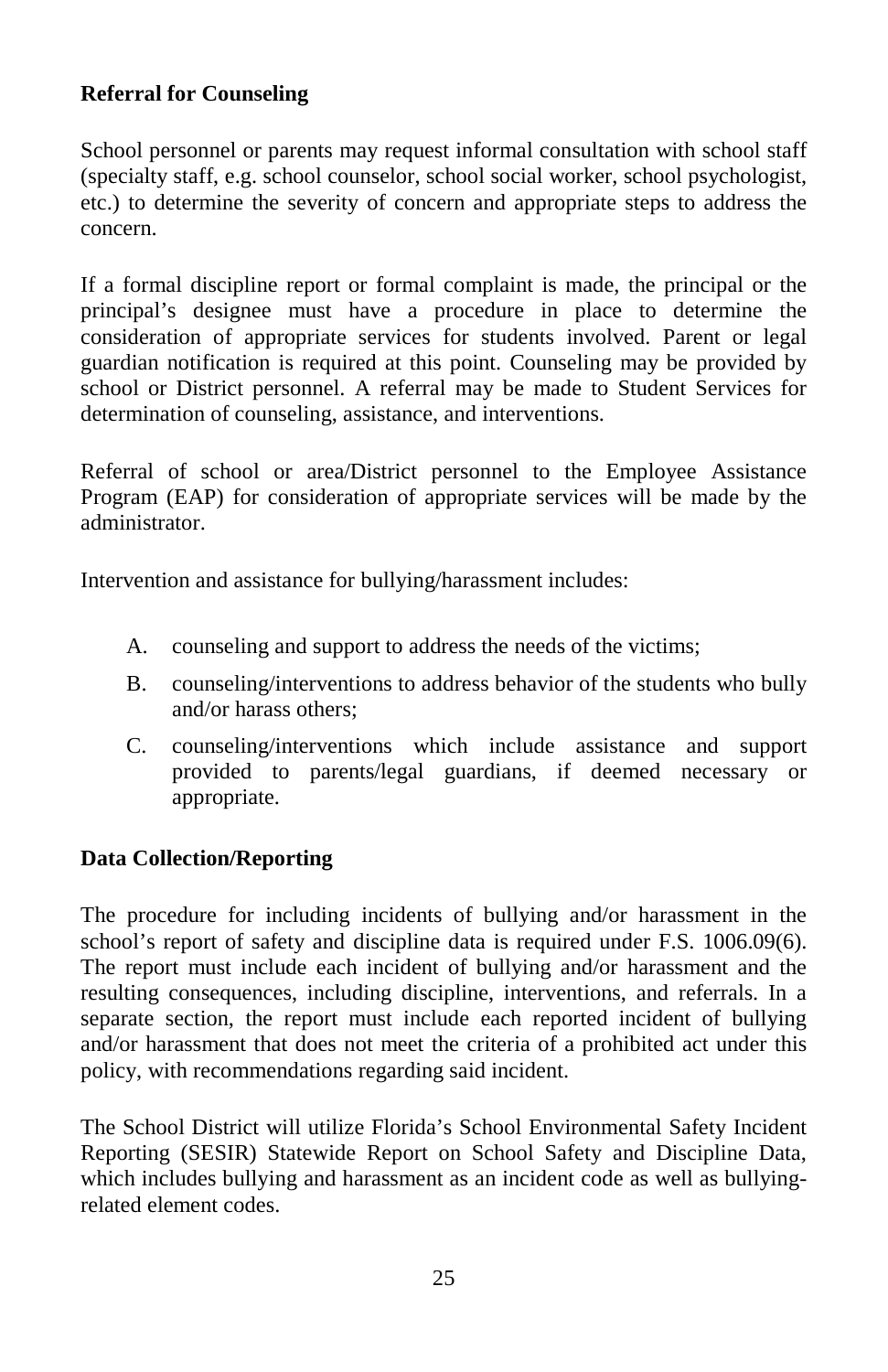**Referral for Counseling**

School personnel or parents may request informal consultation with school staff (specialty staff, e.g. school counselor, school social worker, school psychologist, etc.) to determine the severity of concern and appropriate steps to address the concern.

If a formal discipline report or formal complaint is made, the principal or the principal's designee must have a procedure in place to determine the consideration of appropriate services for students involved. Parent or legal guardian notification is required at this point. Counseling may be provided by school or District personnel. A referral may be made to Student Services for determination of counseling, assistance, and interventions.

Referral of school or area/District personnel to the Employee Assistance Program (EAP) for consideration of appropriate services will be made by the administrator.

Intervention and assistance for bullying/harassment includes:

A. counseling and support to address the needs of the victims;

B. counseling/interventions to address behavior of the students who bully and/or harass others;

C. counseling/interventions which include assistance and support provided to parents/legal guardians, if deemed necessary or appropriate.

**Data Collection/Reporting**

The procedure for including incidents of bullying and/or harassment in the school's report of safety and discipline data is required under F.S. 1006.09(6). The report must include each incident of bullying and/or harassment and the resulting consequences, including discipline, interventions, and referrals. In a separate section, the report must include each reported incident of bullying and/or harassment that does not meet the criteria of a prohibited act under this policy, with recommendations regarding said incident.

The School District will utilize Florida's School Environmental Safety Incident Reporting (SESIR) Statewide Report on School Safety and Discipline Data, which includes bullying and harassment as an incident code as well as bullying-related element codes.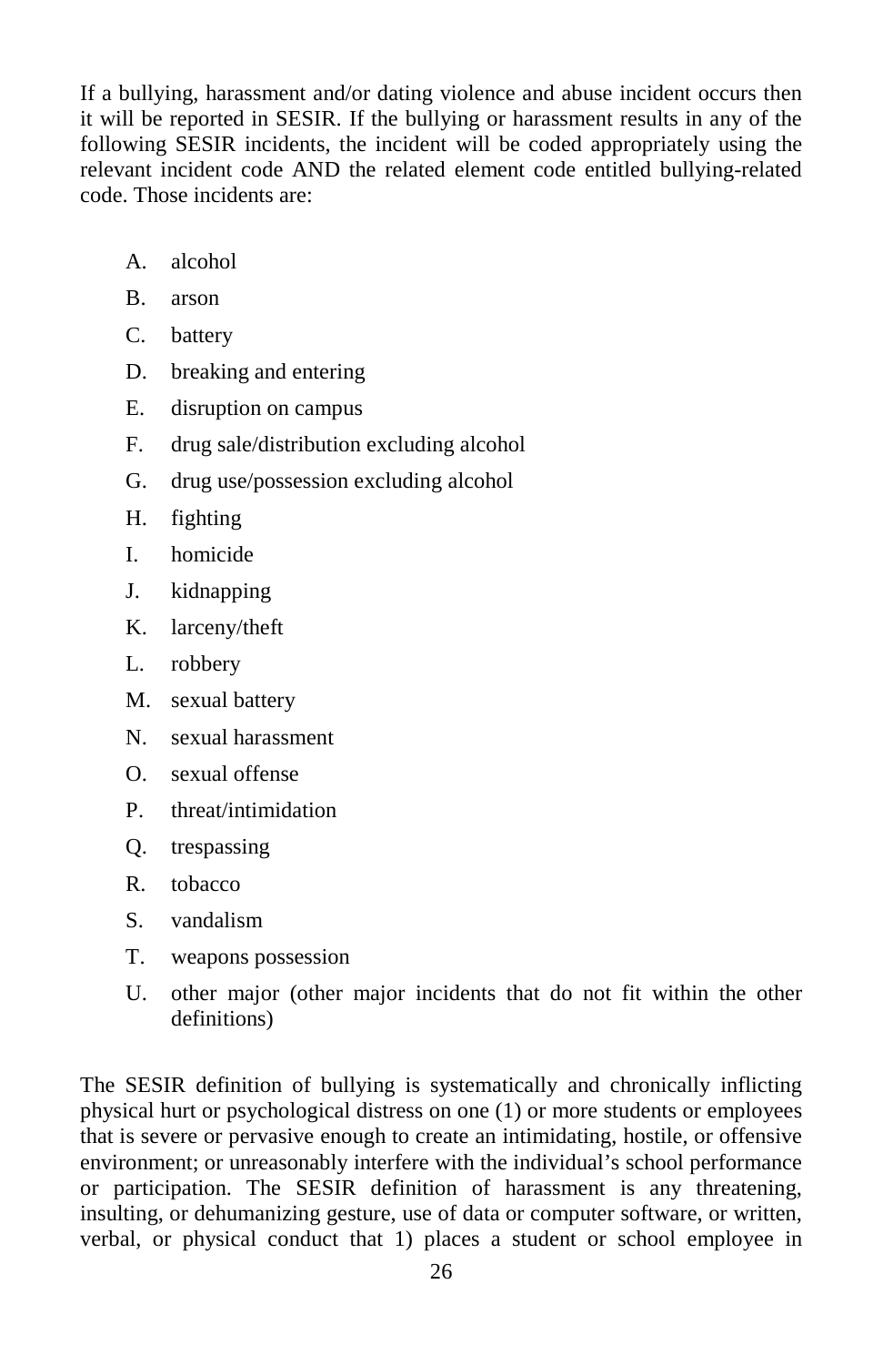If a bullying, harassment and/or dating violence and abuse incident occurs then it will be reported in SESIR. If the bullying or harassment results in any of the following SESIR incidents, the incident will be coded appropriately using the relevant incident code AND the related element code entitled bullying-related code. Those incidents are:

A. alcohol
B. arson
C. battery
D. breaking and entering
E. disruption on campus
F. drug sale/distribution excluding alcohol
G. drug use/possession excluding alcohol
H. fighting
I. homicide
J. kidnapping
K. larceny/theft
L. robbery
M. sexual battery
N. sexual harassment
O. sexual offense
P. threat/intimidation
Q. trespassing
R. tobacco
S. vandalism
T. weapons possession
U. other major (other major incidents that do not fit within the other definitions)

The SESIR definition of bullying is systematically and chronically inflicting physical hurt or psychological distress on one (1) or more students or employees that is severe or pervasive enough to create an intimidating, hostile, or offensive environment; or unreasonably interfere with the individual's school performance or participation. The SESIR definition of harassment is any threatening, insulting, or dehumanizing gesture, use of data or computer software, or written, verbal, or physical conduct that 1) places a student or school employee in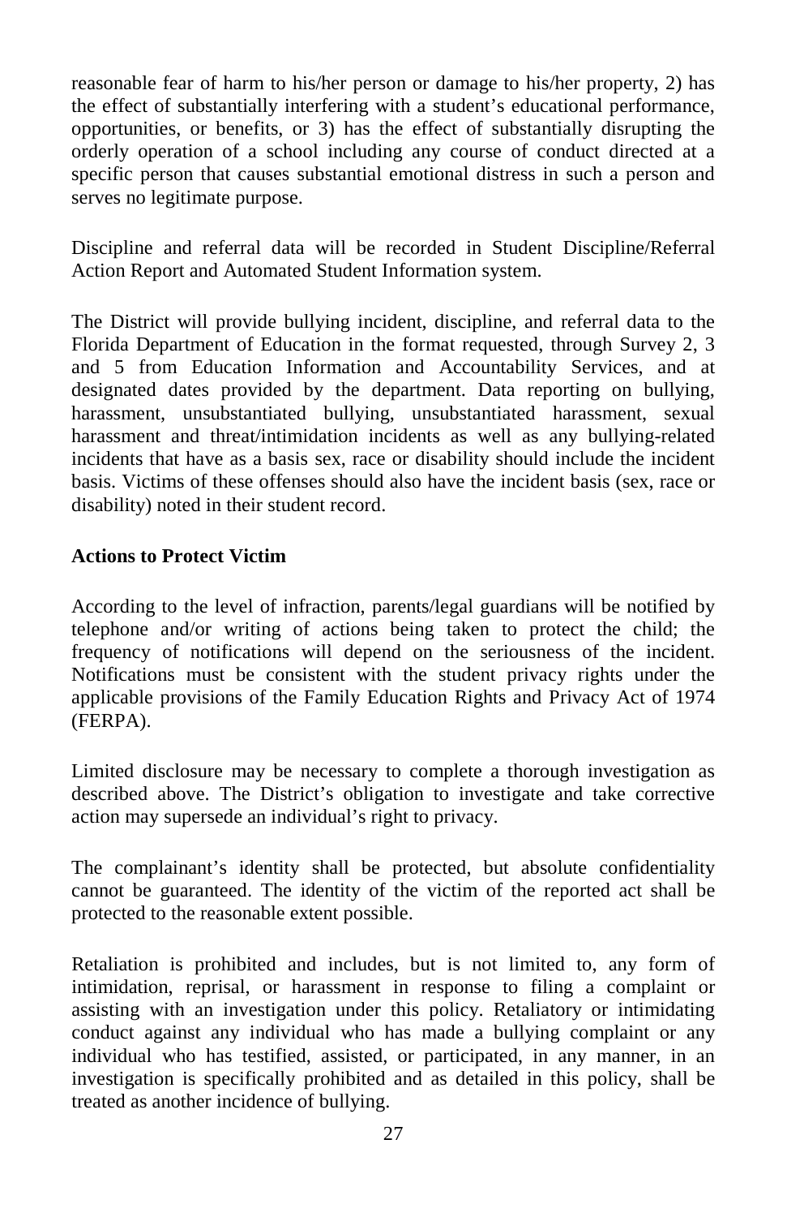reasonable fear of harm to his/her person or damage to his/her property, 2) has the effect of substantially interfering with a student's educational performance, opportunities, or benefits, or 3) has the effect of substantially disrupting the orderly operation of a school including any course of conduct directed at a specific person that causes substantial emotional distress in such a person and serves no legitimate purpose.

Discipline and referral data will be recorded in Student Discipline/Referral Action Report and Automated Student Information system.

The District will provide bullying incident, discipline, and referral data to the Florida Department of Education in the format requested, through Survey 2, 3 and 5 from Education Information and Accountability Services, and at designated dates provided by the department. Data reporting on bullying, harassment, unsubstantiated bullying, unsubstantiated harassment, sexual harassment and threat/intimidation incidents as well as any bullying-related incidents that have as a basis sex, race or disability should include the incident basis. Victims of these offenses should also have the incident basis (sex, race or disability) noted in their student record.

**Actions to Protect Victim**

According to the level of infraction, parents/legal guardians will be notified by telephone and/or writing of actions being taken to protect the child; the frequency of notifications will depend on the seriousness of the incident. Notifications must be consistent with the student privacy rights under the applicable provisions of the Family Education Rights and Privacy Act of 1974 (FERPA).

Limited disclosure may be necessary to complete a thorough investigation as described above. The District's obligation to investigate and take corrective action may supersede an individual's right to privacy.

The complainant's identity shall be protected, but absolute confidentiality cannot be guaranteed. The identity of the victim of the reported act shall be protected to the reasonable extent possible.

Retaliation is prohibited and includes, but is not limited to, any form of intimidation, reprisal, or harassment in response to filing a complaint or assisting with an investigation under this policy. Retaliatory or intimidating conduct against any individual who has made a bullying complaint or any individual who has testified, assisted, or participated, in any manner, in an investigation is specifically prohibited and as detailed in this policy, shall be treated as another incidence of bullying.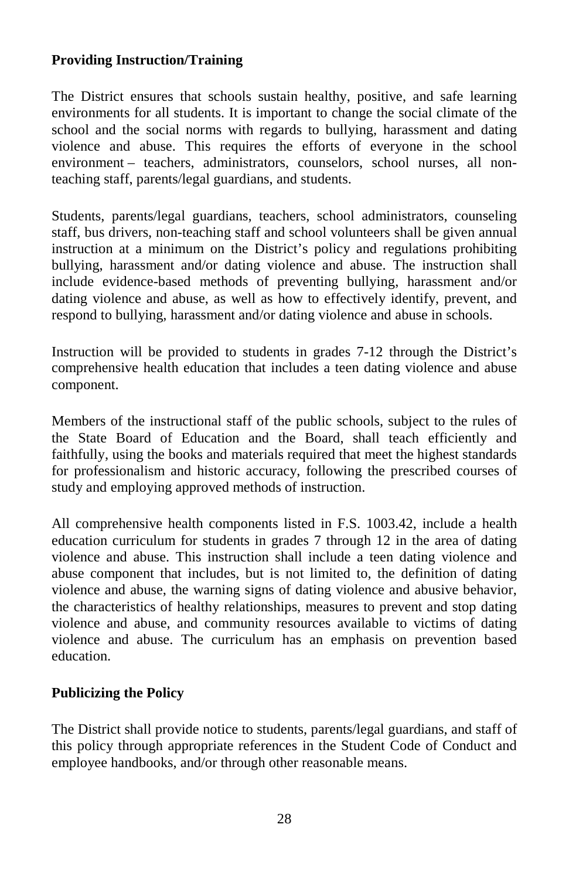**Providing Instruction/Training**

The District ensures that schools sustain healthy, positive, and safe learning environments for all students. It is important to change the social climate of the school and the social norms with regards to bullying, harassment and dating violence and abuse. This requires the efforts of everyone in the school environment – teachers, administrators, counselors, school nurses, all non-teaching staff, parents/legal guardians, and students.

Students, parents/legal guardians, teachers, school administrators, counseling staff, bus drivers, non-teaching staff and school volunteers shall be given annual instruction at a minimum on the District's policy and regulations prohibiting bullying, harassment and/or dating violence and abuse. The instruction shall include evidence-based methods of preventing bullying, harassment and/or dating violence and abuse, as well as how to effectively identify, prevent, and respond to bullying, harassment and/or dating violence and abuse in schools.

Instruction will be provided to students in grades 7-12 through the District's comprehensive health education that includes a teen dating violence and abuse component.

Members of the instructional staff of the public schools, subject to the rules of the State Board of Education and the Board, shall teach efficiently and faithfully, using the books and materials required that meet the highest standards for professionalism and historic accuracy, following the prescribed courses of study and employing approved methods of instruction.

All comprehensive health components listed in F.S. 1003.42, include a health education curriculum for students in grades 7 through 12 in the area of dating violence and abuse. This instruction shall include a teen dating violence and abuse component that includes, but is not limited to, the definition of dating violence and abuse, the warning signs of dating violence and abusive behavior, the characteristics of healthy relationships, measures to prevent and stop dating violence and abuse, and community resources available to victims of dating violence and abuse. The curriculum has an emphasis on prevention based education.

**Publicizing the Policy**

The District shall provide notice to students, parents/legal guardians, and staff of this policy through appropriate references in the Student Code of Conduct and employee handbooks, and/or through other reasonable means.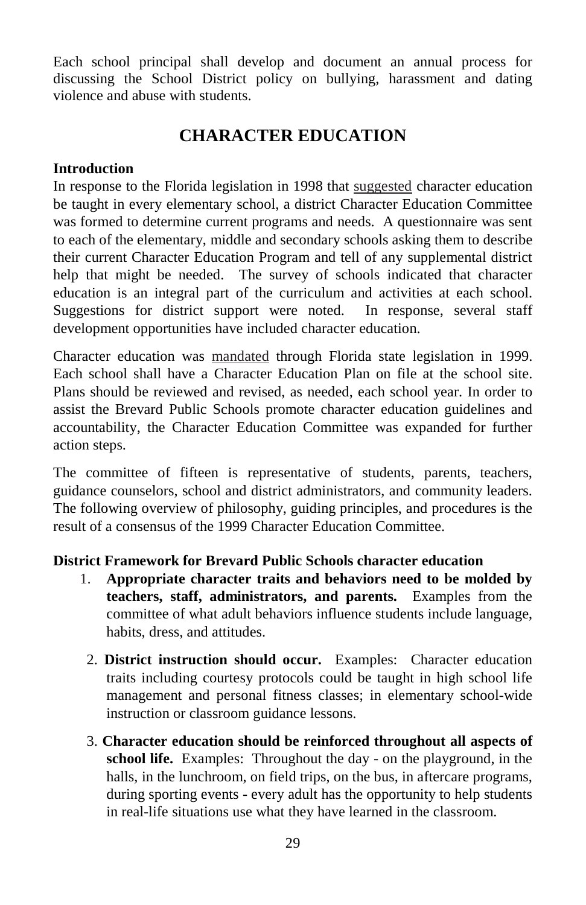Each school principal shall develop and document an annual process for discussing the School District policy on bullying, harassment and dating violence and abuse with students.

## CHARACTER EDUCATION

**Introduction**

In response to the Florida legislation in 1998 that <u>suggested</u> character education be taught in every elementary school, a district Character Education Committee was formed to determine current programs and needs. A questionnaire was sent to each of the elementary, middle and secondary schools asking them to describe their current Character Education Program and tell of any supplemental district help that might be needed. The survey of schools indicated that character education is an integral part of the curriculum and activities at each school. Suggestions for district support were noted. In response, several staff development opportunities have included character education.

Character education was <u>mandated</u> through Florida state legislation in 1999. Each school shall have a Character Education Plan on file at the school site. Plans should be reviewed and revised, as needed, each school year. In order to assist the Brevard Public Schools promote character education guidelines and accountability, the Character Education Committee was expanded for further action steps.

The committee of fifteen is representative of students, parents, teachers, guidance counselors, school and district administrators, and community leaders. The following overview of philosophy, guiding principles, and procedures is the result of a consensus of the 1999 Character Education Committee.

**District Framework for Brevard Public Schools character education**

1. **Appropriate character traits and behaviors need to be molded by teachers, staff, administrators, and parents.** Examples from the committee of what adult behaviors influence students include language, habits, dress, and attitudes.

2. **District instruction should occur.** Examples: Character education traits including courtesy protocols could be taught in high school life management and personal fitness classes; in elementary school-wide instruction or classroom guidance lessons.

3. **Character education should be reinforced throughout all aspects of school life.** Examples: Throughout the day - on the playground, in the halls, in the lunchroom, on field trips, on the bus, in aftercare programs, during sporting events - every adult has the opportunity to help students in real-life situations use what they have learned in the classroom.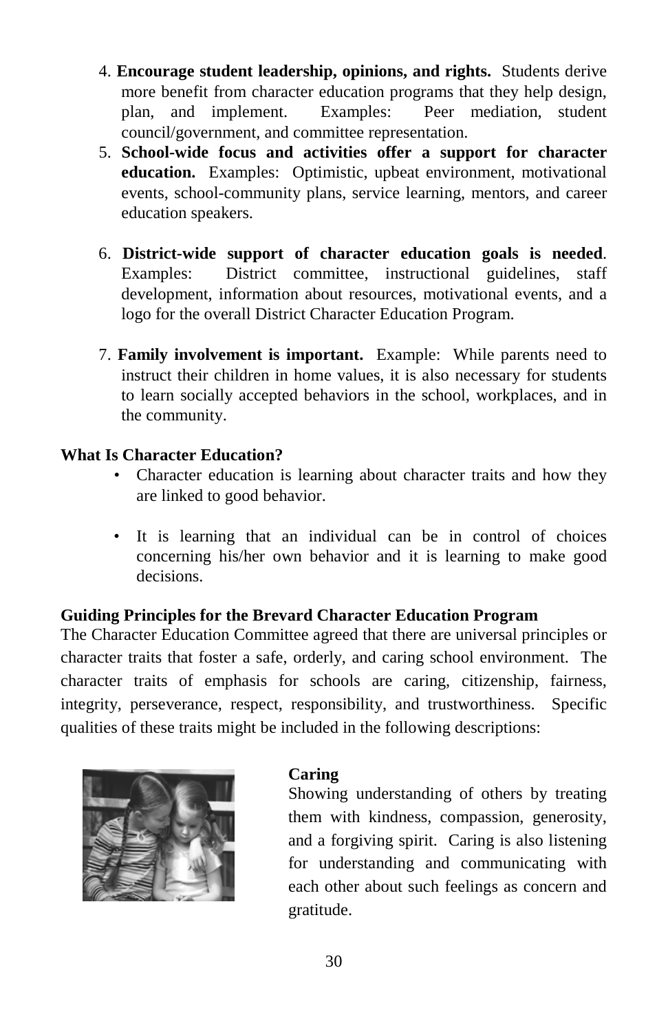4. **Encourage student leadership, opinions, and rights.** Students derive more benefit from character education programs that they help design, plan, and implement. Examples: Peer mediation, student council/government, and committee representation.
5. **School-wide focus and activities offer a support for character education.** Examples: Optimistic, upbeat environment, motivational events, school-community plans, service learning, mentors, and career education speakers.
6. **District-wide support of character education goals is needed**. Examples: District committee, instructional guidelines, staff development, information about resources, motivational events, and a logo for the overall District Character Education Program.
7. **Family involvement is important.** Example: While parents need to instruct their children in home values, it is also necessary for students to learn socially accepted behaviors in the school, workplaces, and in the community.

**What Is Character Education?**

- Character education is learning about character traits and how they are linked to good behavior.
- It is learning that an individual can be in control of choices concerning his/her own behavior and it is learning to make good decisions.

**Guiding Principles for the Brevard Character Education Program**

The Character Education Committee agreed that there are universal principles or character traits that foster a safe, orderly, and caring school environment. The character traits of emphasis for schools are caring, citizenship, fairness, integrity, perseverance, respect, responsibility, and trustworthiness. Specific qualities of these traits might be included in the following descriptions:

**Caring**

Showing understanding of others by treating them with kindness, compassion, generosity, and a forgiving spirit. Caring is also listening for understanding and communicating with each other about such feelings as concern and gratitude.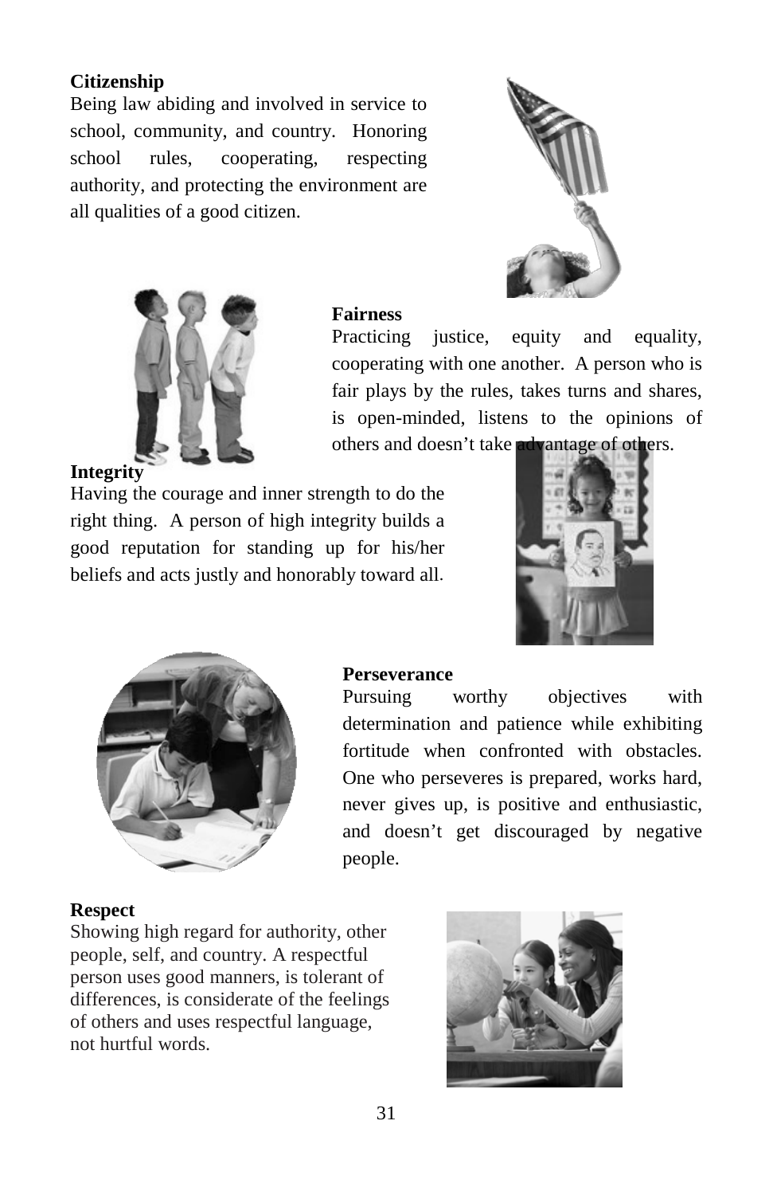**Citizenship**

Being law abiding and involved in service to school, community, and country. Honoring school rules, cooperating, respecting authority, and protecting the environment are all qualities of a good citizen.

**Fairness**

Practicing justice, equity and equality, cooperating with one another. A person who is fair plays by the rules, takes turns and shares, is open-minded, listens to the opinions of others and doesn't take advantage of others.

**Integrity**

Having the courage and inner strength to do the right thing. A person of high integrity builds a good reputation for standing up for his/her beliefs and acts justly and honorably toward all.

**Perseverance**

Pursuing worthy objectives with determination and patience while exhibiting fortitude when confronted with obstacles. One who perseveres is prepared, works hard, never gives up, is positive and enthusiastic, and doesn't get discouraged by negative people.

**Respect**

Showing high regard for authority, other people, self, and country. A respectful person uses good manners, is tolerant of differences, is considerate of the feelings of others and uses respectful language, not hurtful words.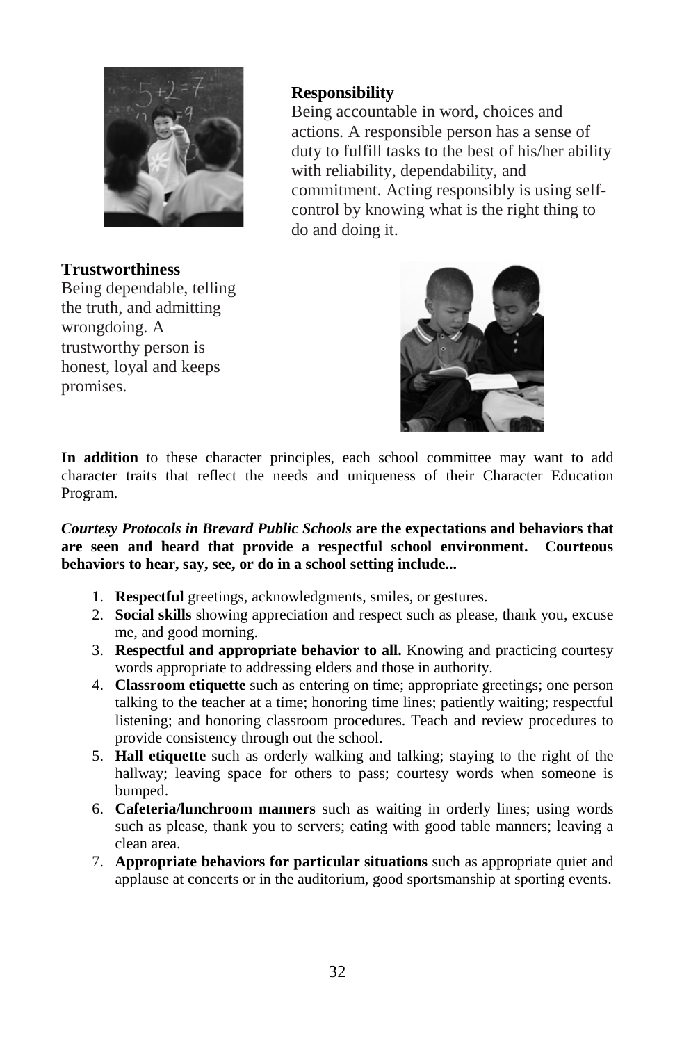**Responsibility**

Being accountable in word, choices and actions. A responsible person has a sense of duty to fulfill tasks to the best of his/her ability with reliability, dependability, and commitment. Acting responsibly is using self-control by knowing what is the right thing to do and doing it.

**Trustworthiness**

Being dependable, telling the truth, and admitting wrongdoing. A trustworthy person is honest, loyal and keeps promises.

**In addition** to these character principles, each school committee may want to add character traits that reflect the needs and uniqueness of their Character Education Program.

***Courtesy Protocols in Brevard Public Schools*** **are the expectations and behaviors that are seen and heard that provide a respectful school environment. Courteous behaviors to hear, say, see, or do in a school setting include...**

1. **Respectful** greetings, acknowledgments, smiles, or gestures.
2. **Social skills** showing appreciation and respect such as please, thank you, excuse me, and good morning.
3. **Respectful and appropriate behavior to all.** Knowing and practicing courtesy words appropriate to addressing elders and those in authority.
4. **Classroom etiquette** such as entering on time; appropriate greetings; one person talking to the teacher at a time; honoring time lines; patiently waiting; respectful listening; and honoring classroom procedures. Teach and review procedures to provide consistency through out the school.
5. **Hall etiquette** such as orderly walking and talking; staying to the right of the hallway; leaving space for others to pass; courtesy words when someone is bumped.
6. **Cafeteria/lunchroom manners** such as waiting in orderly lines; using words such as please, thank you to servers; eating with good table manners; leaving a clean area.
7. **Appropriate behaviors for particular situations** such as appropriate quiet and applause at concerts or in the auditorium, good sportsmanship at sporting events.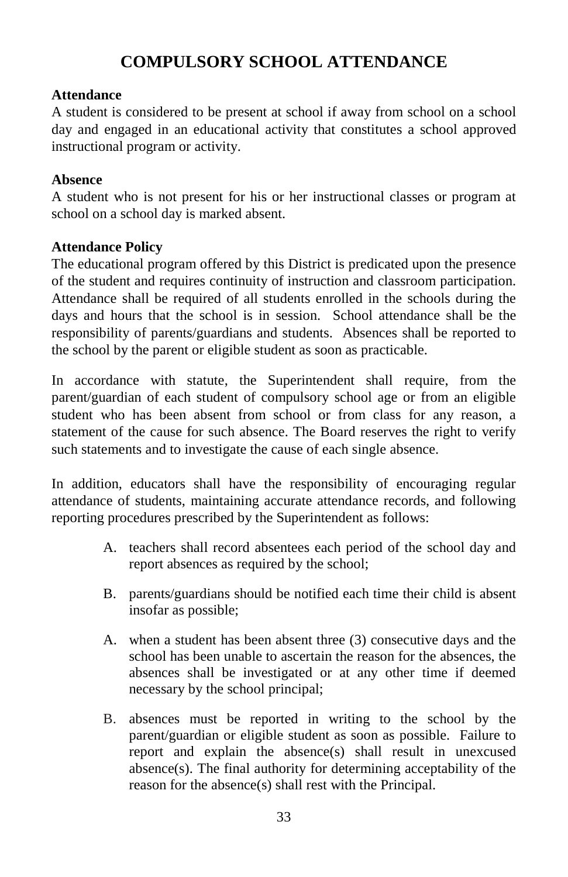# COMPULSORY SCHOOL ATTENDANCE

**Attendance**

A student is considered to be present at school if away from school on a school day and engaged in an educational activity that constitutes a school approved instructional program or activity.

**Absence**

A student who is not present for his or her instructional classes or program at school on a school day is marked absent.

**Attendance Policy**

The educational program offered by this District is predicated upon the presence of the student and requires continuity of instruction and classroom participation. Attendance shall be required of all students enrolled in the schools during the days and hours that the school is in session. School attendance shall be the responsibility of parents/guardians and students. Absences shall be reported to the school by the parent or eligible student as soon as practicable.

In accordance with statute, the Superintendent shall require, from the parent/guardian of each student of compulsory school age or from an eligible student who has been absent from school or from class for any reason, a statement of the cause for such absence. The Board reserves the right to verify such statements and to investigate the cause of each single absence.

In addition, educators shall have the responsibility of encouraging regular attendance of students, maintaining accurate attendance records, and following reporting procedures prescribed by the Superintendent as follows:

A. teachers shall record absentees each period of the school day and report absences as required by the school;

B. parents/guardians should be notified each time their child is absent insofar as possible;

A. when a student has been absent three (3) consecutive days and the school has been unable to ascertain the reason for the absences, the absences shall be investigated or at any other time if deemed necessary by the school principal;

B. absences must be reported in writing to the school by the parent/guardian or eligible student as soon as possible. Failure to report and explain the absence(s) shall result in unexcused absence(s). The final authority for determining acceptability of the reason for the absence(s) shall rest with the Principal.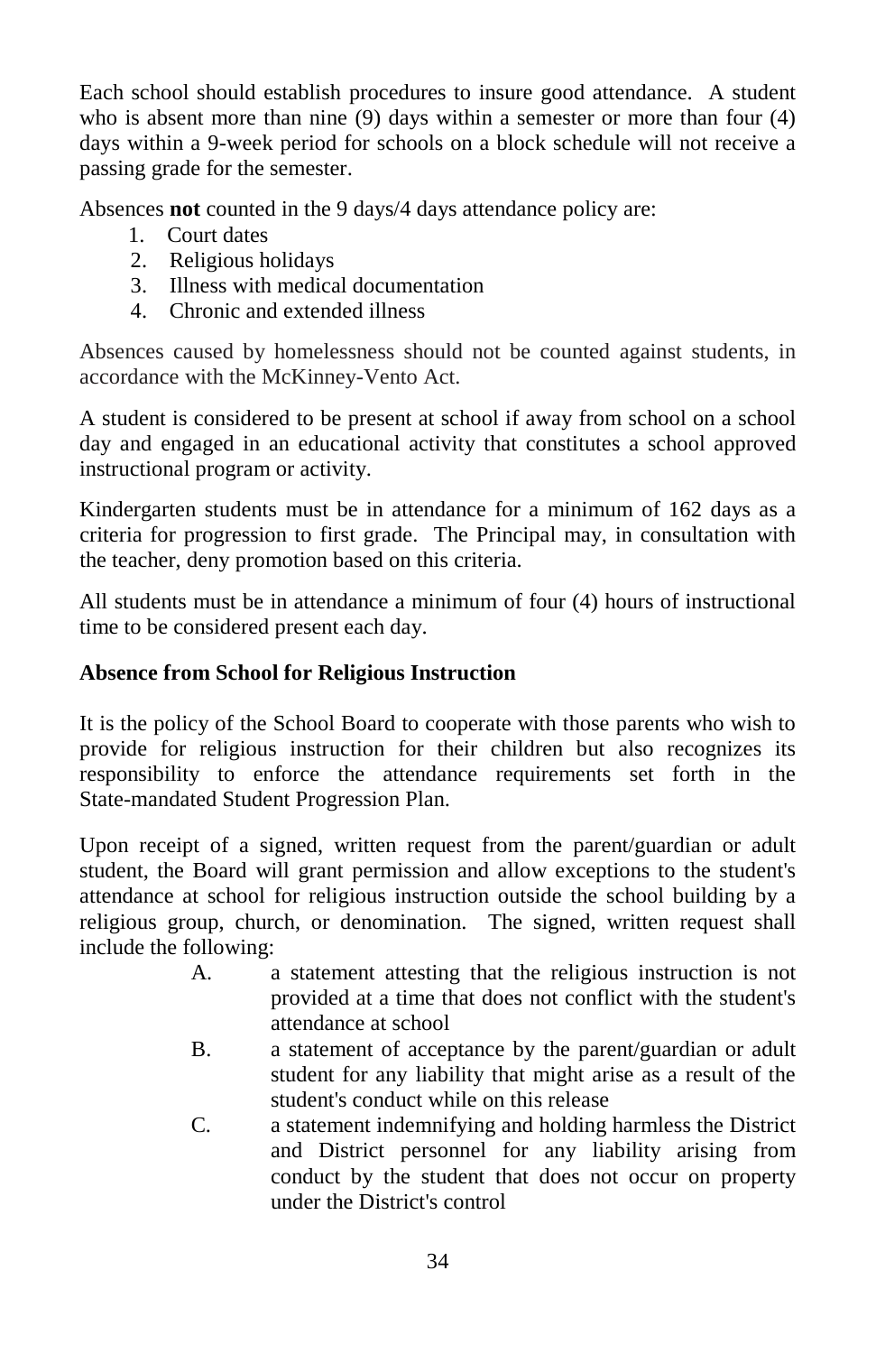Each school should establish procedures to insure good attendance. A student who is absent more than nine (9) days within a semester or more than four (4) days within a 9-week period for schools on a block schedule will not receive a passing grade for the semester.

Absences **not** counted in the 9 days/4 days attendance policy are:

1. Court dates
2. Religious holidays
3. Illness with medical documentation
4. Chronic and extended illness

Absences caused by homelessness should not be counted against students, in accordance with the McKinney-Vento Act.

A student is considered to be present at school if away from school on a school day and engaged in an educational activity that constitutes a school approved instructional program or activity.

Kindergarten students must be in attendance for a minimum of 162 days as a criteria for progression to first grade. The Principal may, in consultation with the teacher, deny promotion based on this criteria.

All students must be in attendance a minimum of four (4) hours of instructional time to be considered present each day.

**Absence from School for Religious Instruction**

It is the policy of the School Board to cooperate with those parents who wish to provide for religious instruction for their children but also recognizes its responsibility to enforce the attendance requirements set forth in the State-mandated Student Progression Plan.

Upon receipt of a signed, written request from the parent/guardian or adult student, the Board will grant permission and allow exceptions to the student's attendance at school for religious instruction outside the school building by a religious group, church, or denomination. The signed, written request shall include the following:

A. a statement attesting that the religious instruction is not provided at a time that does not conflict with the student's attendance at school

B. a statement of acceptance by the parent/guardian or adult student for any liability that might arise as a result of the student's conduct while on this release

C. a statement indemnifying and holding harmless the District and District personnel for any liability arising from conduct by the student that does not occur on property under the District's control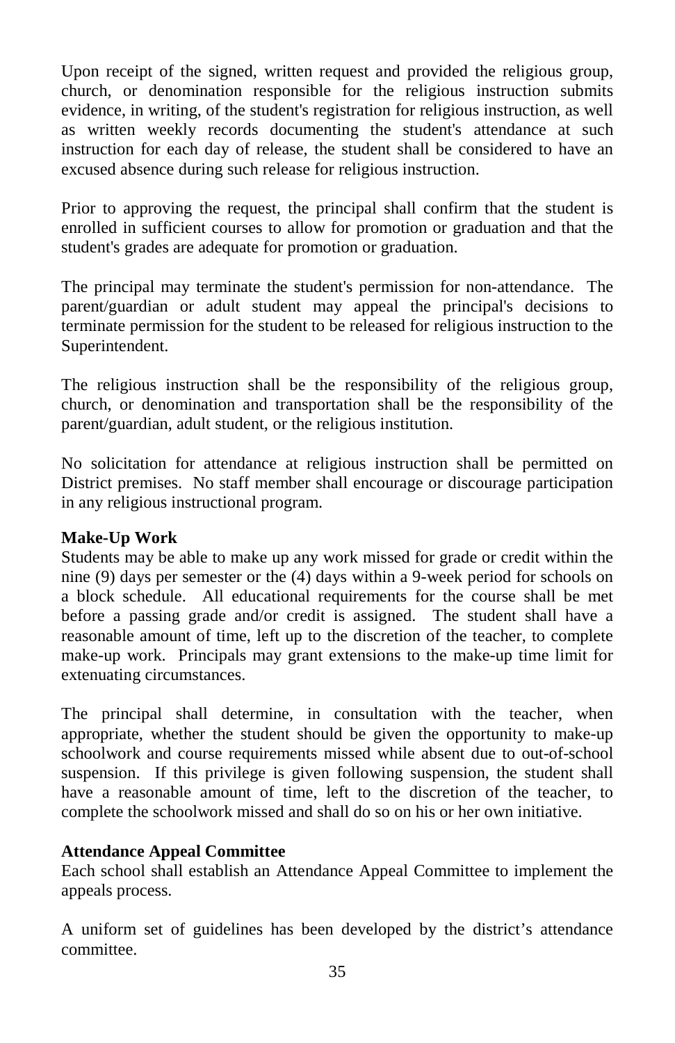Upon receipt of the signed, written request and provided the religious group, church, or denomination responsible for the religious instruction submits evidence, in writing, of the student's registration for religious instruction, as well as written weekly records documenting the student's attendance at such instruction for each day of release, the student shall be considered to have an excused absence during such release for religious instruction.

Prior to approving the request, the principal shall confirm that the student is enrolled in sufficient courses to allow for promotion or graduation and that the student's grades are adequate for promotion or graduation.

The principal may terminate the student's permission for non-attendance. The parent/guardian or adult student may appeal the principal's decisions to terminate permission for the student to be released for religious instruction to the Superintendent.

The religious instruction shall be the responsibility of the religious group, church, or denomination and transportation shall be the responsibility of the parent/guardian, adult student, or the religious institution.

No solicitation for attendance at religious instruction shall be permitted on District premises. No staff member shall encourage or discourage participation in any religious instructional program.

**Make-Up Work**

Students may be able to make up any work missed for grade or credit within the nine (9) days per semester or the (4) days within a 9-week period for schools on a block schedule. All educational requirements for the course shall be met before a passing grade and/or credit is assigned. The student shall have a reasonable amount of time, left up to the discretion of the teacher, to complete make-up work. Principals may grant extensions to the make-up time limit for extenuating circumstances.

The principal shall determine, in consultation with the teacher, when appropriate, whether the student should be given the opportunity to make-up schoolwork and course requirements missed while absent due to out-of-school suspension. If this privilege is given following suspension, the student shall have a reasonable amount of time, left to the discretion of the teacher, to complete the schoolwork missed and shall do so on his or her own initiative.

**Attendance Appeal Committee**

Each school shall establish an Attendance Appeal Committee to implement the appeals process.

A uniform set of guidelines has been developed by the district's attendance committee.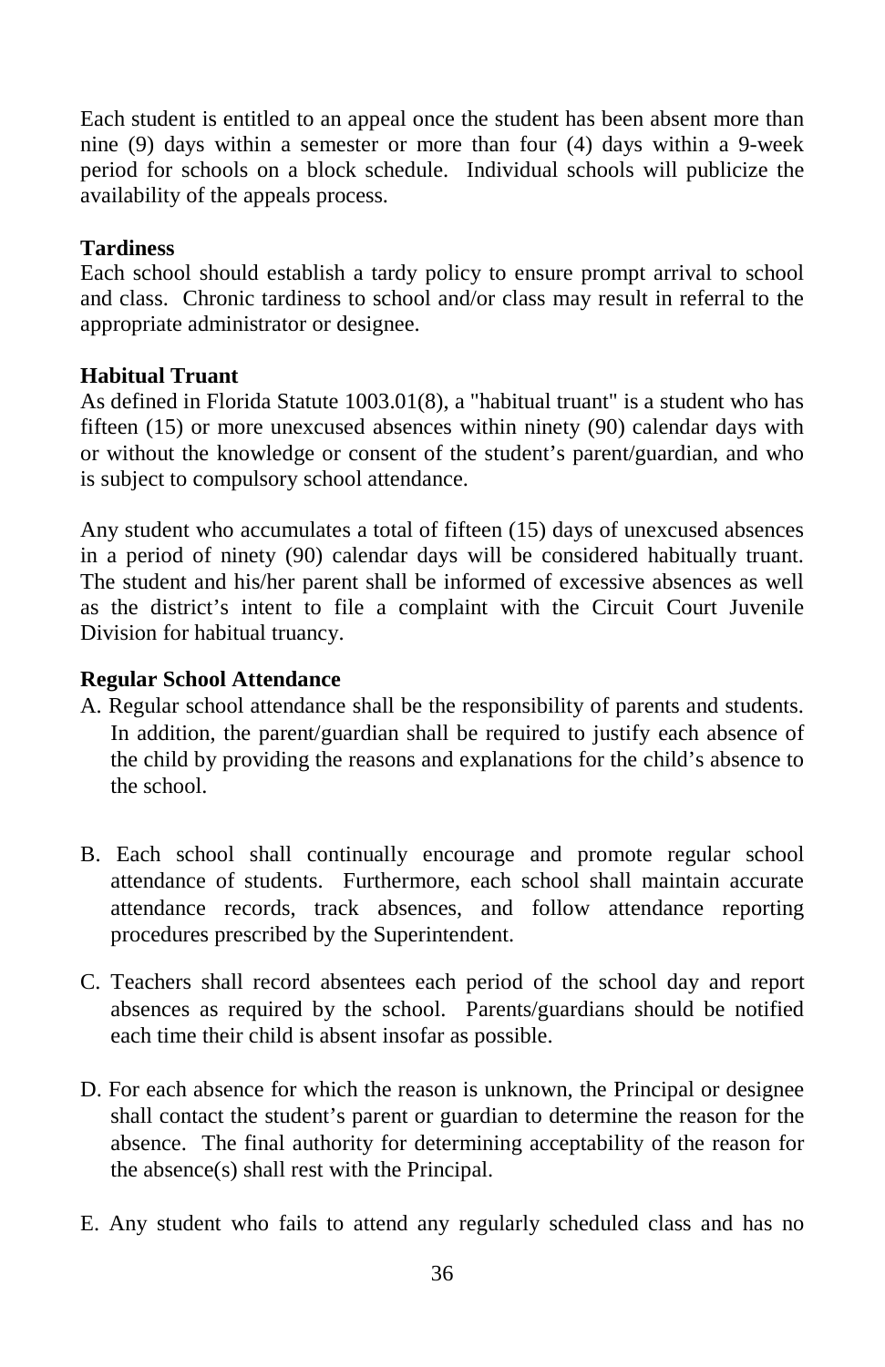Each student is entitled to an appeal once the student has been absent more than nine (9) days within a semester or more than four (4) days within a 9-week period for schools on a block schedule. Individual schools will publicize the availability of the appeals process.

**Tardiness**

Each school should establish a tardy policy to ensure prompt arrival to school and class. Chronic tardiness to school and/or class may result in referral to the appropriate administrator or designee.

**Habitual Truant**

As defined in Florida Statute 1003.01(8), a "habitual truant" is a student who has fifteen (15) or more unexcused absences within ninety (90) calendar days with or without the knowledge or consent of the student's parent/guardian, and who is subject to compulsory school attendance.

Any student who accumulates a total of fifteen (15) days of unexcused absences in a period of ninety (90) calendar days will be considered habitually truant. The student and his/her parent shall be informed of excessive absences as well as the district's intent to file a complaint with the Circuit Court Juvenile Division for habitual truancy.

**Regular School Attendance**

A. Regular school attendance shall be the responsibility of parents and students. In addition, the parent/guardian shall be required to justify each absence of the child by providing the reasons and explanations for the child's absence to the school.

B. Each school shall continually encourage and promote regular school attendance of students. Furthermore, each school shall maintain accurate attendance records, track absences, and follow attendance reporting procedures prescribed by the Superintendent.

C. Teachers shall record absentees each period of the school day and report absences as required by the school. Parents/guardians should be notified each time their child is absent insofar as possible.

D. For each absence for which the reason is unknown, the Principal or designee shall contact the student's parent or guardian to determine the reason for the absence. The final authority for determining acceptability of the reason for the absence(s) shall rest with the Principal.

E. Any student who fails to attend any regularly scheduled class and has no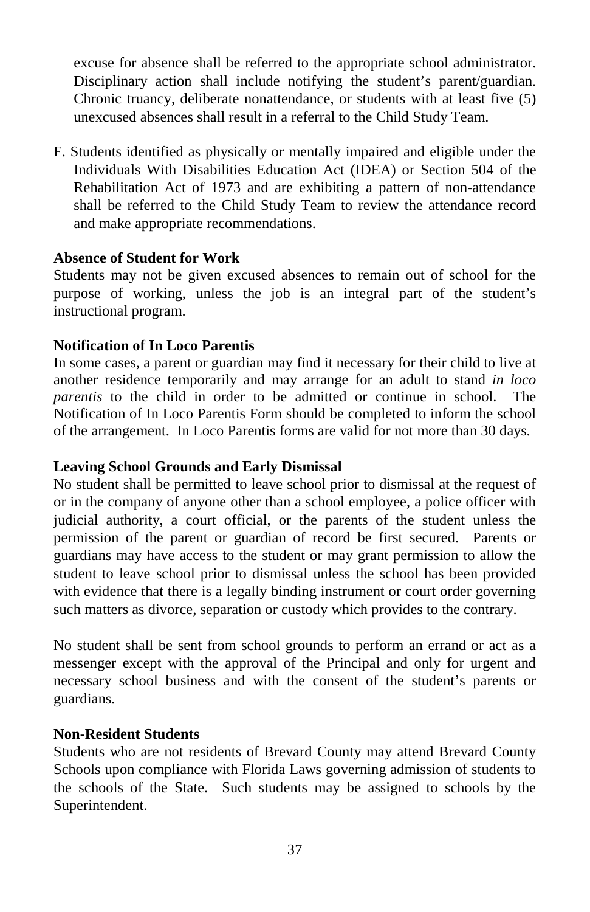excuse for absence shall be referred to the appropriate school administrator. Disciplinary action shall include notifying the student's parent/guardian. Chronic truancy, deliberate nonattendance, or students with at least five (5) unexcused absences shall result in a referral to the Child Study Team.

F. Students identified as physically or mentally impaired and eligible under the Individuals With Disabilities Education Act (IDEA) or Section 504 of the Rehabilitation Act of 1973 and are exhibiting a pattern of non-attendance shall be referred to the Child Study Team to review the attendance record and make appropriate recommendations.

**Absence of Student for Work**

Students may not be given excused absences to remain out of school for the purpose of working, unless the job is an integral part of the student's instructional program.

**Notification of In Loco Parentis**

In some cases, a parent or guardian may find it necessary for their child to live at another residence temporarily and may arrange for an adult to stand *in loco parentis* to the child in order to be admitted or continue in school. The Notification of In Loco Parentis Form should be completed to inform the school of the arrangement. In Loco Parentis forms are valid for not more than 30 days.

**Leaving School Grounds and Early Dismissal**

No student shall be permitted to leave school prior to dismissal at the request of or in the company of anyone other than a school employee, a police officer with judicial authority, a court official, or the parents of the student unless the permission of the parent or guardian of record be first secured. Parents or guardians may have access to the student or may grant permission to allow the student to leave school prior to dismissal unless the school has been provided with evidence that there is a legally binding instrument or court order governing such matters as divorce, separation or custody which provides to the contrary.

No student shall be sent from school grounds to perform an errand or act as a messenger except with the approval of the Principal and only for urgent and necessary school business and with the consent of the student's parents or guardians.

**Non-Resident Students**

Students who are not residents of Brevard County may attend Brevard County Schools upon compliance with Florida Laws governing admission of students to the schools of the State. Such students may be assigned to schools by the Superintendent.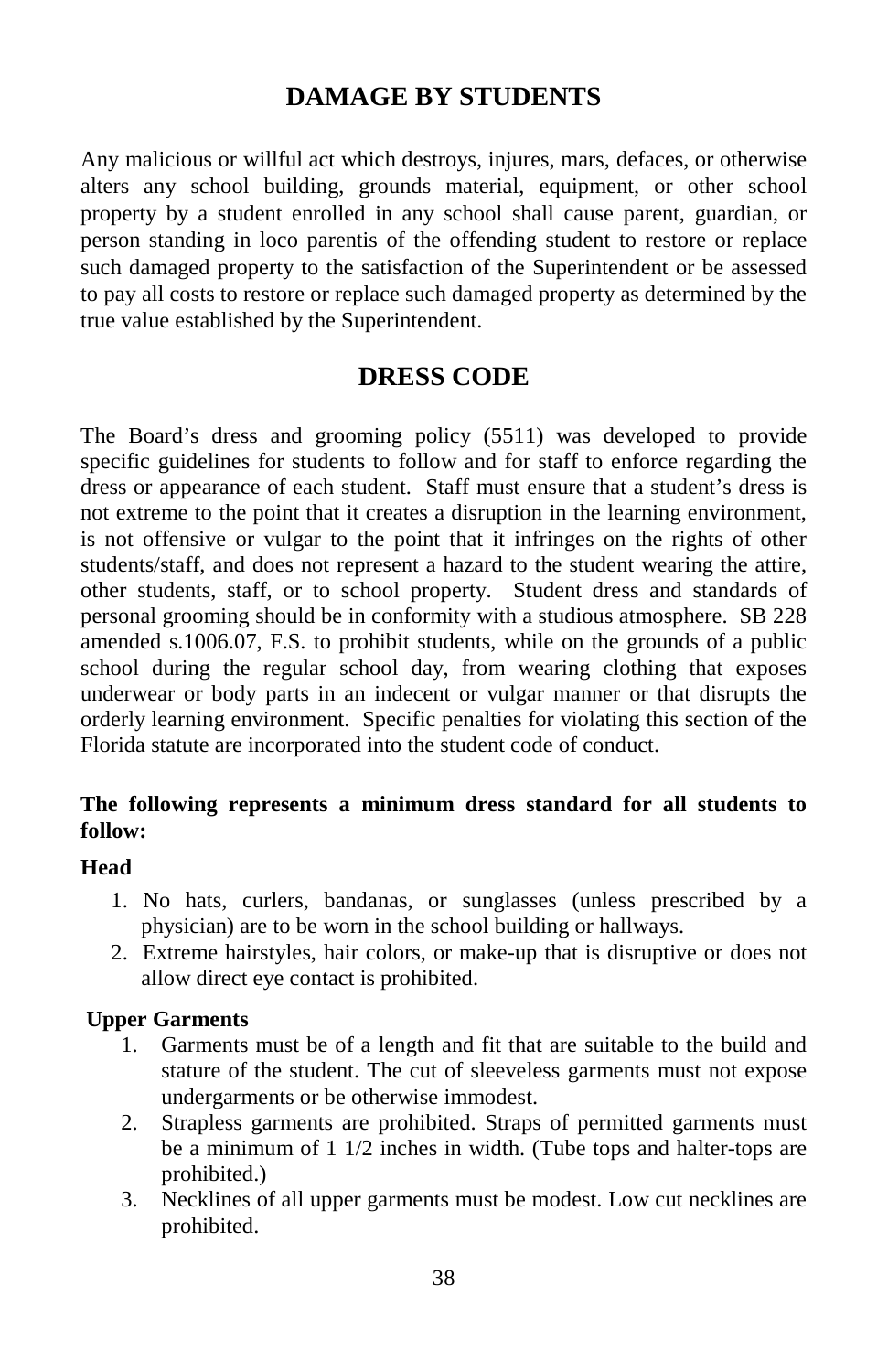# DAMAGE BY STUDENTS

Any malicious or willful act which destroys, injures, mars, defaces, or otherwise alters any school building, grounds material, equipment, or other school property by a student enrolled in any school shall cause parent, guardian, or person standing in loco parentis of the offending student to restore or replace such damaged property to the satisfaction of the Superintendent or be assessed to pay all costs to restore or replace such damaged property as determined by the true value established by the Superintendent.

# DRESS CODE

The Board's dress and grooming policy (5511) was developed to provide specific guidelines for students to follow and for staff to enforce regarding the dress or appearance of each student. Staff must ensure that a student's dress is not extreme to the point that it creates a disruption in the learning environment, is not offensive or vulgar to the point that it infringes on the rights of other students/staff, and does not represent a hazard to the student wearing the attire, other students, staff, or to school property. Student dress and standards of personal grooming should be in conformity with a studious atmosphere. SB 228 amended s.1006.07, F.S. to prohibit students, while on the grounds of a public school during the regular school day, from wearing clothing that exposes underwear or body parts in an indecent or vulgar manner or that disrupts the orderly learning environment. Specific penalties for violating this section of the Florida statute are incorporated into the student code of conduct.

**The following represents a minimum dress standard for all students to follow:**

**Head**

1. No hats, curlers, bandanas, or sunglasses (unless prescribed by a physician) are to be worn in the school building or hallways.
2. Extreme hairstyles, hair colors, or make-up that is disruptive or does not allow direct eye contact is prohibited.

**Upper Garments**

1. Garments must be of a length and fit that are suitable to the build and stature of the student. The cut of sleeveless garments must not expose undergarments or be otherwise immodest.
2. Strapless garments are prohibited. Straps of permitted garments must be a minimum of 1 1/2 inches in width. (Tube tops and halter-tops are prohibited.)
3. Necklines of all upper garments must be modest. Low cut necklines are prohibited.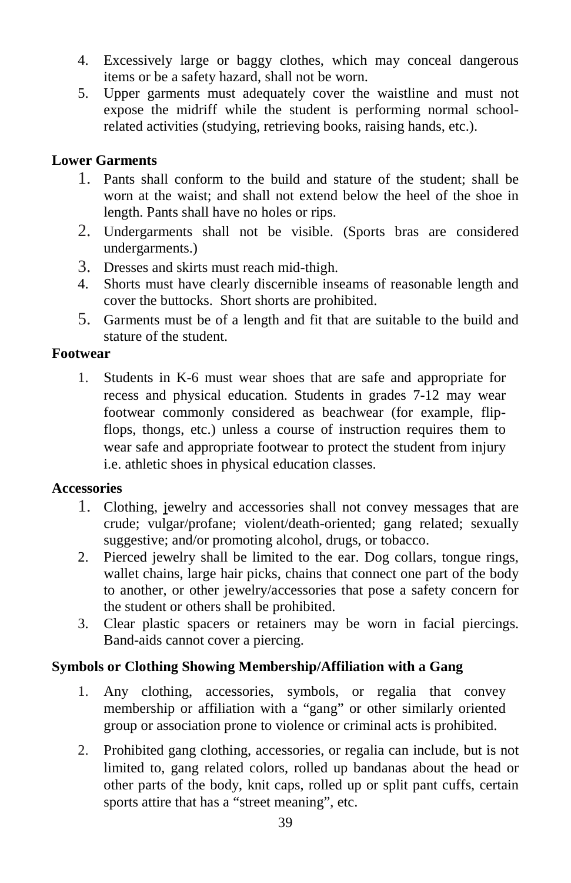4. Excessively large or baggy clothes, which may conceal dangerous items or be a safety hazard, shall not be worn.
5. Upper garments must adequately cover the waistline and must not expose the midriff while the student is performing normal school-related activities (studying, retrieving books, raising hands, etc.).

**Lower Garments**

1. Pants shall conform to the build and stature of the student; shall be worn at the waist; and shall not extend below the heel of the shoe in length. Pants shall have no holes or rips.
2. Undergarments shall not be visible. (Sports bras are considered undergarments.)
3. Dresses and skirts must reach mid-thigh.
4. Shorts must have clearly discernible inseams of reasonable length and cover the buttocks. Short shorts are prohibited.
5. Garments must be of a length and fit that are suitable to the build and stature of the student.

**Footwear**

1. Students in K-6 must wear shoes that are safe and appropriate for recess and physical education. Students in grades 7-12 may wear footwear commonly considered as beachwear (for example, flip-flops, thongs, etc.) unless a course of instruction requires them to wear safe and appropriate footwear to protect the student from injury i.e. athletic shoes in physical education classes.

**Accessories**

1. Clothing, jewelry and accessories shall not convey messages that are crude; vulgar/profane; violent/death-oriented; gang related; sexually suggestive; and/or promoting alcohol, drugs, or tobacco.
2. Pierced jewelry shall be limited to the ear. Dog collars, tongue rings, wallet chains, large hair picks, chains that connect one part of the body to another, or other jewelry/accessories that pose a safety concern for the student or others shall be prohibited.
3. Clear plastic spacers or retainers may be worn in facial piercings. Band-aids cannot cover a piercing.

**Symbols or Clothing Showing Membership/Affiliation with a Gang**

1. Any clothing, accessories, symbols, or regalia that convey membership or affiliation with a "gang" or other similarly oriented group or association prone to violence or criminal acts is prohibited.

2. Prohibited gang clothing, accessories, or regalia can include, but is not limited to, gang related colors, rolled up bandanas about the head or other parts of the body, knit caps, rolled up or split pant cuffs, certain sports attire that has a "street meaning", etc.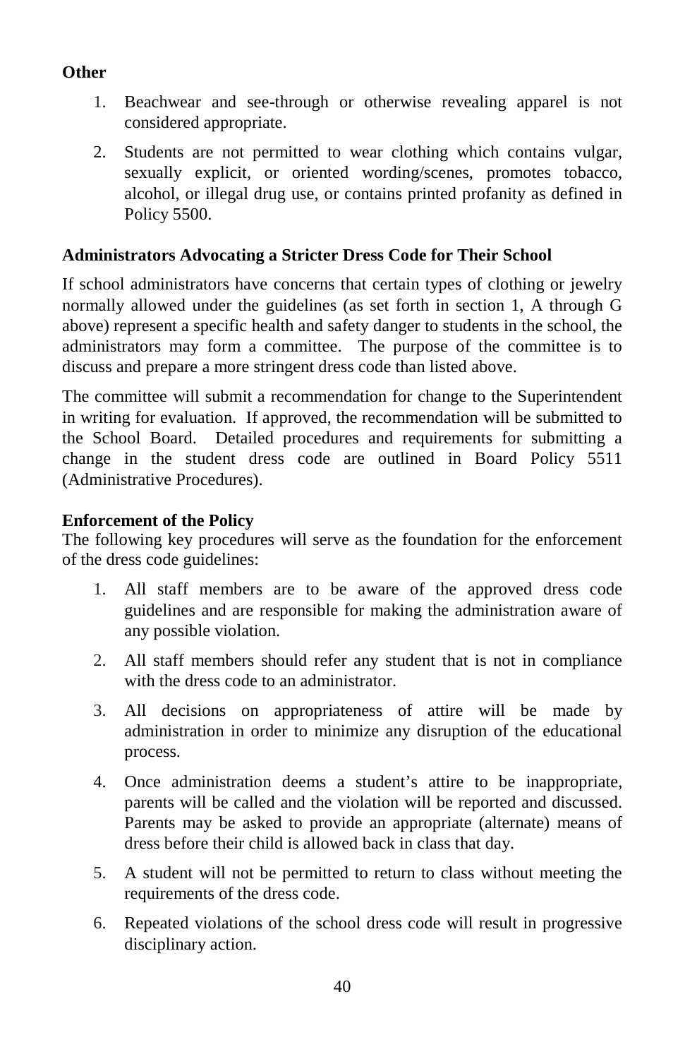**Other**

1. Beachwear and see-through or otherwise revealing apparel is not considered appropriate.
2. Students are not permitted to wear clothing which contains vulgar, sexually explicit, or oriented wording/scenes, promotes tobacco, alcohol, or illegal drug use, or contains printed profanity as defined in Policy 5500.

**Administrators Advocating a Stricter Dress Code for Their School**

If school administrators have concerns that certain types of clothing or jewelry normally allowed under the guidelines (as set forth in section 1, A through G above) represent a specific health and safety danger to students in the school, the administrators may form a committee. The purpose of the committee is to discuss and prepare a more stringent dress code than listed above.

The committee will submit a recommendation for change to the Superintendent in writing for evaluation. If approved, the recommendation will be submitted to the School Board. Detailed procedures and requirements for submitting a change in the student dress code are outlined in Board Policy 5511 (Administrative Procedures).

**Enforcement of the Policy**

The following key procedures will serve as the foundation for the enforcement of the dress code guidelines:

1. All staff members are to be aware of the approved dress code guidelines and are responsible for making the administration aware of any possible violation.
2. All staff members should refer any student that is not in compliance with the dress code to an administrator.
3. All decisions on appropriateness of attire will be made by administration in order to minimize any disruption of the educational process.
4. Once administration deems a student's attire to be inappropriate, parents will be called and the violation will be reported and discussed. Parents may be asked to provide an appropriate (alternate) means of dress before their child is allowed back in class that day.
5. A student will not be permitted to return to class without meeting the requirements of the dress code.
6. Repeated violations of the school dress code will result in progressive disciplinary action.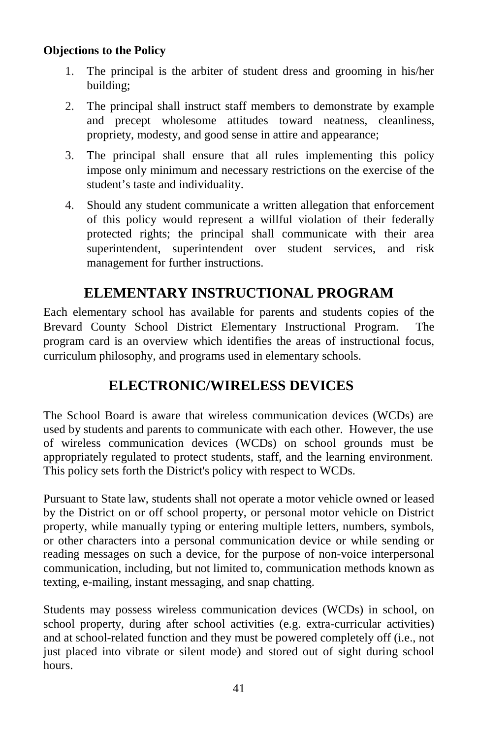**Objections to the Policy**

1. The principal is the arbiter of student dress and grooming in his/her building;
2. The principal shall instruct staff members to demonstrate by example and precept wholesome attitudes toward neatness, cleanliness, propriety, modesty, and good sense in attire and appearance;
3. The principal shall ensure that all rules implementing this policy impose only minimum and necessary restrictions on the exercise of the student's taste and individuality.
4. Should any student communicate a written allegation that enforcement of this policy would represent a willful violation of their federally protected rights; the principal shall communicate with their area superintendent, superintendent over student services, and risk management for further instructions.

## ELEMENTARY INSTRUCTIONAL PROGRAM

Each elementary school has available for parents and students copies of the Brevard County School District Elementary Instructional Program. The program card is an overview which identifies the areas of instructional focus, curriculum philosophy, and programs used in elementary schools.

## ELECTRONIC/WIRELESS DEVICES

The School Board is aware that wireless communication devices (WCDs) are used by students and parents to communicate with each other. However, the use of wireless communication devices (WCDs) on school grounds must be appropriately regulated to protect students, staff, and the learning environment. This policy sets forth the District's policy with respect to WCDs.

Pursuant to State law, students shall not operate a motor vehicle owned or leased by the District on or off school property, or personal motor vehicle on District property, while manually typing or entering multiple letters, numbers, symbols, or other characters into a personal communication device or while sending or reading messages on such a device, for the purpose of non-voice interpersonal communication, including, but not limited to, communication methods known as texting, e-mailing, instant messaging, and snap chatting.

Students may possess wireless communication devices (WCDs) in school, on school property, during after school activities (e.g. extra-curricular activities) and at school-related function and they must be powered completely off (i.e., not just placed into vibrate or silent mode) and stored out of sight during school hours.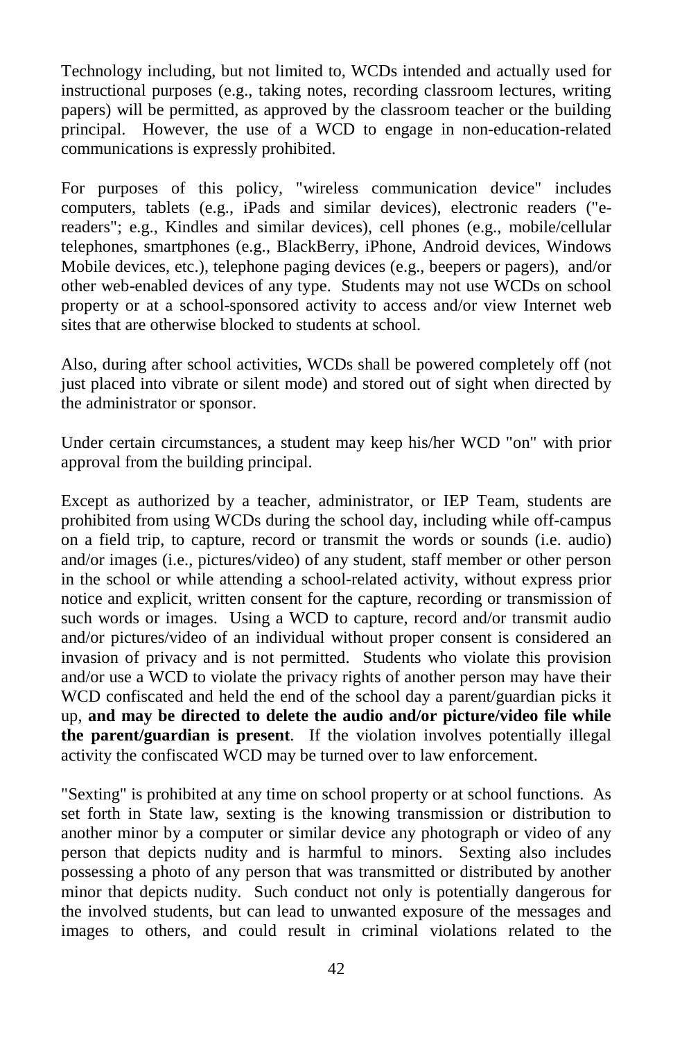Technology including, but not limited to, WCDs intended and actually used for instructional purposes (e.g., taking notes, recording classroom lectures, writing papers) will be permitted, as approved by the classroom teacher or the building principal. However, the use of a WCD to engage in non-education-related communications is expressly prohibited.

For purposes of this policy, "wireless communication device" includes computers, tablets (e.g., iPads and similar devices), electronic readers ("e-readers"; e.g., Kindles and similar devices), cell phones (e.g., mobile/cellular telephones, smartphones (e.g., BlackBerry, iPhone, Android devices, Windows Mobile devices, etc.), telephone paging devices (e.g., beepers or pagers), and/or other web-enabled devices of any type. Students may not use WCDs on school property or at a school-sponsored activity to access and/or view Internet web sites that are otherwise blocked to students at school.

Also, during after school activities, WCDs shall be powered completely off (not just placed into vibrate or silent mode) and stored out of sight when directed by the administrator or sponsor.

Under certain circumstances, a student may keep his/her WCD "on" with prior approval from the building principal.

Except as authorized by a teacher, administrator, or IEP Team, students are prohibited from using WCDs during the school day, including while off-campus on a field trip, to capture, record or transmit the words or sounds (i.e. audio) and/or images (i.e., pictures/video) of any student, staff member or other person in the school or while attending a school-related activity, without express prior notice and explicit, written consent for the capture, recording or transmission of such words or images. Using a WCD to capture, record and/or transmit audio and/or pictures/video of an individual without proper consent is considered an invasion of privacy and is not permitted. Students who violate this provision and/or use a WCD to violate the privacy rights of another person may have their WCD confiscated and held the end of the school day a parent/guardian picks it up, **and may be directed to delete the audio and/or picture/video file while the parent/guardian is present**. If the violation involves potentially illegal activity the confiscated WCD may be turned over to law enforcement.

"Sexting" is prohibited at any time on school property or at school functions. As set forth in State law, sexting is the knowing transmission or distribution to another minor by a computer or similar device any photograph or video of any person that depicts nudity and is harmful to minors. Sexting also includes possessing a photo of any person that was transmitted or distributed by another minor that depicts nudity. Such conduct not only is potentially dangerous for the involved students, but can lead to unwanted exposure of the messages and images to others, and could result in criminal violations related to the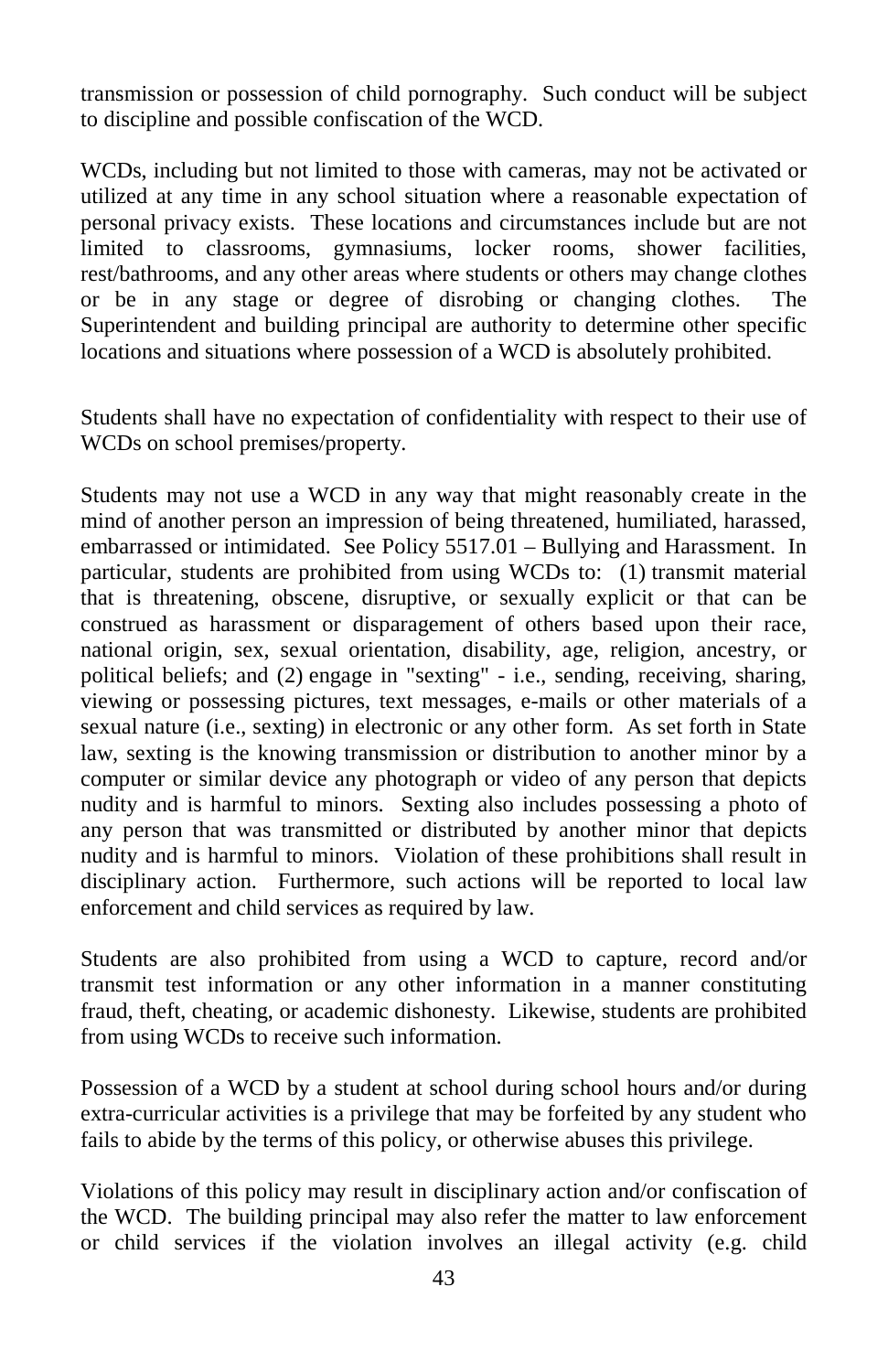transmission or possession of child pornography. Such conduct will be subject to discipline and possible confiscation of the WCD.

WCDs, including but not limited to those with cameras, may not be activated or utilized at any time in any school situation where a reasonable expectation of personal privacy exists. These locations and circumstances include but are not limited to classrooms, gymnasiums, locker rooms, shower facilities, rest/bathrooms, and any other areas where students or others may change clothes or be in any stage or degree of disrobing or changing clothes. The Superintendent and building principal are authority to determine other specific locations and situations where possession of a WCD is absolutely prohibited.

Students shall have no expectation of confidentiality with respect to their use of WCDs on school premises/property.

Students may not use a WCD in any way that might reasonably create in the mind of another person an impression of being threatened, humiliated, harassed, embarrassed or intimidated. See Policy 5517.01 – Bullying and Harassment. In particular, students are prohibited from using WCDs to: (1) transmit material that is threatening, obscene, disruptive, or sexually explicit or that can be construed as harassment or disparagement of others based upon their race, national origin, sex, sexual orientation, disability, age, religion, ancestry, or political beliefs; and (2) engage in "sexting" - i.e., sending, receiving, sharing, viewing or possessing pictures, text messages, e-mails or other materials of a sexual nature (i.e., sexting) in electronic or any other form. As set forth in State law, sexting is the knowing transmission or distribution to another minor by a computer or similar device any photograph or video of any person that depicts nudity and is harmful to minors. Sexting also includes possessing a photo of any person that was transmitted or distributed by another minor that depicts nudity and is harmful to minors. Violation of these prohibitions shall result in disciplinary action. Furthermore, such actions will be reported to local law enforcement and child services as required by law.

Students are also prohibited from using a WCD to capture, record and/or transmit test information or any other information in a manner constituting fraud, theft, cheating, or academic dishonesty. Likewise, students are prohibited from using WCDs to receive such information.

Possession of a WCD by a student at school during school hours and/or during extra-curricular activities is a privilege that may be forfeited by any student who fails to abide by the terms of this policy, or otherwise abuses this privilege.

Violations of this policy may result in disciplinary action and/or confiscation of the WCD. The building principal may also refer the matter to law enforcement or child services if the violation involves an illegal activity (e.g. child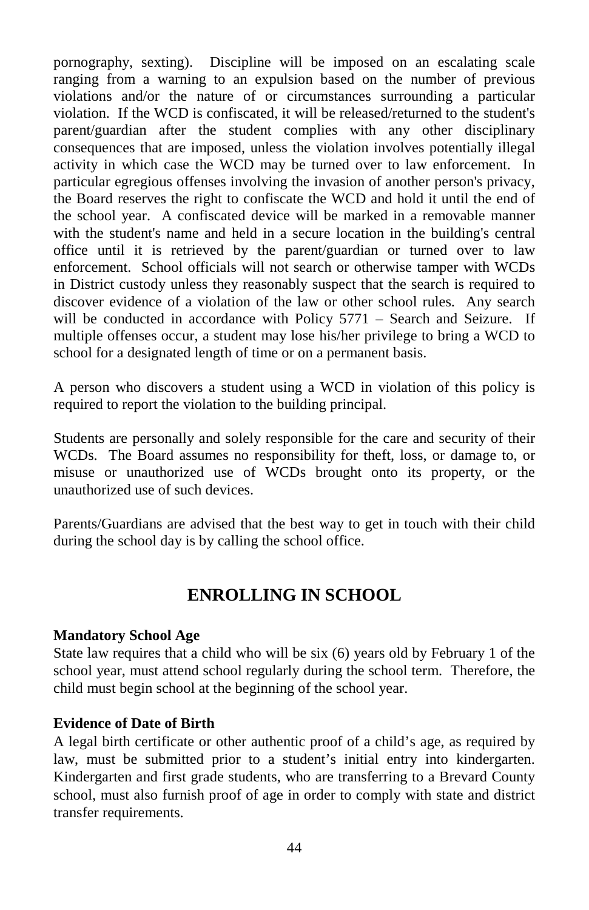pornography, sexting). Discipline will be imposed on an escalating scale ranging from a warning to an expulsion based on the number of previous violations and/or the nature of or circumstances surrounding a particular violation. If the WCD is confiscated, it will be released/returned to the student's parent/guardian after the student complies with any other disciplinary consequences that are imposed, unless the violation involves potentially illegal activity in which case the WCD may be turned over to law enforcement. In particular egregious offenses involving the invasion of another person's privacy, the Board reserves the right to confiscate the WCD and hold it until the end of the school year. A confiscated device will be marked in a removable manner with the student's name and held in a secure location in the building's central office until it is retrieved by the parent/guardian or turned over to law enforcement. School officials will not search or otherwise tamper with WCDs in District custody unless they reasonably suspect that the search is required to discover evidence of a violation of the law or other school rules. Any search will be conducted in accordance with Policy 5771 – Search and Seizure. If multiple offenses occur, a student may lose his/her privilege to bring a WCD to school for a designated length of time or on a permanent basis.

A person who discovers a student using a WCD in violation of this policy is required to report the violation to the building principal.

Students are personally and solely responsible for the care and security of their WCDs. The Board assumes no responsibility for theft, loss, or damage to, or misuse or unauthorized use of WCDs brought onto its property, or the unauthorized use of such devices.

Parents/Guardians are advised that the best way to get in touch with their child during the school day is by calling the school office.

## ENROLLING IN SCHOOL

**Mandatory School Age**

State law requires that a child who will be six (6) years old by February 1 of the school year, must attend school regularly during the school term. Therefore, the child must begin school at the beginning of the school year.

**Evidence of Date of Birth**

A legal birth certificate or other authentic proof of a child's age, as required by law, must be submitted prior to a student's initial entry into kindergarten. Kindergarten and first grade students, who are transferring to a Brevard County school, must also furnish proof of age in order to comply with state and district transfer requirements.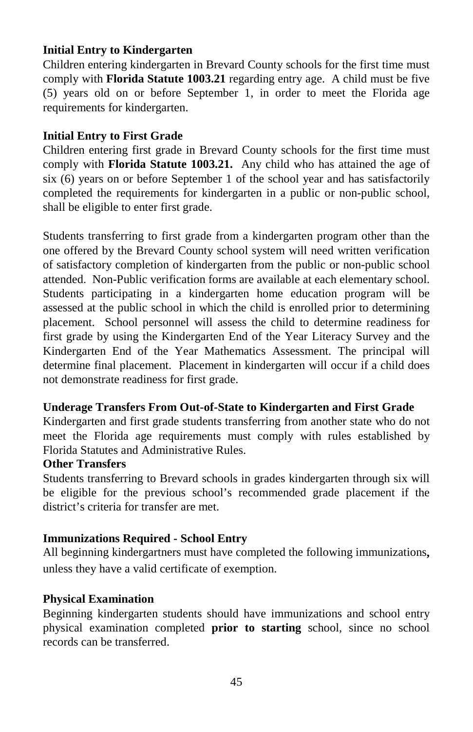**Initial Entry to Kindergarten**

Children entering kindergarten in Brevard County schools for the first time must comply with **Florida Statute 1003.21** regarding entry age. A child must be five (5) years old on or before September 1, in order to meet the Florida age requirements for kindergarten.

**Initial Entry to First Grade**

Children entering first grade in Brevard County schools for the first time must comply with **Florida Statute 1003.21.** Any child who has attained the age of six (6) years on or before September 1 of the school year and has satisfactorily completed the requirements for kindergarten in a public or non-public school, shall be eligible to enter first grade.

Students transferring to first grade from a kindergarten program other than the one offered by the Brevard County school system will need written verification of satisfactory completion of kindergarten from the public or non-public school attended. Non-Public verification forms are available at each elementary school. Students participating in a kindergarten home education program will be assessed at the public school in which the child is enrolled prior to determining placement. School personnel will assess the child to determine readiness for first grade by using the Kindergarten End of the Year Literacy Survey and the Kindergarten End of the Year Mathematics Assessment. The principal will determine final placement. Placement in kindergarten will occur if a child does not demonstrate readiness for first grade.

**Underage Transfers From Out-of-State to Kindergarten and First Grade**

Kindergarten and first grade students transferring from another state who do not meet the Florida age requirements must comply with rules established by Florida Statutes and Administrative Rules.

**Other Transfers**

Students transferring to Brevard schools in grades kindergarten through six will be eligible for the previous school's recommended grade placement if the district's criteria for transfer are met.

**Immunizations Required - School Entry**

All beginning kindergartners must have completed the following immunizations**,** unless they have a valid certificate of exemption.

**Physical Examination**

Beginning kindergarten students should have immunizations and school entry physical examination completed **prior to starting** school, since no school records can be transferred.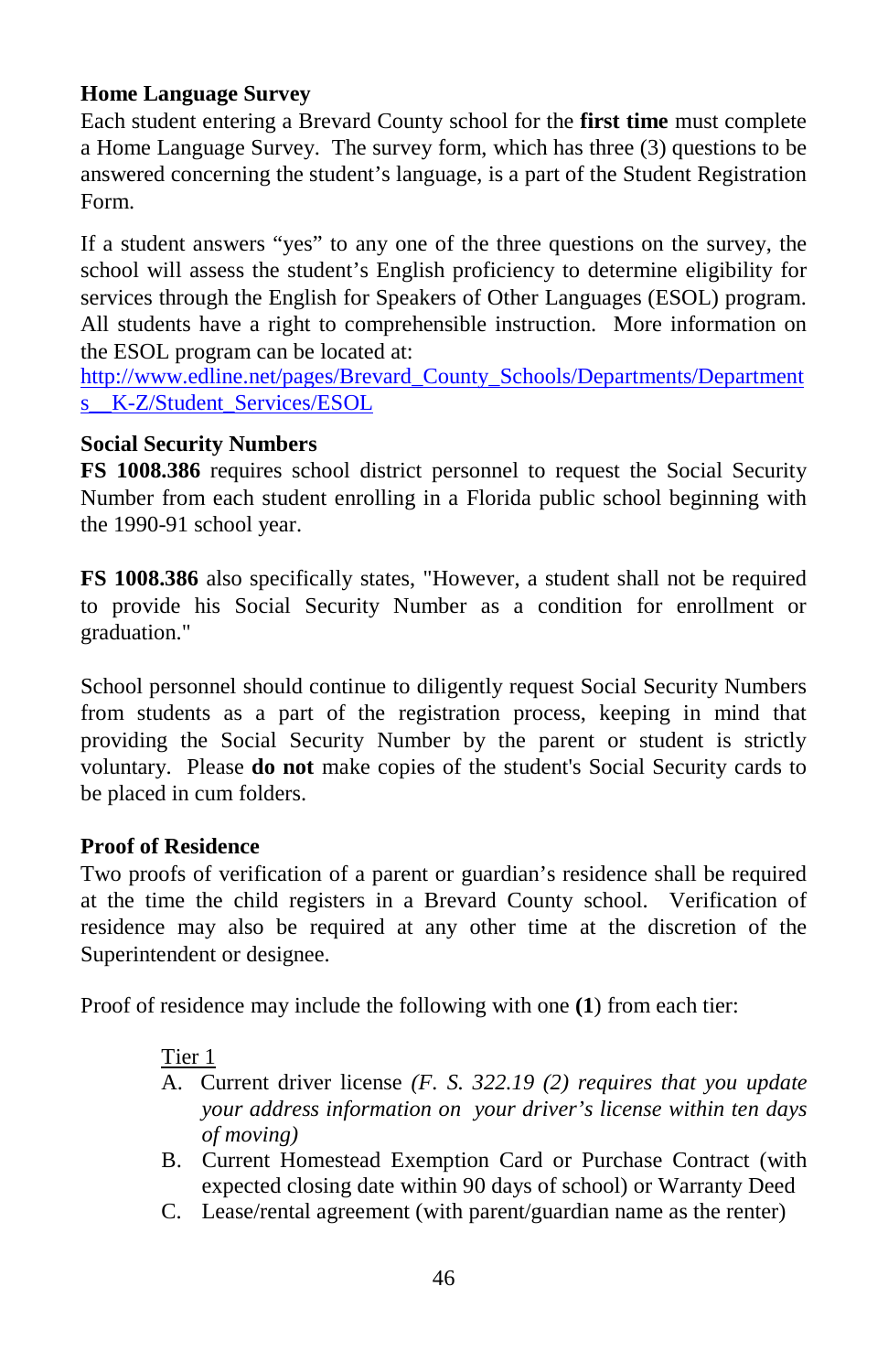**Home Language Survey**

Each student entering a Brevard County school for the **first time** must complete a Home Language Survey. The survey form, which has three (3) questions to be answered concerning the student's language, is a part of the Student Registration Form.

If a student answers "yes" to any one of the three questions on the survey, the school will assess the student's English proficiency to determine eligibility for services through the English for Speakers of Other Languages (ESOL) program. All students have a right to comprehensible instruction. More information on the ESOL program can be located at:
http://www.edline.net/pages/Brevard_County_Schools/Departments/Departments__K-Z/Student_Services/ESOL

**Social Security Numbers**

**FS 1008.386** requires school district personnel to request the Social Security Number from each student enrolling in a Florida public school beginning with the 1990-91 school year.

**FS 1008.386** also specifically states, "However, a student shall not be required to provide his Social Security Number as a condition for enrollment or graduation."

School personnel should continue to diligently request Social Security Numbers from students as a part of the registration process, keeping in mind that providing the Social Security Number by the parent or student is strictly voluntary. Please **do not** make copies of the student's Social Security cards to be placed in cum folders.

**Proof of Residence**

Two proofs of verification of a parent or guardian's residence shall be required at the time the child registers in a Brevard County school. Verification of residence may also be required at any other time at the discretion of the Superintendent or designee.

Proof of residence may include the following with one **(1)** from each tier:

Tier 1

A. Current driver license *(F. S. 322.19 (2) requires that you update your address information on your driver's license within ten days of moving)*
B. Current Homestead Exemption Card or Purchase Contract (with expected closing date within 90 days of school) or Warranty Deed
C. Lease/rental agreement (with parent/guardian name as the renter)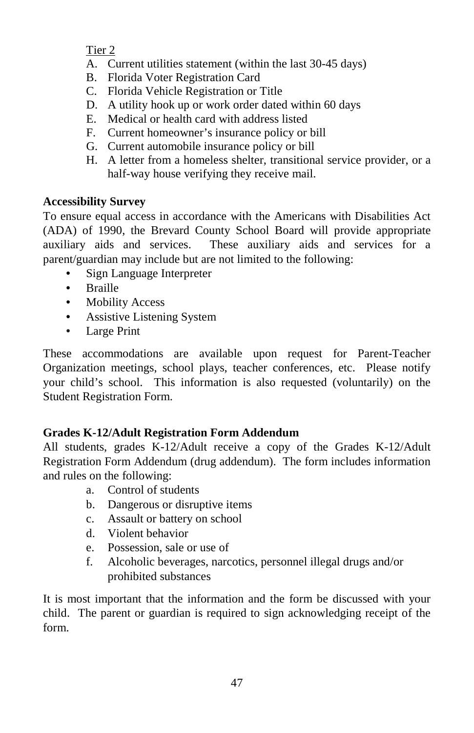Tier 2

A. Current utilities statement (within the last 30-45 days)
B. Florida Voter Registration Card
C. Florida Vehicle Registration or Title
D. A utility hook up or work order dated within 60 days
E. Medical or health card with address listed
F. Current homeowner's insurance policy or bill
G. Current automobile insurance policy or bill
H. A letter from a homeless shelter, transitional service provider, or a half-way house verifying they receive mail.

**Accessibility Survey**

To ensure equal access in accordance with the Americans with Disabilities Act (ADA) of 1990, the Brevard County School Board will provide appropriate auxiliary aids and services. These auxiliary aids and services for a parent/guardian may include but are not limited to the following:

- Sign Language Interpreter
- Braille
- Mobility Access
- Assistive Listening System
- Large Print

These accommodations are available upon request for Parent-Teacher Organization meetings, school plays, teacher conferences, etc. Please notify your child's school. This information is also requested (voluntarily) on the Student Registration Form.

**Grades K-12/Adult Registration Form Addendum**

All students, grades K-12/Adult receive a copy of the Grades K-12/Adult Registration Form Addendum (drug addendum). The form includes information and rules on the following:

a. Control of students
b. Dangerous or disruptive items
c. Assault or battery on school
d. Violent behavior
e. Possession, sale or use of
f. Alcoholic beverages, narcotics, personnel illegal drugs and/or prohibited substances

It is most important that the information and the form be discussed with your child. The parent or guardian is required to sign acknowledging receipt of the form.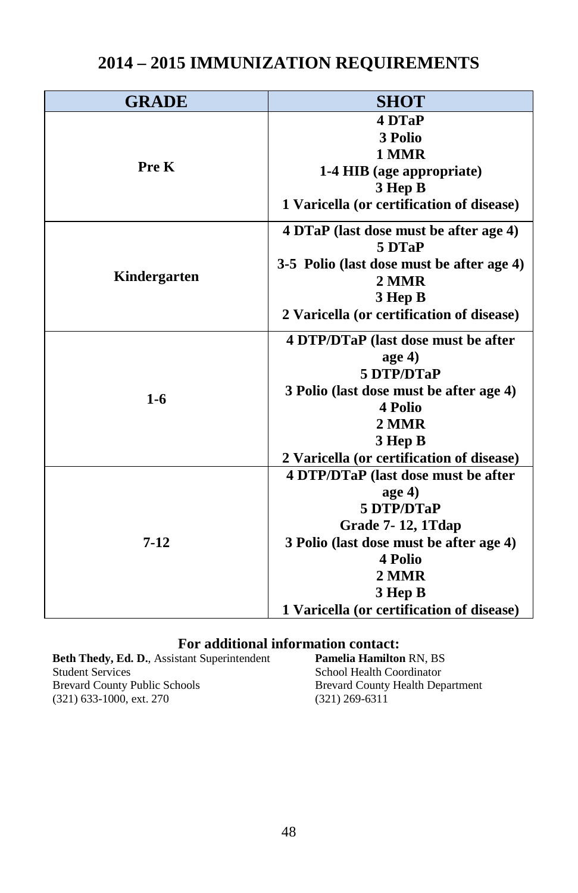# 2014 – 2015 IMMUNIZATION REQUIREMENTS

| GRADE | SHOT |
|---|---|
| **Pre K** | **4 DTaP**<br>**3 Polio**<br>**1 MMR**<br>**1-4 HIB (age appropriate)**<br>**3 Hep B**<br>**1 Varicella (or certification of disease)** |
| **Kindergarten** | **4 DTaP (last dose must be after age 4)**<br>**5 DTaP**<br>**3-5 Polio (last dose must be after age 4)**<br>**2 MMR**<br>**3 Hep B**<br>**2 Varicella (or certification of disease)** |
| **1-6** | **4 DTP/DTaP (last dose must be after age 4)**<br>**5 DTP/DTaP**<br>**3 Polio (last dose must be after age 4)**<br>**4 Polio**<br>**2 MMR**<br>**3 Hep B**<br>**2 Varicella (or certification of disease)** |
| **7-12** | **4 DTP/DTaP (last dose must be after age 4)**<br>**5 DTP/DTaP**<br>**Grade 7- 12, 1Tdap**<br>**3 Polio (last dose must be after age 4)**<br>**4 Polio**<br>**2 MMR**<br>**3 Hep B**<br>**1 Varicella (or certification of disease)** |

**For additional information contact:**

**Beth Thedy, Ed. D.**, Assistant Superintendent
Student Services
Brevard County Public Schools
(321) 633-1000, ext. 270

**Pamelia Hamilton** RN, BS
School Health Coordinator
Brevard County Health Department
(321) 269-6311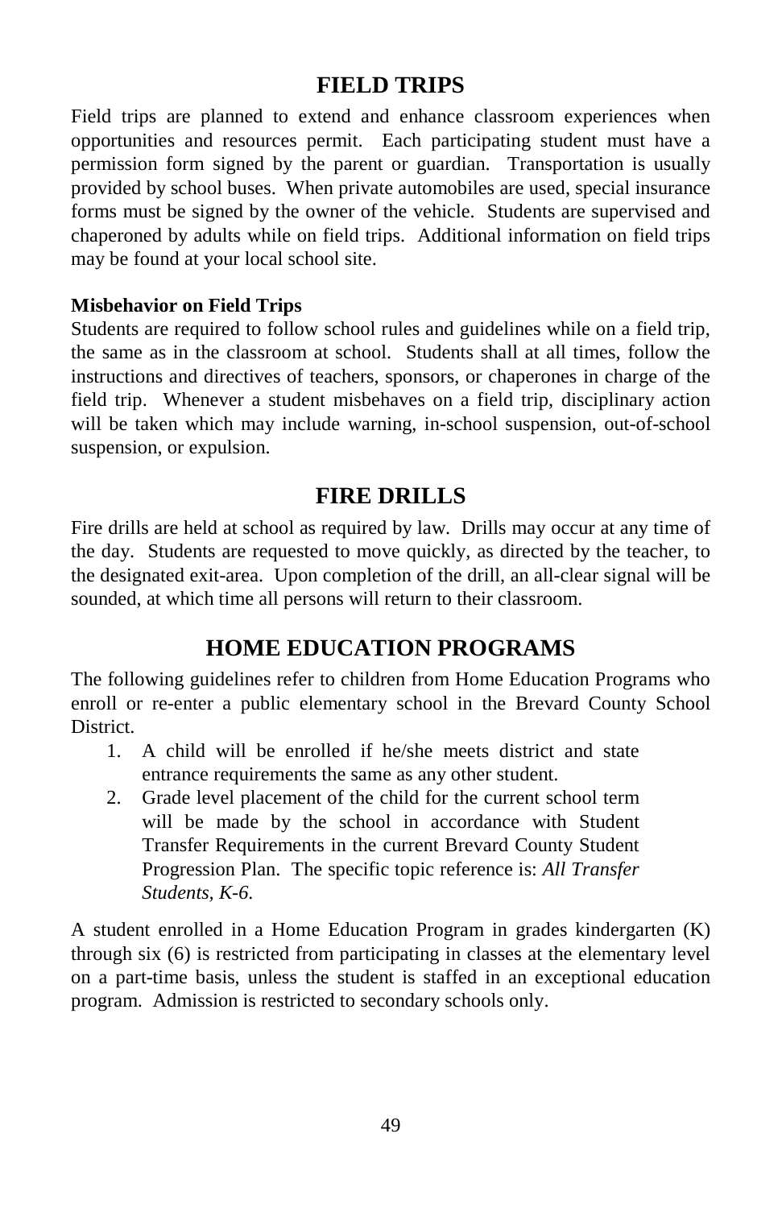# FIELD TRIPS

Field trips are planned to extend and enhance classroom experiences when opportunities and resources permit. Each participating student must have a permission form signed by the parent or guardian. Transportation is usually provided by school buses. When private automobiles are used, special insurance forms must be signed by the owner of the vehicle. Students are supervised and chaperoned by adults while on field trips. Additional information on field trips may be found at your local school site.

**Misbehavior on Field Trips**

Students are required to follow school rules and guidelines while on a field trip, the same as in the classroom at school. Students shall at all times, follow the instructions and directives of teachers, sponsors, or chaperones in charge of the field trip. Whenever a student misbehaves on a field trip, disciplinary action will be taken which may include warning, in-school suspension, out-of-school suspension, or expulsion.

# FIRE DRILLS

Fire drills are held at school as required by law. Drills may occur at any time of the day. Students are requested to move quickly, as directed by the teacher, to the designated exit-area. Upon completion of the drill, an all-clear signal will be sounded, at which time all persons will return to their classroom.

# HOME EDUCATION PROGRAMS

The following guidelines refer to children from Home Education Programs who enroll or re-enter a public elementary school in the Brevard County School District.

1. A child will be enrolled if he/she meets district and state entrance requirements the same as any other student.
2. Grade level placement of the child for the current school term will be made by the school in accordance with Student Transfer Requirements in the current Brevard County Student Progression Plan. The specific topic reference is: *All Transfer Students, K-6.*

A student enrolled in a Home Education Program in grades kindergarten (K) through six (6) is restricted from participating in classes at the elementary level on a part-time basis, unless the student is staffed in an exceptional education program. Admission is restricted to secondary schools only.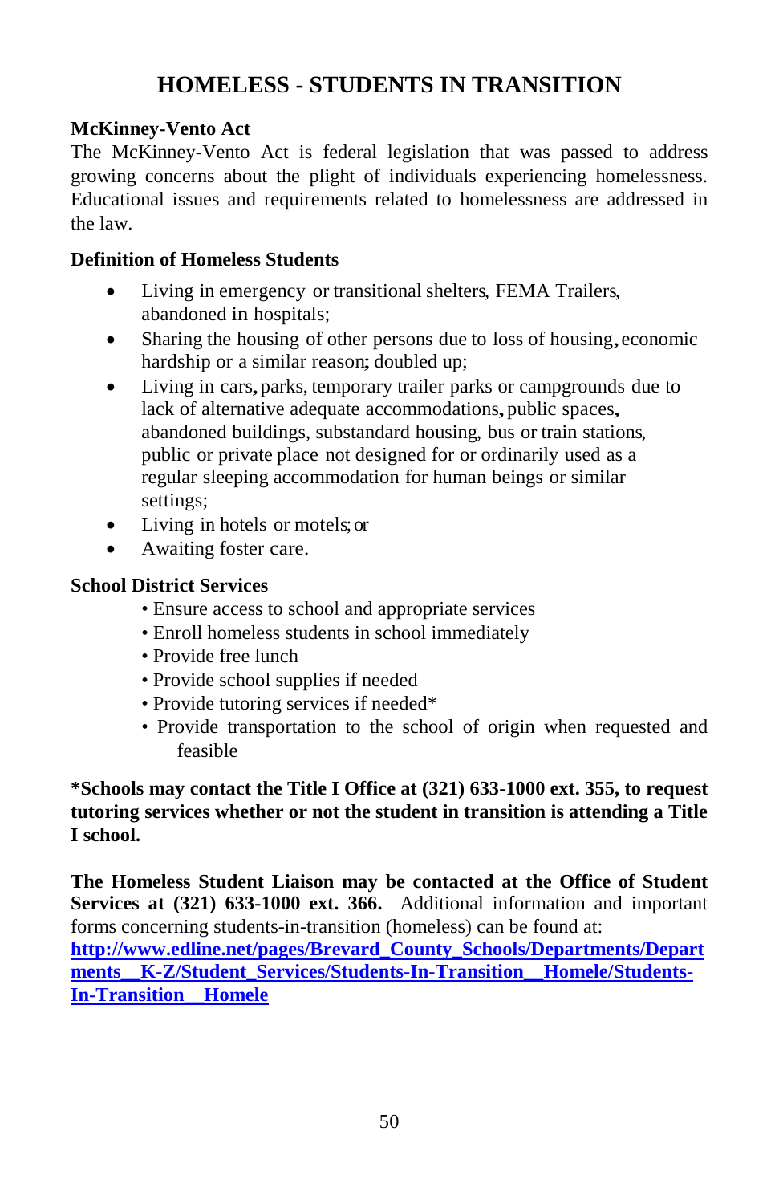# HOMELESS - STUDENTS IN TRANSITION

**McKinney-Vento Act**

The McKinney-Vento Act is federal legislation that was passed to address growing concerns about the plight of individuals experiencing homelessness. Educational issues and requirements related to homelessness are addressed in the law.

**Definition of Homeless Students**

- Living in emergency or transitional shelters, FEMA Trailers, abandoned in hospitals;
- Sharing the housing of other persons due to loss of housing, economic hardship or a similar reason; doubled up;
- Living in cars, parks, temporary trailer parks or campgrounds due to lack of alternative adequate accommodations, public spaces, abandoned buildings, substandard housing, bus or train stations, public or private place not designed for or ordinarily used as a regular sleeping accommodation for human beings or similar settings;
- Living in hotels or motels; or
- Awaiting foster care.

**School District Services**

- Ensure access to school and appropriate services
- Enroll homeless students in school immediately
- Provide free lunch
- Provide school supplies if needed
- Provide tutoring services if needed*
- Provide transportation to the school of origin when requested and feasible

**\*Schools may contact the Title I Office at (321) 633-1000 ext. 355, to request tutoring services whether or not the student in transition is attending a Title I school.**

**The Homeless Student Liaison may be contacted at the Office of Student Services at (321) 633-1000 ext. 366.** Additional information and important forms concerning students-in-transition (homeless) can be found at: **http://www.edline.net/pages/Brevard_County_Schools/Departments/Departments__K-Z/Student_Services/Students-In-Transition__Homele/Students-In-Transition__Homele**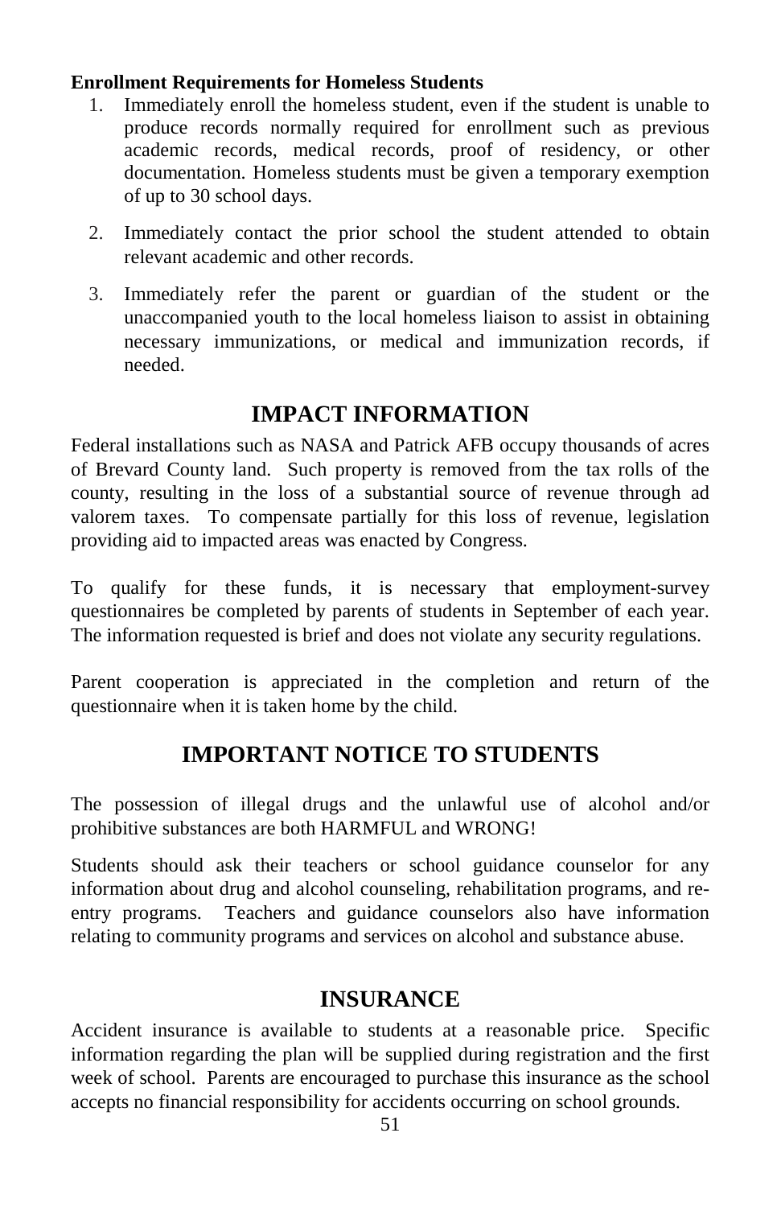**Enrollment Requirements for Homeless Students**

1. Immediately enroll the homeless student, even if the student is unable to produce records normally required for enrollment such as previous academic records, medical records, proof of residency, or other documentation. Homeless students must be given a temporary exemption of up to 30 school days.
2. Immediately contact the prior school the student attended to obtain relevant academic and other records.
3. Immediately refer the parent or guardian of the student or the unaccompanied youth to the local homeless liaison to assist in obtaining necessary immunizations, or medical and immunization records, if needed.

## IMPACT INFORMATION

Federal installations such as NASA and Patrick AFB occupy thousands of acres of Brevard County land. Such property is removed from the tax rolls of the county, resulting in the loss of a substantial source of revenue through ad valorem taxes. To compensate partially for this loss of revenue, legislation providing aid to impacted areas was enacted by Congress.

To qualify for these funds, it is necessary that employment-survey questionnaires be completed by parents of students in September of each year. The information requested is brief and does not violate any security regulations.

Parent cooperation is appreciated in the completion and return of the questionnaire when it is taken home by the child.

## IMPORTANT NOTICE TO STUDENTS

The possession of illegal drugs and the unlawful use of alcohol and/or prohibitive substances are both HARMFUL and WRONG!

Students should ask their teachers or school guidance counselor for any information about drug and alcohol counseling, rehabilitation programs, and re-entry programs. Teachers and guidance counselors also have information relating to community programs and services on alcohol and substance abuse.

## INSURANCE

Accident insurance is available to students at a reasonable price. Specific information regarding the plan will be supplied during registration and the first week of school. Parents are encouraged to purchase this insurance as the school accepts no financial responsibility for accidents occurring on school grounds.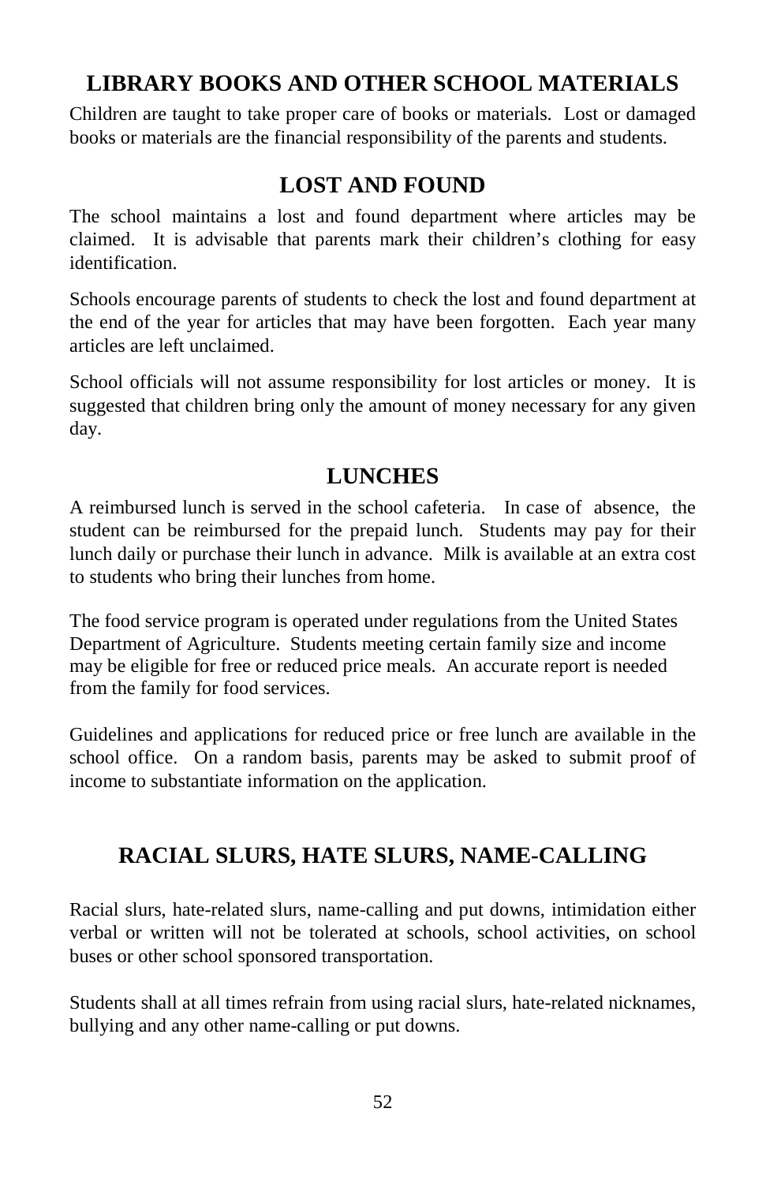## LIBRARY BOOKS AND OTHER SCHOOL MATERIALS

Children are taught to take proper care of books or materials. Lost or damaged books or materials are the financial responsibility of the parents and students.

## LOST AND FOUND

The school maintains a lost and found department where articles may be claimed. It is advisable that parents mark their children's clothing for easy identification.

Schools encourage parents of students to check the lost and found department at the end of the year for articles that may have been forgotten. Each year many articles are left unclaimed.

School officials will not assume responsibility for lost articles or money. It is suggested that children bring only the amount of money necessary for any given day.

## LUNCHES

A reimbursed lunch is served in the school cafeteria. In case of absence, the student can be reimbursed for the prepaid lunch. Students may pay for their lunch daily or purchase their lunch in advance. Milk is available at an extra cost to students who bring their lunches from home.

The food service program is operated under regulations from the United States Department of Agriculture. Students meeting certain family size and income may be eligible for free or reduced price meals. An accurate report is needed from the family for food services.

Guidelines and applications for reduced price or free lunch are available in the school office. On a random basis, parents may be asked to submit proof of income to substantiate information on the application.

## RACIAL SLURS, HATE SLURS, NAME-CALLING

Racial slurs, hate-related slurs, name-calling and put downs, intimidation either verbal or written will not be tolerated at schools, school activities, on school buses or other school sponsored transportation.

Students shall at all times refrain from using racial slurs, hate-related nicknames, bullying and any other name-calling or put downs.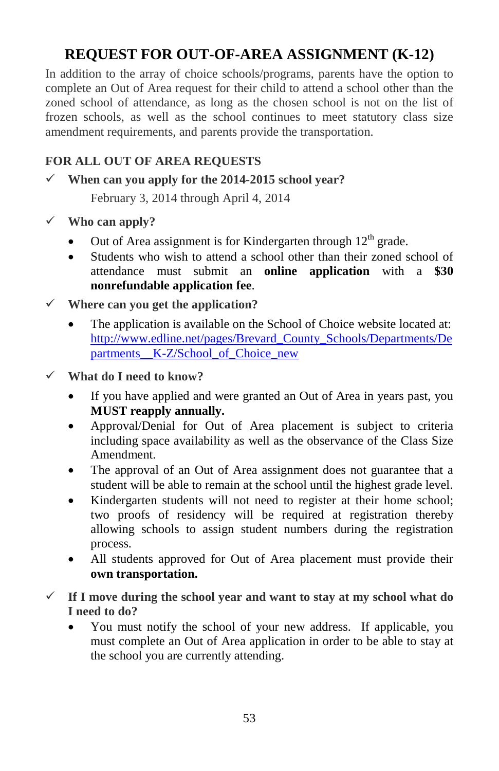# REQUEST FOR OUT-OF-AREA ASSIGNMENT (K-12)

In addition to the array of choice schools/programs, parents have the option to complete an Out of Area request for their child to attend a school other than the zoned school of attendance, as long as the chosen school is not on the list of frozen schools, as well as the school continues to meet statutory class size amendment requirements, and parents provide the transportation.

## FOR ALL OUT OF AREA REQUESTS

✓ **When can you apply for the 2014-2015 school year?**

February 3, 2014 through April 4, 2014

✓ **Who can apply?**

- Out of Area assignment is for Kindergarten through 12th grade.
- Students who wish to attend a school other than their zoned school of attendance must submit an **online application** with a **$30 nonrefundable application fee**.

✓ **Where can you get the application?**

- The application is available on the School of Choice website located at: http://www.edline.net/pages/Brevard_County_Schools/Departments/Departments__K-Z/School_of_Choice_new

✓ **What do I need to know?**

- If you have applied and were granted an Out of Area in years past, you **MUST reapply annually.**
- Approval/Denial for Out of Area placement is subject to criteria including space availability as well as the observance of the Class Size Amendment.
- The approval of an Out of Area assignment does not guarantee that a student will be able to remain at the school until the highest grade level.
- Kindergarten students will not need to register at their home school; two proofs of residency will be required at registration thereby allowing schools to assign student numbers during the registration process.
- All students approved for Out of Area placement must provide their **own transportation.**

✓ **If I move during the school year and want to stay at my school what do I need to do?**

- You must notify the school of your new address. If applicable, you must complete an Out of Area application in order to be able to stay at the school you are currently attending.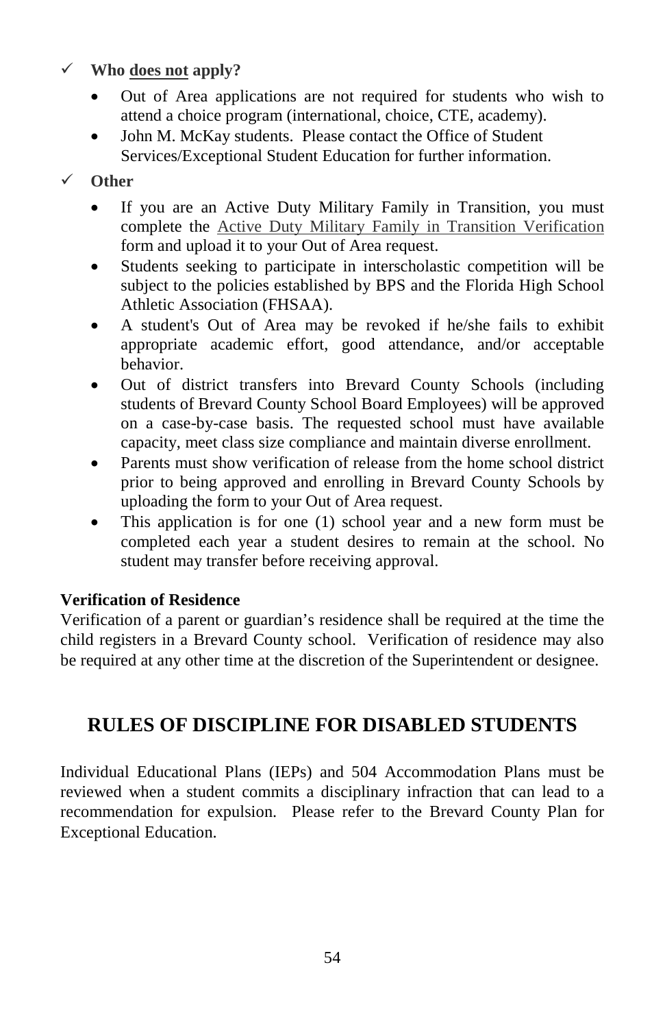- ✓ **Who <u>does not</u> apply?**
  - Out of Area applications are not required for students who wish to attend a choice program (international, choice, CTE, academy).
  - John M. McKay students. Please contact the Office of Student Services/Exceptional Student Education for further information.
- ✓ **Other**
  - If you are an Active Duty Military Family in Transition, you must complete the Active Duty Military Family in Transition Verification form and upload it to your Out of Area request.
  - Students seeking to participate in interscholastic competition will be subject to the policies established by BPS and the Florida High School Athletic Association (FHSAA).
  - A student's Out of Area may be revoked if he/she fails to exhibit appropriate academic effort, good attendance, and/or acceptable behavior.
  - Out of district transfers into Brevard County Schools (including students of Brevard County School Board Employees) will be approved on a case-by-case basis. The requested school must have available capacity, meet class size compliance and maintain diverse enrollment.
  - Parents must show verification of release from the home school district prior to being approved and enrolling in Brevard County Schools by uploading the form to your Out of Area request.
  - This application is for one (1) school year and a new form must be completed each year a student desires to remain at the school. No student may transfer before receiving approval.

**Verification of Residence**

Verification of a parent or guardian's residence shall be required at the time the child registers in a Brevard County school. Verification of residence may also be required at any other time at the discretion of the Superintendent or designee.

## RULES OF DISCIPLINE FOR DISABLED STUDENTS

Individual Educational Plans (IEPs) and 504 Accommodation Plans must be reviewed when a student commits a disciplinary infraction that can lead to a recommendation for expulsion. Please refer to the Brevard County Plan for Exceptional Education.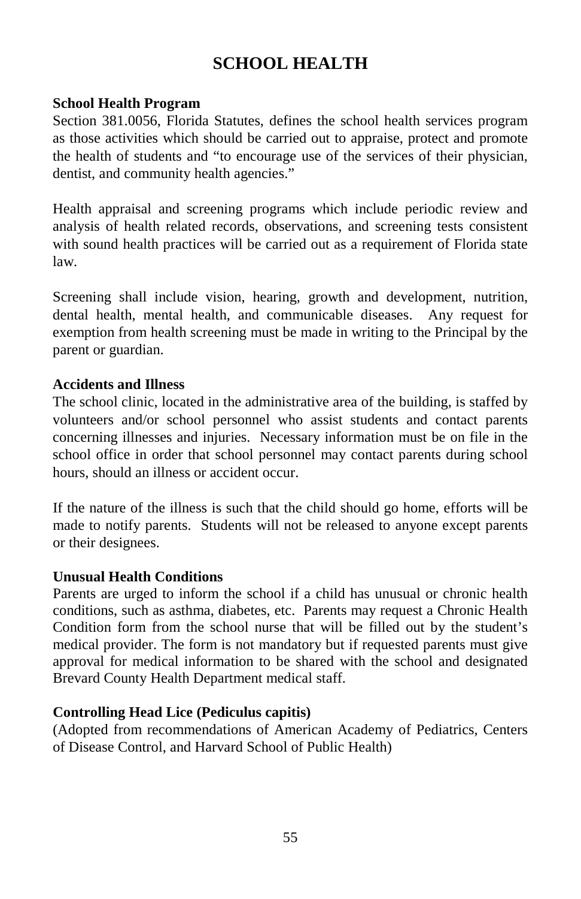# SCHOOL HEALTH

**School Health Program**

Section 381.0056, Florida Statutes, defines the school health services program as those activities which should be carried out to appraise, protect and promote the health of students and "to encourage use of the services of their physician, dentist, and community health agencies."

Health appraisal and screening programs which include periodic review and analysis of health related records, observations, and screening tests consistent with sound health practices will be carried out as a requirement of Florida state law.

Screening shall include vision, hearing, growth and development, nutrition, dental health, mental health, and communicable diseases. Any request for exemption from health screening must be made in writing to the Principal by the parent or guardian.

**Accidents and Illness**

The school clinic, located in the administrative area of the building, is staffed by volunteers and/or school personnel who assist students and contact parents concerning illnesses and injuries. Necessary information must be on file in the school office in order that school personnel may contact parents during school hours, should an illness or accident occur.

If the nature of the illness is such that the child should go home, efforts will be made to notify parents. Students will not be released to anyone except parents or their designees.

**Unusual Health Conditions**

Parents are urged to inform the school if a child has unusual or chronic health conditions, such as asthma, diabetes, etc. Parents may request a Chronic Health Condition form from the school nurse that will be filled out by the student's medical provider. The form is not mandatory but if requested parents must give approval for medical information to be shared with the school and designated Brevard County Health Department medical staff.

**Controlling Head Lice (Pediculus capitis)**

(Adopted from recommendations of American Academy of Pediatrics, Centers of Disease Control, and Harvard School of Public Health)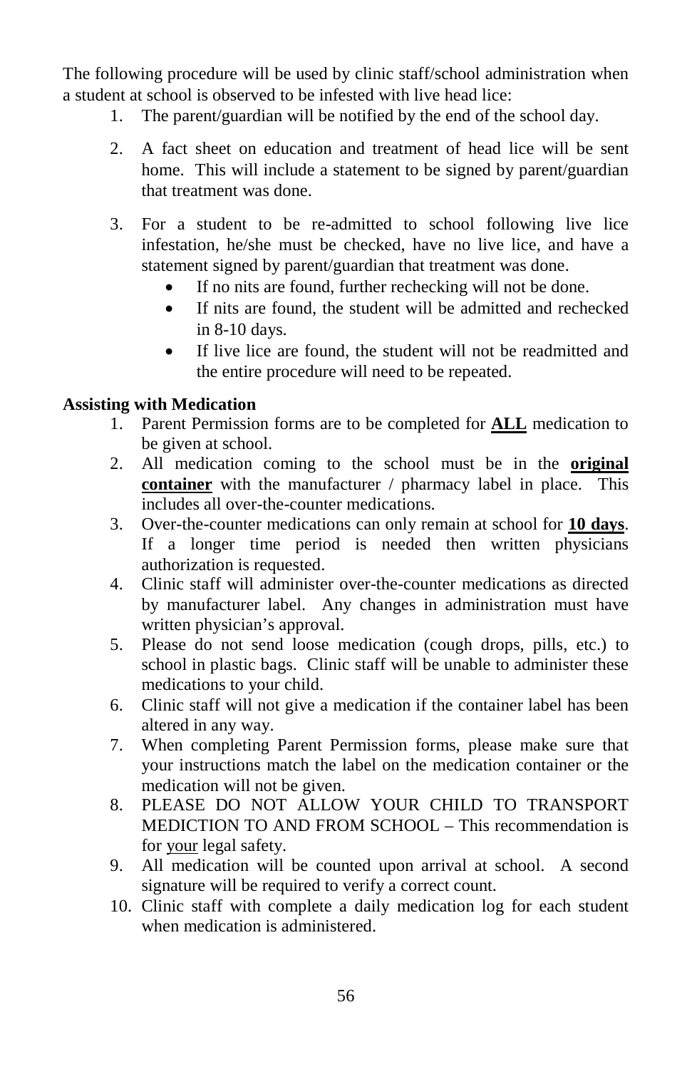The following procedure will be used by clinic staff/school administration when a student at school is observed to be infested with live head lice:

1. The parent/guardian will be notified by the end of the school day.

2. A fact sheet on education and treatment of head lice will be sent home. This will include a statement to be signed by parent/guardian that treatment was done.

3. For a student to be re-admitted to school following live lice infestation, he/she must be checked, have no live lice, and have a statement signed by parent/guardian that treatment was done.
   - If no nits are found, further rechecking will not be done.
   - If nits are found, the student will be admitted and rechecked in 8-10 days.
   - If live lice are found, the student will not be readmitted and the entire procedure will need to be repeated.

**Assisting with Medication**

1. Parent Permission forms are to be completed for **ALL** medication to be given at school.
2. All medication coming to the school must be in the **original container** with the manufacturer / pharmacy label in place. This includes all over-the-counter medications.
3. Over-the-counter medications can only remain at school for **10 days**. If a longer time period is needed then written physicians authorization is requested.
4. Clinic staff will administer over-the-counter medications as directed by manufacturer label. Any changes in administration must have written physician's approval.
5. Please do not send loose medication (cough drops, pills, etc.) to school in plastic bags. Clinic staff will be unable to administer these medications to your child.
6. Clinic staff will not give a medication if the container label has been altered in any way.
7. When completing Parent Permission forms, please make sure that your instructions match the label on the medication container or the medication will not be given.
8. PLEASE DO NOT ALLOW YOUR CHILD TO TRANSPORT MEDICTION TO AND FROM SCHOOL – This recommendation is for your legal safety.
9. All medication will be counted upon arrival at school. A second signature will be required to verify a correct count.
10. Clinic staff with complete a daily medication log for each student when medication is administered.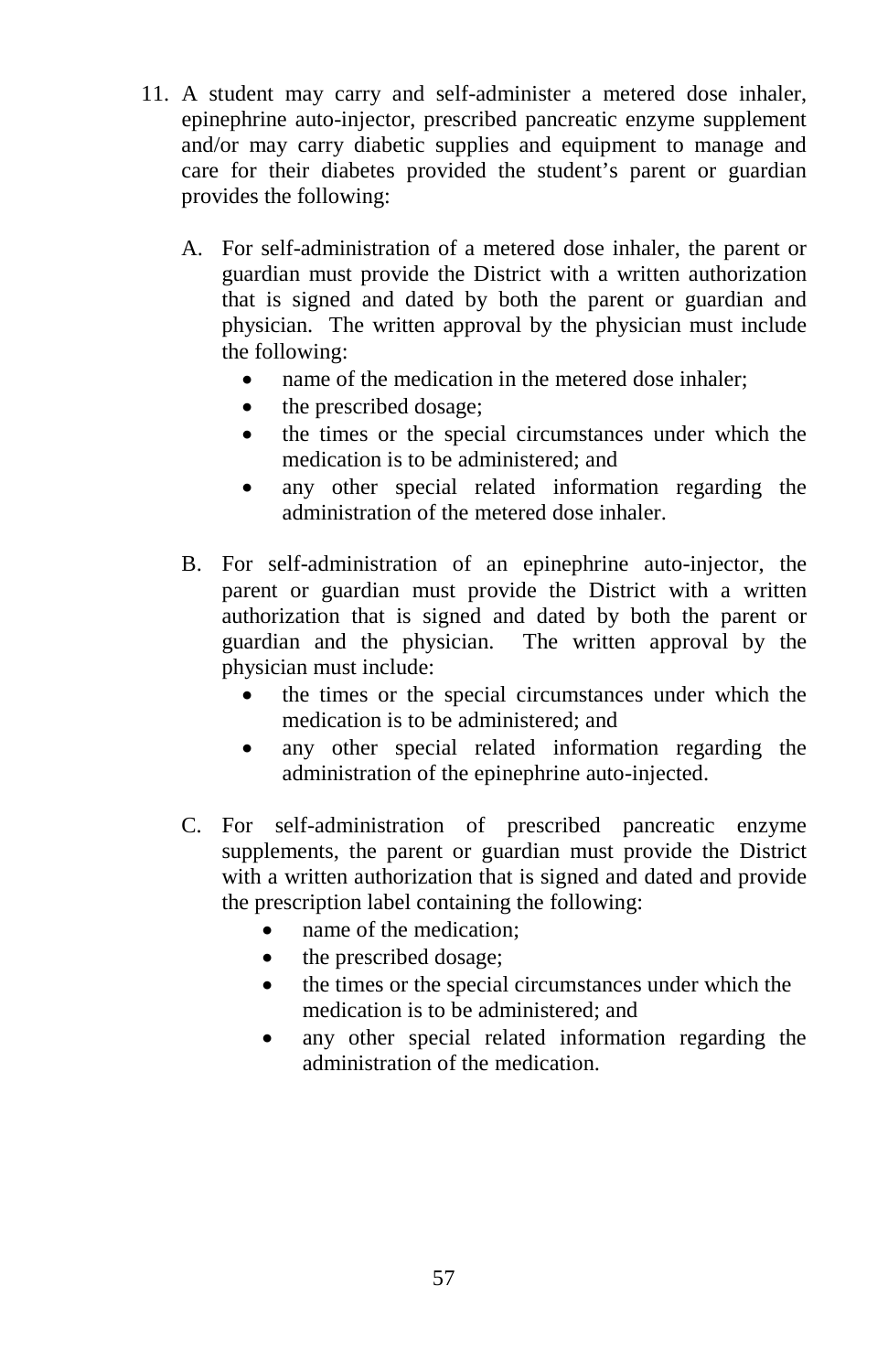11. A student may carry and self-administer a metered dose inhaler, epinephrine auto-injector, prescribed pancreatic enzyme supplement and/or may carry diabetic supplies and equipment to manage and care for their diabetes provided the student's parent or guardian provides the following:

    A. For self-administration of a metered dose inhaler, the parent or guardian must provide the District with a written authorization that is signed and dated by both the parent or guardian and physician. The written approval by the physician must include the following:
        - name of the medication in the metered dose inhaler;
        - the prescribed dosage;
        - the times or the special circumstances under which the medication is to be administered; and
        - any other special related information regarding the administration of the metered dose inhaler.

    B. For self-administration of an epinephrine auto-injector, the parent or guardian must provide the District with a written authorization that is signed and dated by both the parent or guardian and the physician. The written approval by the physician must include:
        - the times or the special circumstances under which the medication is to be administered; and
        - any other special related information regarding the administration of the epinephrine auto-injected.

    C. For self-administration of prescribed pancreatic enzyme supplements, the parent or guardian must provide the District with a written authorization that is signed and dated and provide the prescription label containing the following:
        - name of the medication;
        - the prescribed dosage;
        - the times or the special circumstances under which the medication is to be administered; and
        - any other special related information regarding the administration of the medication.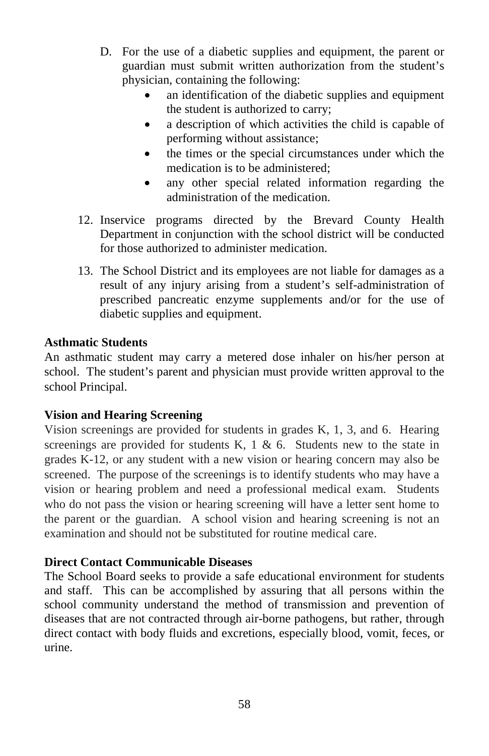D. For the use of a diabetic supplies and equipment, the parent or guardian must submit written authorization from the student's physician, containing the following:
   - an identification of the diabetic supplies and equipment the student is authorized to carry;
   - a description of which activities the child is capable of performing without assistance;
   - the times or the special circumstances under which the medication is to be administered;
   - any other special related information regarding the administration of the medication.

12. Inservice programs directed by the Brevard County Health Department in conjunction with the school district will be conducted for those authorized to administer medication.

13. The School District and its employees are not liable for damages as a result of any injury arising from a student's self-administration of prescribed pancreatic enzyme supplements and/or for the use of diabetic supplies and equipment.

**Asthmatic Students**

An asthmatic student may carry a metered dose inhaler on his/her person at school. The student's parent and physician must provide written approval to the school Principal.

**Vision and Hearing Screening**

Vision screenings are provided for students in grades K, 1, 3, and 6. Hearing screenings are provided for students K, 1 & 6. Students new to the state in grades K-12, or any student with a new vision or hearing concern may also be screened. The purpose of the screenings is to identify students who may have a vision or hearing problem and need a professional medical exam. Students who do not pass the vision or hearing screening will have a letter sent home to the parent or the guardian. A school vision and hearing screening is not an examination and should not be substituted for routine medical care.

**Direct Contact Communicable Diseases**

The School Board seeks to provide a safe educational environment for students and staff. This can be accomplished by assuring that all persons within the school community understand the method of transmission and prevention of diseases that are not contracted through air-borne pathogens, but rather, through direct contact with body fluids and excretions, especially blood, vomit, feces, or urine.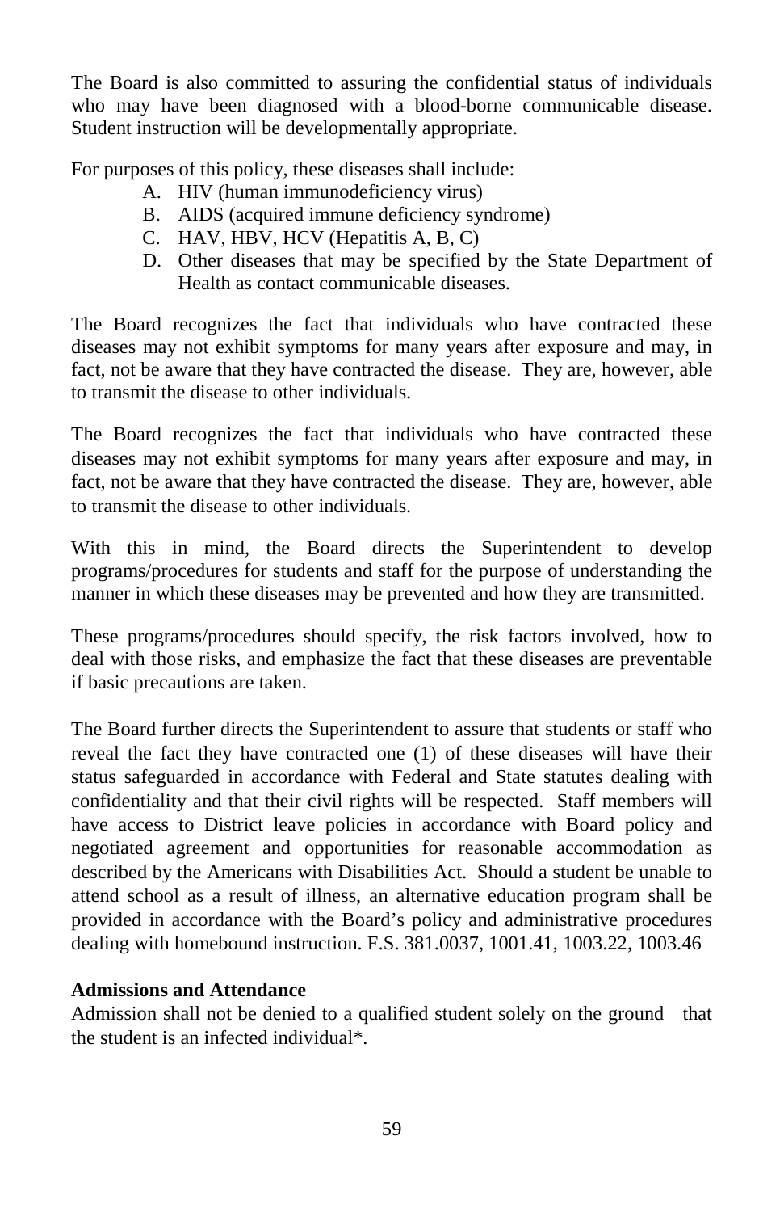The Board is also committed to assuring the confidential status of individuals who may have been diagnosed with a blood-borne communicable disease. Student instruction will be developmentally appropriate.

For purposes of this policy, these diseases shall include:

A. HIV (human immunodeficiency virus)
B. AIDS (acquired immune deficiency syndrome)
C. HAV, HBV, HCV (Hepatitis A, B, C)
D. Other diseases that may be specified by the State Department of Health as contact communicable diseases.

The Board recognizes the fact that individuals who have contracted these diseases may not exhibit symptoms for many years after exposure and may, in fact, not be aware that they have contracted the disease. They are, however, able to transmit the disease to other individuals.

The Board recognizes the fact that individuals who have contracted these diseases may not exhibit symptoms for many years after exposure and may, in fact, not be aware that they have contracted the disease. They are, however, able to transmit the disease to other individuals.

With this in mind, the Board directs the Superintendent to develop programs/procedures for students and staff for the purpose of understanding the manner in which these diseases may be prevented and how they are transmitted.

These programs/procedures should specify, the risk factors involved, how to deal with those risks, and emphasize the fact that these diseases are preventable if basic precautions are taken.

The Board further directs the Superintendent to assure that students or staff who reveal the fact they have contracted one (1) of these diseases will have their status safeguarded in accordance with Federal and State statutes dealing with confidentiality and that their civil rights will be respected. Staff members will have access to District leave policies in accordance with Board policy and negotiated agreement and opportunities for reasonable accommodation as described by the Americans with Disabilities Act. Should a student be unable to attend school as a result of illness, an alternative education program shall be provided in accordance with the Board's policy and administrative procedures dealing with homebound instruction. F.S. 381.0037, 1001.41, 1003.22, 1003.46

**Admissions and Attendance**

Admission shall not be denied to a qualified student solely on the ground that the student is an infected individual*.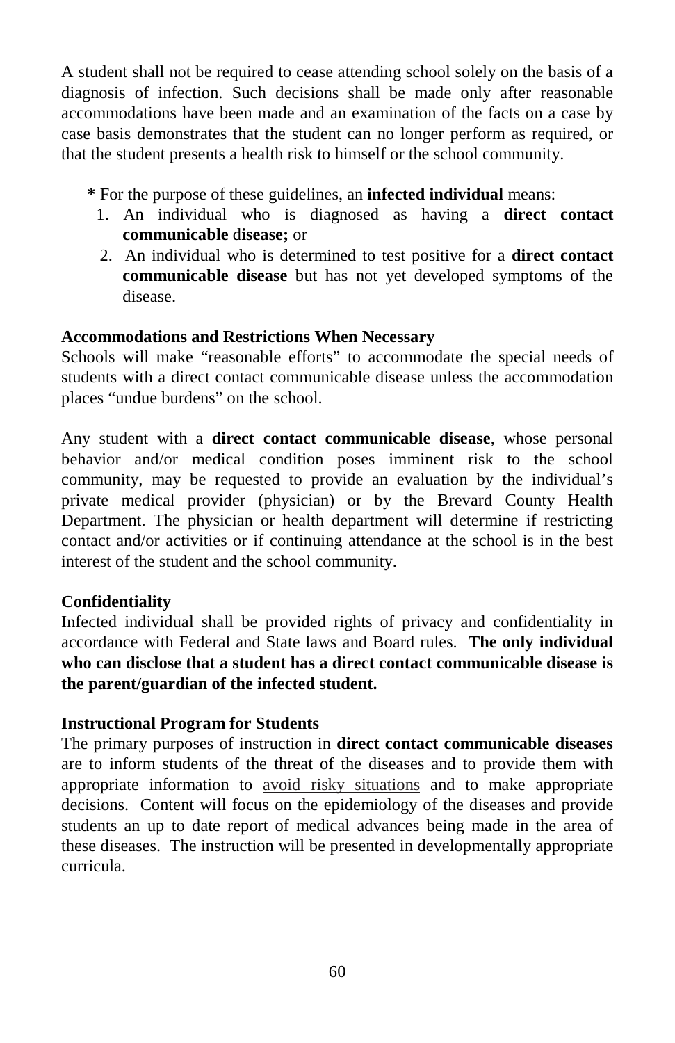A student shall not be required to cease attending school solely on the basis of a diagnosis of infection. Such decisions shall be made only after reasonable accommodations have been made and an examination of the facts on a case by case basis demonstrates that the student can no longer perform as required, or that the student presents a health risk to himself or the school community.

**\*** For the purpose of these guidelines, an **infected individual** means:

1. An individual who is diagnosed as having a **direct contact communicable** d**isease;** or
2. An individual who is determined to test positive for a **direct contact communicable disease** but has not yet developed symptoms of the disease.

**Accommodations and Restrictions When Necessary**

Schools will make "reasonable efforts" to accommodate the special needs of students with a direct contact communicable disease unless the accommodation places "undue burdens" on the school.

Any student with a **direct contact communicable disease**, whose personal behavior and/or medical condition poses imminent risk to the school community, may be requested to provide an evaluation by the individual's private medical provider (physician) or by the Brevard County Health Department. The physician or health department will determine if restricting contact and/or activities or if continuing attendance at the school is in the best interest of the student and the school community.

**Confidentiality**

Infected individual shall be provided rights of privacy and confidentiality in accordance with Federal and State laws and Board rules. **The only individual who can disclose that a student has a direct contact communicable disease is the parent/guardian of the infected student.**

**Instructional Program for Students**

The primary purposes of instruction in **direct contact communicable diseases** are to inform students of the threat of the diseases and to provide them with appropriate information to avoid risky situations and to make appropriate decisions. Content will focus on the epidemiology of the diseases and provide students an up to date report of medical advances being made in the area of these diseases. The instruction will be presented in developmentally appropriate curricula.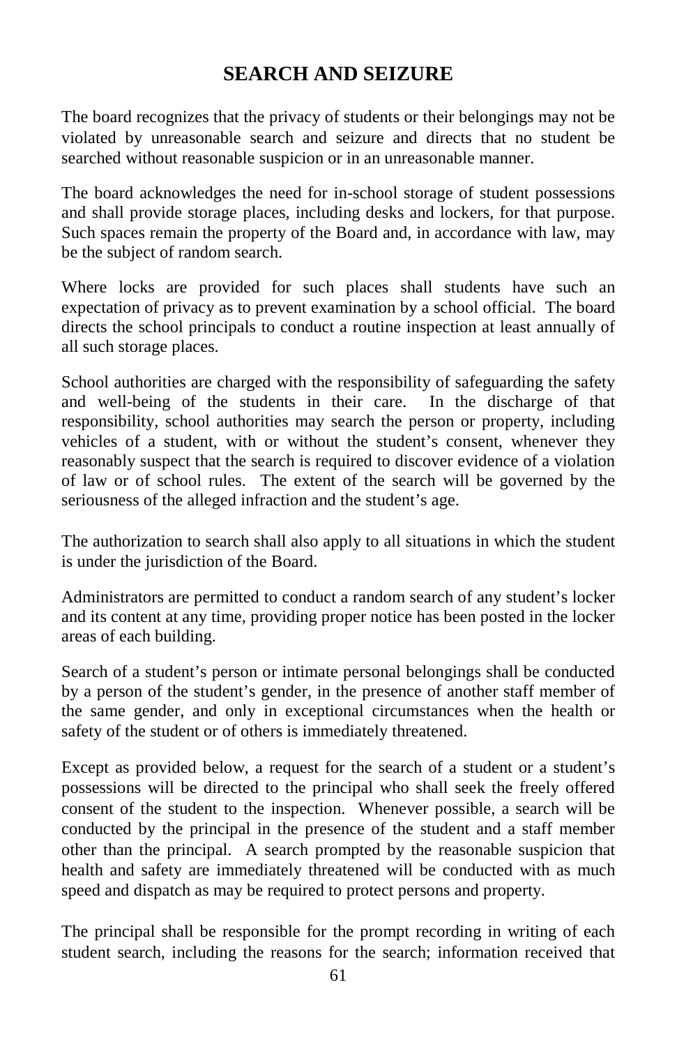# SEARCH AND SEIZURE

The board recognizes that the privacy of students or their belongings may not be violated by unreasonable search and seizure and directs that no student be searched without reasonable suspicion or in an unreasonable manner.

The board acknowledges the need for in-school storage of student possessions and shall provide storage places, including desks and lockers, for that purpose. Such spaces remain the property of the Board and, in accordance with law, may be the subject of random search.

Where locks are provided for such places shall students have such an expectation of privacy as to prevent examination by a school official. The board directs the school principals to conduct a routine inspection at least annually of all such storage places.

School authorities are charged with the responsibility of safeguarding the safety and well-being of the students in their care. In the discharge of that responsibility, school authorities may search the person or property, including vehicles of a student, with or without the student's consent, whenever they reasonably suspect that the search is required to discover evidence of a violation of law or of school rules. The extent of the search will be governed by the seriousness of the alleged infraction and the student's age.

The authorization to search shall also apply to all situations in which the student is under the jurisdiction of the Board.

Administrators are permitted to conduct a random search of any student's locker and its content at any time, providing proper notice has been posted in the locker areas of each building.

Search of a student's person or intimate personal belongings shall be conducted by a person of the student's gender, in the presence of another staff member of the same gender, and only in exceptional circumstances when the health or safety of the student or of others is immediately threatened.

Except as provided below, a request for the search of a student or a student's possessions will be directed to the principal who shall seek the freely offered consent of the student to the inspection. Whenever possible, a search will be conducted by the principal in the presence of the student and a staff member other than the principal. A search prompted by the reasonable suspicion that health and safety are immediately threatened will be conducted with as much speed and dispatch as may be required to protect persons and property.

The principal shall be responsible for the prompt recording in writing of each student search, including the reasons for the search; information received that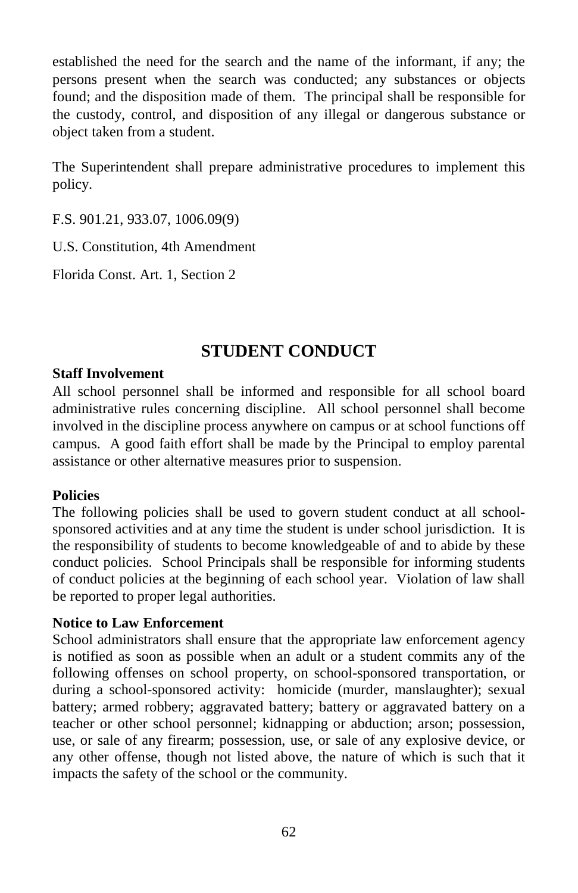established the need for the search and the name of the informant, if any; the persons present when the search was conducted; any substances or objects found; and the disposition made of them. The principal shall be responsible for the custody, control, and disposition of any illegal or dangerous substance or object taken from a student.

The Superintendent shall prepare administrative procedures to implement this policy.

F.S. 901.21, 933.07, 1006.09(9)

U.S. Constitution, 4th Amendment

Florida Const. Art. 1, Section 2

## STUDENT CONDUCT

**Staff Involvement**

All school personnel shall be informed and responsible for all school board administrative rules concerning discipline. All school personnel shall become involved in the discipline process anywhere on campus or at school functions off campus. A good faith effort shall be made by the Principal to employ parental assistance or other alternative measures prior to suspension.

**Policies**

The following policies shall be used to govern student conduct at all school-sponsored activities and at any time the student is under school jurisdiction. It is the responsibility of students to become knowledgeable of and to abide by these conduct policies. School Principals shall be responsible for informing students of conduct policies at the beginning of each school year. Violation of law shall be reported to proper legal authorities.

**Notice to Law Enforcement**

School administrators shall ensure that the appropriate law enforcement agency is notified as soon as possible when an adult or a student commits any of the following offenses on school property, on school-sponsored transportation, or during a school-sponsored activity: homicide (murder, manslaughter); sexual battery; armed robbery; aggravated battery; battery or aggravated battery on a teacher or other school personnel; kidnapping or abduction; arson; possession, use, or sale of any firearm; possession, use, or sale of any explosive device, or any other offense, though not listed above, the nature of which is such that it impacts the safety of the school or the community.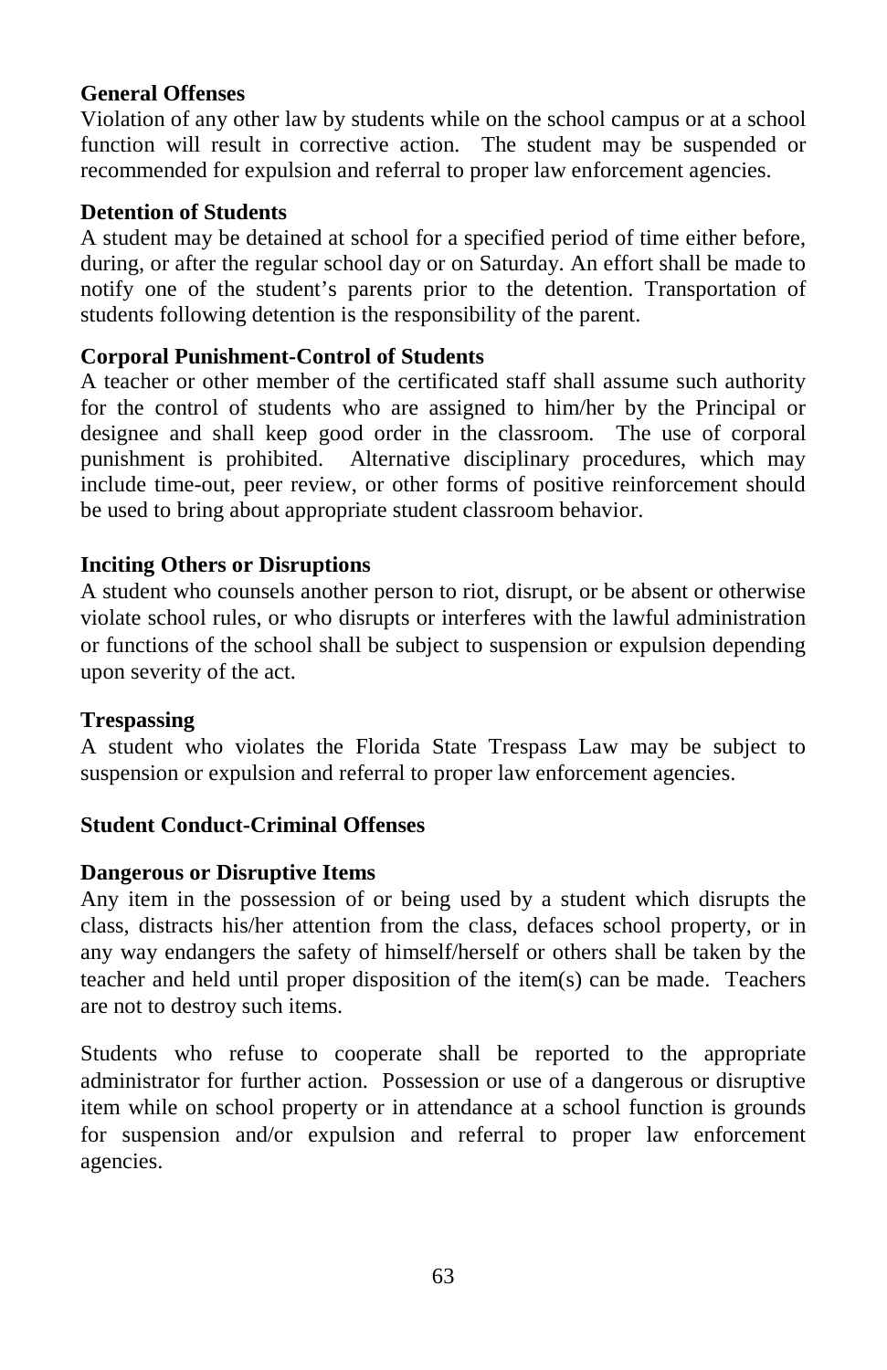**General Offenses**

Violation of any other law by students while on the school campus or at a school function will result in corrective action. The student may be suspended or recommended for expulsion and referral to proper law enforcement agencies.

**Detention of Students**

A student may be detained at school for a specified period of time either before, during, or after the regular school day or on Saturday. An effort shall be made to notify one of the student's parents prior to the detention. Transportation of students following detention is the responsibility of the parent.

**Corporal Punishment-Control of Students**

A teacher or other member of the certificated staff shall assume such authority for the control of students who are assigned to him/her by the Principal or designee and shall keep good order in the classroom. The use of corporal punishment is prohibited. Alternative disciplinary procedures, which may include time-out, peer review, or other forms of positive reinforcement should be used to bring about appropriate student classroom behavior.

**Inciting Others or Disruptions**

A student who counsels another person to riot, disrupt, or be absent or otherwise violate school rules, or who disrupts or interferes with the lawful administration or functions of the school shall be subject to suspension or expulsion depending upon severity of the act.

**Trespassing**

A student who violates the Florida State Trespass Law may be subject to suspension or expulsion and referral to proper law enforcement agencies.

**Student Conduct-Criminal Offenses**

**Dangerous or Disruptive Items**

Any item in the possession of or being used by a student which disrupts the class, distracts his/her attention from the class, defaces school property, or in any way endangers the safety of himself/herself or others shall be taken by the teacher and held until proper disposition of the item(s) can be made. Teachers are not to destroy such items.

Students who refuse to cooperate shall be reported to the appropriate administrator for further action. Possession or use of a dangerous or disruptive item while on school property or in attendance at a school function is grounds for suspension and/or expulsion and referral to proper law enforcement agencies.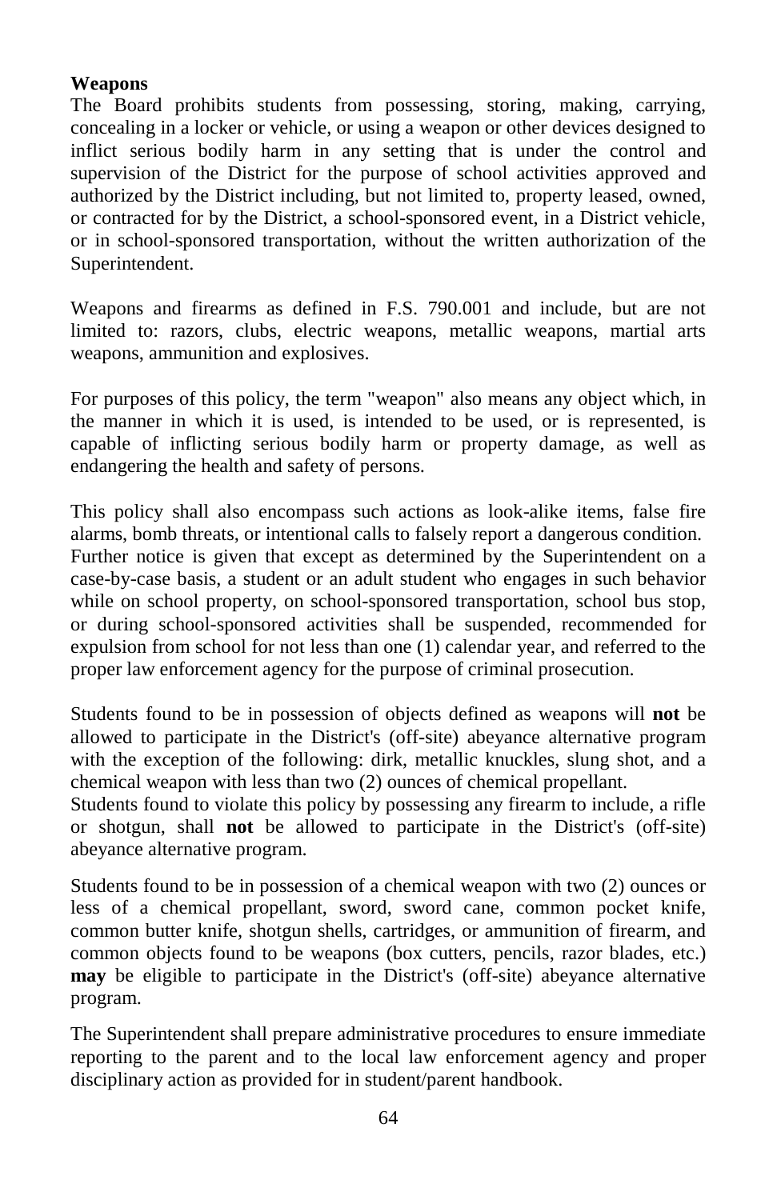**Weapons**

The Board prohibits students from possessing, storing, making, carrying, concealing in a locker or vehicle, or using a weapon or other devices designed to inflict serious bodily harm in any setting that is under the control and supervision of the District for the purpose of school activities approved and authorized by the District including, but not limited to, property leased, owned, or contracted for by the District, a school-sponsored event, in a District vehicle, or in school-sponsored transportation, without the written authorization of the Superintendent.

Weapons and firearms as defined in F.S. 790.001 and include, but are not limited to: razors, clubs, electric weapons, metallic weapons, martial arts weapons, ammunition and explosives.

For purposes of this policy, the term "weapon" also means any object which, in the manner in which it is used, is intended to be used, or is represented, is capable of inflicting serious bodily harm or property damage, as well as endangering the health and safety of persons.

This policy shall also encompass such actions as look-alike items, false fire alarms, bomb threats, or intentional calls to falsely report a dangerous condition. Further notice is given that except as determined by the Superintendent on a case-by-case basis, a student or an adult student who engages in such behavior while on school property, on school-sponsored transportation, school bus stop, or during school-sponsored activities shall be suspended, recommended for expulsion from school for not less than one (1) calendar year, and referred to the proper law enforcement agency for the purpose of criminal prosecution.

Students found to be in possession of objects defined as weapons will **not** be allowed to participate in the District's (off-site) abeyance alternative program with the exception of the following: dirk, metallic knuckles, slung shot, and a chemical weapon with less than two (2) ounces of chemical propellant.
Students found to violate this policy by possessing any firearm to include, a rifle or shotgun, shall **not** be allowed to participate in the District's (off-site) abeyance alternative program.

Students found to be in possession of a chemical weapon with two (2) ounces or less of a chemical propellant, sword, sword cane, common pocket knife, common butter knife, shotgun shells, cartridges, or ammunition of firearm, and common objects found to be weapons (box cutters, pencils, razor blades, etc.) **may** be eligible to participate in the District's (off-site) abeyance alternative program.

The Superintendent shall prepare administrative procedures to ensure immediate reporting to the parent and to the local law enforcement agency and proper disciplinary action as provided for in student/parent handbook.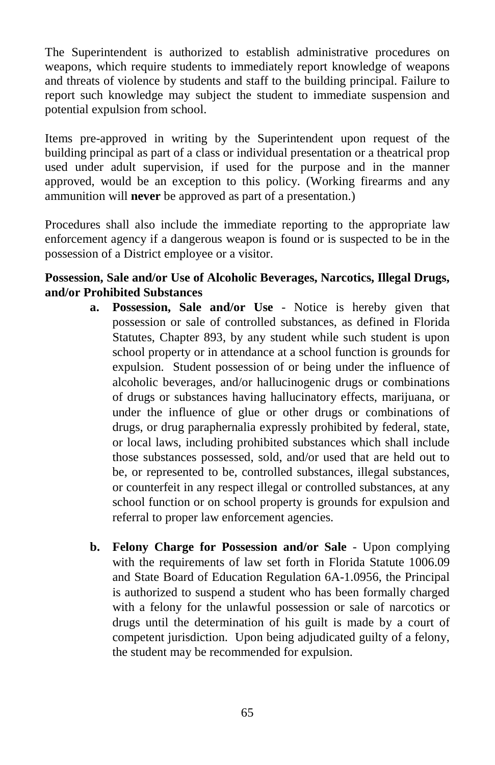The Superintendent is authorized to establish administrative procedures on weapons, which require students to immediately report knowledge of weapons and threats of violence by students and staff to the building principal. Failure to report such knowledge may subject the student to immediate suspension and potential expulsion from school.

Items pre-approved in writing by the Superintendent upon request of the building principal as part of a class or individual presentation or a theatrical prop used under adult supervision, if used for the purpose and in the manner approved, would be an exception to this policy. (Working firearms and any ammunition will **never** be approved as part of a presentation.)

Procedures shall also include the immediate reporting to the appropriate law enforcement agency if a dangerous weapon is found or is suspected to be in the possession of a District employee or a visitor.

**Possession, Sale and/or Use of Alcoholic Beverages, Narcotics, Illegal Drugs, and/or Prohibited Substances**

a. **Possession, Sale and/or Use** - Notice is hereby given that possession or sale of controlled substances, as defined in Florida Statutes, Chapter 893, by any student while such student is upon school property or in attendance at a school function is grounds for expulsion. Student possession of or being under the influence of alcoholic beverages, and/or hallucinogenic drugs or combinations of drugs or substances having hallucinatory effects, marijuana, or under the influence of glue or other drugs or combinations of drugs, or drug paraphernalia expressly prohibited by federal, state, or local laws, including prohibited substances which shall include those substances possessed, sold, and/or used that are held out to be, or represented to be, controlled substances, illegal substances, or counterfeit in any respect illegal or controlled substances, at any school function or on school property is grounds for expulsion and referral to proper law enforcement agencies.

b. **Felony Charge for Possession and/or Sale** - Upon complying with the requirements of law set forth in Florida Statute 1006.09 and State Board of Education Regulation 6A-1.0956, the Principal is authorized to suspend a student who has been formally charged with a felony for the unlawful possession or sale of narcotics or drugs until the determination of his guilt is made by a court of competent jurisdiction. Upon being adjudicated guilty of a felony, the student may be recommended for expulsion.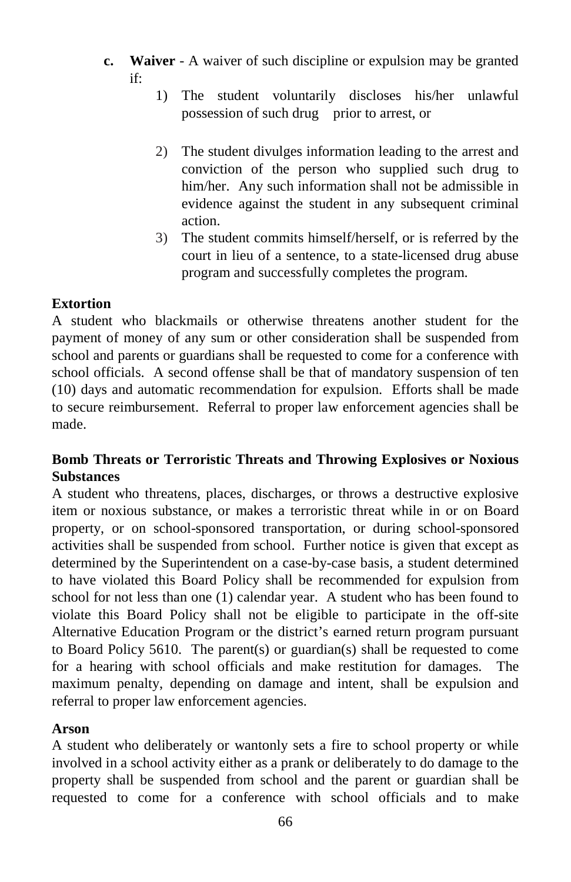c. **Waiver** - A waiver of such discipline or expulsion may be granted if:

   1) The student voluntarily discloses his/her unlawful possession of such drug prior to arrest, or

   2) The student divulges information leading to the arrest and conviction of the person who supplied such drug to him/her. Any such information shall not be admissible in evidence against the student in any subsequent criminal action.
   3) The student commits himself/herself, or is referred by the court in lieu of a sentence, to a state-licensed drug abuse program and successfully completes the program.

**Extortion**
A student who blackmails or otherwise threatens another student for the payment of money of any sum or other consideration shall be suspended from school and parents or guardians shall be requested to come for a conference with school officials. A second offense shall be that of mandatory suspension of ten (10) days and automatic recommendation for expulsion. Efforts shall be made to secure reimbursement. Referral to proper law enforcement agencies shall be made.

**Bomb Threats or Terroristic Threats and Throwing Explosives or Noxious Substances**
A student who threatens, places, discharges, or throws a destructive explosive item or noxious substance, or makes a terroristic threat while in or on Board property, or on school-sponsored transportation, or during school-sponsored activities shall be suspended from school. Further notice is given that except as determined by the Superintendent on a case-by-case basis, a student determined to have violated this Board Policy shall be recommended for expulsion from school for not less than one (1) calendar year. A student who has been found to violate this Board Policy shall not be eligible to participate in the off-site Alternative Education Program or the district's earned return program pursuant to Board Policy 5610. The parent(s) or guardian(s) shall be requested to come for a hearing with school officials and make restitution for damages. The maximum penalty, depending on damage and intent, shall be expulsion and referral to proper law enforcement agencies.

**Arson**
A student who deliberately or wantonly sets a fire to school property or while involved in a school activity either as a prank or deliberately to do damage to the property shall be suspended from school and the parent or guardian shall be requested to come for a conference with school officials and to make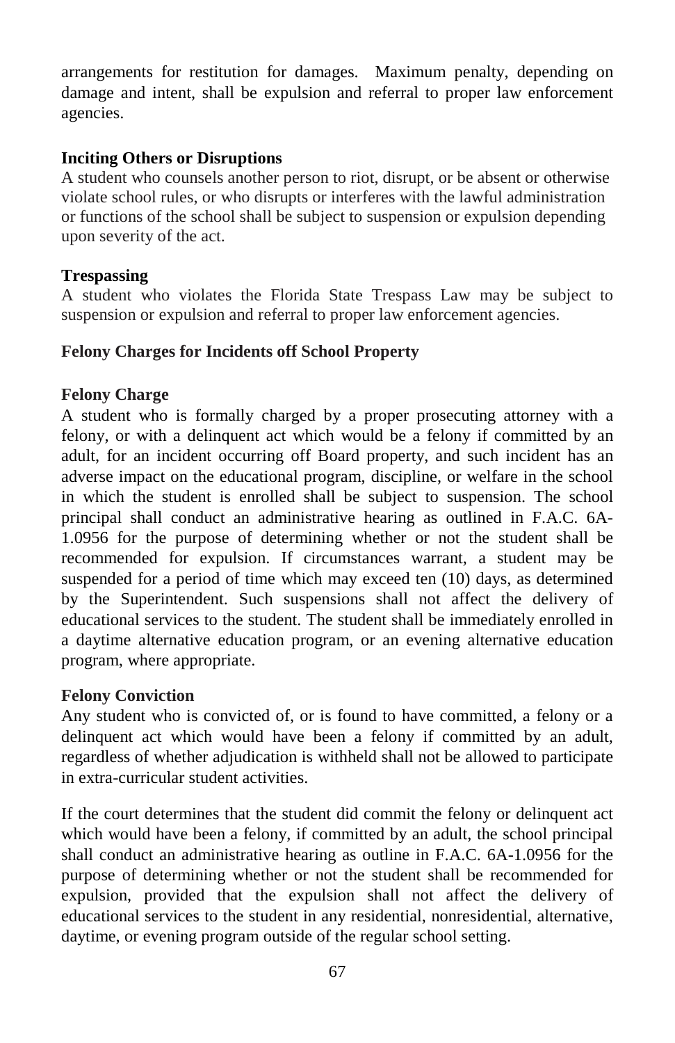arrangements for restitution for damages. Maximum penalty, depending on damage and intent, shall be expulsion and referral to proper law enforcement agencies.

**Inciting Others or Disruptions**

A student who counsels another person to riot, disrupt, or be absent or otherwise violate school rules, or who disrupts or interferes with the lawful administration or functions of the school shall be subject to suspension or expulsion depending upon severity of the act.

**Trespassing**

A student who violates the Florida State Trespass Law may be subject to suspension or expulsion and referral to proper law enforcement agencies.

**Felony Charges for Incidents off School Property**

**Felony Charge**

A student who is formally charged by a proper prosecuting attorney with a felony, or with a delinquent act which would be a felony if committed by an adult, for an incident occurring off Board property, and such incident has an adverse impact on the educational program, discipline, or welfare in the school in which the student is enrolled shall be subject to suspension. The school principal shall conduct an administrative hearing as outlined in F.A.C. 6A-1.0956 for the purpose of determining whether or not the student shall be recommended for expulsion. If circumstances warrant, a student may be suspended for a period of time which may exceed ten (10) days, as determined by the Superintendent. Such suspensions shall not affect the delivery of educational services to the student. The student shall be immediately enrolled in a daytime alternative education program, or an evening alternative education program, where appropriate.

**Felony Conviction**

Any student who is convicted of, or is found to have committed, a felony or a delinquent act which would have been a felony if committed by an adult, regardless of whether adjudication is withheld shall not be allowed to participate in extra-curricular student activities.

If the court determines that the student did commit the felony or delinquent act which would have been a felony, if committed by an adult, the school principal shall conduct an administrative hearing as outline in F.A.C. 6A-1.0956 for the purpose of determining whether or not the student shall be recommended for expulsion, provided that the expulsion shall not affect the delivery of educational services to the student in any residential, nonresidential, alternative, daytime, or evening program outside of the regular school setting.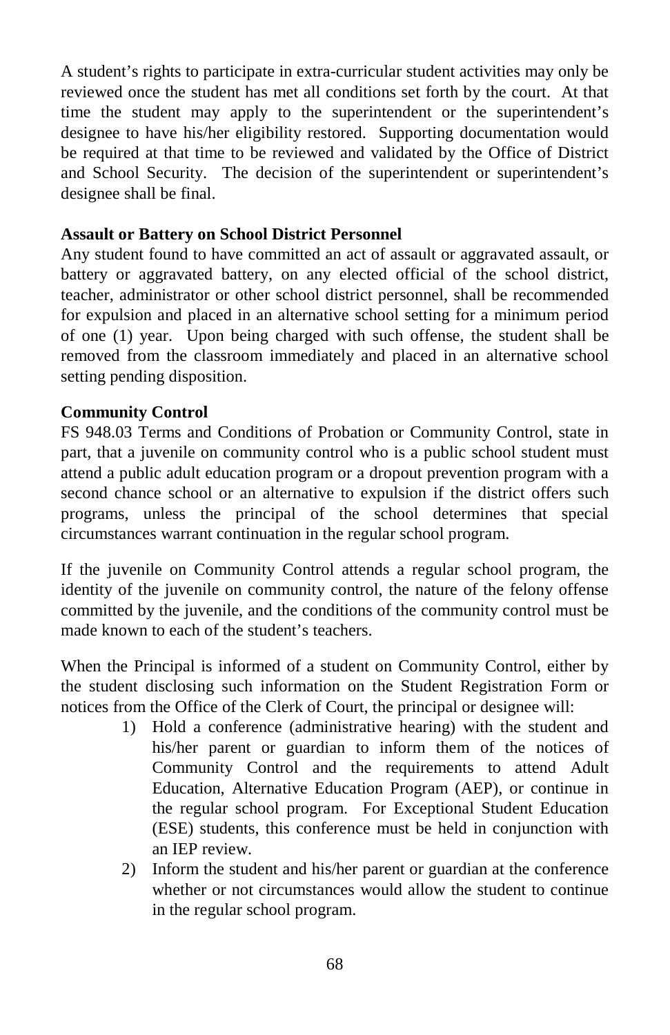A student's rights to participate in extra-curricular student activities may only be reviewed once the student has met all conditions set forth by the court. At that time the student may apply to the superintendent or the superintendent's designee to have his/her eligibility restored. Supporting documentation would be required at that time to be reviewed and validated by the Office of District and School Security. The decision of the superintendent or superintendent's designee shall be final.

**Assault or Battery on School District Personnel**
Any student found to have committed an act of assault or aggravated assault, or battery or aggravated battery, on any elected official of the school district, teacher, administrator or other school district personnel, shall be recommended for expulsion and placed in an alternative school setting for a minimum period of one (1) year. Upon being charged with such offense, the student shall be removed from the classroom immediately and placed in an alternative school setting pending disposition.

**Community Control**
FS 948.03 Terms and Conditions of Probation or Community Control, state in part, that a juvenile on community control who is a public school student must attend a public adult education program or a dropout prevention program with a second chance school or an alternative to expulsion if the district offers such programs, unless the principal of the school determines that special circumstances warrant continuation in the regular school program.

If the juvenile on Community Control attends a regular school program, the identity of the juvenile on community control, the nature of the felony offense committed by the juvenile, and the conditions of the community control must be made known to each of the student's teachers.

When the Principal is informed of a student on Community Control, either by the student disclosing such information on the Student Registration Form or notices from the Office of the Clerk of Court, the principal or designee will:

1) Hold a conference (administrative hearing) with the student and his/her parent or guardian to inform them of the notices of Community Control and the requirements to attend Adult Education, Alternative Education Program (AEP), or continue in the regular school program. For Exceptional Student Education (ESE) students, this conference must be held in conjunction with an IEP review.
2) Inform the student and his/her parent or guardian at the conference whether or not circumstances would allow the student to continue in the regular school program.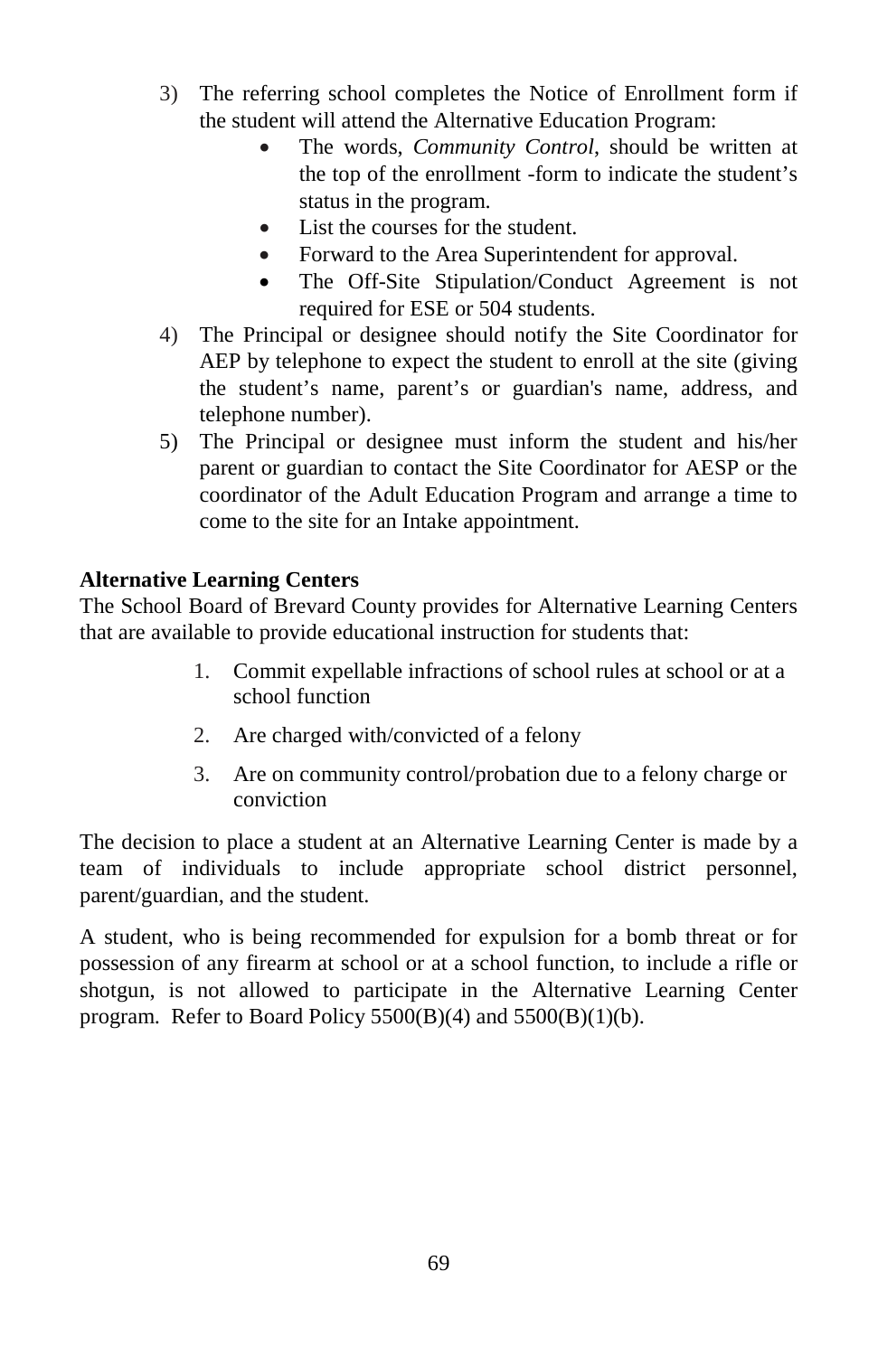3) The referring school completes the Notice of Enrollment form if the student will attend the Alternative Education Program:
    - The words, *Community Control*, should be written at the top of the enrollment -form to indicate the student's status in the program.
    - List the courses for the student.
    - Forward to the Area Superintendent for approval.
    - The Off-Site Stipulation/Conduct Agreement is not required for ESE or 504 students.
4) The Principal or designee should notify the Site Coordinator for AEP by telephone to expect the student to enroll at the site (giving the student's name, parent's or guardian's name, address, and telephone number).
5) The Principal or designee must inform the student and his/her parent or guardian to contact the Site Coordinator for AESP or the coordinator of the Adult Education Program and arrange a time to come to the site for an Intake appointment.

**Alternative Learning Centers**

The School Board of Brevard County provides for Alternative Learning Centers that are available to provide educational instruction for students that:

1. Commit expellable infractions of school rules at school or at a school function
2. Are charged with/convicted of a felony
3. Are on community control/probation due to a felony charge or conviction

The decision to place a student at an Alternative Learning Center is made by a team of individuals to include appropriate school district personnel, parent/guardian, and the student.

A student, who is being recommended for expulsion for a bomb threat or for possession of any firearm at school or at a school function, to include a rifle or shotgun, is not allowed to participate in the Alternative Learning Center program. Refer to Board Policy 5500(B)(4) and 5500(B)(1)(b).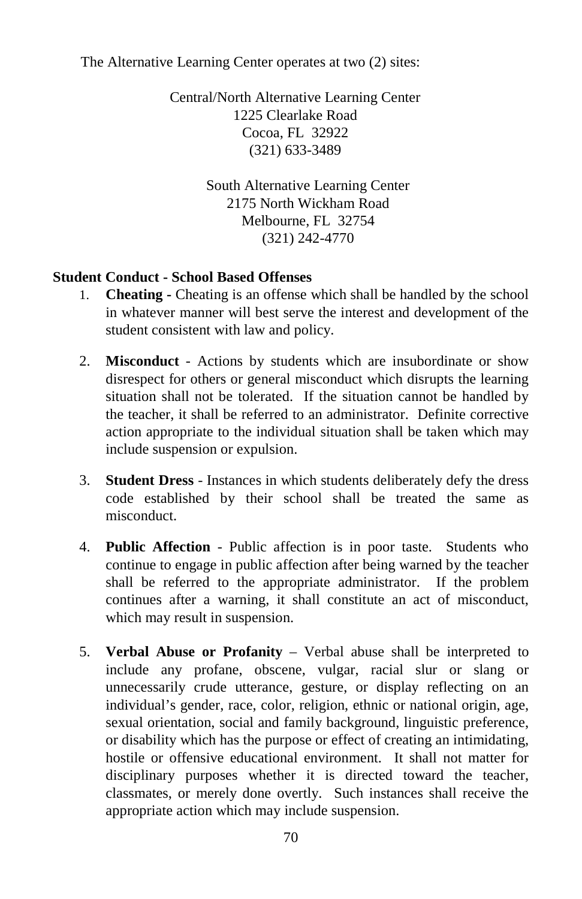The Alternative Learning Center operates at two (2) sites:

Central/North Alternative Learning Center
1225 Clearlake Road
Cocoa, FL 32922
(321) 633-3489

South Alternative Learning Center
2175 North Wickham Road
Melbourne, FL 32754
(321) 242-4770

**Student Conduct - School Based Offenses**

1. **Cheating -** Cheating is an offense which shall be handled by the school in whatever manner will best serve the interest and development of the student consistent with law and policy.

2. **Misconduct** - Actions by students which are insubordinate or show disrespect for others or general misconduct which disrupts the learning situation shall not be tolerated. If the situation cannot be handled by the teacher, it shall be referred to an administrator. Definite corrective action appropriate to the individual situation shall be taken which may include suspension or expulsion.

3. **Student Dress** - Instances in which students deliberately defy the dress code established by their school shall be treated the same as misconduct.

4. **Public Affection** - Public affection is in poor taste. Students who continue to engage in public affection after being warned by the teacher shall be referred to the appropriate administrator. If the problem continues after a warning, it shall constitute an act of misconduct, which may result in suspension.

5. **Verbal Abuse or Profanity** – Verbal abuse shall be interpreted to include any profane, obscene, vulgar, racial slur or slang or unnecessarily crude utterance, gesture, or display reflecting on an individual's gender, race, color, religion, ethnic or national origin, age, sexual orientation, social and family background, linguistic preference, or disability which has the purpose or effect of creating an intimidating, hostile or offensive educational environment. It shall not matter for disciplinary purposes whether it is directed toward the teacher, classmates, or merely done overtly. Such instances shall receive the appropriate action which may include suspension.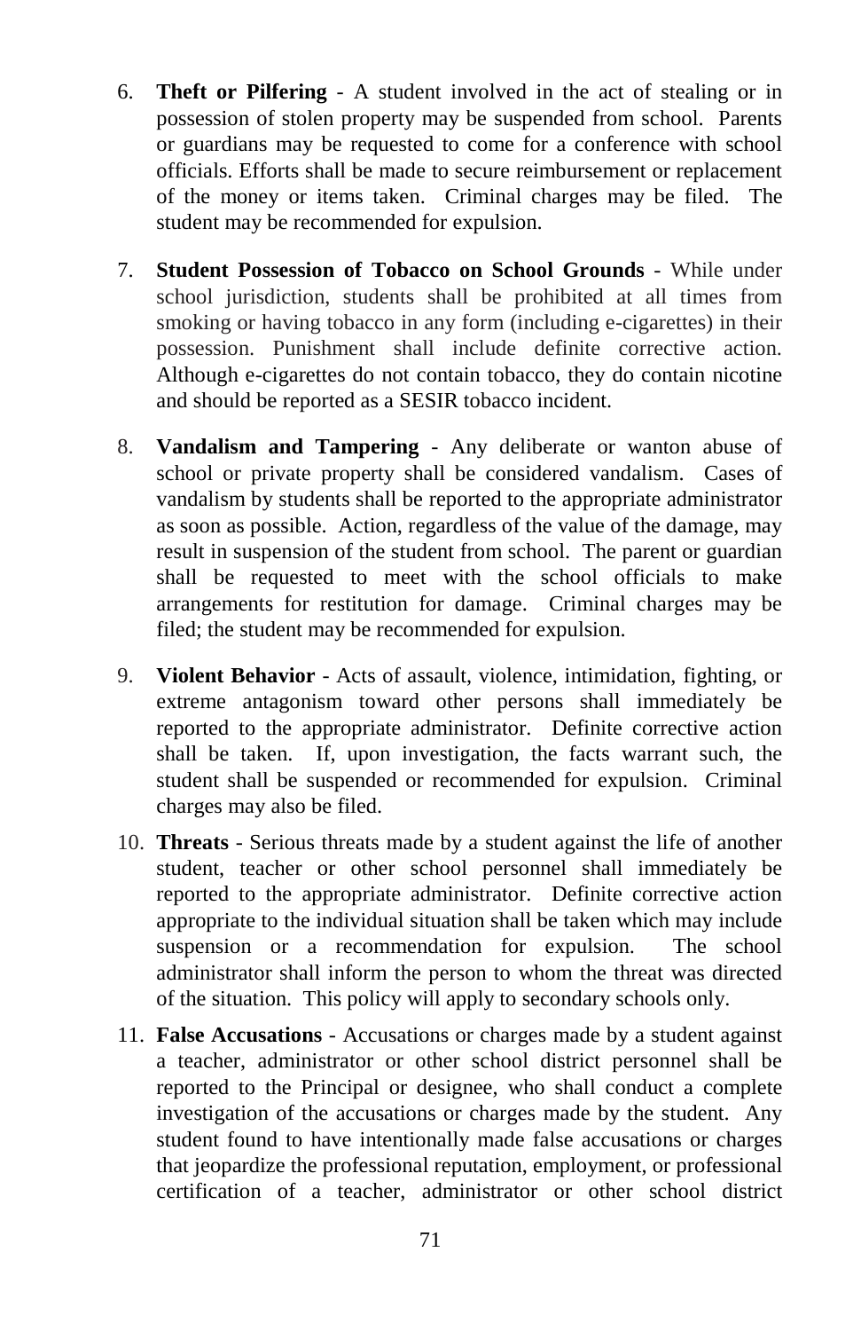6. **Theft or Pilfering** - A student involved in the act of stealing or in possession of stolen property may be suspended from school. Parents or guardians may be requested to come for a conference with school officials. Efforts shall be made to secure reimbursement or replacement of the money or items taken. Criminal charges may be filed. The student may be recommended for expulsion.

7. **Student Possession of Tobacco on School Grounds** - While under school jurisdiction, students shall be prohibited at all times from smoking or having tobacco in any form (including e-cigarettes) in their possession. Punishment shall include definite corrective action. Although e-cigarettes do not contain tobacco, they do contain nicotine and should be reported as a SESIR tobacco incident.

8. **Vandalism and Tampering** - Any deliberate or wanton abuse of school or private property shall be considered vandalism. Cases of vandalism by students shall be reported to the appropriate administrator as soon as possible. Action, regardless of the value of the damage, may result in suspension of the student from school. The parent or guardian shall be requested to meet with the school officials to make arrangements for restitution for damage. Criminal charges may be filed; the student may be recommended for expulsion.

9. **Violent Behavior** - Acts of assault, violence, intimidation, fighting, or extreme antagonism toward other persons shall immediately be reported to the appropriate administrator. Definite corrective action shall be taken. If, upon investigation, the facts warrant such, the student shall be suspended or recommended for expulsion. Criminal charges may also be filed.

10. **Threats** - Serious threats made by a student against the life of another student, teacher or other school personnel shall immediately be reported to the appropriate administrator. Definite corrective action appropriate to the individual situation shall be taken which may include suspension or a recommendation for expulsion. The school administrator shall inform the person to whom the threat was directed of the situation. This policy will apply to secondary schools only.

11. **False Accusations** - Accusations or charges made by a student against a teacher, administrator or other school district personnel shall be reported to the Principal or designee, who shall conduct a complete investigation of the accusations or charges made by the student. Any student found to have intentionally made false accusations or charges that jeopardize the professional reputation, employment, or professional certification of a teacher, administrator or other school district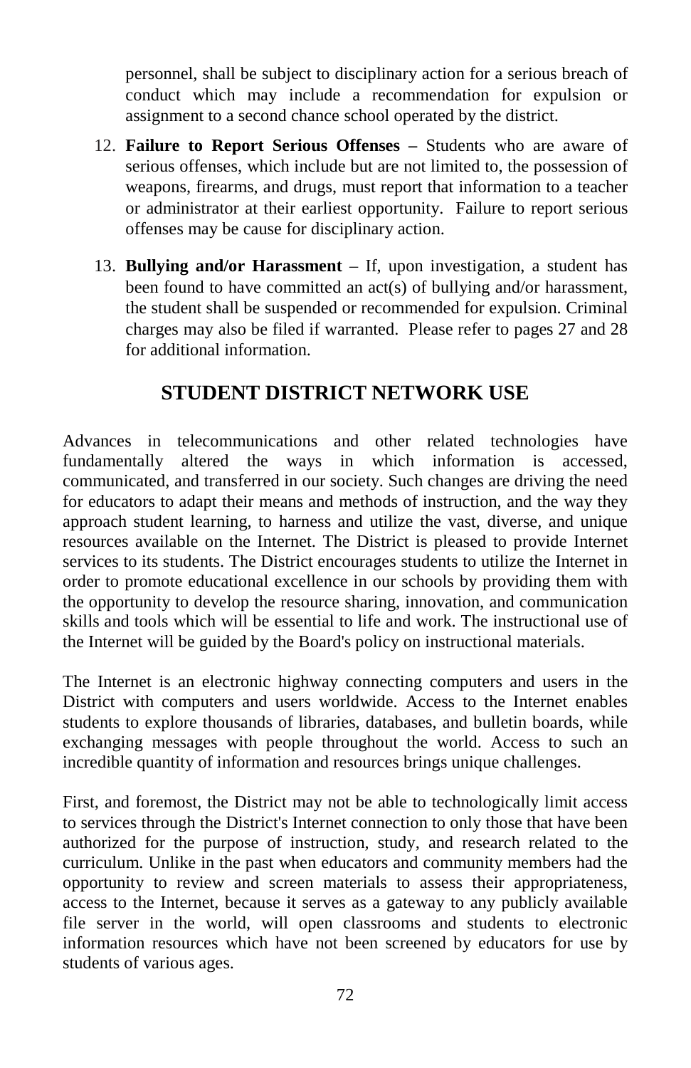personnel, shall be subject to disciplinary action for a serious breach of conduct which may include a recommendation for expulsion or assignment to a second chance school operated by the district.

12. **Failure to Report Serious Offenses –** Students who are aware of serious offenses, which include but are not limited to, the possession of weapons, firearms, and drugs, must report that information to a teacher or administrator at their earliest opportunity. Failure to report serious offenses may be cause for disciplinary action.

13. **Bullying and/or Harassment** – If, upon investigation, a student has been found to have committed an act(s) of bullying and/or harassment, the student shall be suspended or recommended for expulsion. Criminal charges may also be filed if warranted. Please refer to pages 27 and 28 for additional information.

## STUDENT DISTRICT NETWORK USE

Advances in telecommunications and other related technologies have fundamentally altered the ways in which information is accessed, communicated, and transferred in our society. Such changes are driving the need for educators to adapt their means and methods of instruction, and the way they approach student learning, to harness and utilize the vast, diverse, and unique resources available on the Internet. The District is pleased to provide Internet services to its students. The District encourages students to utilize the Internet in order to promote educational excellence in our schools by providing them with the opportunity to develop the resource sharing, innovation, and communication skills and tools which will be essential to life and work. The instructional use of the Internet will be guided by the Board's policy on instructional materials.

The Internet is an electronic highway connecting computers and users in the District with computers and users worldwide. Access to the Internet enables students to explore thousands of libraries, databases, and bulletin boards, while exchanging messages with people throughout the world. Access to such an incredible quantity of information and resources brings unique challenges.

First, and foremost, the District may not be able to technologically limit access to services through the District's Internet connection to only those that have been authorized for the purpose of instruction, study, and research related to the curriculum. Unlike in the past when educators and community members had the opportunity to review and screen materials to assess their appropriateness, access to the Internet, because it serves as a gateway to any publicly available file server in the world, will open classrooms and students to electronic information resources which have not been screened by educators for use by students of various ages.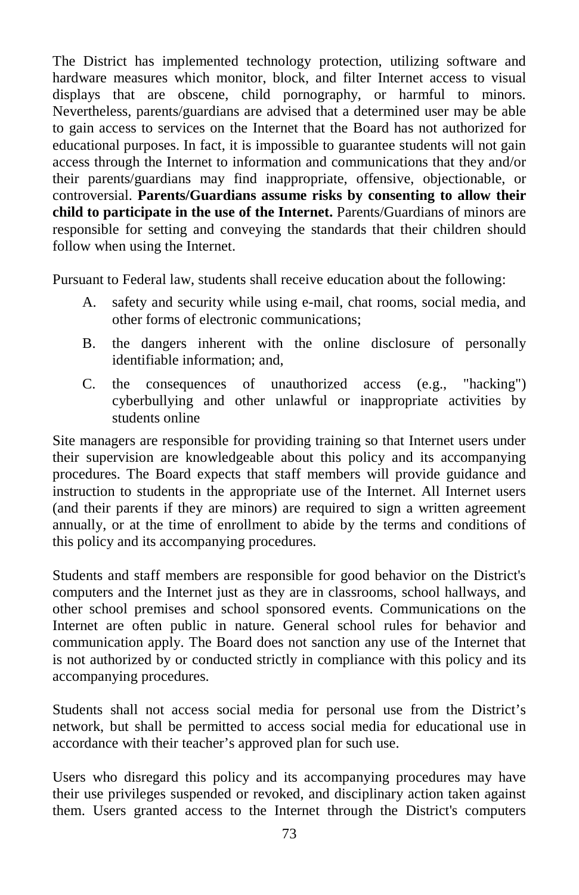The District has implemented technology protection, utilizing software and hardware measures which monitor, block, and filter Internet access to visual displays that are obscene, child pornography, or harmful to minors. Nevertheless, parents/guardians are advised that a determined user may be able to gain access to services on the Internet that the Board has not authorized for educational purposes. In fact, it is impossible to guarantee students will not gain access through the Internet to information and communications that they and/or their parents/guardians may find inappropriate, offensive, objectionable, or controversial. **Parents/Guardians assume risks by consenting to allow their child to participate in the use of the Internet.** Parents/Guardians of minors are responsible for setting and conveying the standards that their children should follow when using the Internet.

Pursuant to Federal law, students shall receive education about the following:

A. safety and security while using e-mail, chat rooms, social media, and other forms of electronic communications;

B. the dangers inherent with the online disclosure of personally identifiable information; and,

C. the consequences of unauthorized access (e.g., "hacking") cyberbullying and other unlawful or inappropriate activities by students online

Site managers are responsible for providing training so that Internet users under their supervision are knowledgeable about this policy and its accompanying procedures. The Board expects that staff members will provide guidance and instruction to students in the appropriate use of the Internet. All Internet users (and their parents if they are minors) are required to sign a written agreement annually, or at the time of enrollment to abide by the terms and conditions of this policy and its accompanying procedures.

Students and staff members are responsible for good behavior on the District's computers and the Internet just as they are in classrooms, school hallways, and other school premises and school sponsored events. Communications on the Internet are often public in nature. General school rules for behavior and communication apply. The Board does not sanction any use of the Internet that is not authorized by or conducted strictly in compliance with this policy and its accompanying procedures.

Students shall not access social media for personal use from the District's network, but shall be permitted to access social media for educational use in accordance with their teacher's approved plan for such use.

Users who disregard this policy and its accompanying procedures may have their use privileges suspended or revoked, and disciplinary action taken against them. Users granted access to the Internet through the District's computers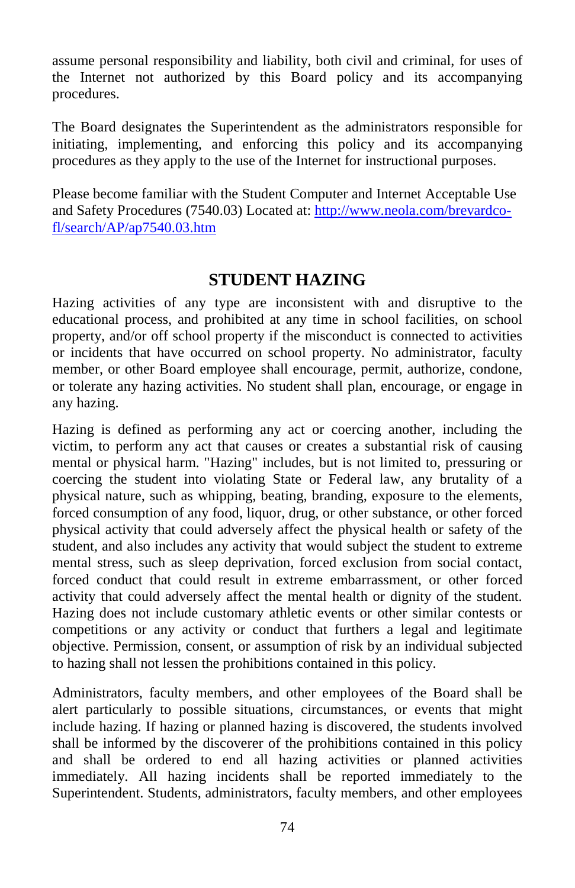assume personal responsibility and liability, both civil and criminal, for uses of the Internet not authorized by this Board policy and its accompanying procedures.

The Board designates the Superintendent as the administrators responsible for initiating, implementing, and enforcing this policy and its accompanying procedures as they apply to the use of the Internet for instructional purposes.

Please become familiar with the Student Computer and Internet Acceptable Use and Safety Procedures (7540.03) Located at: [http://www.neola.com/brevardco-fl/search/AP/ap7540.03.htm](http://www.neola.com/brevardco-fl/search/AP/ap7540.03.htm)

## STUDENT HAZING

Hazing activities of any type are inconsistent with and disruptive to the educational process, and prohibited at any time in school facilities, on school property, and/or off school property if the misconduct is connected to activities or incidents that have occurred on school property. No administrator, faculty member, or other Board employee shall encourage, permit, authorize, condone, or tolerate any hazing activities. No student shall plan, encourage, or engage in any hazing.

Hazing is defined as performing any act or coercing another, including the victim, to perform any act that causes or creates a substantial risk of causing mental or physical harm. "Hazing" includes, but is not limited to, pressuring or coercing the student into violating State or Federal law, any brutality of a physical nature, such as whipping, beating, branding, exposure to the elements, forced consumption of any food, liquor, drug, or other substance, or other forced physical activity that could adversely affect the physical health or safety of the student, and also includes any activity that would subject the student to extreme mental stress, such as sleep deprivation, forced exclusion from social contact, forced conduct that could result in extreme embarrassment, or other forced activity that could adversely affect the mental health or dignity of the student. Hazing does not include customary athletic events or other similar contests or competitions or any activity or conduct that furthers a legal and legitimate objective. Permission, consent, or assumption of risk by an individual subjected to hazing shall not lessen the prohibitions contained in this policy.

Administrators, faculty members, and other employees of the Board shall be alert particularly to possible situations, circumstances, or events that might include hazing. If hazing or planned hazing is discovered, the students involved shall be informed by the discoverer of the prohibitions contained in this policy and shall be ordered to end all hazing activities or planned activities immediately. All hazing incidents shall be reported immediately to the Superintendent. Students, administrators, faculty members, and other employees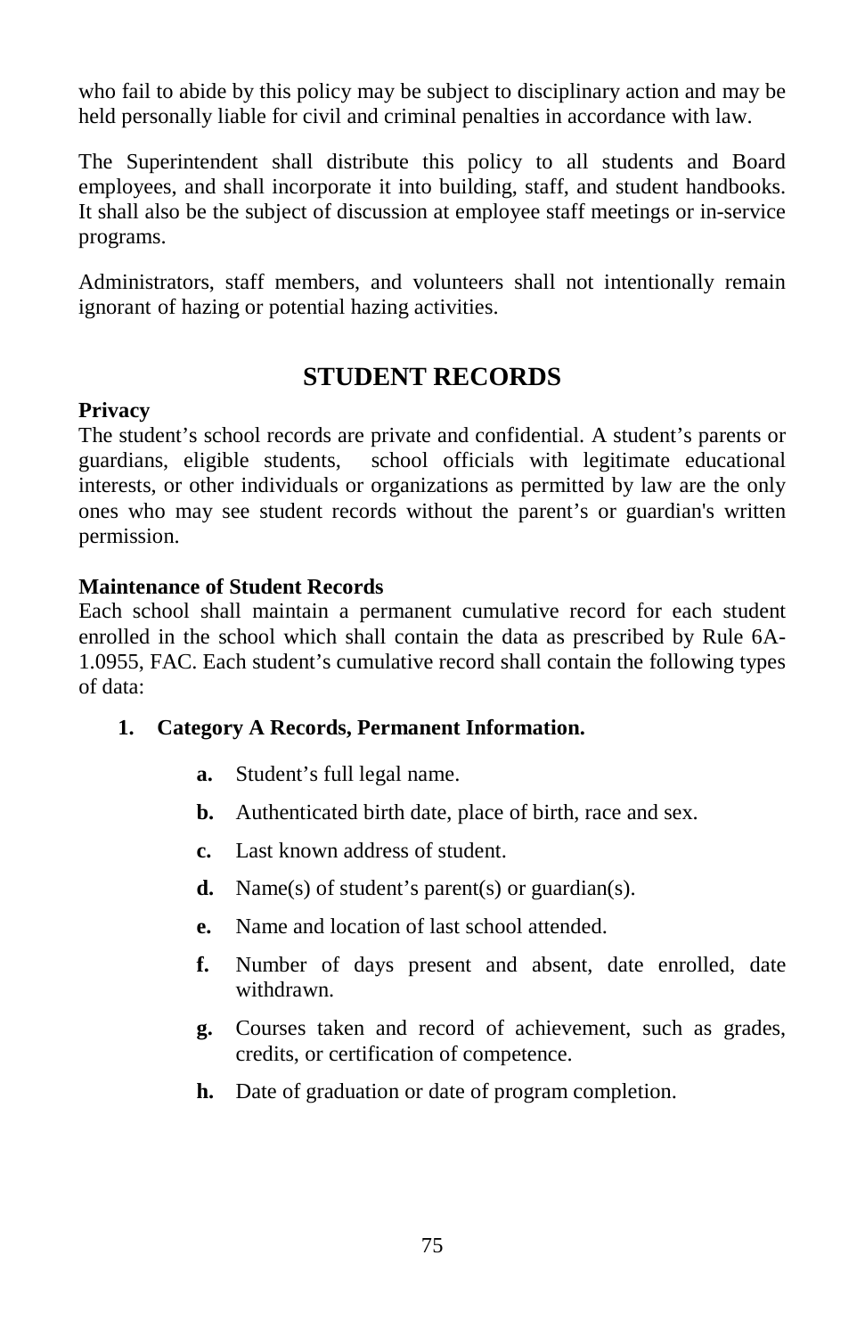who fail to abide by this policy may be subject to disciplinary action and may be held personally liable for civil and criminal penalties in accordance with law.

The Superintendent shall distribute this policy to all students and Board employees, and shall incorporate it into building, staff, and student handbooks. It shall also be the subject of discussion at employee staff meetings or in-service programs.

Administrators, staff members, and volunteers shall not intentionally remain ignorant of hazing or potential hazing activities.

## STUDENT RECORDS

**Privacy**

The student's school records are private and confidential. A student's parents or guardians, eligible students, school officials with legitimate educational interests, or other individuals or organizations as permitted by law are the only ones who may see student records without the parent's or guardian's written permission.

**Maintenance of Student Records**

Each school shall maintain a permanent cumulative record for each student enrolled in the school which shall contain the data as prescribed by Rule 6A-1.0955, FAC. Each student's cumulative record shall contain the following types of data:

1. **Category A Records, Permanent Information.**
   - **a.** Student's full legal name.
   - **b.** Authenticated birth date, place of birth, race and sex.
   - **c.** Last known address of student.
   - **d.** Name(s) of student's parent(s) or guardian(s).
   - **e.** Name and location of last school attended.
   - **f.** Number of days present and absent, date enrolled, date withdrawn.
   - **g.** Courses taken and record of achievement, such as grades, credits, or certification of competence.
   - **h.** Date of graduation or date of program completion.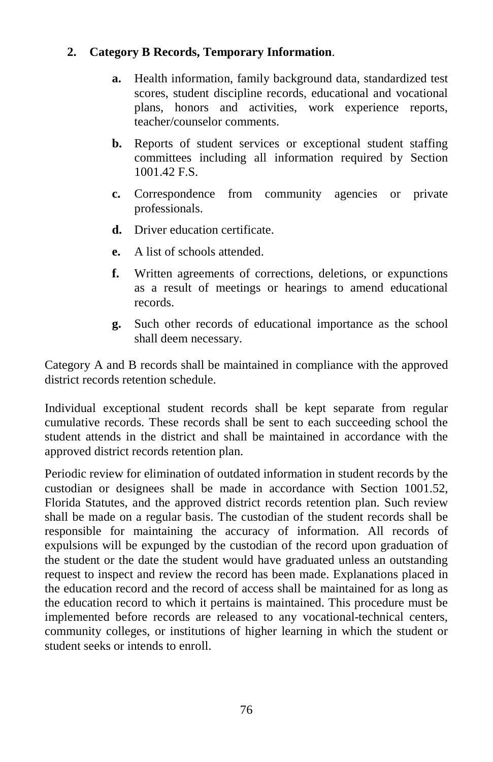**2. Category B Records, Temporary Information**.

- **a.** Health information, family background data, standardized test scores, student discipline records, educational and vocational plans, honors and activities, work experience reports, teacher/counselor comments.
- **b.** Reports of student services or exceptional student staffing committees including all information required by Section 1001.42 F.S.
- **c.** Correspondence from community agencies or private professionals.
- **d.** Driver education certificate.
- **e.** A list of schools attended.
- **f.** Written agreements of corrections, deletions, or expunctions as a result of meetings or hearings to amend educational records.
- **g.** Such other records of educational importance as the school shall deem necessary.

Category A and B records shall be maintained in compliance with the approved district records retention schedule.

Individual exceptional student records shall be kept separate from regular cumulative records. These records shall be sent to each succeeding school the student attends in the district and shall be maintained in accordance with the approved district records retention plan.

Periodic review for elimination of outdated information in student records by the custodian or designees shall be made in accordance with Section 1001.52, Florida Statutes, and the approved district records retention plan. Such review shall be made on a regular basis. The custodian of the student records shall be responsible for maintaining the accuracy of information. All records of expulsions will be expunged by the custodian of the record upon graduation of the student or the date the student would have graduated unless an outstanding request to inspect and review the record has been made. Explanations placed in the education record and the record of access shall be maintained for as long as the education record to which it pertains is maintained. This procedure must be implemented before records are released to any vocational-technical centers, community colleges, or institutions of higher learning in which the student or student seeks or intends to enroll.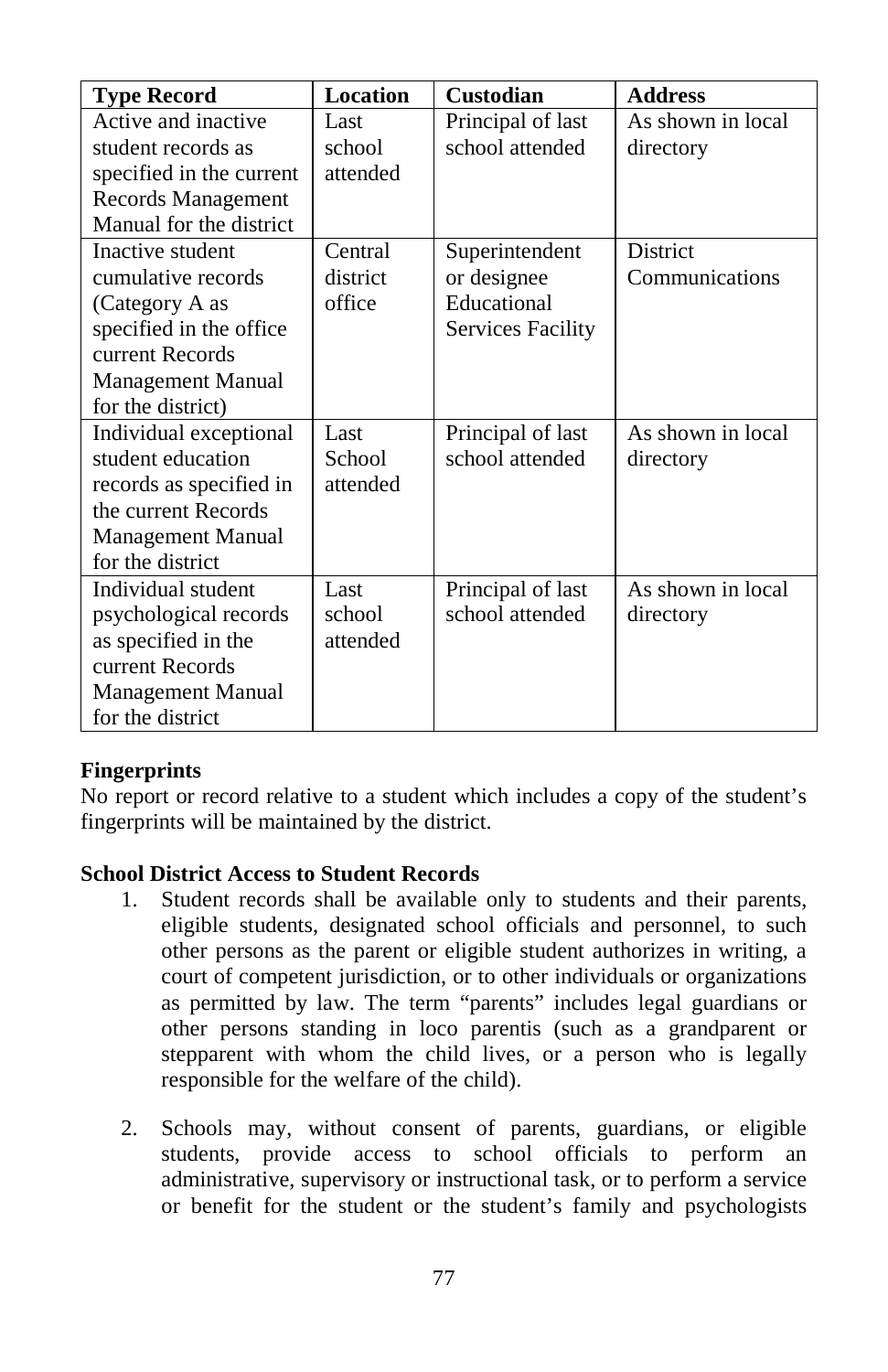| Type Record | Location | Custodian | Address |
|---|---|---|---|
| Active and inactive student records as specified in the current Records Management Manual for the district | Last school attended | Principal of last school attended | As shown in local directory |
| Inactive student cumulative records (Category A as specified in the office current Records Management Manual for the district) | Central district office | Superintendent or designee Educational Services Facility | District Communications |
| Individual exceptional student education records as specified in the current Records Management Manual for the district | Last School attended | Principal of last school attended | As shown in local directory |
| Individual student psychological records as specified in the current Records Management Manual for the district | Last school attended | Principal of last school attended | As shown in local directory |

**Fingerprints**

No report or record relative to a student which includes a copy of the student's fingerprints will be maintained by the district.

**School District Access to Student Records**

1. Student records shall be available only to students and their parents, eligible students, designated school officials and personnel, to such other persons as the parent or eligible student authorizes in writing, a court of competent jurisdiction, or to other individuals or organizations as permitted by law. The term "parents" includes legal guardians or other persons standing in loco parentis (such as a grandparent or stepparent with whom the child lives, or a person who is legally responsible for the welfare of the child).

2. Schools may, without consent of parents, guardians, or eligible students, provide access to school officials to perform an administrative, supervisory or instructional task, or to perform a service or benefit for the student or the student's family and psychologists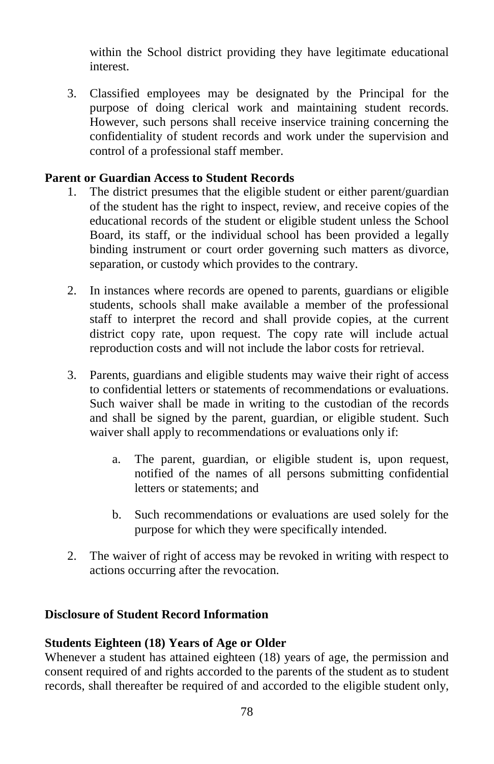within the School district providing they have legitimate educational interest.

3. Classified employees may be designated by the Principal for the purpose of doing clerical work and maintaining student records. However, such persons shall receive inservice training concerning the confidentiality of student records and work under the supervision and control of a professional staff member.

**Parent or Guardian Access to Student Records**

1. The district presumes that the eligible student or either parent/guardian of the student has the right to inspect, review, and receive copies of the educational records of the student or eligible student unless the School Board, its staff, or the individual school has been provided a legally binding instrument or court order governing such matters as divorce, separation, or custody which provides to the contrary.

2. In instances where records are opened to parents, guardians or eligible students, schools shall make available a member of the professional staff to interpret the record and shall provide copies, at the current district copy rate, upon request. The copy rate will include actual reproduction costs and will not include the labor costs for retrieval.

3. Parents, guardians and eligible students may waive their right of access to confidential letters or statements of recommendations or evaluations. Such waiver shall be made in writing to the custodian of the records and shall be signed by the parent, guardian, or eligible student. Such waiver shall apply to recommendations or evaluations only if:

    a. The parent, guardian, or eligible student is, upon request, notified of the names of all persons submitting confidential letters or statements; and

    b. Such recommendations or evaluations are used solely for the purpose for which they were specifically intended.

2. The waiver of right of access may be revoked in writing with respect to actions occurring after the revocation.

**Disclosure of Student Record Information**

**Students Eighteen (18) Years of Age or Older**

Whenever a student has attained eighteen (18) years of age, the permission and consent required of and rights accorded to the parents of the student as to student records, shall thereafter be required of and accorded to the eligible student only,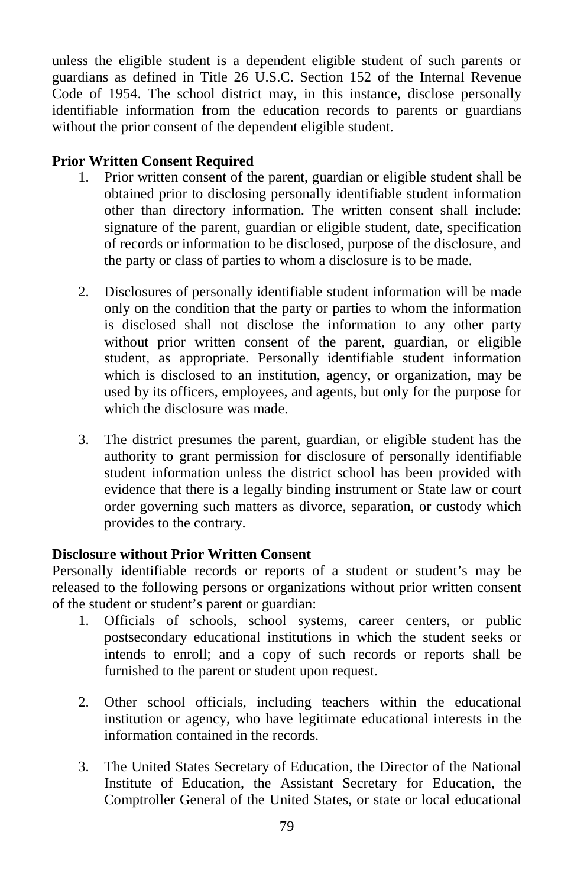unless the eligible student is a dependent eligible student of such parents or guardians as defined in Title 26 U.S.C. Section 152 of the Internal Revenue Code of 1954. The school district may, in this instance, disclose personally identifiable information from the education records to parents or guardians without the prior consent of the dependent eligible student.

**Prior Written Consent Required**

1. Prior written consent of the parent, guardian or eligible student shall be obtained prior to disclosing personally identifiable student information other than directory information. The written consent shall include: signature of the parent, guardian or eligible student, date, specification of records or information to be disclosed, purpose of the disclosure, and the party or class of parties to whom a disclosure is to be made.

2. Disclosures of personally identifiable student information will be made only on the condition that the party or parties to whom the information is disclosed shall not disclose the information to any other party without prior written consent of the parent, guardian, or eligible student, as appropriate. Personally identifiable student information which is disclosed to an institution, agency, or organization, may be used by its officers, employees, and agents, but only for the purpose for which the disclosure was made.

3. The district presumes the parent, guardian, or eligible student has the authority to grant permission for disclosure of personally identifiable student information unless the district school has been provided with evidence that there is a legally binding instrument or State law or court order governing such matters as divorce, separation, or custody which provides to the contrary.

**Disclosure without Prior Written Consent**

Personally identifiable records or reports of a student or student's may be released to the following persons or organizations without prior written consent of the student or student's parent or guardian:

1. Officials of schools, school systems, career centers, or public postsecondary educational institutions in which the student seeks or intends to enroll; and a copy of such records or reports shall be furnished to the parent or student upon request.

2. Other school officials, including teachers within the educational institution or agency, who have legitimate educational interests in the information contained in the records.

3. The United States Secretary of Education, the Director of the National Institute of Education, the Assistant Secretary for Education, the Comptroller General of the United States, or state or local educational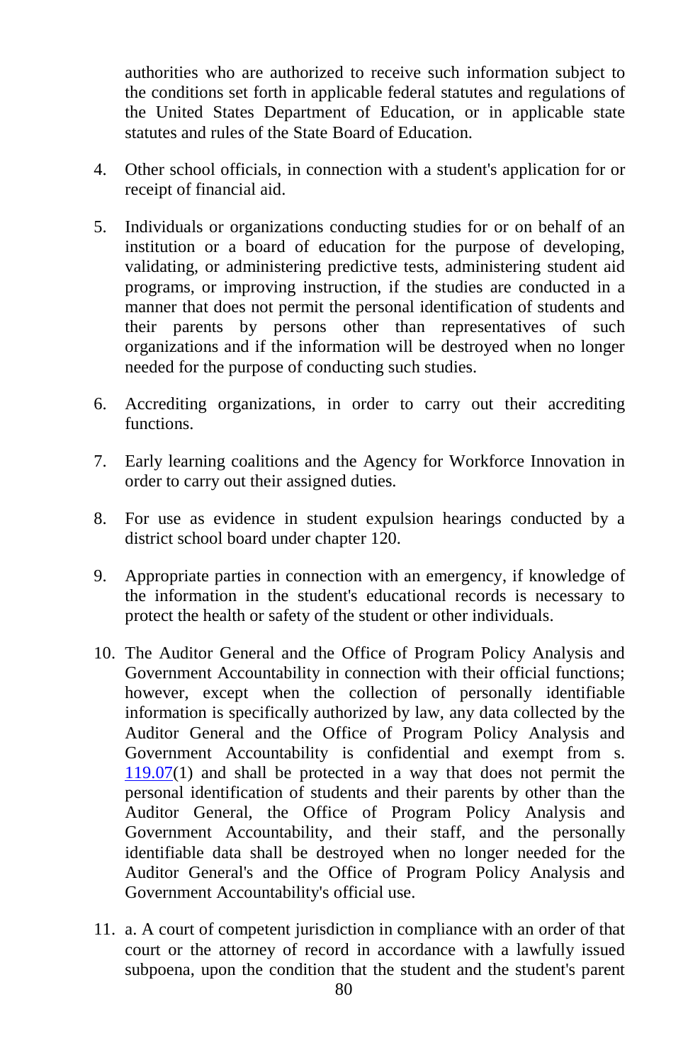authorities who are authorized to receive such information subject to the conditions set forth in applicable federal statutes and regulations of the United States Department of Education, or in applicable state statutes and rules of the State Board of Education.

4. Other school officials, in connection with a student's application for or receipt of financial aid.

5. Individuals or organizations conducting studies for or on behalf of an institution or a board of education for the purpose of developing, validating, or administering predictive tests, administering student aid programs, or improving instruction, if the studies are conducted in a manner that does not permit the personal identification of students and their parents by persons other than representatives of such organizations and if the information will be destroyed when no longer needed for the purpose of conducting such studies.

6. Accrediting organizations, in order to carry out their accrediting functions.

7. Early learning coalitions and the Agency for Workforce Innovation in order to carry out their assigned duties.

8. For use as evidence in student expulsion hearings conducted by a district school board under chapter 120.

9. Appropriate parties in connection with an emergency, if knowledge of the information in the student's educational records is necessary to protect the health or safety of the student or other individuals.

10. The Auditor General and the Office of Program Policy Analysis and Government Accountability in connection with their official functions; however, except when the collection of personally identifiable information is specifically authorized by law, any data collected by the Auditor General and the Office of Program Policy Analysis and Government Accountability is confidential and exempt from s. 119.07(1) and shall be protected in a way that does not permit the personal identification of students and their parents by other than the Auditor General, the Office of Program Policy Analysis and Government Accountability, and their staff, and the personally identifiable data shall be destroyed when no longer needed for the Auditor General's and the Office of Program Policy Analysis and Government Accountability's official use.

11. a. A court of competent jurisdiction in compliance with an order of that court or the attorney of record in accordance with a lawfully issued subpoena, upon the condition that the student and the student's parent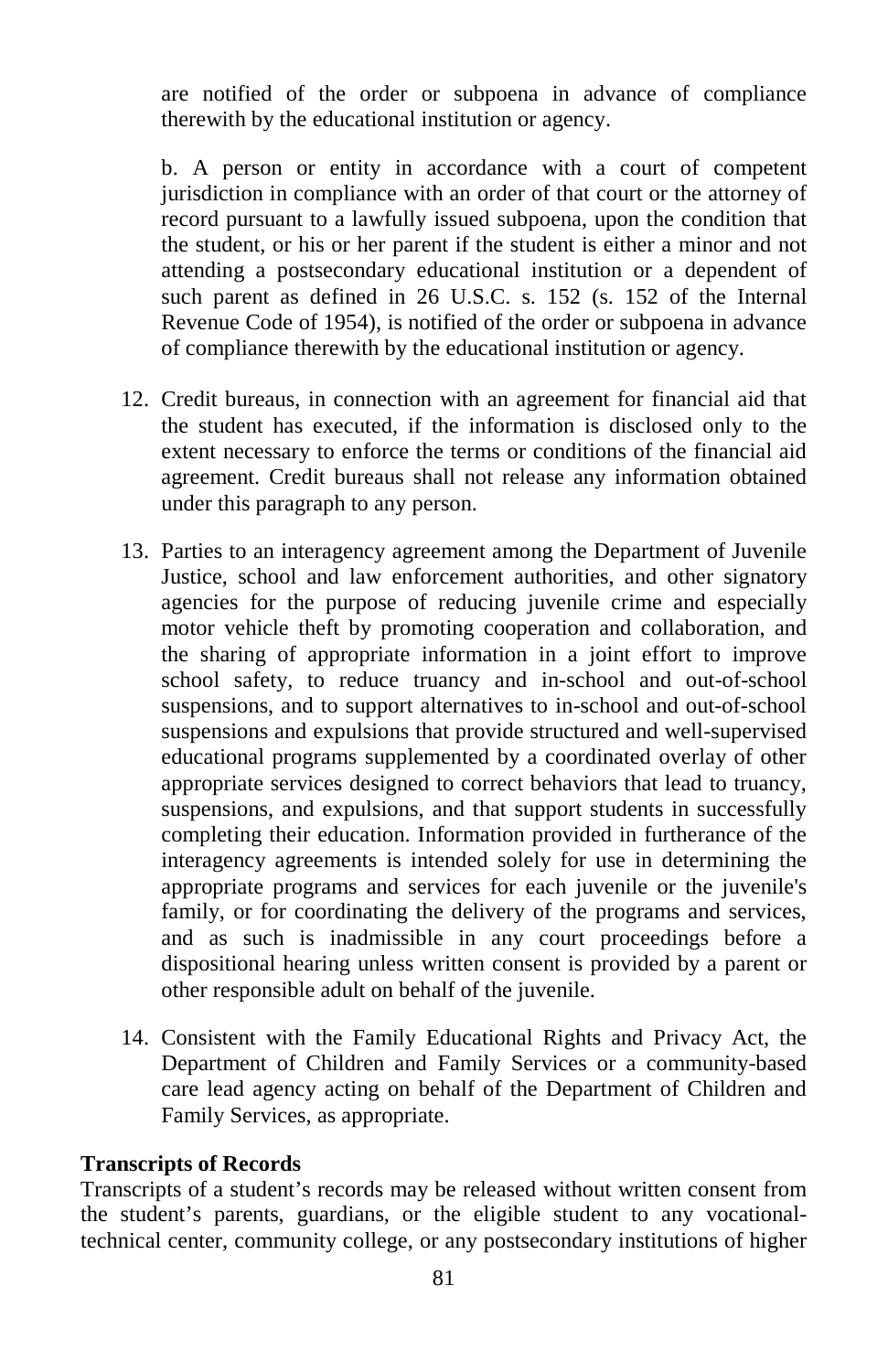are notified of the order or subpoena in advance of compliance therewith by the educational institution or agency.

b. A person or entity in accordance with a court of competent jurisdiction in compliance with an order of that court or the attorney of record pursuant to a lawfully issued subpoena, upon the condition that the student, or his or her parent if the student is either a minor and not attending a postsecondary educational institution or a dependent of such parent as defined in 26 U.S.C. s. 152 (s. 152 of the Internal Revenue Code of 1954), is notified of the order or subpoena in advance of compliance therewith by the educational institution or agency.

12. Credit bureaus, in connection with an agreement for financial aid that the student has executed, if the information is disclosed only to the extent necessary to enforce the terms or conditions of the financial aid agreement. Credit bureaus shall not release any information obtained under this paragraph to any person.

13. Parties to an interagency agreement among the Department of Juvenile Justice, school and law enforcement authorities, and other signatory agencies for the purpose of reducing juvenile crime and especially motor vehicle theft by promoting cooperation and collaboration, and the sharing of appropriate information in a joint effort to improve school safety, to reduce truancy and in-school and out-of-school suspensions, and to support alternatives to in-school and out-of-school suspensions and expulsions that provide structured and well-supervised educational programs supplemented by a coordinated overlay of other appropriate services designed to correct behaviors that lead to truancy, suspensions, and expulsions, and that support students in successfully completing their education. Information provided in furtherance of the interagency agreements is intended solely for use in determining the appropriate programs and services for each juvenile or the juvenile's family, or for coordinating the delivery of the programs and services, and as such is inadmissible in any court proceedings before a dispositional hearing unless written consent is provided by a parent or other responsible adult on behalf of the juvenile.

14. Consistent with the Family Educational Rights and Privacy Act, the Department of Children and Family Services or a community-based care lead agency acting on behalf of the Department of Children and Family Services, as appropriate.

**Transcripts of Records**

Transcripts of a student's records may be released without written consent from the student's parents, guardians, or the eligible student to any vocational-technical center, community college, or any postsecondary institutions of higher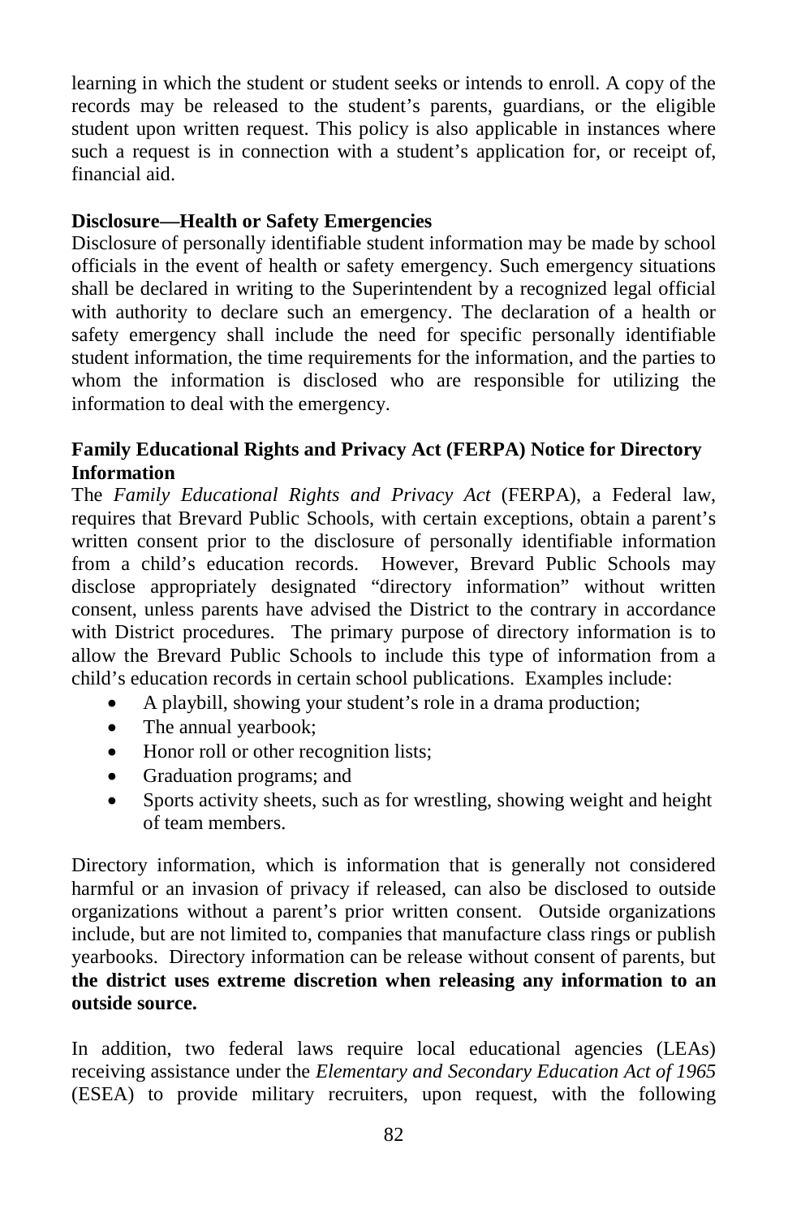learning in which the student or student seeks or intends to enroll. A copy of the records may be released to the student's parents, guardians, or the eligible student upon written request. This policy is also applicable in instances where such a request is in connection with a student's application for, or receipt of, financial aid.

**Disclosure—Health or Safety Emergencies**

Disclosure of personally identifiable student information may be made by school officials in the event of health or safety emergency. Such emergency situations shall be declared in writing to the Superintendent by a recognized legal official with authority to declare such an emergency. The declaration of a health or safety emergency shall include the need for specific personally identifiable student information, the time requirements for the information, and the parties to whom the information is disclosed who are responsible for utilizing the information to deal with the emergency.

**Family Educational Rights and Privacy Act (FERPA) Notice for Directory Information**

The *Family Educational Rights and Privacy Act* (FERPA), a Federal law, requires that Brevard Public Schools, with certain exceptions, obtain a parent's written consent prior to the disclosure of personally identifiable information from a child's education records. However, Brevard Public Schools may disclose appropriately designated "directory information" without written consent, unless parents have advised the District to the contrary in accordance with District procedures. The primary purpose of directory information is to allow the Brevard Public Schools to include this type of information from a child's education records in certain school publications. Examples include:

- A playbill, showing your student's role in a drama production;
- The annual yearbook;
- Honor roll or other recognition lists;
- Graduation programs; and
- Sports activity sheets, such as for wrestling, showing weight and height of team members.

Directory information, which is information that is generally not considered harmful or an invasion of privacy if released, can also be disclosed to outside organizations without a parent's prior written consent. Outside organizations include, but are not limited to, companies that manufacture class rings or publish yearbooks. Directory information can be release without consent of parents, but **the district uses extreme discretion when releasing any information to an outside source.**

In addition, two federal laws require local educational agencies (LEAs) receiving assistance under the *Elementary and Secondary Education Act of 1965* (ESEA) to provide military recruiters, upon request, with the following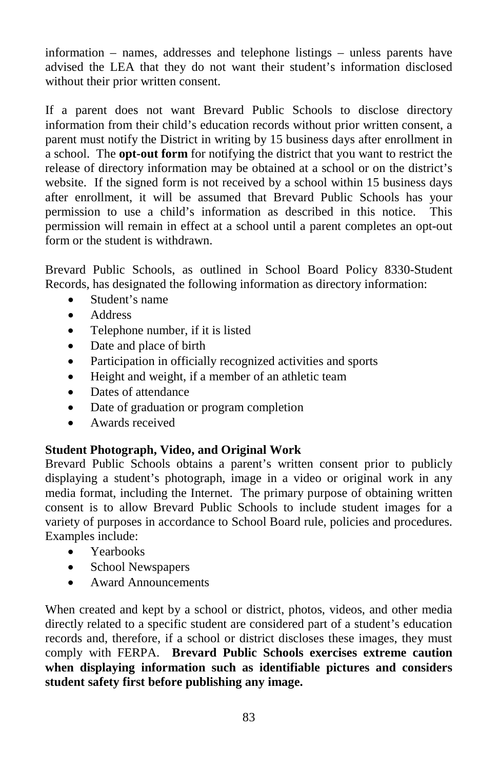information – names, addresses and telephone listings – unless parents have advised the LEA that they do not want their student's information disclosed without their prior written consent.

If a parent does not want Brevard Public Schools to disclose directory information from their child's education records without prior written consent, a parent must notify the District in writing by 15 business days after enrollment in a school. The **opt-out form** for notifying the district that you want to restrict the release of directory information may be obtained at a school or on the district's website. If the signed form is not received by a school within 15 business days after enrollment, it will be assumed that Brevard Public Schools has your permission to use a child's information as described in this notice. This permission will remain in effect at a school until a parent completes an opt-out form or the student is withdrawn.

Brevard Public Schools, as outlined in School Board Policy 8330-Student Records, has designated the following information as directory information:

- Student's name
- Address
- Telephone number, if it is listed
- Date and place of birth
- Participation in officially recognized activities and sports
- Height and weight, if a member of an athletic team
- Dates of attendance
- Date of graduation or program completion
- Awards received

**Student Photograph, Video, and Original Work**

Brevard Public Schools obtains a parent's written consent prior to publicly displaying a student's photograph, image in a video or original work in any media format, including the Internet. The primary purpose of obtaining written consent is to allow Brevard Public Schools to include student images for a variety of purposes in accordance to School Board rule, policies and procedures. Examples include:

- Yearbooks
- School Newspapers
- Award Announcements

When created and kept by a school or district, photos, videos, and other media directly related to a specific student are considered part of a student's education records and, therefore, if a school or district discloses these images, they must comply with FERPA. **Brevard Public Schools exercises extreme caution when displaying information such as identifiable pictures and considers student safety first before publishing any image.**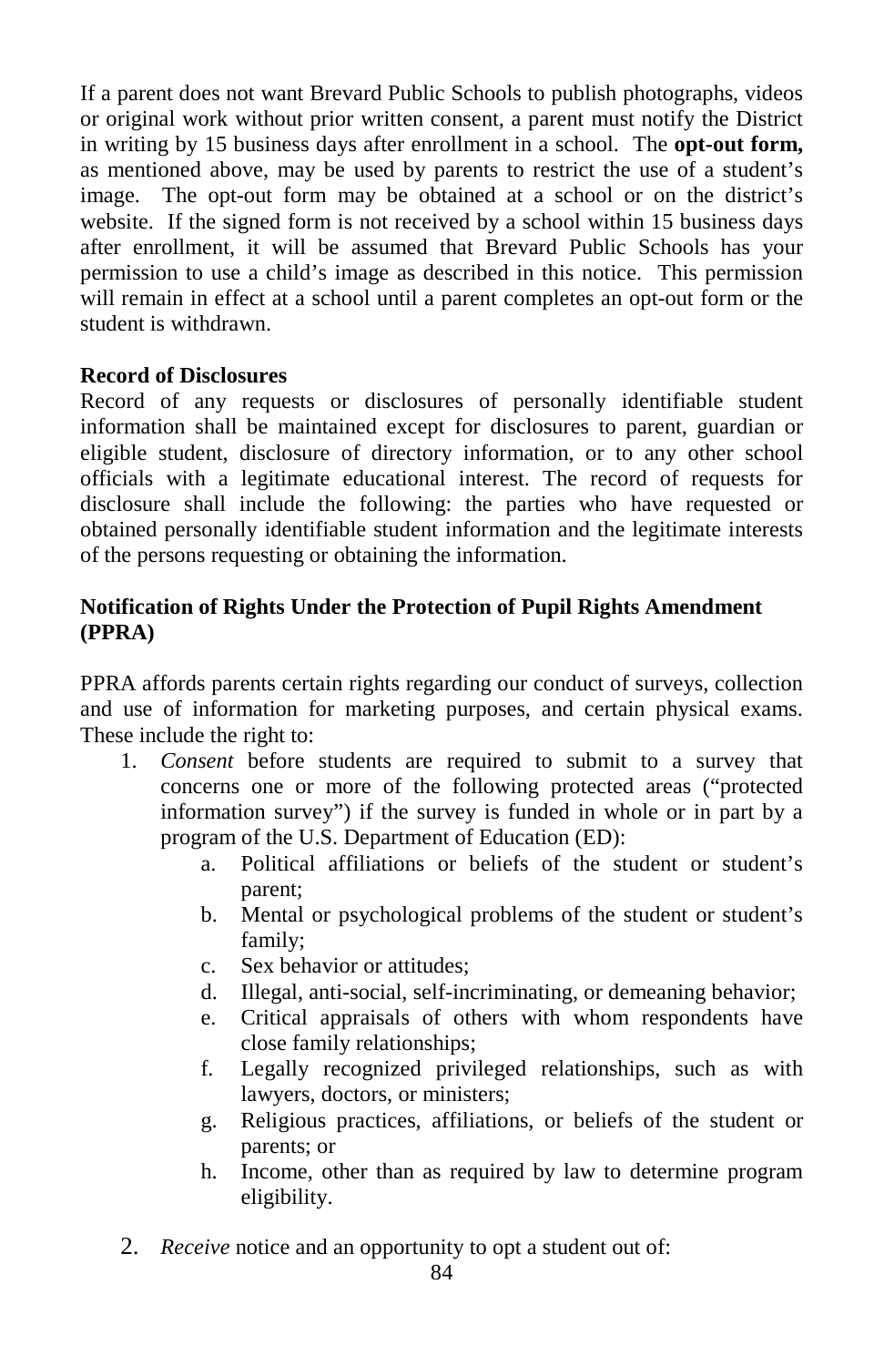If a parent does not want Brevard Public Schools to publish photographs, videos or original work without prior written consent, a parent must notify the District in writing by 15 business days after enrollment in a school. The **opt-out form,** as mentioned above, may be used by parents to restrict the use of a student's image. The opt-out form may be obtained at a school or on the district's website. If the signed form is not received by a school within 15 business days after enrollment, it will be assumed that Brevard Public Schools has your permission to use a child's image as described in this notice. This permission will remain in effect at a school until a parent completes an opt-out form or the student is withdrawn.

**Record of Disclosures**

Record of any requests or disclosures of personally identifiable student information shall be maintained except for disclosures to parent, guardian or eligible student, disclosure of directory information, or to any other school officials with a legitimate educational interest. The record of requests for disclosure shall include the following: the parties who have requested or obtained personally identifiable student information and the legitimate interests of the persons requesting or obtaining the information.

**Notification of Rights Under the Protection of Pupil Rights Amendment (PPRA)**

PPRA affords parents certain rights regarding our conduct of surveys, collection and use of information for marketing purposes, and certain physical exams. These include the right to:

1. *Consent* before students are required to submit to a survey that concerns one or more of the following protected areas ("protected information survey") if the survey is funded in whole or in part by a program of the U.S. Department of Education (ED):
   a. Political affiliations or beliefs of the student or student's parent;
   b. Mental or psychological problems of the student or student's family;
   c. Sex behavior or attitudes;
   d. Illegal, anti-social, self-incriminating, or demeaning behavior;
   e. Critical appraisals of others with whom respondents have close family relationships;
   f. Legally recognized privileged relationships, such as with lawyers, doctors, or ministers;
   g. Religious practices, affiliations, or beliefs of the student or parents; or
   h. Income, other than as required by law to determine program eligibility.

2. *Receive* notice and an opportunity to opt a student out of: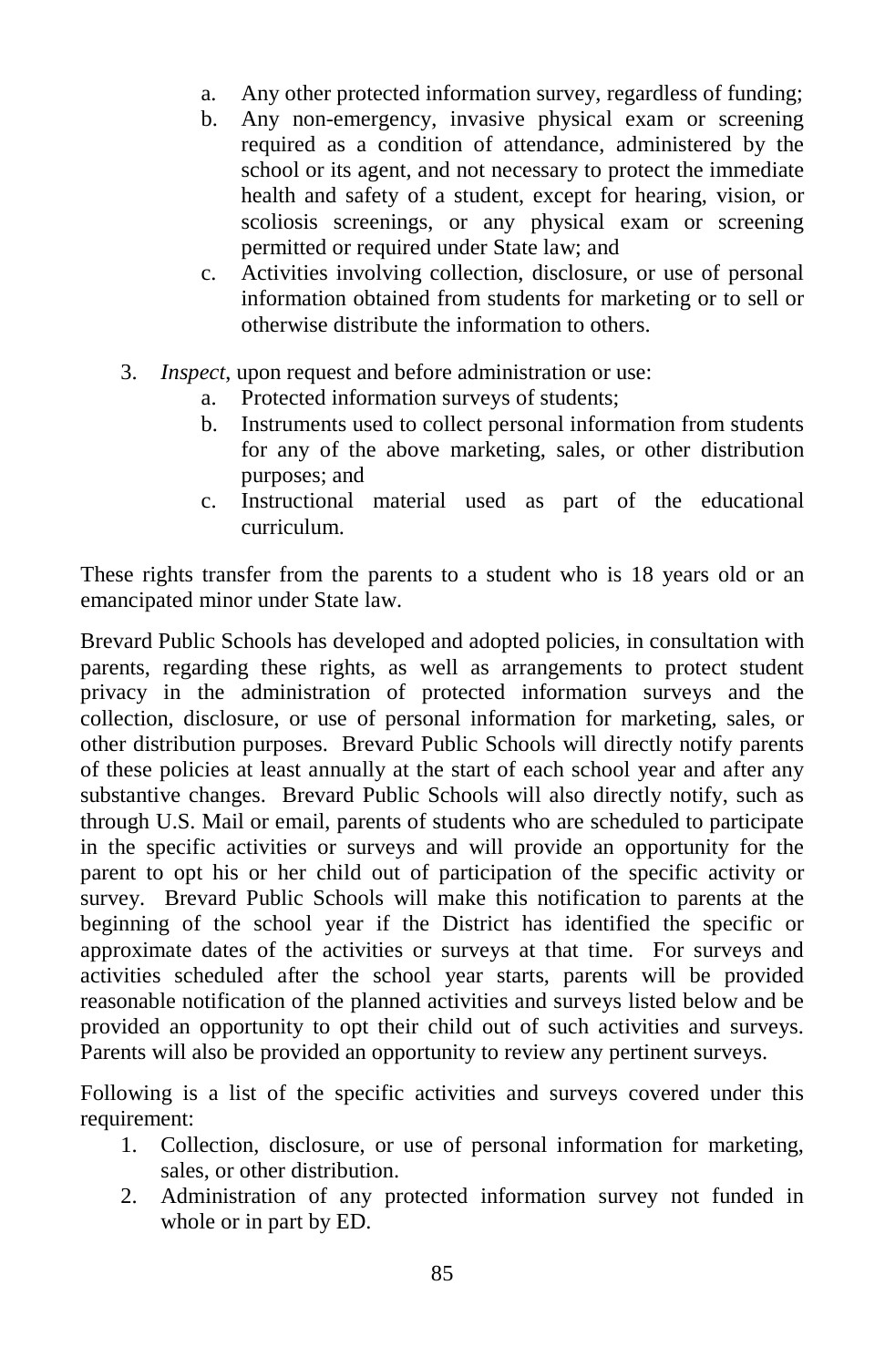a. Any other protected information survey, regardless of funding;
   b. Any non-emergency, invasive physical exam or screening required as a condition of attendance, administered by the school or its agent, and not necessary to protect the immediate health and safety of a student, except for hearing, vision, or scoliosis screenings, or any physical exam or screening permitted or required under State law; and
   c. Activities involving collection, disclosure, or use of personal information obtained from students for marketing or to sell or otherwise distribute the information to others.

3. *Inspect*, upon request and before administration or use:
   a. Protected information surveys of students;
   b. Instruments used to collect personal information from students for any of the above marketing, sales, or other distribution purposes; and
   c. Instructional material used as part of the educational curriculum.

These rights transfer from the parents to a student who is 18 years old or an emancipated minor under State law.

Brevard Public Schools has developed and adopted policies, in consultation with parents, regarding these rights, as well as arrangements to protect student privacy in the administration of protected information surveys and the collection, disclosure, or use of personal information for marketing, sales, or other distribution purposes. Brevard Public Schools will directly notify parents of these policies at least annually at the start of each school year and after any substantive changes. Brevard Public Schools will also directly notify, such as through U.S. Mail or email, parents of students who are scheduled to participate in the specific activities or surveys and will provide an opportunity for the parent to opt his or her child out of participation of the specific activity or survey. Brevard Public Schools will make this notification to parents at the beginning of the school year if the District has identified the specific or approximate dates of the activities or surveys at that time. For surveys and activities scheduled after the school year starts, parents will be provided reasonable notification of the planned activities and surveys listed below and be provided an opportunity to opt their child out of such activities and surveys. Parents will also be provided an opportunity to review any pertinent surveys.

Following is a list of the specific activities and surveys covered under this requirement:

1. Collection, disclosure, or use of personal information for marketing, sales, or other distribution.
2. Administration of any protected information survey not funded in whole or in part by ED.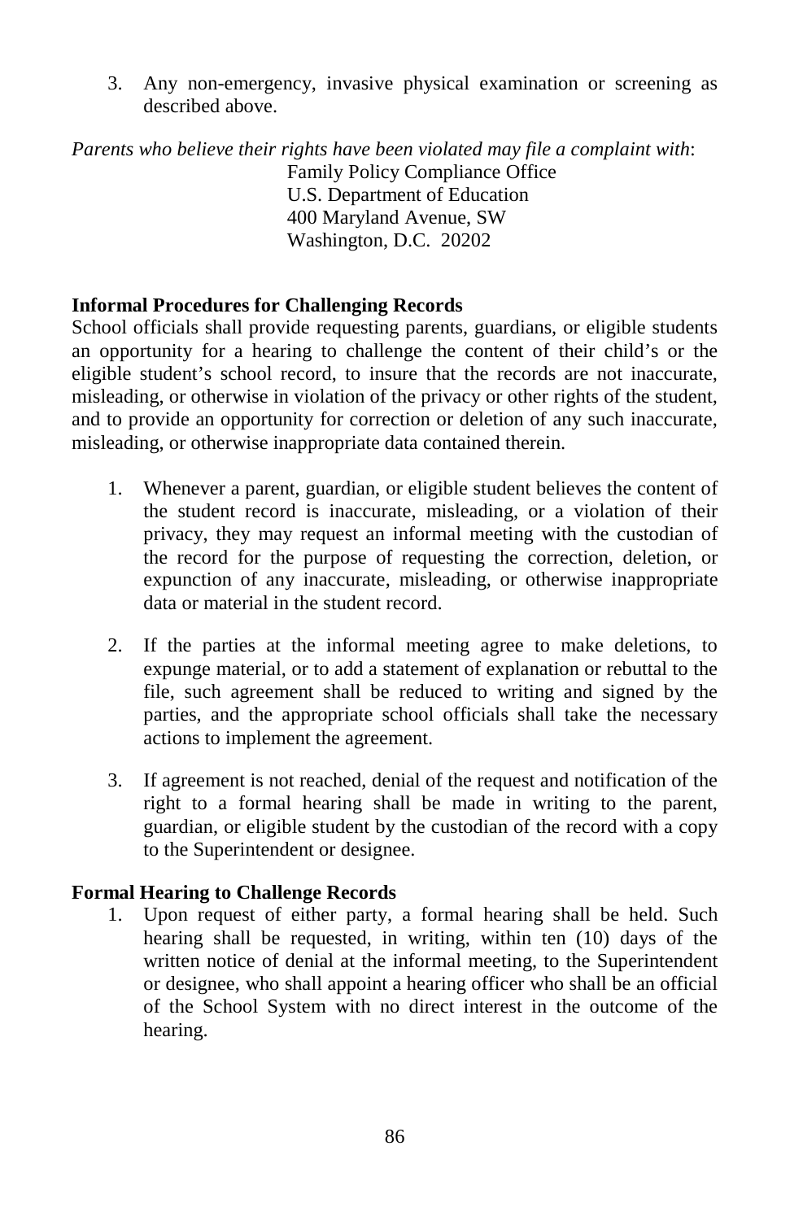3. Any non-emergency, invasive physical examination or screening as described above.

*Parents who believe their rights have been violated may file a complaint with*:

Family Policy Compliance Office
U.S. Department of Education
400 Maryland Avenue, SW
Washington, D.C. 20202

**Informal Procedures for Challenging Records**

School officials shall provide requesting parents, guardians, or eligible students an opportunity for a hearing to challenge the content of their child's or the eligible student's school record, to insure that the records are not inaccurate, misleading, or otherwise in violation of the privacy or other rights of the student, and to provide an opportunity for correction or deletion of any such inaccurate, misleading, or otherwise inappropriate data contained therein.

1. Whenever a parent, guardian, or eligible student believes the content of the student record is inaccurate, misleading, or a violation of their privacy, they may request an informal meeting with the custodian of the record for the purpose of requesting the correction, deletion, or expunction of any inaccurate, misleading, or otherwise inappropriate data or material in the student record.

2. If the parties at the informal meeting agree to make deletions, to expunge material, or to add a statement of explanation or rebuttal to the file, such agreement shall be reduced to writing and signed by the parties, and the appropriate school officials shall take the necessary actions to implement the agreement.

3. If agreement is not reached, denial of the request and notification of the right to a formal hearing shall be made in writing to the parent, guardian, or eligible student by the custodian of the record with a copy to the Superintendent or designee.

**Formal Hearing to Challenge Records**

1. Upon request of either party, a formal hearing shall be held. Such hearing shall be requested, in writing, within ten (10) days of the written notice of denial at the informal meeting, to the Superintendent or designee, who shall appoint a hearing officer who shall be an official of the School System with no direct interest in the outcome of the hearing.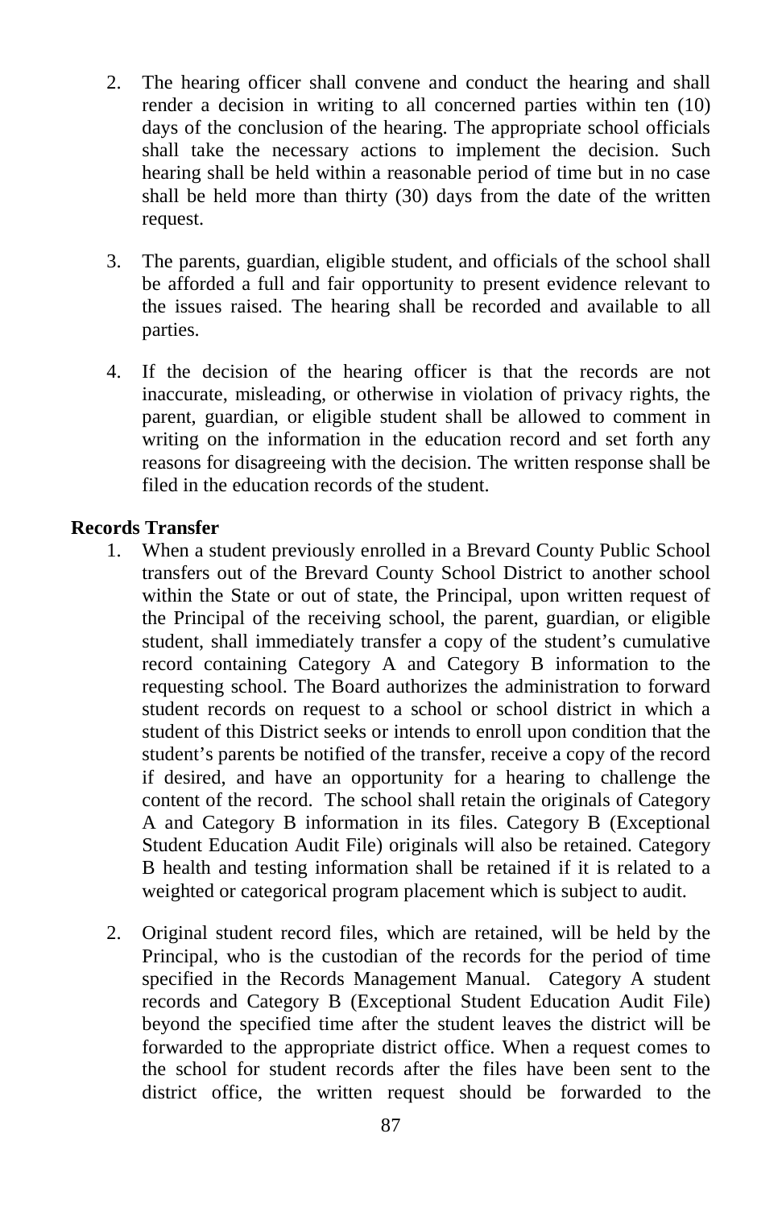2. The hearing officer shall convene and conduct the hearing and shall render a decision in writing to all concerned parties within ten (10) days of the conclusion of the hearing. The appropriate school officials shall take the necessary actions to implement the decision. Such hearing shall be held within a reasonable period of time but in no case shall be held more than thirty (30) days from the date of the written request.

3. The parents, guardian, eligible student, and officials of the school shall be afforded a full and fair opportunity to present evidence relevant to the issues raised. The hearing shall be recorded and available to all parties.

4. If the decision of the hearing officer is that the records are not inaccurate, misleading, or otherwise in violation of privacy rights, the parent, guardian, or eligible student shall be allowed to comment in writing on the information in the education record and set forth any reasons for disagreeing with the decision. The written response shall be filed in the education records of the student.

**Records Transfer**

1. When a student previously enrolled in a Brevard County Public School transfers out of the Brevard County School District to another school within the State or out of state, the Principal, upon written request of the Principal of the receiving school, the parent, guardian, or eligible student, shall immediately transfer a copy of the student's cumulative record containing Category A and Category B information to the requesting school. The Board authorizes the administration to forward student records on request to a school or school district in which a student of this District seeks or intends to enroll upon condition that the student's parents be notified of the transfer, receive a copy of the record if desired, and have an opportunity for a hearing to challenge the content of the record. The school shall retain the originals of Category A and Category B information in its files. Category B (Exceptional Student Education Audit File) originals will also be retained. Category B health and testing information shall be retained if it is related to a weighted or categorical program placement which is subject to audit.

2. Original student record files, which are retained, will be held by the Principal, who is the custodian of the records for the period of time specified in the Records Management Manual. Category A student records and Category B (Exceptional Student Education Audit File) beyond the specified time after the student leaves the district will be forwarded to the appropriate district office. When a request comes to the school for student records after the files have been sent to the district office, the written request should be forwarded to the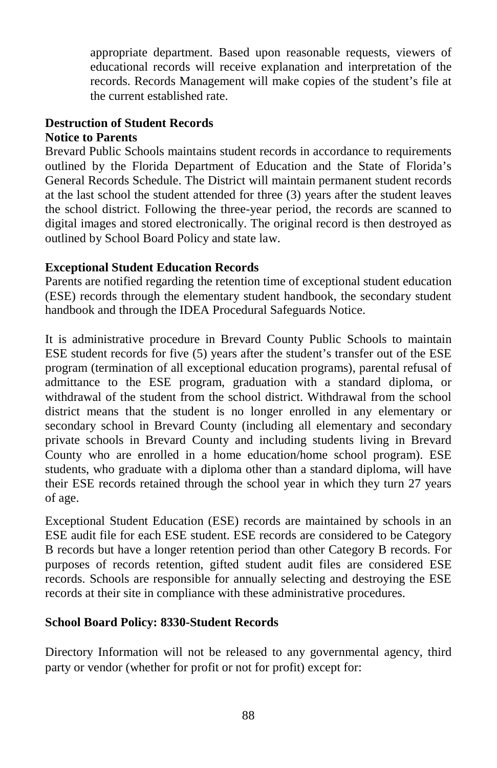appropriate department. Based upon reasonable requests, viewers of educational records will receive explanation and interpretation of the records. Records Management will make copies of the student's file at the current established rate.

**Destruction of Student Records**
**Notice to Parents**

Brevard Public Schools maintains student records in accordance to requirements outlined by the Florida Department of Education and the State of Florida's General Records Schedule. The District will maintain permanent student records at the last school the student attended for three (3) years after the student leaves the school district. Following the three-year period, the records are scanned to digital images and stored electronically. The original record is then destroyed as outlined by School Board Policy and state law.

**Exceptional Student Education Records**

Parents are notified regarding the retention time of exceptional student education (ESE) records through the elementary student handbook, the secondary student handbook and through the IDEA Procedural Safeguards Notice.

It is administrative procedure in Brevard County Public Schools to maintain ESE student records for five (5) years after the student's transfer out of the ESE program (termination of all exceptional education programs), parental refusal of admittance to the ESE program, graduation with a standard diploma, or withdrawal of the student from the school district. Withdrawal from the school district means that the student is no longer enrolled in any elementary or secondary school in Brevard County (including all elementary and secondary private schools in Brevard County and including students living in Brevard County who are enrolled in a home education/home school program). ESE students, who graduate with a diploma other than a standard diploma, will have their ESE records retained through the school year in which they turn 27 years of age.

Exceptional Student Education (ESE) records are maintained by schools in an ESE audit file for each ESE student. ESE records are considered to be Category B records but have a longer retention period than other Category B records. For purposes of records retention, gifted student audit files are considered ESE records. Schools are responsible for annually selecting and destroying the ESE records at their site in compliance with these administrative procedures.

**School Board Policy: 8330-Student Records**

Directory Information will not be released to any governmental agency, third party or vendor (whether for profit or not for profit) except for: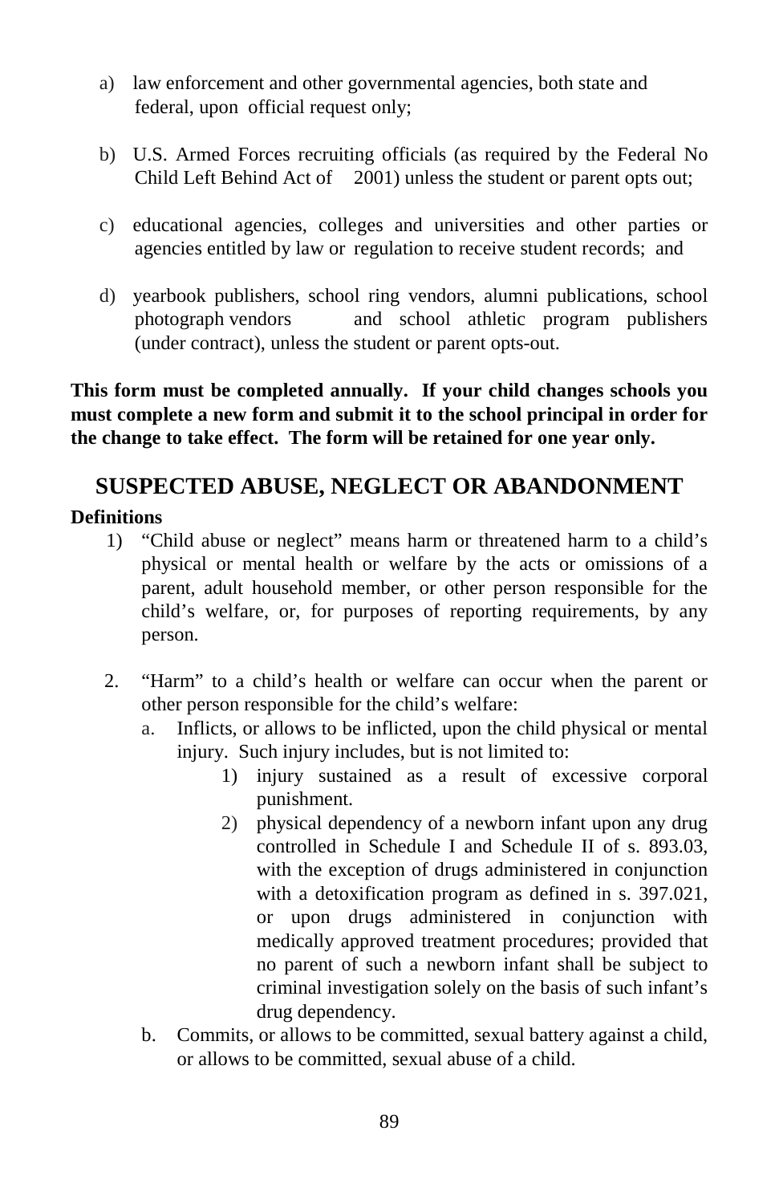a) law enforcement and other governmental agencies, both state and federal, upon official request only;

b) U.S. Armed Forces recruiting officials (as required by the Federal No Child Left Behind Act of 2001) unless the student or parent opts out;

c) educational agencies, colleges and universities and other parties or agencies entitled by law or regulation to receive student records; and

d) yearbook publishers, school ring vendors, alumni publications, school photograph vendors and school athletic program publishers (under contract), unless the student or parent opts-out.

**This form must be completed annually. If your child changes schools you must complete a new form and submit it to the school principal in order for the change to take effect. The form will be retained for one year only.**

## SUSPECTED ABUSE, NEGLECT OR ABANDONMENT

**Definitions**

1) "Child abuse or neglect" means harm or threatened harm to a child's physical or mental health or welfare by the acts or omissions of a parent, adult household member, or other person responsible for the child's welfare, or, for purposes of reporting requirements, by any person.

2. "Harm" to a child's health or welfare can occur when the parent or other person responsible for the child's welfare:
   a. Inflicts, or allows to be inflicted, upon the child physical or mental injury. Such injury includes, but is not limited to:
      1) injury sustained as a result of excessive corporal punishment.
      2) physical dependency of a newborn infant upon any drug controlled in Schedule I and Schedule II of s. 893.03, with the exception of drugs administered in conjunction with a detoxification program as defined in s. 397.021, or upon drugs administered in conjunction with medically approved treatment procedures; provided that no parent of such a newborn infant shall be subject to criminal investigation solely on the basis of such infant's drug dependency.
   b. Commits, or allows to be committed, sexual battery against a child, or allows to be committed, sexual abuse of a child.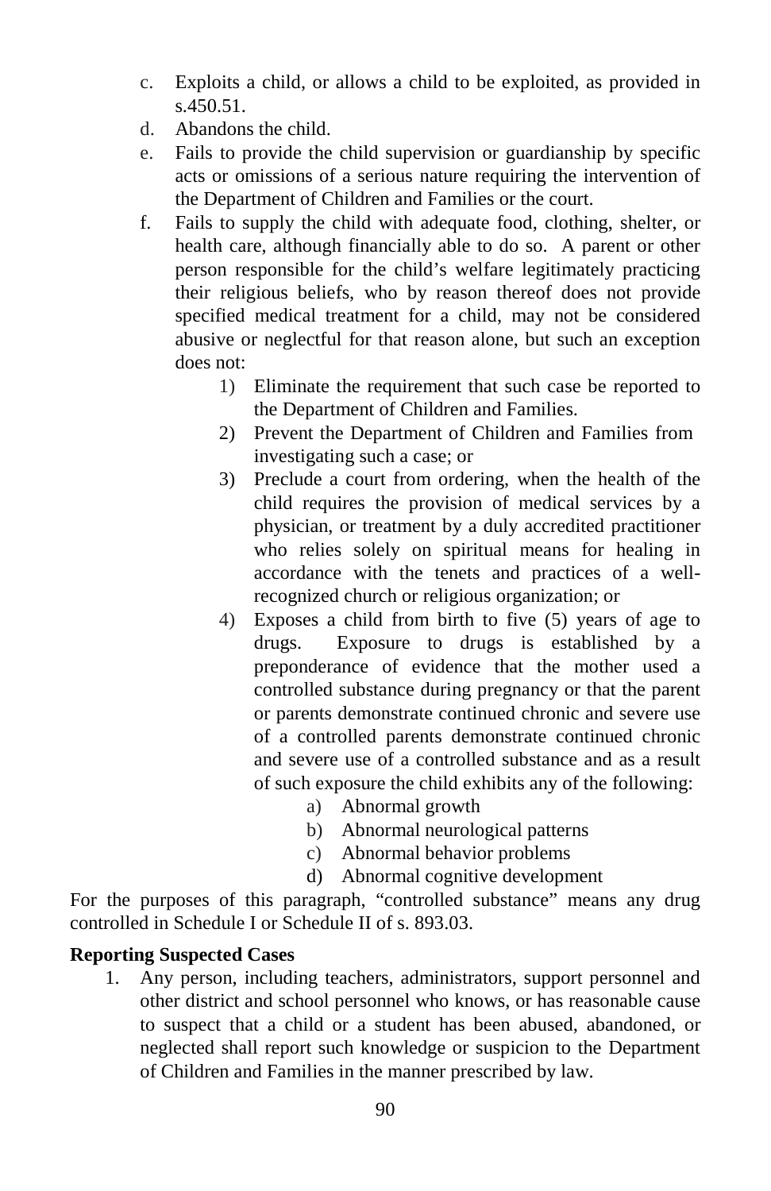c. Exploits a child, or allows a child to be exploited, as provided in s.450.51.
d. Abandons the child.
e. Fails to provide the child supervision or guardianship by specific acts or omissions of a serious nature requiring the intervention of the Department of Children and Families or the court.
f. Fails to supply the child with adequate food, clothing, shelter, or health care, although financially able to do so. A parent or other person responsible for the child's welfare legitimately practicing their religious beliefs, who by reason thereof does not provide specified medical treatment for a child, may not be considered abusive or neglectful for that reason alone, but such an exception does not:
    1) Eliminate the requirement that such case be reported to the Department of Children and Families.
    2) Prevent the Department of Children and Families from investigating such a case; or
    3) Preclude a court from ordering, when the health of the child requires the provision of medical services by a physician, or treatment by a duly accredited practitioner who relies solely on spiritual means for healing in accordance with the tenets and practices of a well-recognized church or religious organization; or
    4) Exposes a child from birth to five (5) years of age to drugs. Exposure to drugs is established by a preponderance of evidence that the mother used a controlled substance during pregnancy or that the parent or parents demonstrate continued chronic and severe use of a controlled parents demonstrate continued chronic and severe use of a controlled substance and as a result of such exposure the child exhibits any of the following:
        a) Abnormal growth
        b) Abnormal neurological patterns
        c) Abnormal behavior problems
        d) Abnormal cognitive development

For the purposes of this paragraph, "controlled substance" means any drug controlled in Schedule I or Schedule II of s. 893.03.

**Reporting Suspected Cases**

1. Any person, including teachers, administrators, support personnel and other district and school personnel who knows, or has reasonable cause to suspect that a child or a student has been abused, abandoned, or neglected shall report such knowledge or suspicion to the Department of Children and Families in the manner prescribed by law.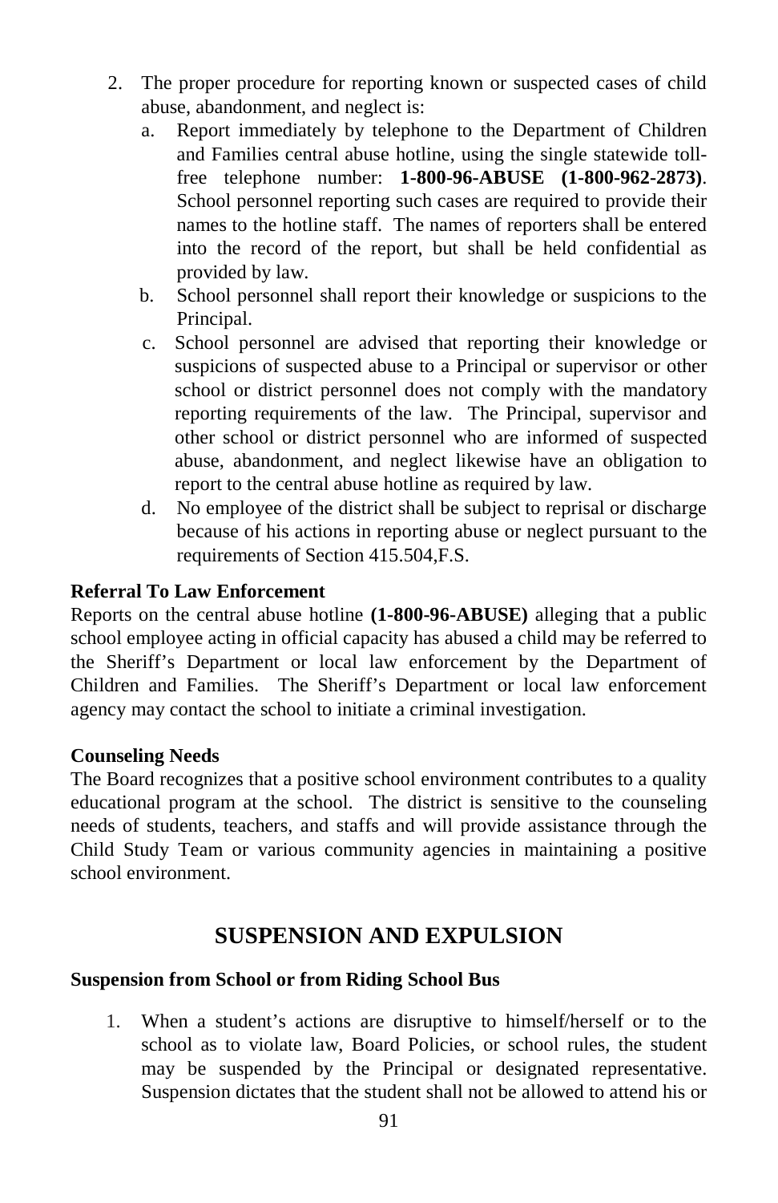2. The proper procedure for reporting known or suspected cases of child abuse, abandonment, and neglect is:
   a. Report immediately by telephone to the Department of Children and Families central abuse hotline, using the single statewide toll-free telephone number: **1-800-96-ABUSE (1-800-962-2873)**. School personnel reporting such cases are required to provide their names to the hotline staff. The names of reporters shall be entered into the record of the report, but shall be held confidential as provided by law.
   b. School personnel shall report their knowledge or suspicions to the Principal.
   c. School personnel are advised that reporting their knowledge or suspicions of suspected abuse to a Principal or supervisor or other school or district personnel does not comply with the mandatory reporting requirements of the law. The Principal, supervisor and other school or district personnel who are informed of suspected abuse, abandonment, and neglect likewise have an obligation to report to the central abuse hotline as required by law.
   d. No employee of the district shall be subject to reprisal or discharge because of his actions in reporting abuse or neglect pursuant to the requirements of Section 415.504,F.S.

**Referral To Law Enforcement**

Reports on the central abuse hotline **(1-800-96-ABUSE)** alleging that a public school employee acting in official capacity has abused a child may be referred to the Sheriff's Department or local law enforcement by the Department of Children and Families. The Sheriff's Department or local law enforcement agency may contact the school to initiate a criminal investigation.

**Counseling Needs**

The Board recognizes that a positive school environment contributes to a quality educational program at the school. The district is sensitive to the counseling needs of students, teachers, and staffs and will provide assistance through the Child Study Team or various community agencies in maintaining a positive school environment.

## SUSPENSION AND EXPULSION

**Suspension from School or from Riding School Bus**

1. When a student's actions are disruptive to himself/herself or to the school as to violate law, Board Policies, or school rules, the student may be suspended by the Principal or designated representative. Suspension dictates that the student shall not be allowed to attend his or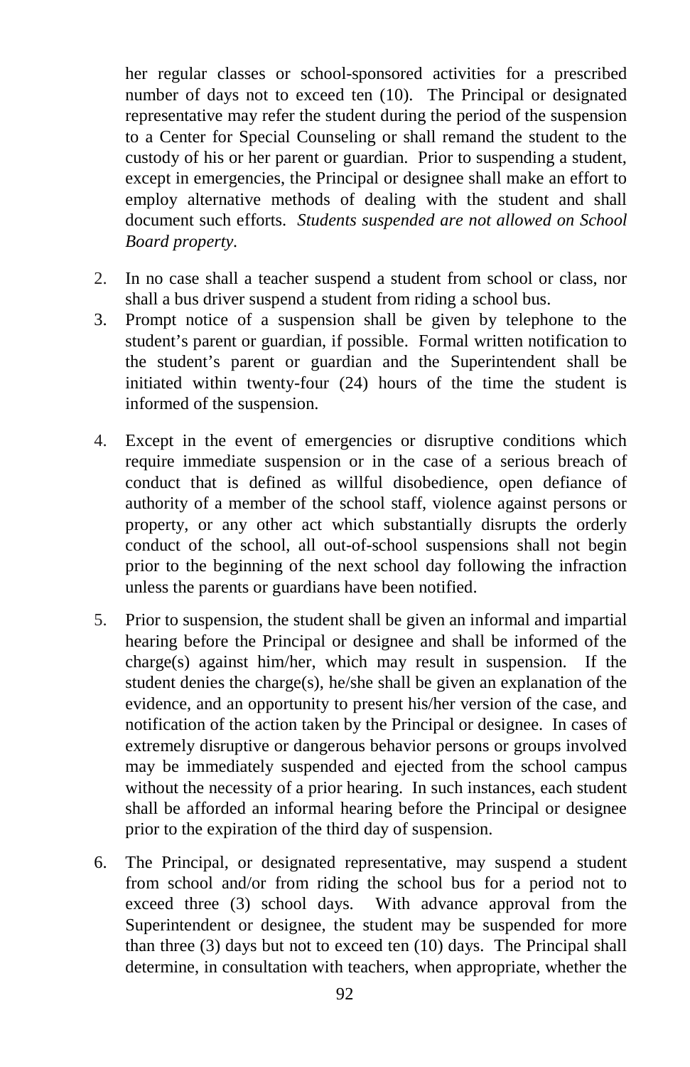her regular classes or school-sponsored activities for a prescribed number of days not to exceed ten (10). The Principal or designated representative may refer the student during the period of the suspension to a Center for Special Counseling or shall remand the student to the custody of his or her parent or guardian. Prior to suspending a student, except in emergencies, the Principal or designee shall make an effort to employ alternative methods of dealing with the student and shall document such efforts. *Students suspended are not allowed on School Board property.*

2. In no case shall a teacher suspend a student from school or class, nor shall a bus driver suspend a student from riding a school bus.
3. Prompt notice of a suspension shall be given by telephone to the student's parent or guardian, if possible. Formal written notification to the student's parent or guardian and the Superintendent shall be initiated within twenty-four (24) hours of the time the student is informed of the suspension.
4. Except in the event of emergencies or disruptive conditions which require immediate suspension or in the case of a serious breach of conduct that is defined as willful disobedience, open defiance of authority of a member of the school staff, violence against persons or property, or any other act which substantially disrupts the orderly conduct of the school, all out-of-school suspensions shall not begin prior to the beginning of the next school day following the infraction unless the parents or guardians have been notified.
5. Prior to suspension, the student shall be given an informal and impartial hearing before the Principal or designee and shall be informed of the charge(s) against him/her, which may result in suspension. If the student denies the charge(s), he/she shall be given an explanation of the evidence, and an opportunity to present his/her version of the case, and notification of the action taken by the Principal or designee. In cases of extremely disruptive or dangerous behavior persons or groups involved may be immediately suspended and ejected from the school campus without the necessity of a prior hearing. In such instances, each student shall be afforded an informal hearing before the Principal or designee prior to the expiration of the third day of suspension.
6. The Principal, or designated representative, may suspend a student from school and/or from riding the school bus for a period not to exceed three (3) school days. With advance approval from the Superintendent or designee, the student may be suspended for more than three (3) days but not to exceed ten (10) days. The Principal shall determine, in consultation with teachers, when appropriate, whether the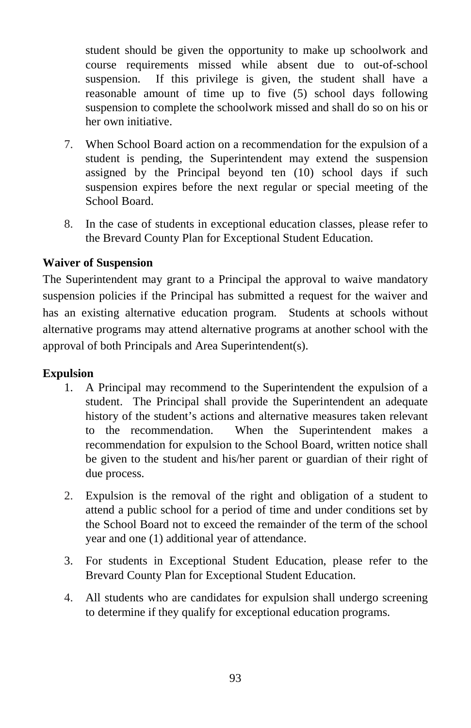student should be given the opportunity to make up schoolwork and course requirements missed while absent due to out-of-school suspension. If this privilege is given, the student shall have a reasonable amount of time up to five (5) school days following suspension to complete the schoolwork missed and shall do so on his or her own initiative.

7. When School Board action on a recommendation for the expulsion of a student is pending, the Superintendent may extend the suspension assigned by the Principal beyond ten (10) school days if such suspension expires before the next regular or special meeting of the School Board.

8. In the case of students in exceptional education classes, please refer to the Brevard County Plan for Exceptional Student Education.

**Waiver of Suspension**

The Superintendent may grant to a Principal the approval to waive mandatory suspension policies if the Principal has submitted a request for the waiver and has an existing alternative education program. Students at schools without alternative programs may attend alternative programs at another school with the approval of both Principals and Area Superintendent(s).

**Expulsion**

1. A Principal may recommend to the Superintendent the expulsion of a student. The Principal shall provide the Superintendent an adequate history of the student's actions and alternative measures taken relevant to the recommendation. When the Superintendent makes a recommendation for expulsion to the School Board, written notice shall be given to the student and his/her parent or guardian of their right of due process.

2. Expulsion is the removal of the right and obligation of a student to attend a public school for a period of time and under conditions set by the School Board not to exceed the remainder of the term of the school year and one (1) additional year of attendance.

3. For students in Exceptional Student Education, please refer to the Brevard County Plan for Exceptional Student Education.

4. All students who are candidates for expulsion shall undergo screening to determine if they qualify for exceptional education programs.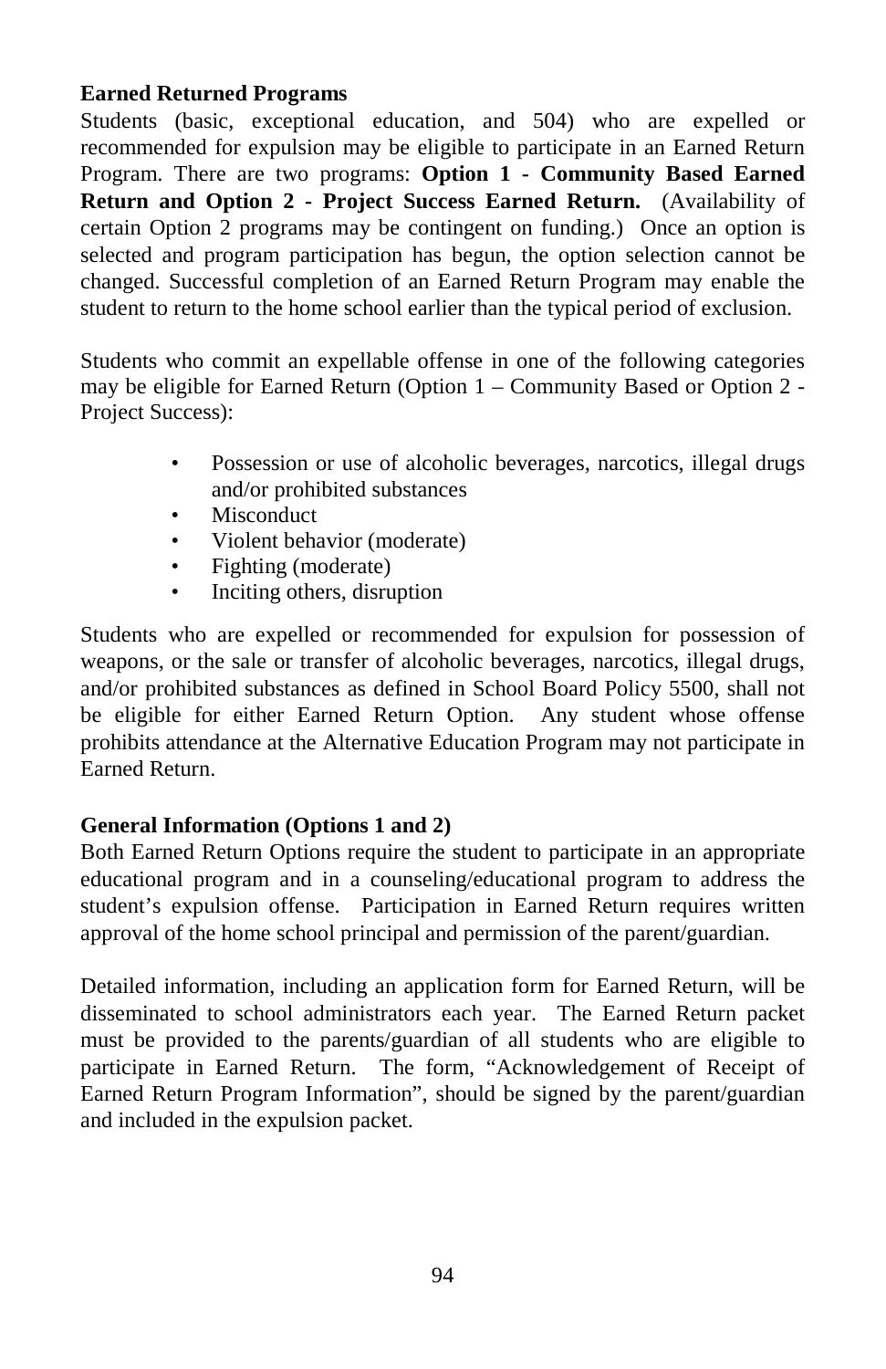**Earned Returned Programs**

Students (basic, exceptional education, and 504) who are expelled or recommended for expulsion may be eligible to participate in an Earned Return Program. There are two programs: **Option 1 - Community Based Earned Return and Option 2 - Project Success Earned Return.** (Availability of certain Option 2 programs may be contingent on funding.) Once an option is selected and program participation has begun, the option selection cannot be changed. Successful completion of an Earned Return Program may enable the student to return to the home school earlier than the typical period of exclusion.

Students who commit an expellable offense in one of the following categories may be eligible for Earned Return (Option 1 – Community Based or Option 2 - Project Success):

- Possession or use of alcoholic beverages, narcotics, illegal drugs and/or prohibited substances
- Misconduct
- Violent behavior (moderate)
- Fighting (moderate)
- Inciting others, disruption

Students who are expelled or recommended for expulsion for possession of weapons, or the sale or transfer of alcoholic beverages, narcotics, illegal drugs, and/or prohibited substances as defined in School Board Policy 5500, shall not be eligible for either Earned Return Option. Any student whose offense prohibits attendance at the Alternative Education Program may not participate in Earned Return.

**General Information (Options 1 and 2)**

Both Earned Return Options require the student to participate in an appropriate educational program and in a counseling/educational program to address the student's expulsion offense. Participation in Earned Return requires written approval of the home school principal and permission of the parent/guardian.

Detailed information, including an application form for Earned Return, will be disseminated to school administrators each year. The Earned Return packet must be provided to the parents/guardian of all students who are eligible to participate in Earned Return. The form, "Acknowledgement of Receipt of Earned Return Program Information", should be signed by the parent/guardian and included in the expulsion packet.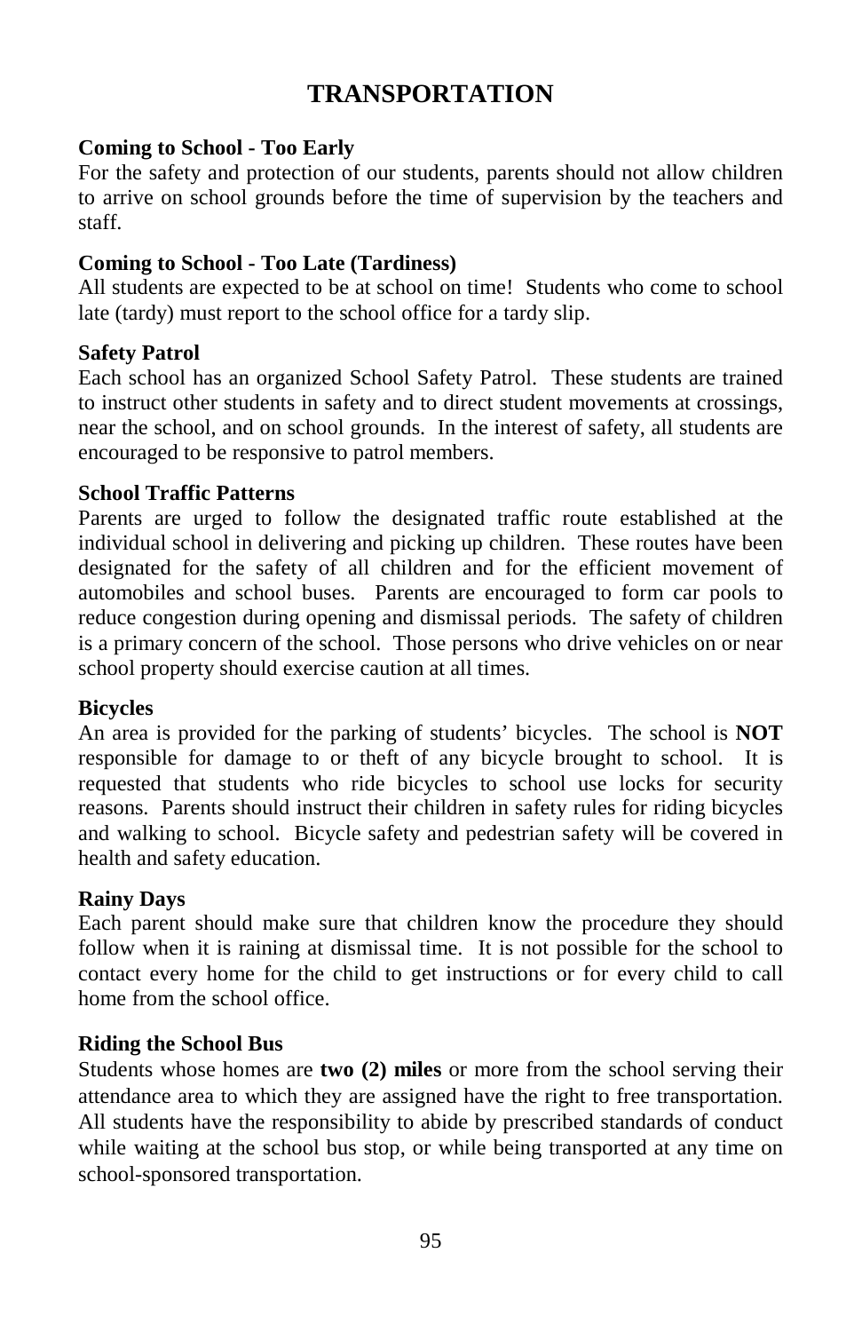# TRANSPORTATION

**Coming to School - Too Early**

For the safety and protection of our students, parents should not allow children to arrive on school grounds before the time of supervision by the teachers and staff.

**Coming to School - Too Late (Tardiness)**

All students are expected to be at school on time! Students who come to school late (tardy) must report to the school office for a tardy slip.

**Safety Patrol**

Each school has an organized School Safety Patrol. These students are trained to instruct other students in safety and to direct student movements at crossings, near the school, and on school grounds. In the interest of safety, all students are encouraged to be responsive to patrol members.

**School Traffic Patterns**

Parents are urged to follow the designated traffic route established at the individual school in delivering and picking up children. These routes have been designated for the safety of all children and for the efficient movement of automobiles and school buses. Parents are encouraged to form car pools to reduce congestion during opening and dismissal periods. The safety of children is a primary concern of the school. Those persons who drive vehicles on or near school property should exercise caution at all times.

**Bicycles**

An area is provided for the parking of students' bicycles. The school is **NOT** responsible for damage to or theft of any bicycle brought to school. It is requested that students who ride bicycles to school use locks for security reasons. Parents should instruct their children in safety rules for riding bicycles and walking to school. Bicycle safety and pedestrian safety will be covered in health and safety education.

**Rainy Days**

Each parent should make sure that children know the procedure they should follow when it is raining at dismissal time. It is not possible for the school to contact every home for the child to get instructions or for every child to call home from the school office.

**Riding the School Bus**

Students whose homes are **two (2) miles** or more from the school serving their attendance area to which they are assigned have the right to free transportation. All students have the responsibility to abide by prescribed standards of conduct while waiting at the school bus stop, or while being transported at any time on school-sponsored transportation.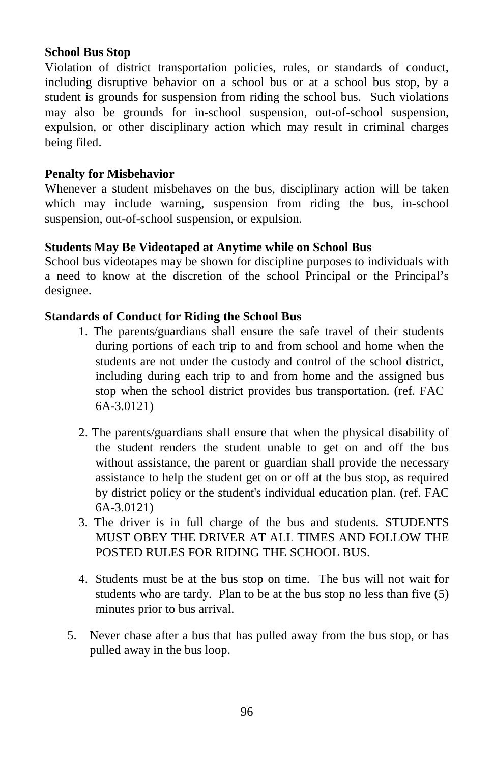**School Bus Stop**

Violation of district transportation policies, rules, or standards of conduct, including disruptive behavior on a school bus or at a school bus stop, by a student is grounds for suspension from riding the school bus. Such violations may also be grounds for in-school suspension, out-of-school suspension, expulsion, or other disciplinary action which may result in criminal charges being filed.

**Penalty for Misbehavior**

Whenever a student misbehaves on the bus, disciplinary action will be taken which may include warning, suspension from riding the bus, in-school suspension, out-of-school suspension, or expulsion.

**Students May Be Videotaped at Anytime while on School Bus**

School bus videotapes may be shown for discipline purposes to individuals with a need to know at the discretion of the school Principal or the Principal's designee.

**Standards of Conduct for Riding the School Bus**

1. The parents/guardians shall ensure the safe travel of their students during portions of each trip to and from school and home when the students are not under the custody and control of the school district, including during each trip to and from home and the assigned bus stop when the school district provides bus transportation. (ref. FAC 6A-3.0121)

2. The parents/guardians shall ensure that when the physical disability of the student renders the student unable to get on and off the bus without assistance, the parent or guardian shall provide the necessary assistance to help the student get on or off at the bus stop, as required by district policy or the student's individual education plan. (ref. FAC 6A-3.0121)

3. The driver is in full charge of the bus and students. STUDENTS MUST OBEY THE DRIVER AT ALL TIMES AND FOLLOW THE POSTED RULES FOR RIDING THE SCHOOL BUS.

4. Students must be at the bus stop on time. The bus will not wait for students who are tardy. Plan to be at the bus stop no less than five (5) minutes prior to bus arrival.

5. Never chase after a bus that has pulled away from the bus stop, or has pulled away in the bus loop.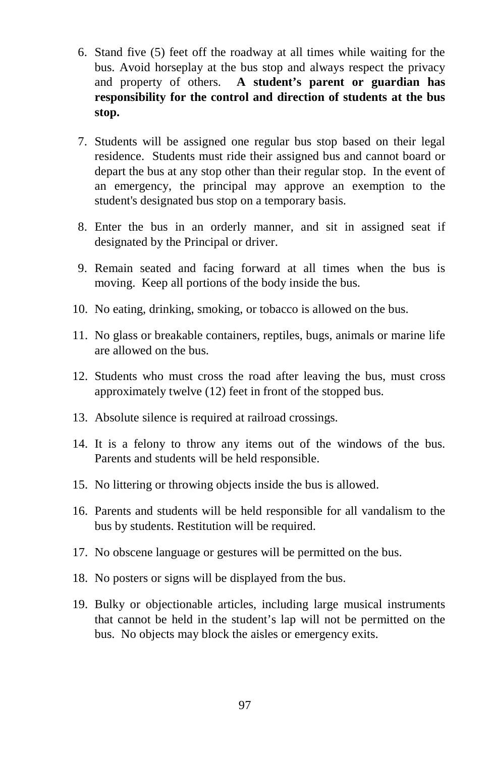6. Stand five (5) feet off the roadway at all times while waiting for the bus. Avoid horseplay at the bus stop and always respect the privacy and property of others. **A student's parent or guardian has responsibility for the control and direction of students at the bus stop.**

7. Students will be assigned one regular bus stop based on their legal residence. Students must ride their assigned bus and cannot board or depart the bus at any stop other than their regular stop. In the event of an emergency, the principal may approve an exemption to the student's designated bus stop on a temporary basis.

8. Enter the bus in an orderly manner, and sit in assigned seat if designated by the Principal or driver.

9. Remain seated and facing forward at all times when the bus is moving. Keep all portions of the body inside the bus.

10. No eating, drinking, smoking, or tobacco is allowed on the bus.

11. No glass or breakable containers, reptiles, bugs, animals or marine life are allowed on the bus.

12. Students who must cross the road after leaving the bus, must cross approximately twelve (12) feet in front of the stopped bus.

13. Absolute silence is required at railroad crossings.

14. It is a felony to throw any items out of the windows of the bus. Parents and students will be held responsible.

15. No littering or throwing objects inside the bus is allowed.

16. Parents and students will be held responsible for all vandalism to the bus by students. Restitution will be required.

17. No obscene language or gestures will be permitted on the bus.

18. No posters or signs will be displayed from the bus.

19. Bulky or objectionable articles, including large musical instruments that cannot be held in the student's lap will not be permitted on the bus. No objects may block the aisles or emergency exits.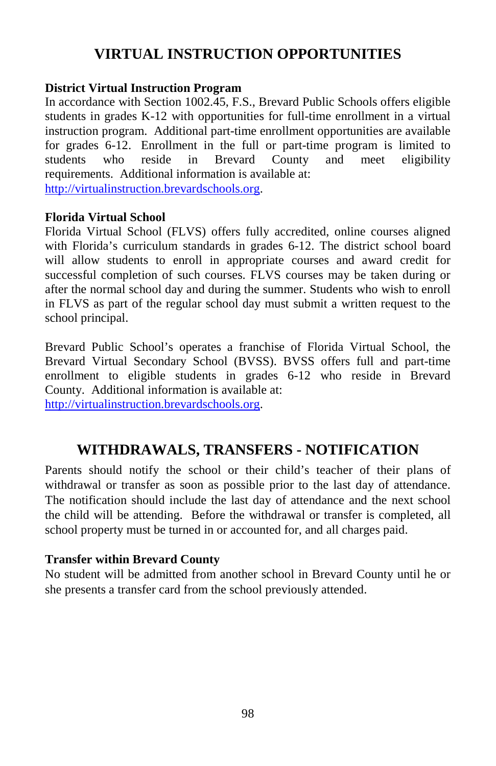# VIRTUAL INSTRUCTION OPPORTUNITIES

### District Virtual Instruction Program

In accordance with Section 1002.45, F.S., Brevard Public Schools offers eligible students in grades K-12 with opportunities for full-time enrollment in a virtual instruction program. Additional part-time enrollment opportunities are available for grades 6-12. Enrollment in the full or part-time program is limited to students who reside in Brevard County and meet eligibility requirements. Additional information is available at: [http://virtualinstruction.brevardschools.org](http://virtualinstruction.brevardschools.org).

### Florida Virtual School

Florida Virtual School (FLVS) offers fully accredited, online courses aligned with Florida's curriculum standards in grades 6-12. The district school board will allow students to enroll in appropriate courses and award credit for successful completion of such courses. FLVS courses may be taken during or after the normal school day and during the summer. Students who wish to enroll in FLVS as part of the regular school day must submit a written request to the school principal.

Brevard Public School's operates a franchise of Florida Virtual School, the Brevard Virtual Secondary School (BVSS). BVSS offers full and part-time enrollment to eligible students in grades 6-12 who reside in Brevard County. Additional information is available at: [http://virtualinstruction.brevardschools.org](http://virtualinstruction.brevardschools.org).

# WITHDRAWALS, TRANSFERS - NOTIFICATION

Parents should notify the school or their child's teacher of their plans of withdrawal or transfer as soon as possible prior to the last day of attendance. The notification should include the last day of attendance and the next school the child will be attending. Before the withdrawal or transfer is completed, all school property must be turned in or accounted for, and all charges paid.

### Transfer within Brevard County

No student will be admitted from another school in Brevard County until he or she presents a transfer card from the school previously attended.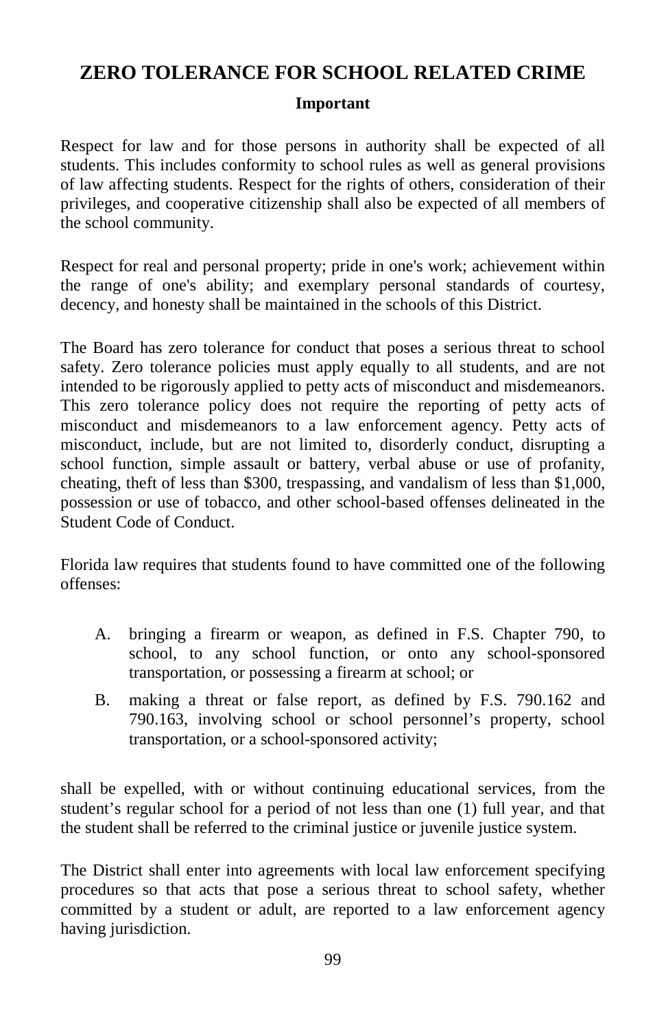# ZERO TOLERANCE FOR SCHOOL RELATED CRIME

**Important**

Respect for law and for those persons in authority shall be expected of all students. This includes conformity to school rules as well as general provisions of law affecting students. Respect for the rights of others, consideration of their privileges, and cooperative citizenship shall also be expected of all members of the school community.

Respect for real and personal property; pride in one's work; achievement within the range of one's ability; and exemplary personal standards of courtesy, decency, and honesty shall be maintained in the schools of this District.

The Board has zero tolerance for conduct that poses a serious threat to school safety. Zero tolerance policies must apply equally to all students, and are not intended to be rigorously applied to petty acts of misconduct and misdemeanors. This zero tolerance policy does not require the reporting of petty acts of misconduct and misdemeanors to a law enforcement agency. Petty acts of misconduct, include, but are not limited to, disorderly conduct, disrupting a school function, simple assault or battery, verbal abuse or use of profanity, cheating, theft of less than $300, trespassing, and vandalism of less than $1,000, possession or use of tobacco, and other school-based offenses delineated in the Student Code of Conduct.

Florida law requires that students found to have committed one of the following offenses:

A. bringing a firearm or weapon, as defined in F.S. Chapter 790, to school, to any school function, or onto any school-sponsored transportation, or possessing a firearm at school; or

B. making a threat or false report, as defined by F.S. 790.162 and 790.163, involving school or school personnel’s property, school transportation, or a school-sponsored activity;

shall be expelled, with or without continuing educational services, from the student’s regular school for a period of not less than one (1) full year, and that the student shall be referred to the criminal justice or juvenile justice system.

The District shall enter into agreements with local law enforcement specifying procedures so that acts that pose a serious threat to school safety, whether committed by a student or adult, are reported to a law enforcement agency having jurisdiction.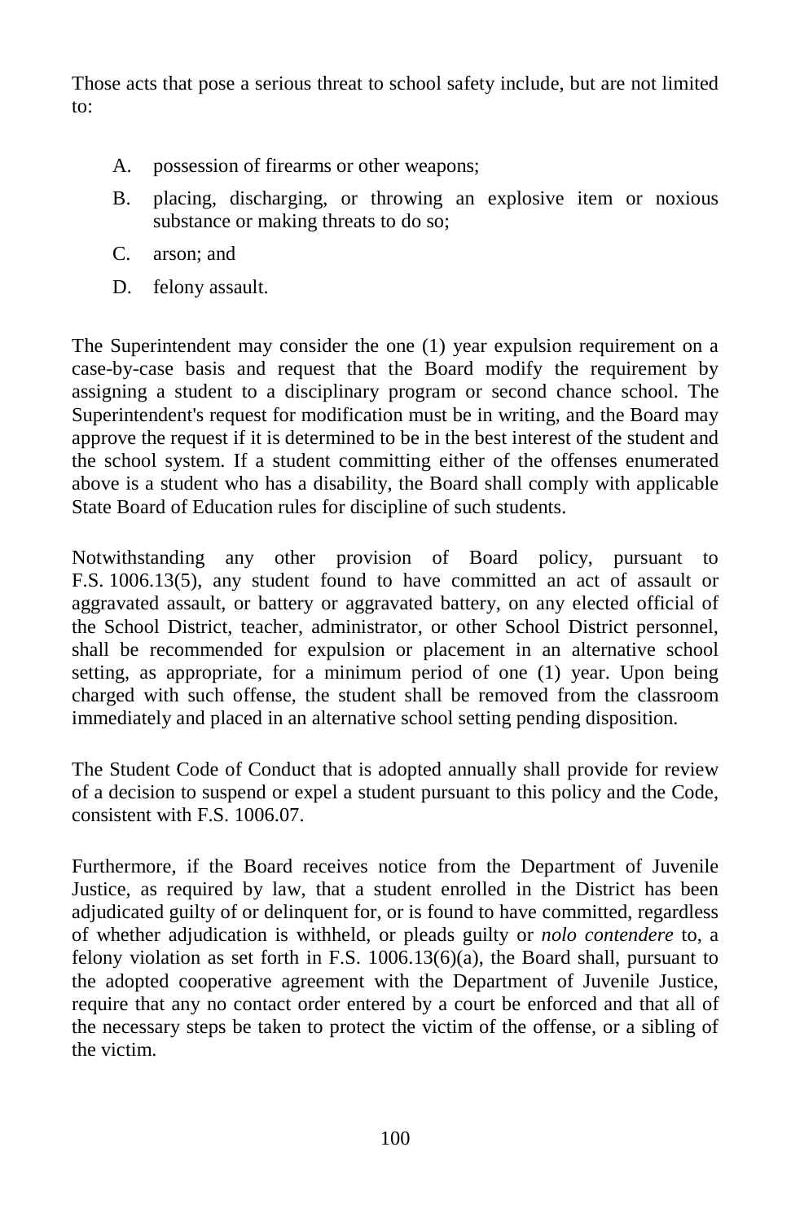Those acts that pose a serious threat to school safety include, but are not limited to:

A. possession of firearms or other weapons;

B. placing, discharging, or throwing an explosive item or noxious substance or making threats to do so;

C. arson; and

D. felony assault.

The Superintendent may consider the one (1) year expulsion requirement on a case-by-case basis and request that the Board modify the requirement by assigning a student to a disciplinary program or second chance school. The Superintendent's request for modification must be in writing, and the Board may approve the request if it is determined to be in the best interest of the student and the school system. If a student committing either of the offenses enumerated above is a student who has a disability, the Board shall comply with applicable State Board of Education rules for discipline of such students.

Notwithstanding any other provision of Board policy, pursuant to F.S. 1006.13(5), any student found to have committed an act of assault or aggravated assault, or battery or aggravated battery, on any elected official of the School District, teacher, administrator, or other School District personnel, shall be recommended for expulsion or placement in an alternative school setting, as appropriate, for a minimum period of one (1) year. Upon being charged with such offense, the student shall be removed from the classroom immediately and placed in an alternative school setting pending disposition.

The Student Code of Conduct that is adopted annually shall provide for review of a decision to suspend or expel a student pursuant to this policy and the Code, consistent with F.S. 1006.07.

Furthermore, if the Board receives notice from the Department of Juvenile Justice, as required by law, that a student enrolled in the District has been adjudicated guilty of or delinquent for, or is found to have committed, regardless of whether adjudication is withheld, or pleads guilty or *nolo contendere* to, a felony violation as set forth in F.S. 1006.13(6)(a), the Board shall, pursuant to the adopted cooperative agreement with the Department of Juvenile Justice, require that any no contact order entered by a court be enforced and that all of the necessary steps be taken to protect the victim of the offense, or a sibling of the victim.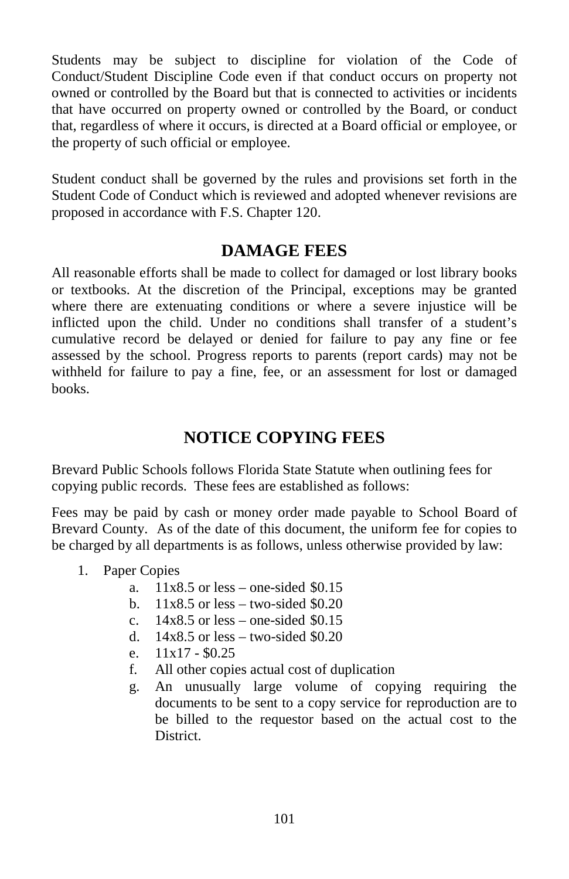Students may be subject to discipline for violation of the Code of Conduct/Student Discipline Code even if that conduct occurs on property not owned or controlled by the Board but that is connected to activities or incidents that have occurred on property owned or controlled by the Board, or conduct that, regardless of where it occurs, is directed at a Board official or employee, or the property of such official or employee.

Student conduct shall be governed by the rules and provisions set forth in the Student Code of Conduct which is reviewed and adopted whenever revisions are proposed in accordance with F.S. Chapter 120.

## DAMAGE FEES

All reasonable efforts shall be made to collect for damaged or lost library books or textbooks. At the discretion of the Principal, exceptions may be granted where there are extenuating conditions or where a severe injustice will be inflicted upon the child. Under no conditions shall transfer of a student's cumulative record be delayed or denied for failure to pay any fine or fee assessed by the school. Progress reports to parents (report cards) may not be withheld for failure to pay a fine, fee, or an assessment for lost or damaged books.

## NOTICE COPYING FEES

Brevard Public Schools follows Florida State Statute when outlining fees for copying public records. These fees are established as follows:

Fees may be paid by cash or money order made payable to School Board of Brevard County. As of the date of this document, the uniform fee for copies to be charged by all departments is as follows, unless otherwise provided by law:

1. Paper Copies
   a. 11x8.5 or less – one-sided $0.15
   b. 11x8.5 or less – two-sided $0.20
   c. 14x8.5 or less – one-sided $0.15
   d. 14x8.5 or less – two-sided $0.20
   e. 11x17 - $0.25
   f. All other copies actual cost of duplication
   g. An unusually large volume of copying requiring the documents to be sent to a copy service for reproduction are to be billed to the requestor based on the actual cost to the District.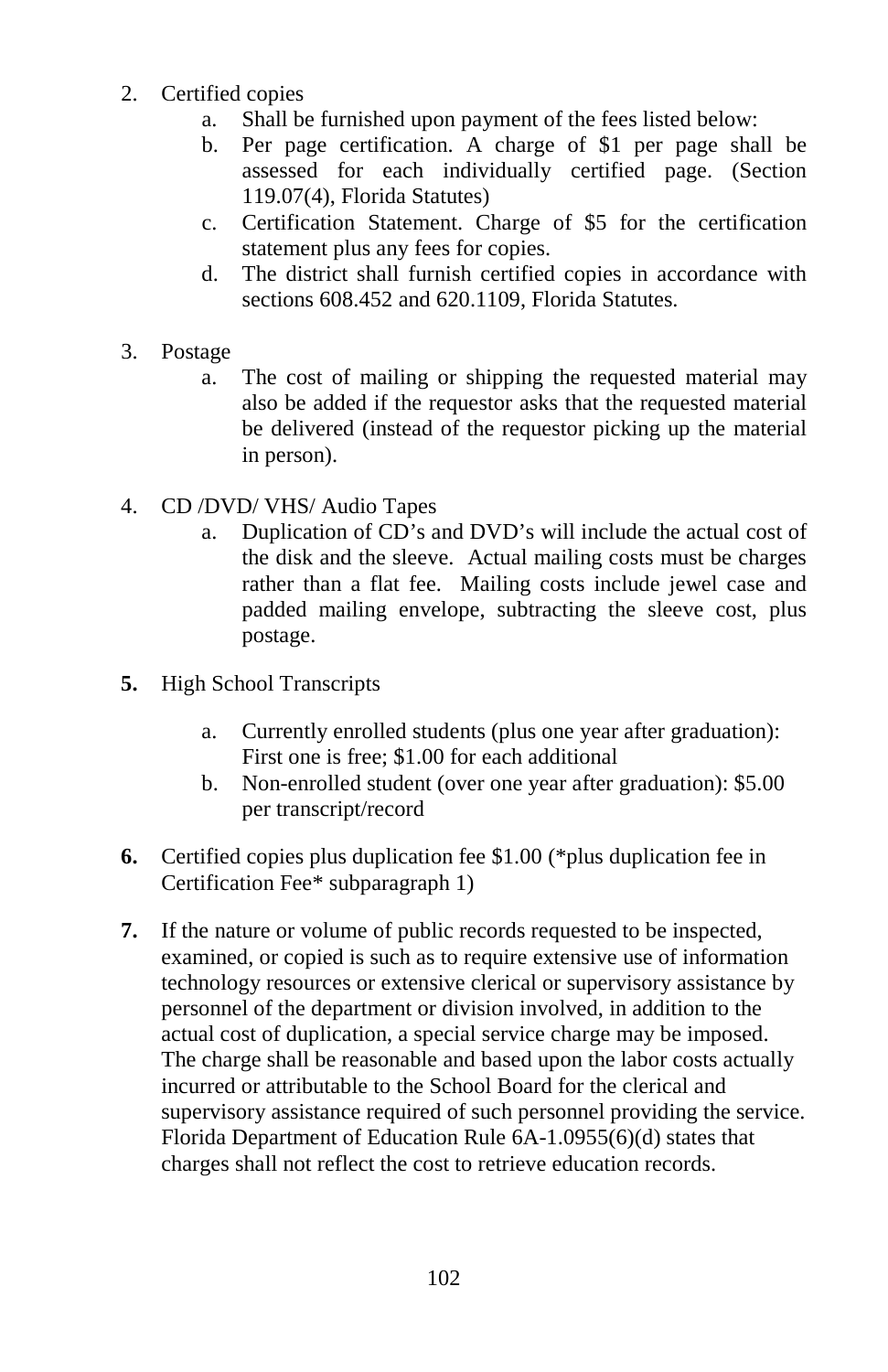2. Certified copies
    a. Shall be furnished upon payment of the fees listed below:
    b. Per page certification. A charge of $1 per page shall be assessed for each individually certified page. (Section 119.07(4), Florida Statutes)
    c. Certification Statement. Charge of $5 for the certification statement plus any fees for copies.
    d. The district shall furnish certified copies in accordance with sections 608.452 and 620.1109, Florida Statutes.

3. Postage
    a. The cost of mailing or shipping the requested material may also be added if the requestor asks that the requested material be delivered (instead of the requestor picking up the material in person).

4. CD /DVD/ VHS/ Audio Tapes
    a. Duplication of CD's and DVD's will include the actual cost of the disk and the sleeve. Actual mailing costs must be charges rather than a flat fee. Mailing costs include jewel case and padded mailing envelope, subtracting the sleeve cost, plus postage.

**5.** High School Transcripts

    a. Currently enrolled students (plus one year after graduation): First one is free; $1.00 for each additional
    b. Non-enrolled student (over one year after graduation): $5.00 per transcript/record

**6.** Certified copies plus duplication fee $1.00 (*plus duplication fee in Certification Fee* subparagraph 1)

**7.** If the nature or volume of public records requested to be inspected, examined, or copied is such as to require extensive use of information technology resources or extensive clerical or supervisory assistance by personnel of the department or division involved, in addition to the actual cost of duplication, a special service charge may be imposed. The charge shall be reasonable and based upon the labor costs actually incurred or attributable to the School Board for the clerical and supervisory assistance required of such personnel providing the service. Florida Department of Education Rule 6A-1.0955(6)(d) states that charges shall not reflect the cost to retrieve education records.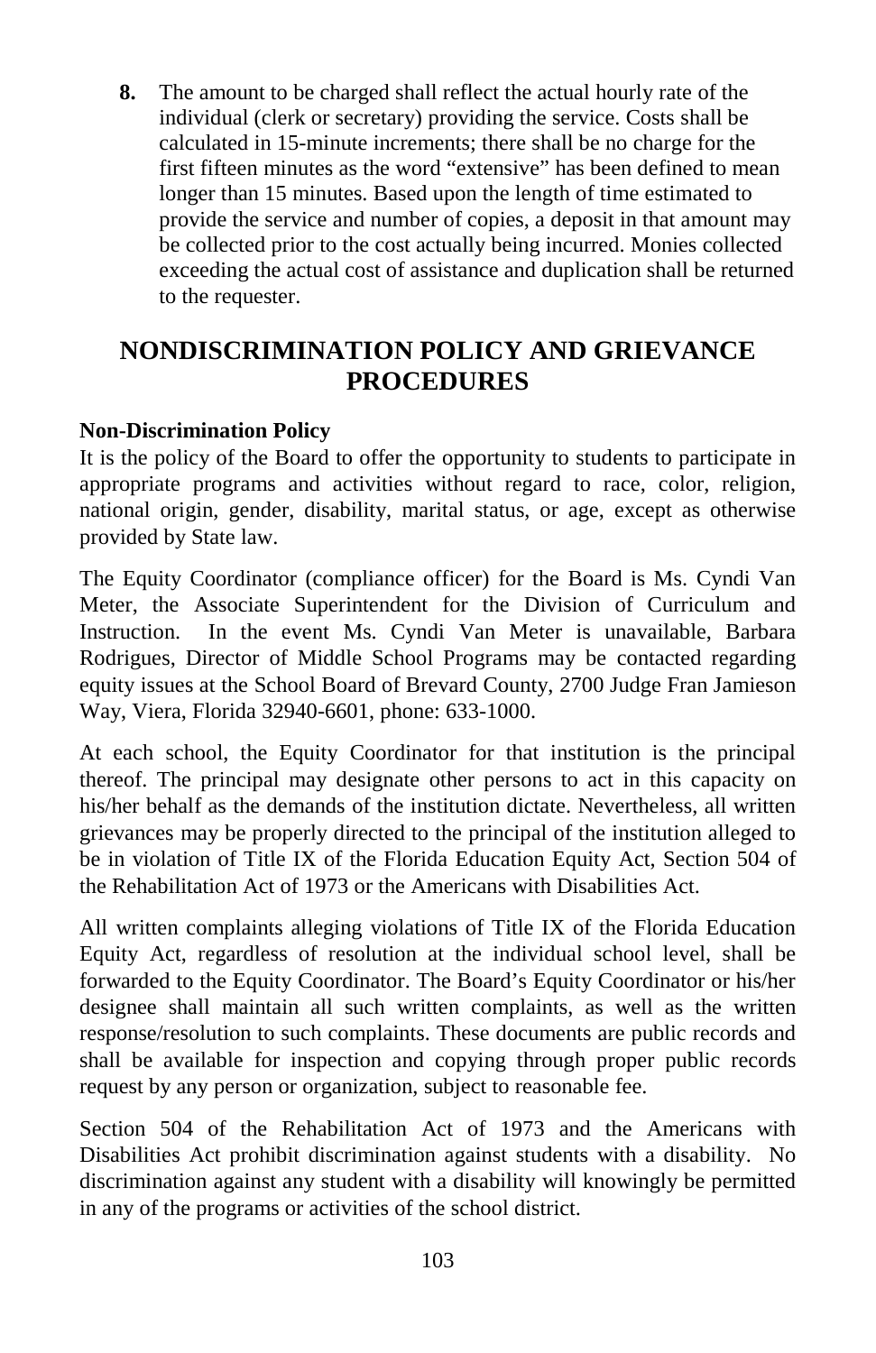8. The amount to be charged shall reflect the actual hourly rate of the individual (clerk or secretary) providing the service. Costs shall be calculated in 15-minute increments; there shall be no charge for the first fifteen minutes as the word "extensive" has been defined to mean longer than 15 minutes. Based upon the length of time estimated to provide the service and number of copies, a deposit in that amount may be collected prior to the cost actually being incurred. Monies collected exceeding the actual cost of assistance and duplication shall be returned to the requester.

## NONDISCRIMINATION POLICY AND GRIEVANCE PROCEDURES

**Non-Discrimination Policy**

It is the policy of the Board to offer the opportunity to students to participate in appropriate programs and activities without regard to race, color, religion, national origin, gender, disability, marital status, or age, except as otherwise provided by State law.

The Equity Coordinator (compliance officer) for the Board is Ms. Cyndi Van Meter, the Associate Superintendent for the Division of Curriculum and Instruction. In the event Ms. Cyndi Van Meter is unavailable, Barbara Rodrigues, Director of Middle School Programs may be contacted regarding equity issues at the School Board of Brevard County, 2700 Judge Fran Jamieson Way, Viera, Florida 32940-6601, phone: 633-1000.

At each school, the Equity Coordinator for that institution is the principal thereof. The principal may designate other persons to act in this capacity on his/her behalf as the demands of the institution dictate. Nevertheless, all written grievances may be properly directed to the principal of the institution alleged to be in violation of Title IX of the Florida Education Equity Act, Section 504 of the Rehabilitation Act of 1973 or the Americans with Disabilities Act.

All written complaints alleging violations of Title IX of the Florida Education Equity Act, regardless of resolution at the individual school level, shall be forwarded to the Equity Coordinator. The Board's Equity Coordinator or his/her designee shall maintain all such written complaints, as well as the written response/resolution to such complaints. These documents are public records and shall be available for inspection and copying through proper public records request by any person or organization, subject to reasonable fee.

Section 504 of the Rehabilitation Act of 1973 and the Americans with Disabilities Act prohibit discrimination against students with a disability. No discrimination against any student with a disability will knowingly be permitted in any of the programs or activities of the school district.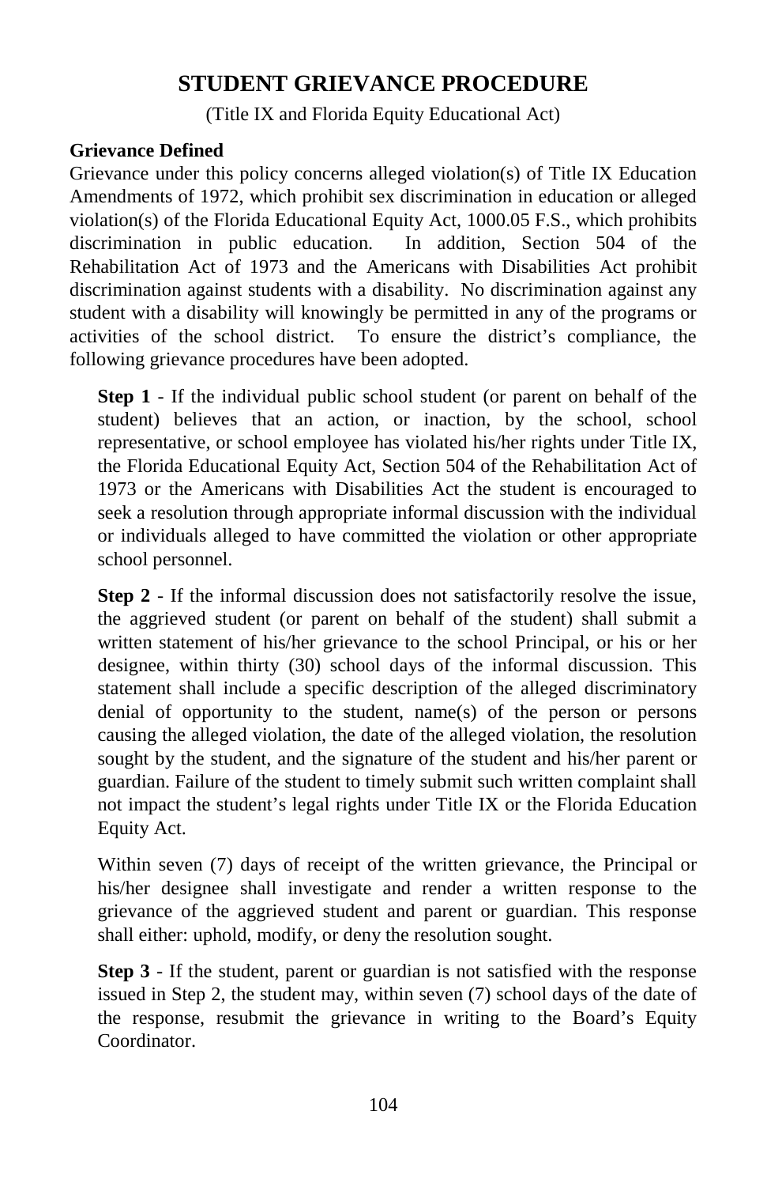# STUDENT GRIEVANCE PROCEDURE

(Title IX and Florida Equity Educational Act)

**Grievance Defined**

Grievance under this policy concerns alleged violation(s) of Title IX Education Amendments of 1972, which prohibit sex discrimination in education or alleged violation(s) of the Florida Educational Equity Act, 1000.05 F.S., which prohibits discrimination in public education. In addition, Section 504 of the Rehabilitation Act of 1973 and the Americans with Disabilities Act prohibit discrimination against students with a disability. No discrimination against any student with a disability will knowingly be permitted in any of the programs or activities of the school district. To ensure the district's compliance, the following grievance procedures have been adopted.

**Step 1** - If the individual public school student (or parent on behalf of the student) believes that an action, or inaction, by the school, school representative, or school employee has violated his/her rights under Title IX, the Florida Educational Equity Act, Section 504 of the Rehabilitation Act of 1973 or the Americans with Disabilities Act the student is encouraged to seek a resolution through appropriate informal discussion with the individual or individuals alleged to have committed the violation or other appropriate school personnel.

**Step 2** - If the informal discussion does not satisfactorily resolve the issue, the aggrieved student (or parent on behalf of the student) shall submit a written statement of his/her grievance to the school Principal, or his or her designee, within thirty (30) school days of the informal discussion. This statement shall include a specific description of the alleged discriminatory denial of opportunity to the student, name(s) of the person or persons causing the alleged violation, the date of the alleged violation, the resolution sought by the student, and the signature of the student and his/her parent or guardian. Failure of the student to timely submit such written complaint shall not impact the student's legal rights under Title IX or the Florida Education Equity Act.

Within seven (7) days of receipt of the written grievance, the Principal or his/her designee shall investigate and render a written response to the grievance of the aggrieved student and parent or guardian. This response shall either: uphold, modify, or deny the resolution sought.

**Step 3** - If the student, parent or guardian is not satisfied with the response issued in Step 2, the student may, within seven (7) school days of the date of the response, resubmit the grievance in writing to the Board's Equity Coordinator.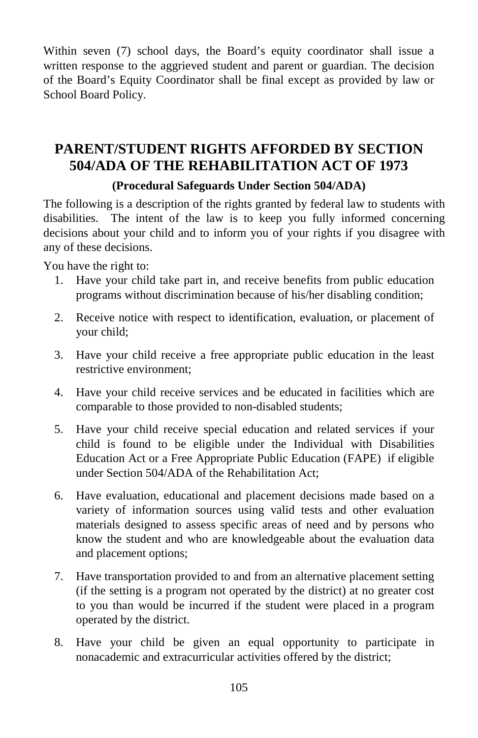Within seven (7) school days, the Board's equity coordinator shall issue a written response to the aggrieved student and parent or guardian. The decision of the Board's Equity Coordinator shall be final except as provided by law or School Board Policy.

## PARENT/STUDENT RIGHTS AFFORDED BY SECTION 504/ADA OF THE REHABILITATION ACT OF 1973

**(Procedural Safeguards Under Section 504/ADA)**

The following is a description of the rights granted by federal law to students with disabilities. The intent of the law is to keep you fully informed concerning decisions about your child and to inform you of your rights if you disagree with any of these decisions.

You have the right to:

1. Have your child take part in, and receive benefits from public education programs without discrimination because of his/her disabling condition;
2. Receive notice with respect to identification, evaluation, or placement of your child;
3. Have your child receive a free appropriate public education in the least restrictive environment;
4. Have your child receive services and be educated in facilities which are comparable to those provided to non-disabled students;
5. Have your child receive special education and related services if your child is found to be eligible under the Individual with Disabilities Education Act or a Free Appropriate Public Education (FAPE) if eligible under Section 504/ADA of the Rehabilitation Act;
6. Have evaluation, educational and placement decisions made based on a variety of information sources using valid tests and other evaluation materials designed to assess specific areas of need and by persons who know the student and who are knowledgeable about the evaluation data and placement options;
7. Have transportation provided to and from an alternative placement setting (if the setting is a program not operated by the district) at no greater cost to you than would be incurred if the student were placed in a program operated by the district.
8. Have your child be given an equal opportunity to participate in nonacademic and extracurricular activities offered by the district;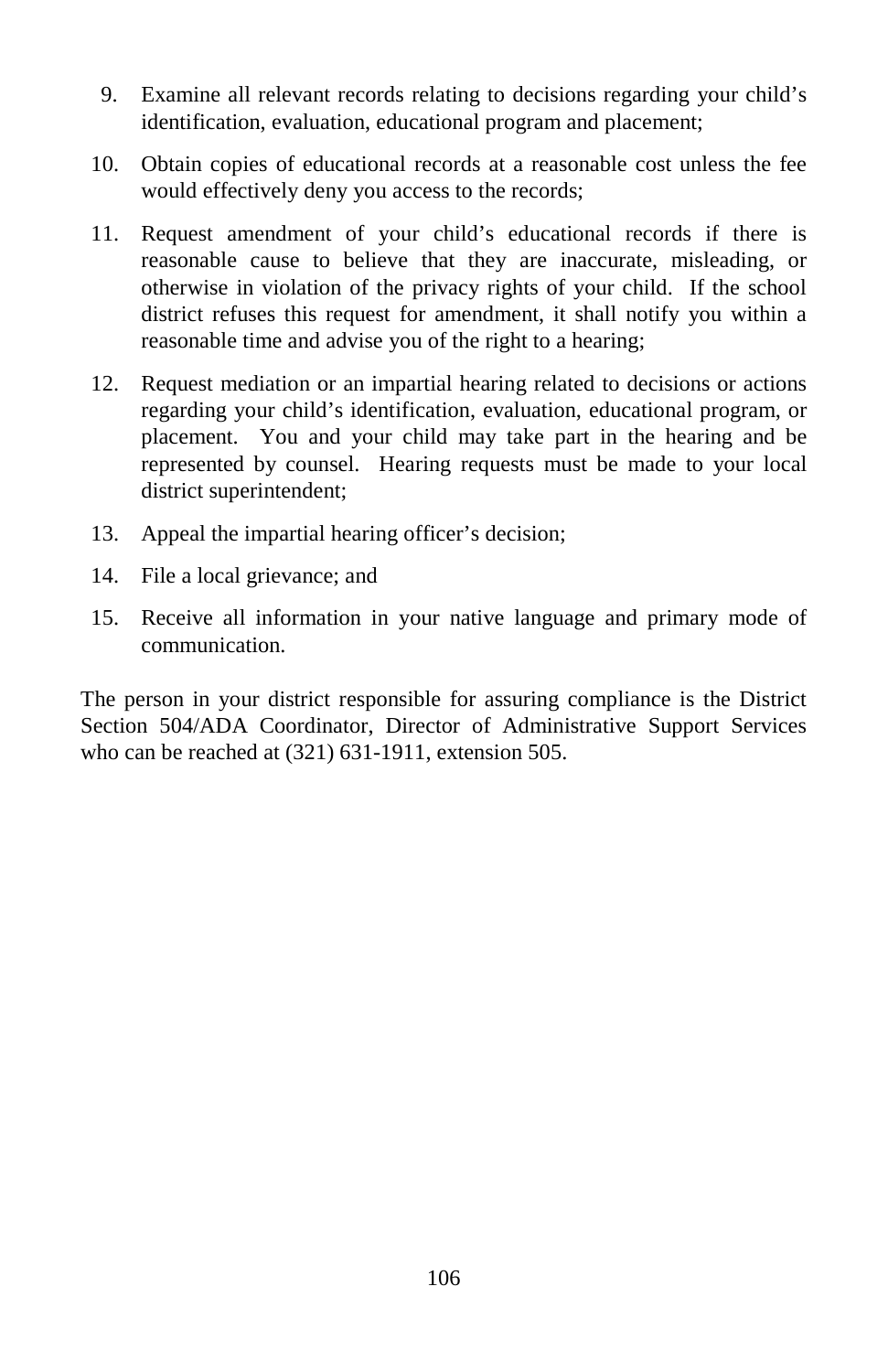9. Examine all relevant records relating to decisions regarding your child's identification, evaluation, educational program and placement;
10. Obtain copies of educational records at a reasonable cost unless the fee would effectively deny you access to the records;
11. Request amendment of your child's educational records if there is reasonable cause to believe that they are inaccurate, misleading, or otherwise in violation of the privacy rights of your child. If the school district refuses this request for amendment, it shall notify you within a reasonable time and advise you of the right to a hearing;
12. Request mediation or an impartial hearing related to decisions or actions regarding your child's identification, evaluation, educational program, or placement. You and your child may take part in the hearing and be represented by counsel. Hearing requests must be made to your local district superintendent;
13. Appeal the impartial hearing officer's decision;
14. File a local grievance; and
15. Receive all information in your native language and primary mode of communication.

The person in your district responsible for assuring compliance is the District Section 504/ADA Coordinator, Director of Administrative Support Services who can be reached at (321) 631-1911, extension 505.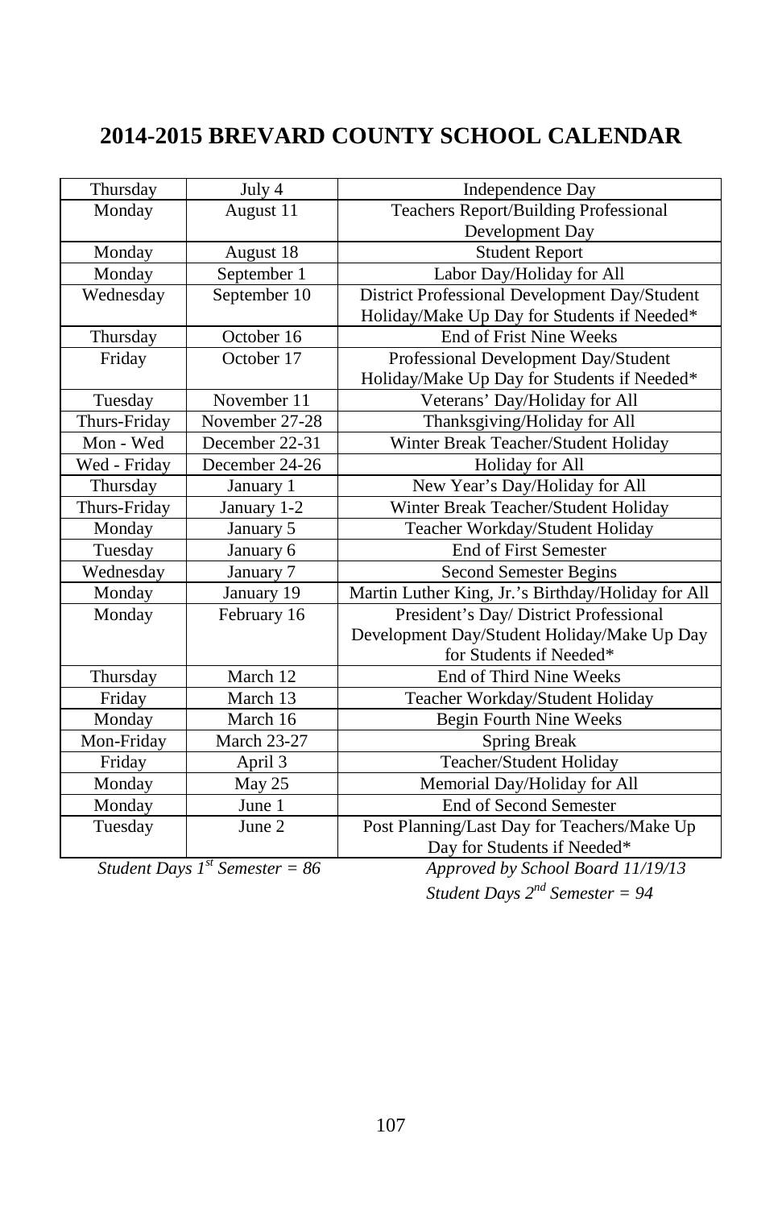# 2014-2015 BREVARD COUNTY SCHOOL CALENDAR

| | | |
|---|---|---|
| Thursday | July 4 | Independence Day |
| Monday | August 11 | Teachers Report/Building Professional Development Day |
| Monday | August 18 | Student Report |
| Monday | September 1 | Labor Day/Holiday for All |
| Wednesday | September 10 | District Professional Development Day/Student Holiday/Make Up Day for Students if Needed* |
| Thursday | October 16 | End of Frist Nine Weeks |
| Friday | October 17 | Professional Development Day/Student Holiday/Make Up Day for Students if Needed* |
| Tuesday | November 11 | Veterans' Day/Holiday for All |
| Thurs-Friday | November 27-28 | Thanksgiving/Holiday for All |
| Mon - Wed | December 22-31 | Winter Break Teacher/Student Holiday |
| Wed - Friday | December 24-26 | Holiday for All |
| Thursday | January 1 | New Year's Day/Holiday for All |
| Thurs-Friday | January 1-2 | Winter Break Teacher/Student Holiday |
| Monday | January 5 | Teacher Workday/Student Holiday |
| Tuesday | January 6 | End of First Semester |
| Wednesday | January 7 | Second Semester Begins |
| Monday | January 19 | Martin Luther King, Jr.'s Birthday/Holiday for All |
| Monday | February 16 | President's Day/ District Professional Development Day/Student Holiday/Make Up Day for Students if Needed* |
| Thursday | March 12 | End of Third Nine Weeks |
| Friday | March 13 | Teacher Workday/Student Holiday |
| Monday | March 16 | Begin Fourth Nine Weeks |
| Mon-Friday | March 23-27 | Spring Break |
| Friday | April 3 | Teacher/Student Holiday |
| Monday | May 25 | Memorial Day/Holiday for All |
| Monday | June 1 | End of Second Semester |
| Tuesday | June 2 | Post Planning/Last Day for Teachers/Make Up Day for Students if Needed* |

*Student Days 1st Semester = 86*

*Approved by School Board 11/19/13*

*Student Days 2nd Semester = 94*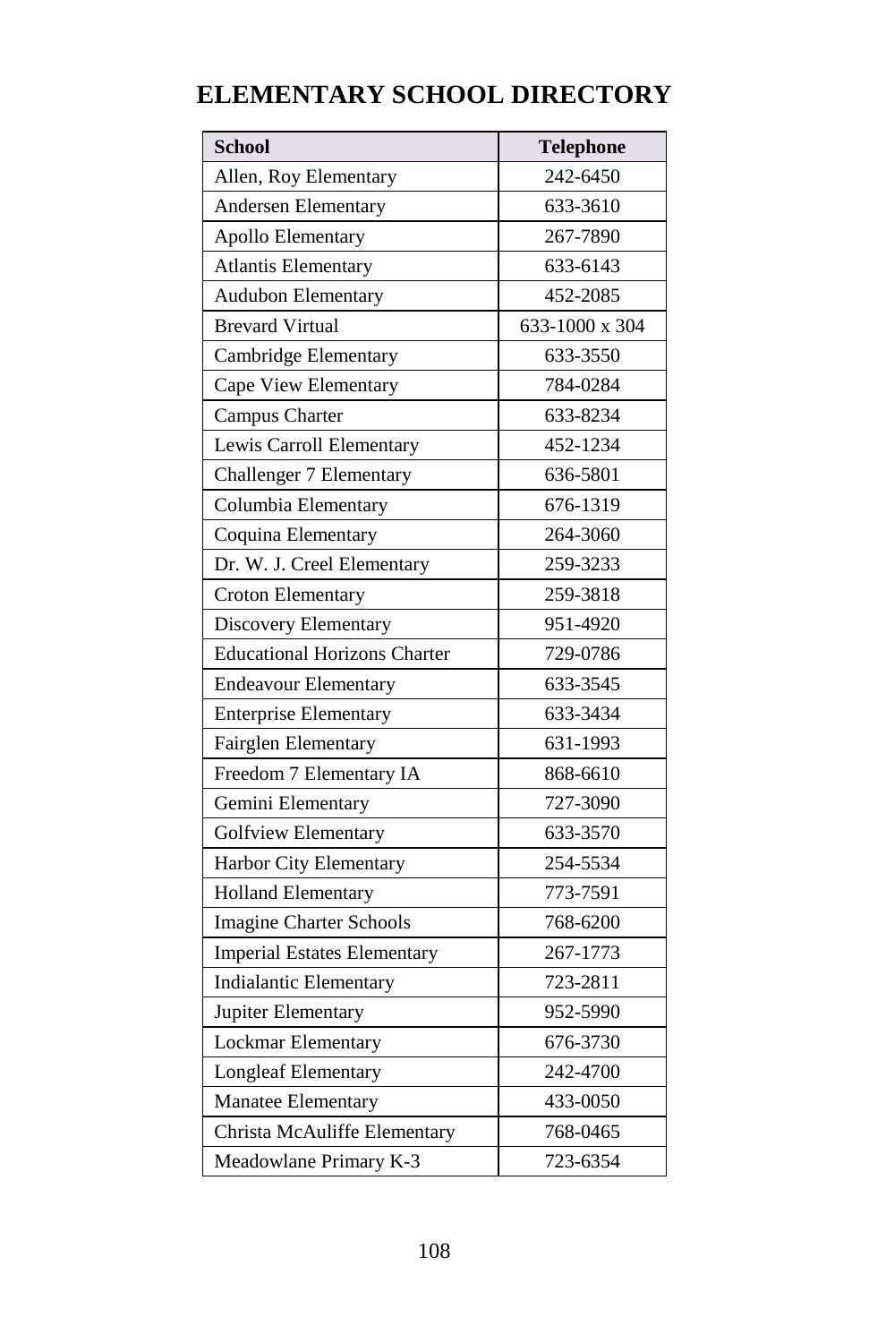# ELEMENTARY SCHOOL DIRECTORY

| School | Telephone |
|---|---|
| Allen, Roy Elementary | 242-6450 |
| Andersen Elementary | 633-3610 |
| Apollo Elementary | 267-7890 |
| Atlantis Elementary | 633-6143 |
| Audubon Elementary | 452-2085 |
| Brevard Virtual | 633-1000 x 304 |
| Cambridge Elementary | 633-3550 |
| Cape View Elementary | 784-0284 |
| Campus Charter | 633-8234 |
| Lewis Carroll Elementary | 452-1234 |
| Challenger 7 Elementary | 636-5801 |
| Columbia Elementary | 676-1319 |
| Coquina Elementary | 264-3060 |
| Dr. W. J. Creel Elementary | 259-3233 |
| Croton Elementary | 259-3818 |
| Discovery Elementary | 951-4920 |
| Educational Horizons Charter | 729-0786 |
| Endeavour Elementary | 633-3545 |
| Enterprise Elementary | 633-3434 |
| Fairglen Elementary | 631-1993 |
| Freedom 7 Elementary IA | 868-6610 |
| Gemini Elementary | 727-3090 |
| Golfview Elementary | 633-3570 |
| Harbor City Elementary | 254-5534 |
| Holland Elementary | 773-7591 |
| Imagine Charter Schools | 768-6200 |
| Imperial Estates Elementary | 267-1773 |
| Indialantic Elementary | 723-2811 |
| Jupiter Elementary | 952-5990 |
| Lockmar Elementary | 676-3730 |
| Longleaf Elementary | 242-4700 |
| Manatee Elementary | 433-0050 |
| Christa McAuliffe Elementary | 768-0465 |
| Meadowlane Primary K-3 | 723-6354 |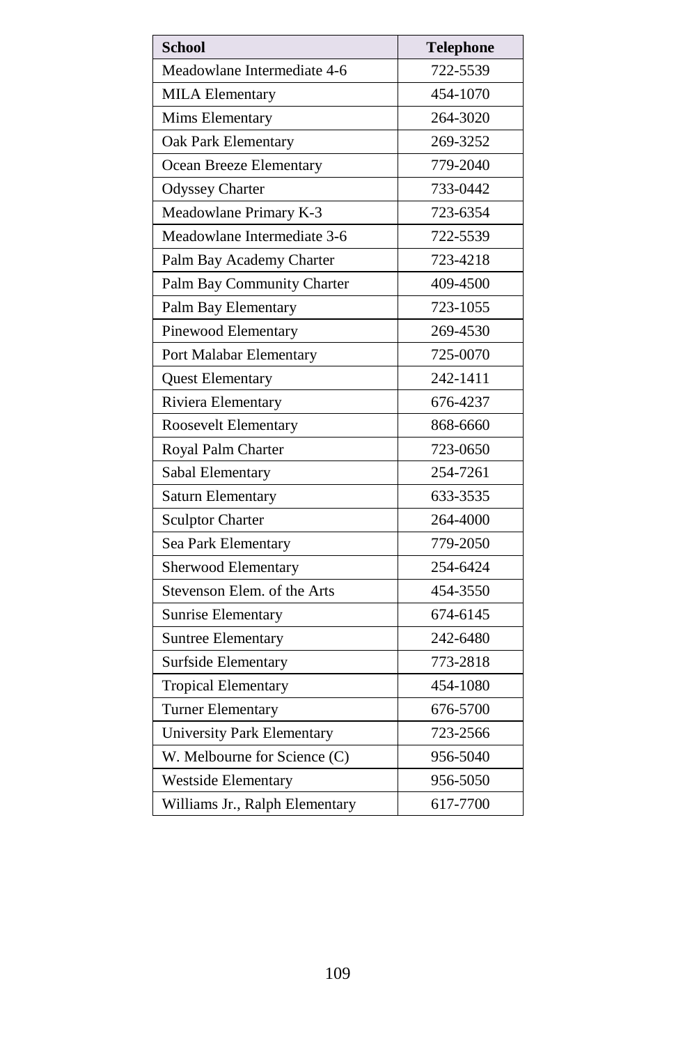| School | Telephone |
| --- | --- |
| Meadowlane Intermediate 4-6 | 722-5539 |
| MILA Elementary | 454-1070 |
| Mims Elementary | 264-3020 |
| Oak Park Elementary | 269-3252 |
| Ocean Breeze Elementary | 779-2040 |
| Odyssey Charter | 733-0442 |
| Meadowlane Primary K-3 | 723-6354 |
| Meadowlane Intermediate 3-6 | 722-5539 |
| Palm Bay Academy Charter | 723-4218 |
| Palm Bay Community Charter | 409-4500 |
| Palm Bay Elementary | 723-1055 |
| Pinewood Elementary | 269-4530 |
| Port Malabar Elementary | 725-0070 |
| Quest Elementary | 242-1411 |
| Riviera Elementary | 676-4237 |
| Roosevelt Elementary | 868-6660 |
| Royal Palm Charter | 723-0650 |
| Sabal Elementary | 254-7261 |
| Saturn Elementary | 633-3535 |
| Sculptor Charter | 264-4000 |
| Sea Park Elementary | 779-2050 |
| Sherwood Elementary | 254-6424 |
| Stevenson Elem. of the Arts | 454-3550 |
| Sunrise Elementary | 674-6145 |
| Suntree Elementary | 242-6480 |
| Surfside Elementary | 773-2818 |
| Tropical Elementary | 454-1080 |
| Turner Elementary | 676-5700 |
| University Park Elementary | 723-2566 |
| W. Melbourne for Science (C) | 956-5040 |
| Westside Elementary | 956-5050 |
| Williams Jr., Ralph Elementary | 617-7700 |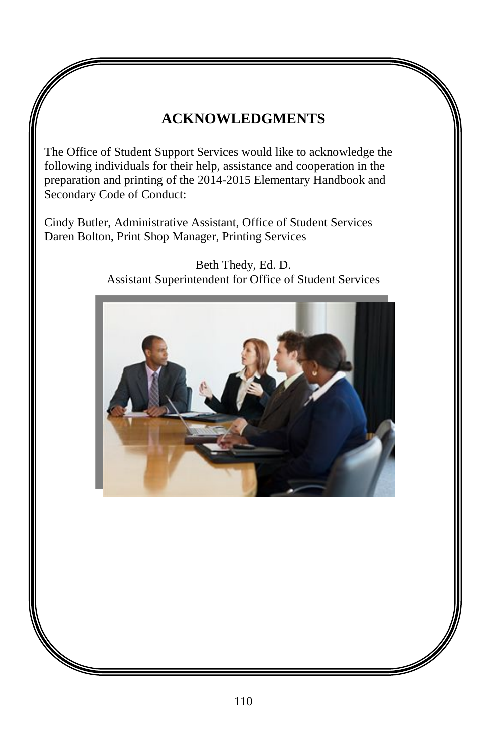# ACKNOWLEDGMENTS

The Office of Student Support Services would like to acknowledge the following individuals for their help, assistance and cooperation in the preparation and printing of the 2014-2015 Elementary Handbook and Secondary Code of Conduct:

Cindy Butler, Administrative Assistant, Office of Student Services
Daren Bolton, Print Shop Manager, Printing Services

Beth Thedy, Ed. D.
Assistant Superintendent for Office of Student Services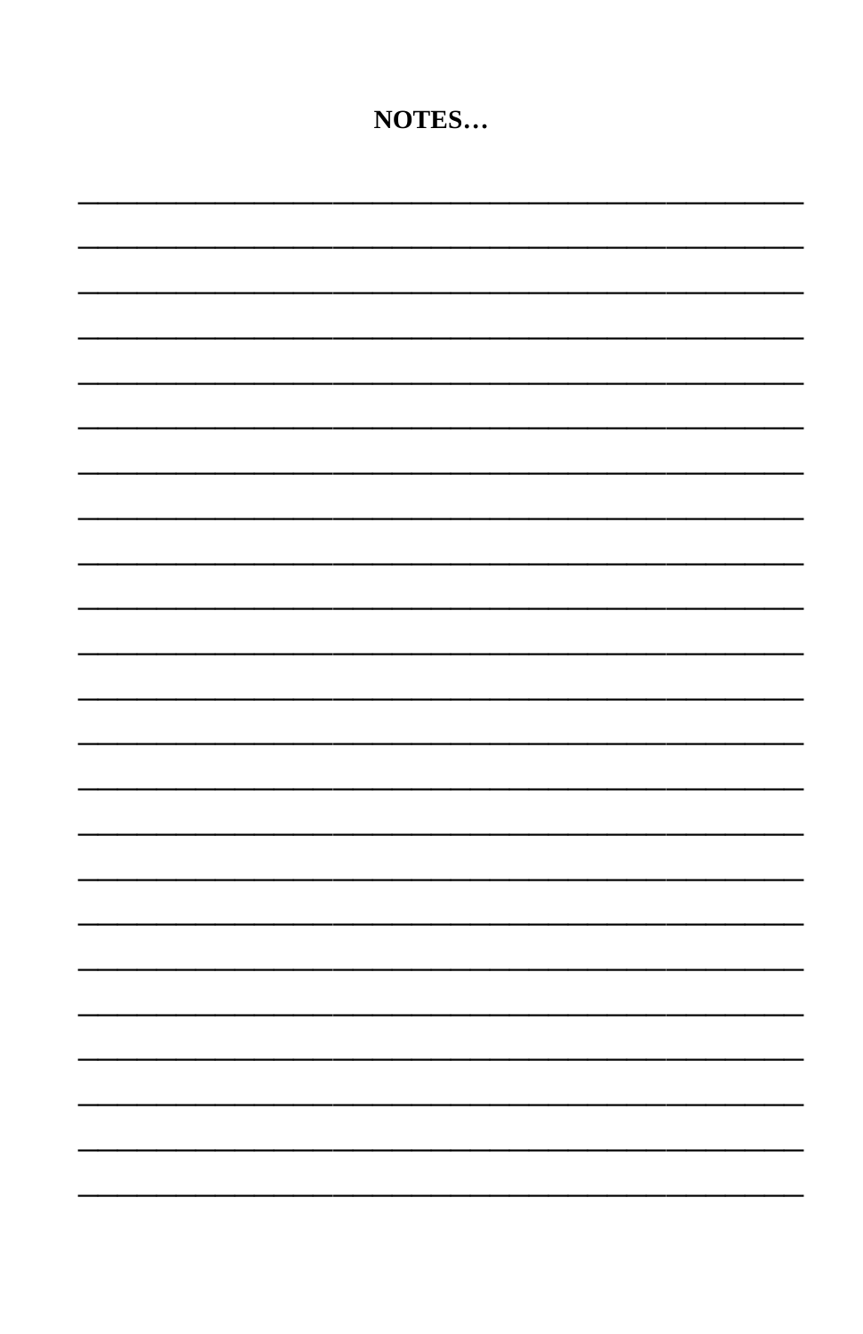**NOTES…**

\_\_\_\_\_\_\_\_\_\_\_\_\_\_\_\_\_\_\_\_\_\_\_\_\_\_\_\_\_\_\_\_\_\_\_\_\_\_\_\_\_\_\_\_\_\_\_\_\_\_\_\_

\_\_\_\_\_\_\_\_\_\_\_\_\_\_\_\_\_\_\_\_\_\_\_\_\_\_\_\_\_\_\_\_\_\_\_\_\_\_\_\_\_\_\_\_\_\_\_\_\_\_\_\_

\_\_\_\_\_\_\_\_\_\_\_\_\_\_\_\_\_\_\_\_\_\_\_\_\_\_\_\_\_\_\_\_\_\_\_\_\_\_\_\_\_\_\_\_\_\_\_\_\_\_\_\_

\_\_\_\_\_\_\_\_\_\_\_\_\_\_\_\_\_\_\_\_\_\_\_\_\_\_\_\_\_\_\_\_\_\_\_\_\_\_\_\_\_\_\_\_\_\_\_\_\_\_\_\_

\_\_\_\_\_\_\_\_\_\_\_\_\_\_\_\_\_\_\_\_\_\_\_\_\_\_\_\_\_\_\_\_\_\_\_\_\_\_\_\_\_\_\_\_\_\_\_\_\_\_\_\_

\_\_\_\_\_\_\_\_\_\_\_\_\_\_\_\_\_\_\_\_\_\_\_\_\_\_\_\_\_\_\_\_\_\_\_\_\_\_\_\_\_\_\_\_\_\_\_\_\_\_\_\_

\_\_\_\_\_\_\_\_\_\_\_\_\_\_\_\_\_\_\_\_\_\_\_\_\_\_\_\_\_\_\_\_\_\_\_\_\_\_\_\_\_\_\_\_\_\_\_\_\_\_\_\_

\_\_\_\_\_\_\_\_\_\_\_\_\_\_\_\_\_\_\_\_\_\_\_\_\_\_\_\_\_\_\_\_\_\_\_\_\_\_\_\_\_\_\_\_\_\_\_\_\_\_\_\_

\_\_\_\_\_\_\_\_\_\_\_\_\_\_\_\_\_\_\_\_\_\_\_\_\_\_\_\_\_\_\_\_\_\_\_\_\_\_\_\_\_\_\_\_\_\_\_\_\_\_\_\_

\_\_\_\_\_\_\_\_\_\_\_\_\_\_\_\_\_\_\_\_\_\_\_\_\_\_\_\_\_\_\_\_\_\_\_\_\_\_\_\_\_\_\_\_\_\_\_\_\_\_\_\_

\_\_\_\_\_\_\_\_\_\_\_\_\_\_\_\_\_\_\_\_\_\_\_\_\_\_\_\_\_\_\_\_\_\_\_\_\_\_\_\_\_\_\_\_\_\_\_\_\_\_\_\_

\_\_\_\_\_\_\_\_\_\_\_\_\_\_\_\_\_\_\_\_\_\_\_\_\_\_\_\_\_\_\_\_\_\_\_\_\_\_\_\_\_\_\_\_\_\_\_\_\_\_\_\_

\_\_\_\_\_\_\_\_\_\_\_\_\_\_\_\_\_\_\_\_\_\_\_\_\_\_\_\_\_\_\_\_\_\_\_\_\_\_\_\_\_\_\_\_\_\_\_\_\_\_\_\_

\_\_\_\_\_\_\_\_\_\_\_\_\_\_\_\_\_\_\_\_\_\_\_\_\_\_\_\_\_\_\_\_\_\_\_\_\_\_\_\_\_\_\_\_\_\_\_\_\_\_\_\_

\_\_\_\_\_\_\_\_\_\_\_\_\_\_\_\_\_\_\_\_\_\_\_\_\_\_\_\_\_\_\_\_\_\_\_\_\_\_\_\_\_\_\_\_\_\_\_\_\_\_\_\_

\_\_\_\_\_\_\_\_\_\_\_\_\_\_\_\_\_\_\_\_\_\_\_\_\_\_\_\_\_\_\_\_\_\_\_\_\_\_\_\_\_\_\_\_\_\_\_\_\_\_\_\_

\_\_\_\_\_\_\_\_\_\_\_\_\_\_\_\_\_\_\_\_\_\_\_\_\_\_\_\_\_\_\_\_\_\_\_\_\_\_\_\_\_\_\_\_\_\_\_\_\_\_\_\_

\_\_\_\_\_\_\_\_\_\_\_\_\_\_\_\_\_\_\_\_\_\_\_\_\_\_\_\_\_\_\_\_\_\_\_\_\_\_\_\_\_\_\_\_\_\_\_\_\_\_\_\_

\_\_\_\_\_\_\_\_\_\_\_\_\_\_\_\_\_\_\_\_\_\_\_\_\_\_\_\_\_\_\_\_\_\_\_\_\_\_\_\_\_\_\_\_\_\_\_\_\_\_\_\_

\_\_\_\_\_\_\_\_\_\_\_\_\_\_\_\_\_\_\_\_\_\_\_\_\_\_\_\_\_\_\_\_\_\_\_\_\_\_\_\_\_\_\_\_\_\_\_\_\_\_\_\_

\_\_\_\_\_\_\_\_\_\_\_\_\_\_\_\_\_\_\_\_\_\_\_\_\_\_\_\_\_\_\_\_\_\_\_\_\_\_\_\_\_\_\_\_\_\_\_\_\_\_\_\_

\_\_\_\_\_\_\_\_\_\_\_\_\_\_\_\_\_\_\_\_\_\_\_\_\_\_\_\_\_\_\_\_\_\_\_\_\_\_\_\_\_\_\_\_\_\_\_\_\_\_\_\_

\_\_\_\_\_\_\_\_\_\_\_\_\_\_\_\_\_\_\_\_\_\_\_\_\_\_\_\_\_\_\_\_\_\_\_\_\_\_\_\_\_\_\_\_\_\_\_\_\_\_\_\_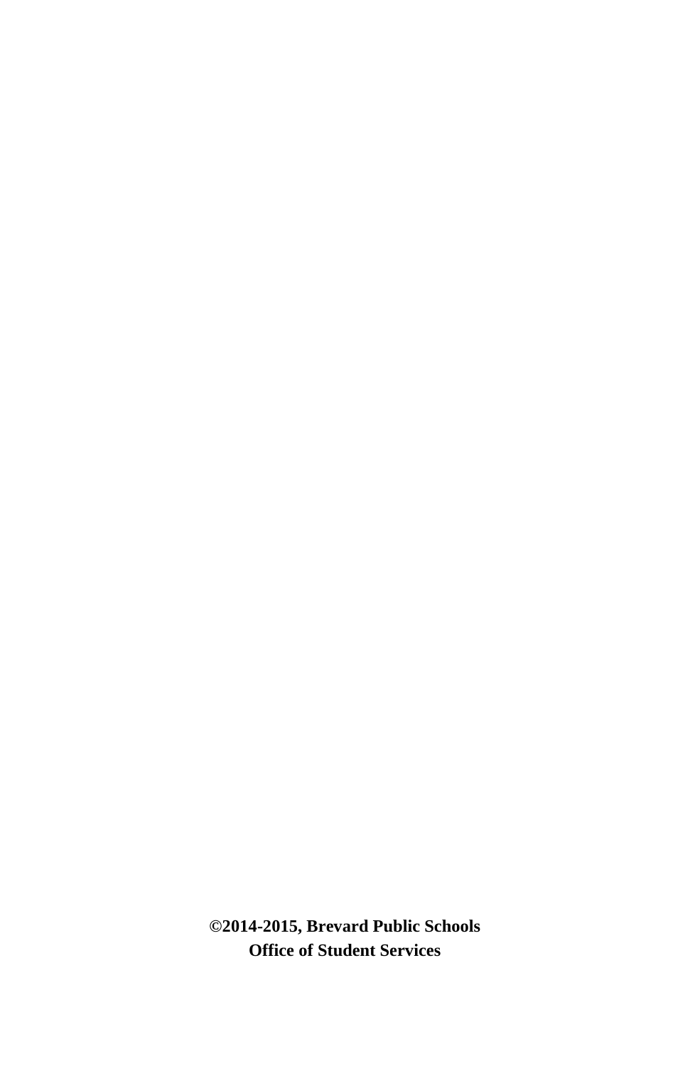**©2014-2015, Brevard Public Schools**
**Office of Student Services**